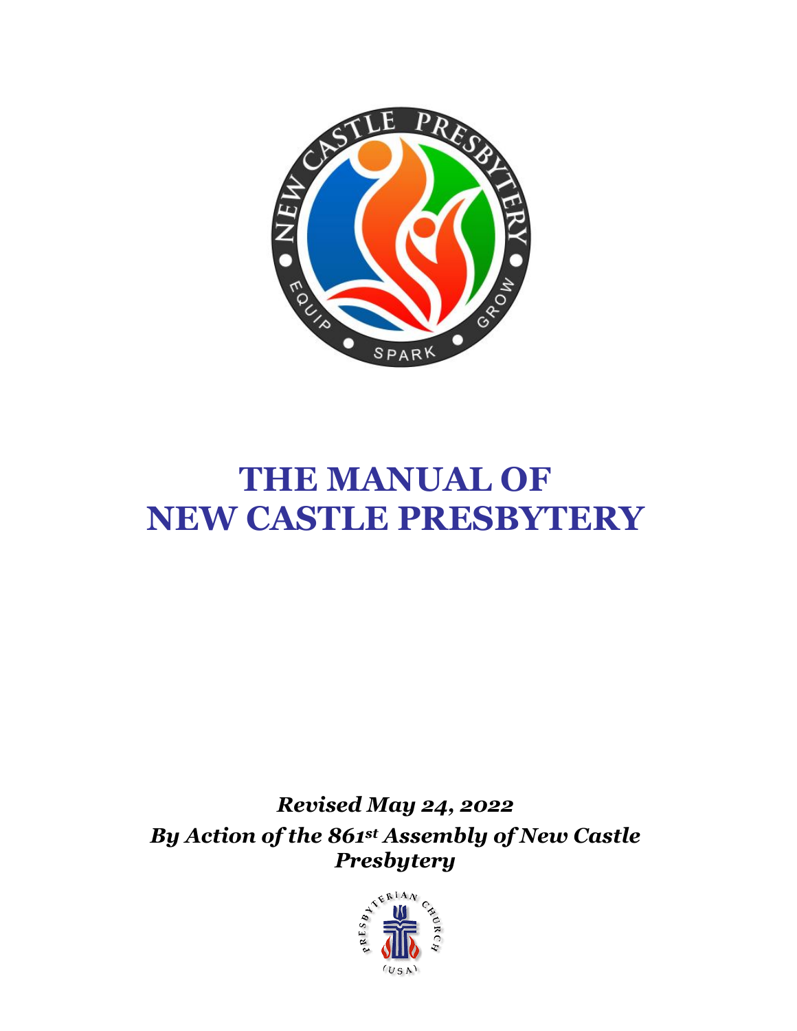# THE MANUAL OF NEW CASTLE PRESBYTERY

***Revised May 24, 2022***

***By Action of the 861st Assembly of New Castle Presbytery***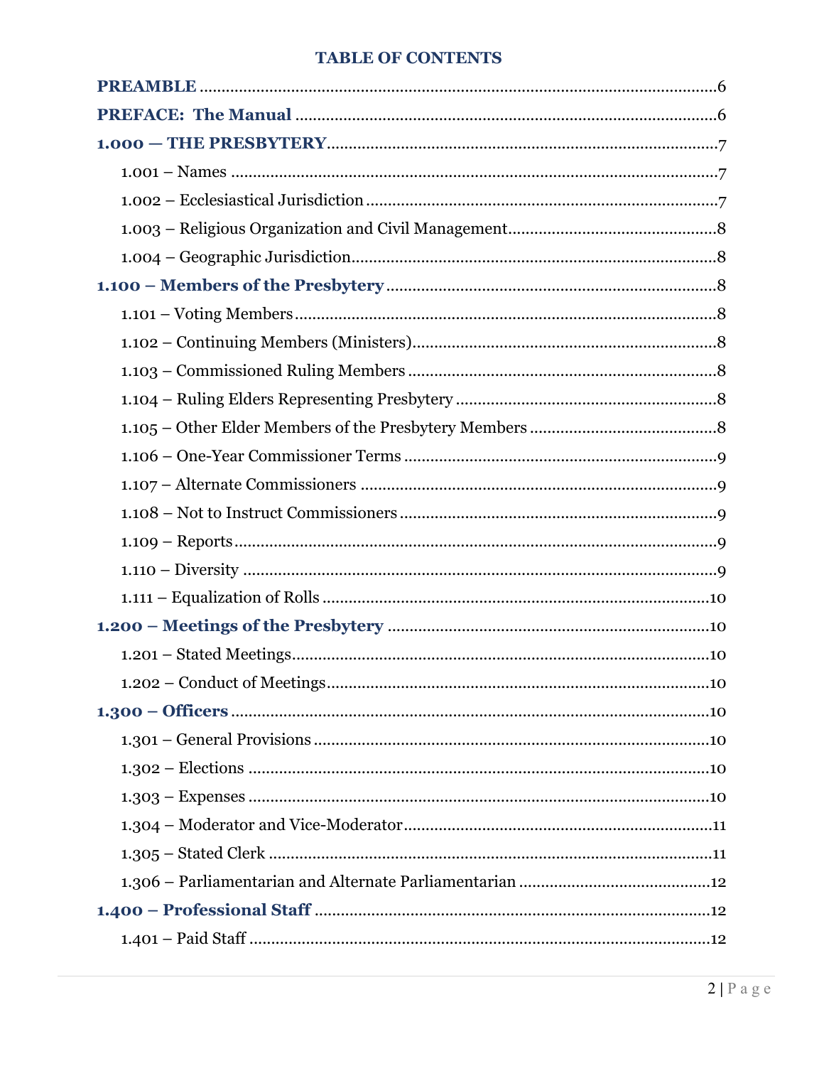**TABLE OF CONTENTS**

**PREAMBLE** ........................................................................................................... 6

**PREFACE: The Manual** ....................................................................................... 6

**1.000 — THE PRESBYTERY** .................................................................................. 7

1.001 – Names ........................................................................................................ 7

1.002 – Ecclesiastical Jurisdiction ........................................................................... 7

1.003 – Religious Organization and Civil Management ........................................... 8

1.004 – Geographic Jurisdiction ............................................................................... 8

**1.100 – Members of the Presbytery** ..................................................................... 8

1.101 – Voting Members ........................................................................................... 8

1.102 – Continuing Members (Ministers) .................................................................. 8

1.103 – Commissioned Ruling Members ................................................................... 8

1.104 – Ruling Elders Representing Presbytery ....................................................... 8

1.105 – Other Elder Members of the Presbytery Members ....................................... 8

1.106 – One-Year Commissioner Terms ................................................................... 9

1.107 – Alternate Commissioners ............................................................................. 9

1.108 – Not to Instruct Commissioners .................................................................... 9

1.109 – Reports ........................................................................................................ 9

1.110 – Diversity ...................................................................................................... 9

1.111 – Equalization of Rolls .................................................................................. 10

**1.200 – Meetings of the Presbytery** ................................................................... 10

1.201 – Stated Meetings .......................................................................................... 10

1.202 – Conduct of Meetings ................................................................................... 10

**1.300 – Officers** ..................................................................................................... 10

1.301 – General Provisions ...................................................................................... 10

1.302 – Elections ..................................................................................................... 10

1.303 – Expenses ..................................................................................................... 10

1.304 – Moderator and Vice-Moderator ................................................................... 11

1.305 – Stated Clerk ................................................................................................ 11

1.306 – Parliamentarian and Alternate Parliamentarian ......................................... 12

**1.400 – Professional Staff** ..................................................................................... 12

1.401 – Paid Staff .................................................................................................... 12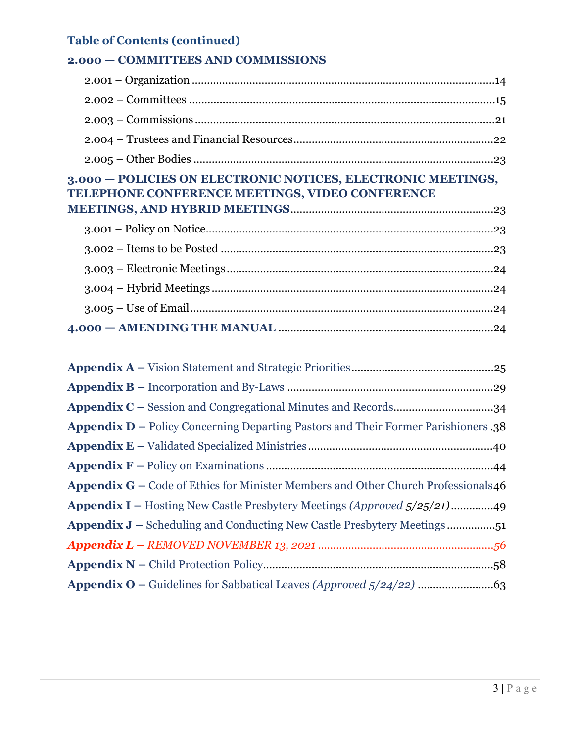**Table of Contents (continued)**

**2.000 — COMMITTEES AND COMMISSIONS**

- 2.001 – Organization ....................14
- 2.002 – Committees ....................15
- 2.003 – Commissions ....................21
- 2.004 – Trustees and Financial Resources ....................22
- 2.005 – Other Bodies ....................23

**3.000 — POLICIES ON ELECTRONIC NOTICES, ELECTRONIC MEETINGS, TELEPHONE CONFERENCE MEETINGS, VIDEO CONFERENCE MEETINGS, AND HYBRID MEETINGS** ....................23

- 3.001 – Policy on Notice ....................23
- 3.002 – Items to be Posted ....................23
- 3.003 – Electronic Meetings ....................24
- 3.004 – Hybrid Meetings ....................24
- 3.005 – Use of Email ....................24

**4.000 — AMENDING THE MANUAL** ....................24

**Appendix A –** Vision Statement and Strategic Priorities ....................25

**Appendix B –** Incorporation and By-Laws ....................29

**Appendix C –** Session and Congregational Minutes and Records ....................34

**Appendix D –** Policy Concerning Departing Pastors and Their Former Parishioners ....................38

**Appendix E –** Validated Specialized Ministries ....................40

**Appendix F –** Policy on Examinations ....................44

**Appendix G –** Code of Ethics for Minister Members and Other Church Professionals ....................46

**Appendix I –** Hosting New Castle Presbytery Meetings *(Approved 5/25/21)* ....................49

**Appendix J –** Scheduling and Conducting New Castle Presbytery Meetings ....................51

***Appendix L –** REMOVED NOVEMBER 13, 2021 ....................56*

**Appendix N –** Child Protection Policy ....................58

**Appendix O –** Guidelines for Sabbatical Leaves *(Approved 5/24/22)* ....................63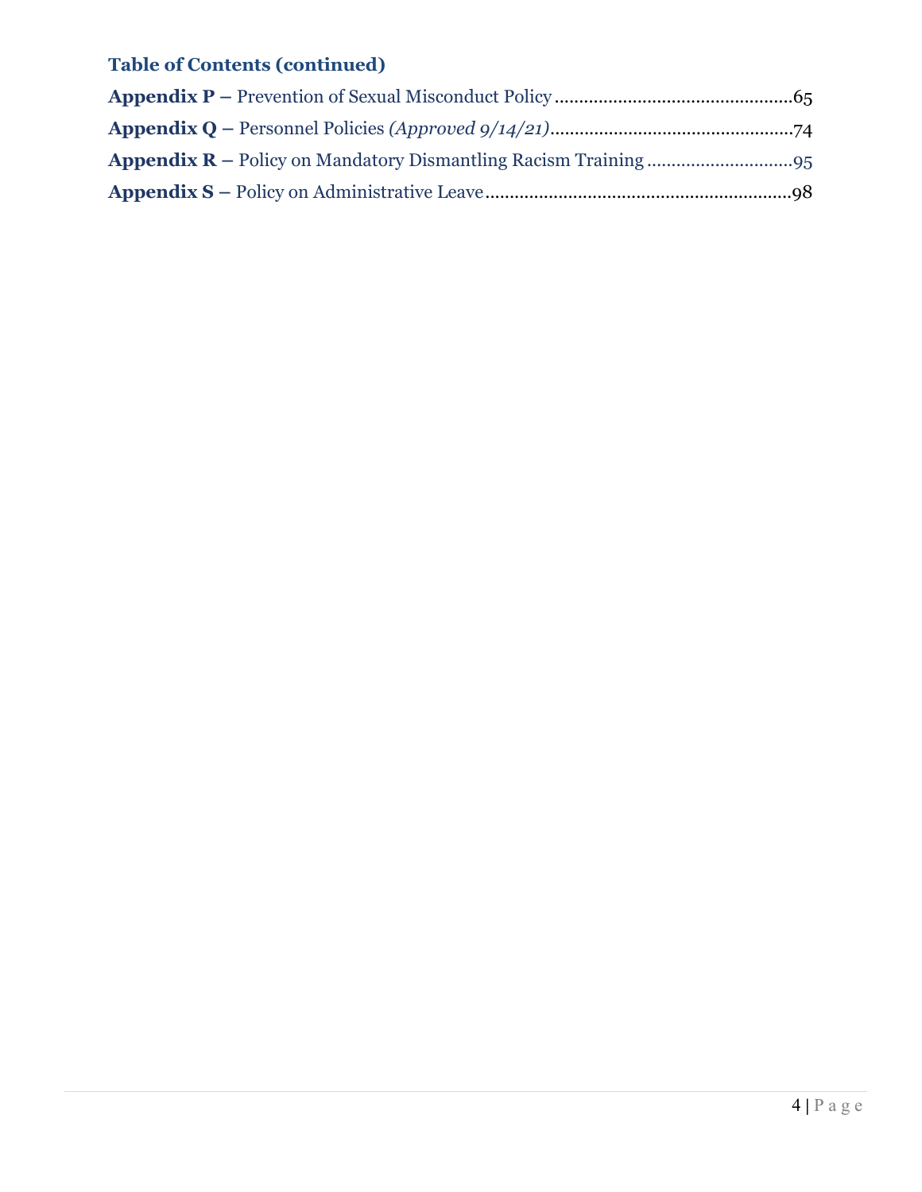### Table of Contents (continued)

**Appendix P –** Prevention of Sexual Misconduct Policy ................................................65

**Appendix Q –** Personnel Policies *(Approved 9/14/21)*.................................................74

**Appendix R –** Policy on Mandatory Dismantling Racism Training .............................95

**Appendix S –** Policy on Administrative Leave..............................................................98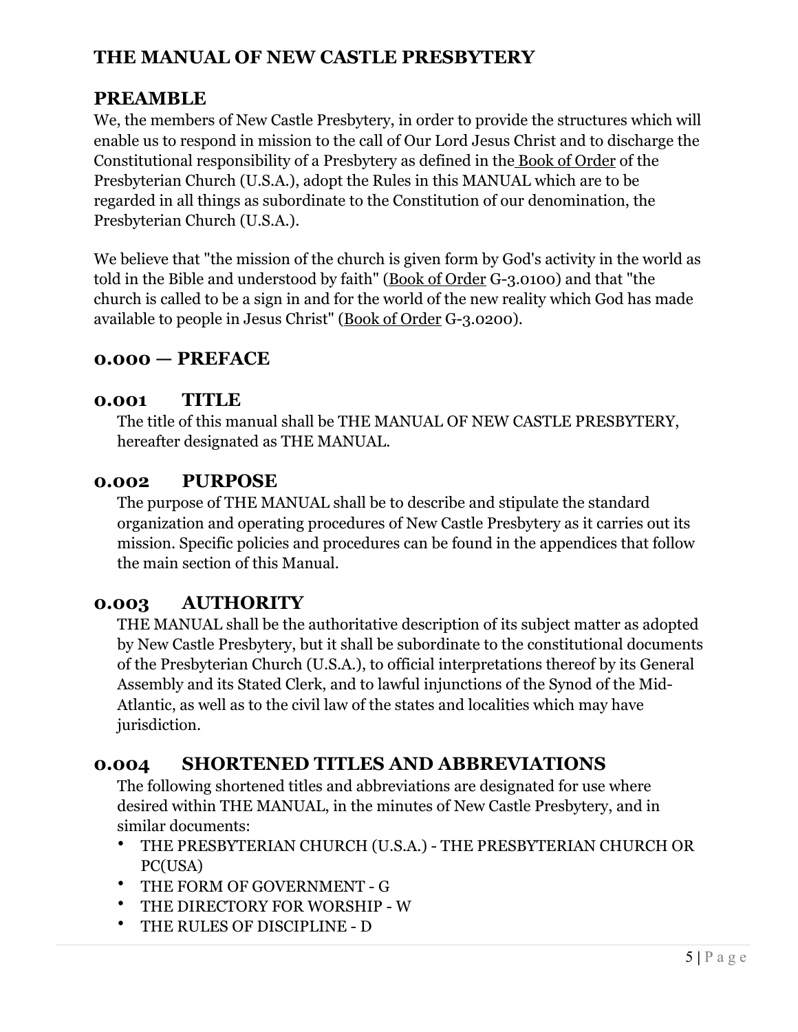# THE MANUAL OF NEW CASTLE PRESBYTERY

## PREAMBLE

We, the members of New Castle Presbytery, in order to provide the structures which will enable us to respond in mission to the call of Our Lord Jesus Christ and to discharge the Constitutional responsibility of a Presbytery as defined in the Book of Order of the Presbyterian Church (U.S.A.), adopt the Rules in this MANUAL which are to be regarded in all things as subordinate to the Constitution of our denomination, the Presbyterian Church (U.S.A.).

We believe that "the mission of the church is given form by God's activity in the world as told in the Bible and understood by faith" (Book of Order G-3.0100) and that "the church is called to be a sign in and for the world of the new reality which God has made available to people in Jesus Christ" (Book of Order G-3.0200).

## 0.000 — PREFACE

### 0.001 TITLE

The title of this manual shall be THE MANUAL OF NEW CASTLE PRESBYTERY, hereafter designated as THE MANUAL.

### 0.002 PURPOSE

The purpose of THE MANUAL shall be to describe and stipulate the standard organization and operating procedures of New Castle Presbytery as it carries out its mission. Specific policies and procedures can be found in the appendices that follow the main section of this Manual.

### 0.003 AUTHORITY

THE MANUAL shall be the authoritative description of its subject matter as adopted by New Castle Presbytery, but it shall be subordinate to the constitutional documents of the Presbyterian Church (U.S.A.), to official interpretations thereof by its General Assembly and its Stated Clerk, and to lawful injunctions of the Synod of the Mid-Atlantic, as well as to the civil law of the states and localities which may have jurisdiction.

### 0.004 SHORTENED TITLES AND ABBREVIATIONS

The following shortened titles and abbreviations are designated for use where desired within THE MANUAL, in the minutes of New Castle Presbytery, and in similar documents:

- THE PRESBYTERIAN CHURCH (U.S.A.) - THE PRESBYTERIAN CHURCH OR PC(USA)
- THE FORM OF GOVERNMENT - G
- THE DIRECTORY FOR WORSHIP - W
- THE RULES OF DISCIPLINE - D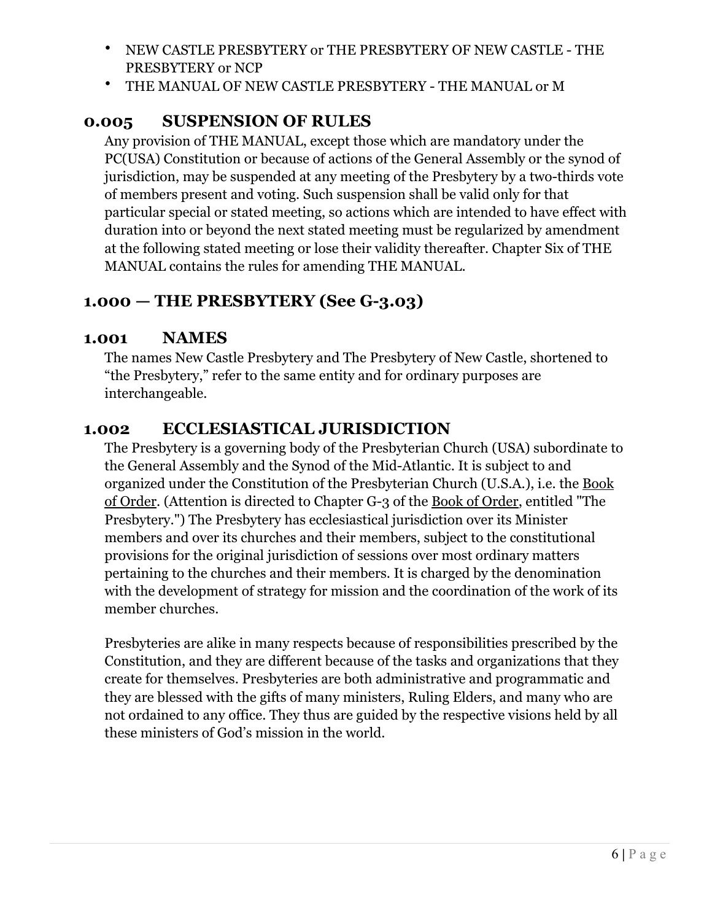- NEW CASTLE PRESBYTERY or THE PRESBYTERY OF NEW CASTLE - THE PRESBYTERY or NCP
- THE MANUAL OF NEW CASTLE PRESBYTERY - THE MANUAL or M

### 0.005 SUSPENSION OF RULES

Any provision of THE MANUAL, except those which are mandatory under the PC(USA) Constitution or because of actions of the General Assembly or the synod of jurisdiction, may be suspended at any meeting of the Presbytery by a two-thirds vote of members present and voting. Such suspension shall be valid only for that particular special or stated meeting, so actions which are intended to have effect with duration into or beyond the next stated meeting must be regularized by amendment at the following stated meeting or lose their validity thereafter. Chapter Six of THE MANUAL contains the rules for amending THE MANUAL.

## 1.000 — THE PRESBYTERY (See G-3.03)

### 1.001 NAMES

The names New Castle Presbytery and The Presbytery of New Castle, shortened to "the Presbytery," refer to the same entity and for ordinary purposes are interchangeable.

### 1.002 ECCLESIASTICAL JURISDICTION

The Presbytery is a governing body of the Presbyterian Church (USA) subordinate to the General Assembly and the Synod of the Mid-Atlantic. It is subject to and organized under the Constitution of the Presbyterian Church (U.S.A.), i.e. the Book of Order. (Attention is directed to Chapter G-3 of the Book of Order, entitled "The Presbytery.") The Presbytery has ecclesiastical jurisdiction over its Minister members and over its churches and their members, subject to the constitutional provisions for the original jurisdiction of sessions over most ordinary matters pertaining to the churches and their members. It is charged by the denomination with the development of strategy for mission and the coordination of the work of its member churches.

Presbyteries are alike in many respects because of responsibilities prescribed by the Constitution, and they are different because of the tasks and organizations that they create for themselves. Presbyteries are both administrative and programmatic and they are blessed with the gifts of many ministers, Ruling Elders, and many who are not ordained to any office. They thus are guided by the respective visions held by all these ministers of God's mission in the world.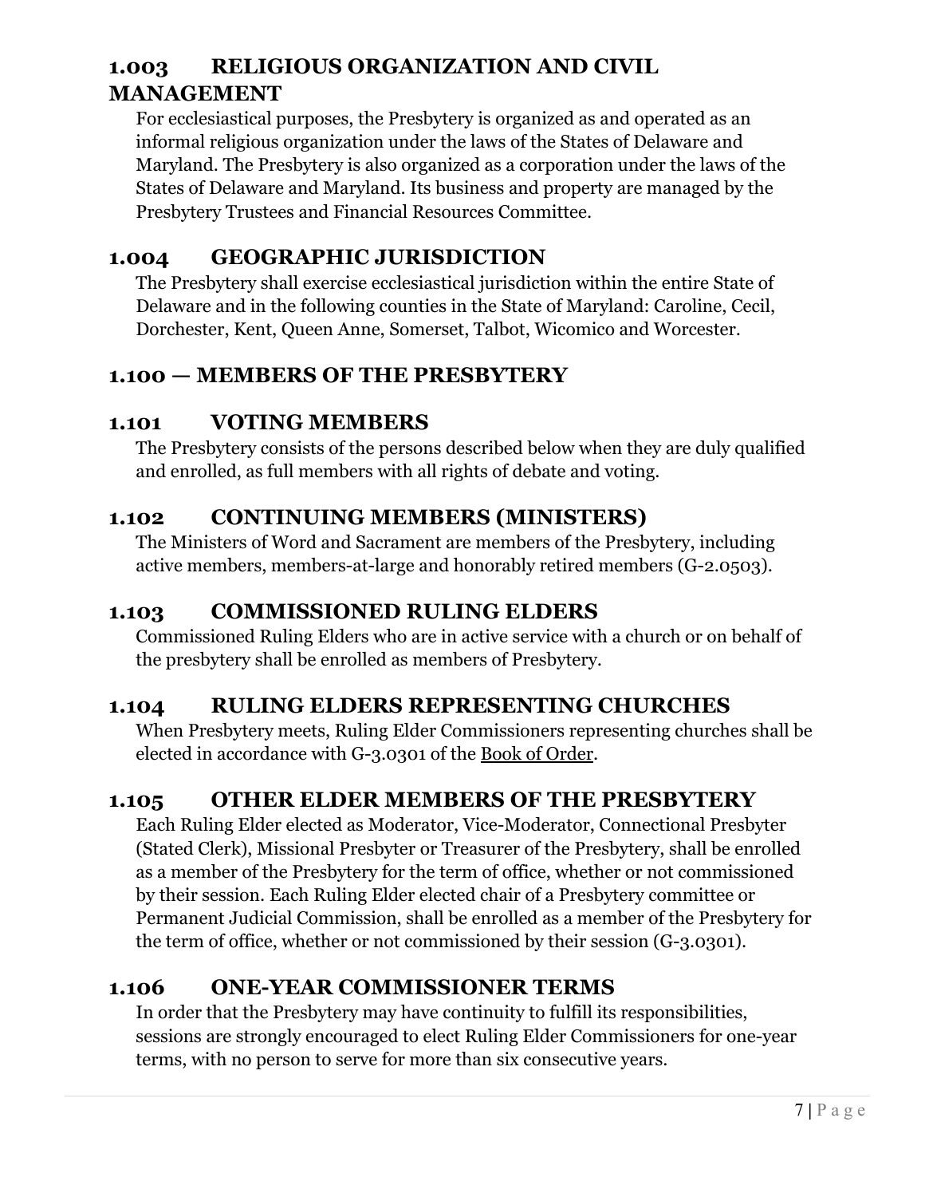### 1.003 RELIGIOUS ORGANIZATION AND CIVIL MANAGEMENT

For ecclesiastical purposes, the Presbytery is organized as and operated as an informal religious organization under the laws of the States of Delaware and Maryland. The Presbytery is also organized as a corporation under the laws of the States of Delaware and Maryland. Its business and property are managed by the Presbytery Trustees and Financial Resources Committee.

### 1.004 GEOGRAPHIC JURISDICTION

The Presbytery shall exercise ecclesiastical jurisdiction within the entire State of Delaware and in the following counties in the State of Maryland: Caroline, Cecil, Dorchester, Kent, Queen Anne, Somerset, Talbot, Wicomico and Worcester.

## 1.100 — MEMBERS OF THE PRESBYTERY

### 1.101 VOTING MEMBERS

The Presbytery consists of the persons described below when they are duly qualified and enrolled, as full members with all rights of debate and voting.

### 1.102 CONTINUING MEMBERS (MINISTERS)

The Ministers of Word and Sacrament are members of the Presbytery, including active members, members-at-large and honorably retired members (G-2.0503).

### 1.103 COMMISSIONED RULING ELDERS

Commissioned Ruling Elders who are in active service with a church or on behalf of the presbytery shall be enrolled as members of Presbytery.

### 1.104 RULING ELDERS REPRESENTING CHURCHES

When Presbytery meets, Ruling Elder Commissioners representing churches shall be elected in accordance with G-3.0301 of the Book of Order.

### 1.105 OTHER ELDER MEMBERS OF THE PRESBYTERY

Each Ruling Elder elected as Moderator, Vice-Moderator, Connectional Presbyter (Stated Clerk), Missional Presbyter or Treasurer of the Presbytery, shall be enrolled as a member of the Presbytery for the term of office, whether or not commissioned by their session. Each Ruling Elder elected chair of a Presbytery committee or Permanent Judicial Commission, shall be enrolled as a member of the Presbytery for the term of office, whether or not commissioned by their session (G-3.0301).

### 1.106 ONE-YEAR COMMISSIONER TERMS

In order that the Presbytery may have continuity to fulfill its responsibilities, sessions are strongly encouraged to elect Ruling Elder Commissioners for one-year terms, with no person to serve for more than six consecutive years.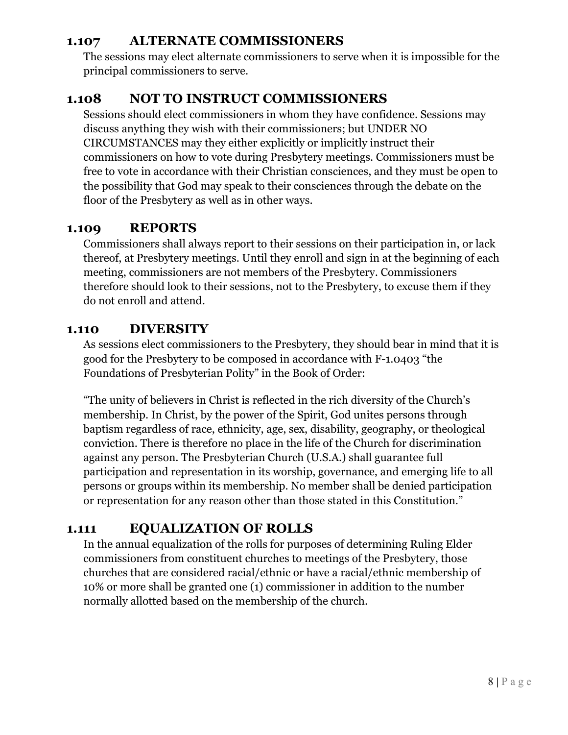## 1.107 ALTERNATE COMMISSIONERS

The sessions may elect alternate commissioners to serve when it is impossible for the principal commissioners to serve.

## 1.108 NOT TO INSTRUCT COMMISSIONERS

Sessions should elect commissioners in whom they have confidence. Sessions may discuss anything they wish with their commissioners; but UNDER NO CIRCUMSTANCES may they either explicitly or implicitly instruct their commissioners on how to vote during Presbytery meetings. Commissioners must be free to vote in accordance with their Christian consciences, and they must be open to the possibility that God may speak to their consciences through the debate on the floor of the Presbytery as well as in other ways.

## 1.109 REPORTS

Commissioners shall always report to their sessions on their participation in, or lack thereof, at Presbytery meetings. Until they enroll and sign in at the beginning of each meeting, commissioners are not members of the Presbytery. Commissioners therefore should look to their sessions, not to the Presbytery, to excuse them if they do not enroll and attend.

## 1.110 DIVERSITY

As sessions elect commissioners to the Presbytery, they should bear in mind that it is good for the Presbytery to be composed in accordance with F-1.0403 "the Foundations of Presbyterian Polity" in the Book of Order:

"The unity of believers in Christ is reflected in the rich diversity of the Church's membership. In Christ, by the power of the Spirit, God unites persons through baptism regardless of race, ethnicity, age, sex, disability, geography, or theological conviction. There is therefore no place in the life of the Church for discrimination against any person. The Presbyterian Church (U.S.A.) shall guarantee full participation and representation in its worship, governance, and emerging life to all persons or groups within its membership. No member shall be denied participation or representation for any reason other than those stated in this Constitution."

## 1.111 EQUALIZATION OF ROLLS

In the annual equalization of the rolls for purposes of determining Ruling Elder commissioners from constituent churches to meetings of the Presbytery, those churches that are considered racial/ethnic or have a racial/ethnic membership of 10% or more shall be granted one (1) commissioner in addition to the number normally allotted based on the membership of the church.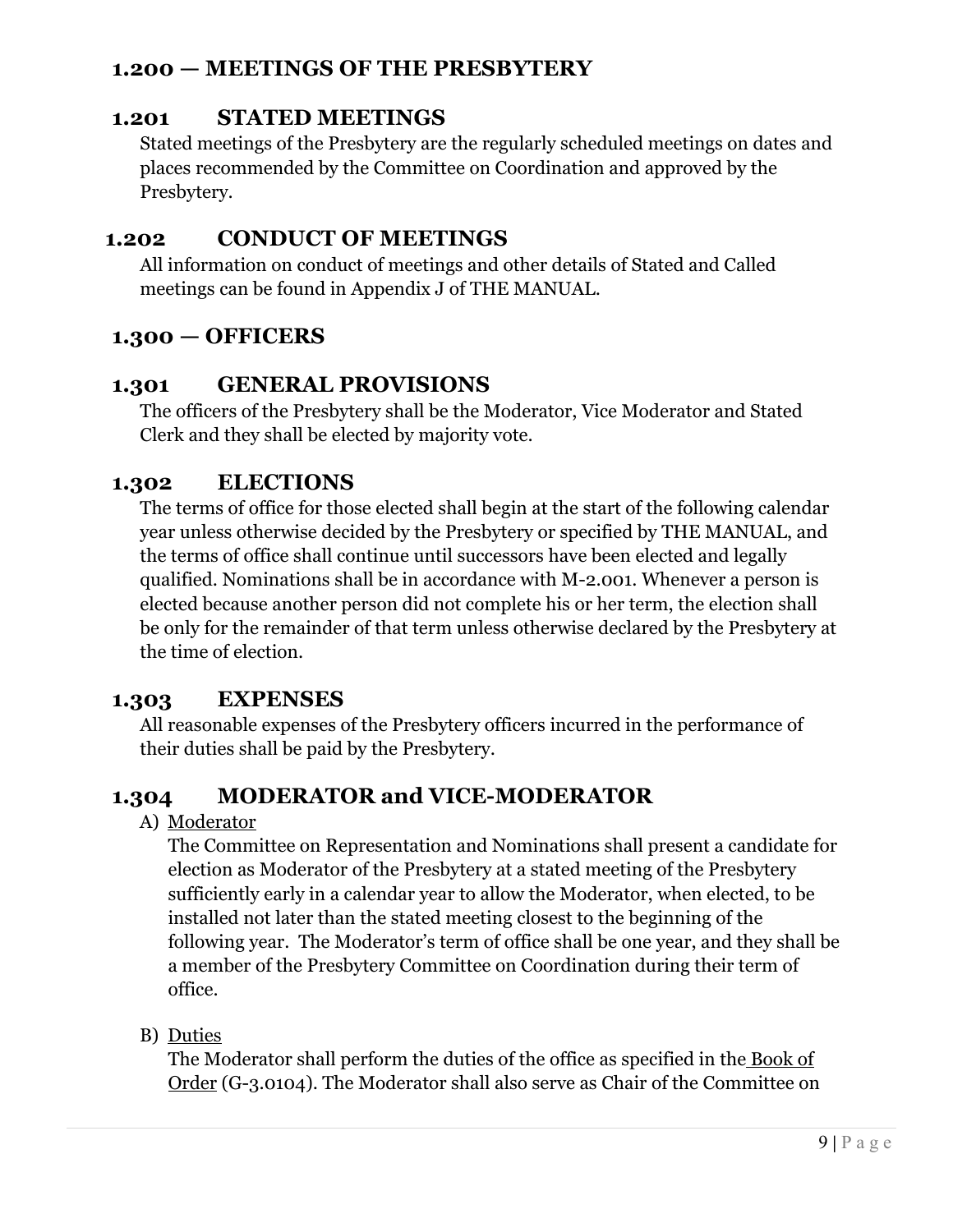## 1.200 — MEETINGS OF THE PRESBYTERY

### 1.201 STATED MEETINGS

Stated meetings of the Presbytery are the regularly scheduled meetings on dates and places recommended by the Committee on Coordination and approved by the Presbytery.

### 1.202 CONDUCT OF MEETINGS

All information on conduct of meetings and other details of Stated and Called meetings can be found in Appendix J of THE MANUAL.

## 1.300 — OFFICERS

### 1.301 GENERAL PROVISIONS

The officers of the Presbytery shall be the Moderator, Vice Moderator and Stated Clerk and they shall be elected by majority vote.

### 1.302 ELECTIONS

The terms of office for those elected shall begin at the start of the following calendar year unless otherwise decided by the Presbytery or specified by THE MANUAL, and the terms of office shall continue until successors have been elected and legally qualified. Nominations shall be in accordance with M-2.001. Whenever a person is elected because another person did not complete his or her term, the election shall be only for the remainder of that term unless otherwise declared by the Presbytery at the time of election.

### 1.303 EXPENSES

All reasonable expenses of the Presbytery officers incurred in the performance of their duties shall be paid by the Presbytery.

### 1.304 MODERATOR and VICE-MODERATOR

A) Moderator

The Committee on Representation and Nominations shall present a candidate for election as Moderator of the Presbytery at a stated meeting of the Presbytery sufficiently early in a calendar year to allow the Moderator, when elected, to be installed not later than the stated meeting closest to the beginning of the following year. The Moderator's term of office shall be one year, and they shall be a member of the Presbytery Committee on Coordination during their term of office.

B) Duties

The Moderator shall perform the duties of the office as specified in the Book of Order (G-3.0104). The Moderator shall also serve as Chair of the Committee on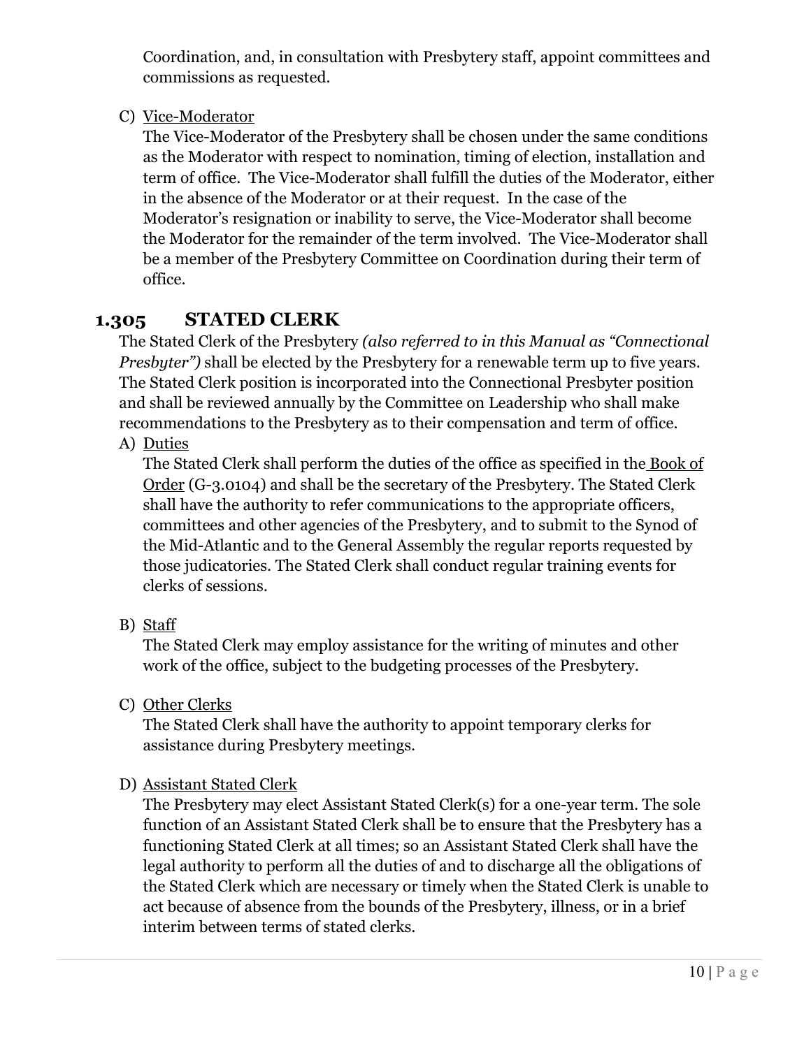Coordination, and, in consultation with Presbytery staff, appoint committees and commissions as requested.

C) Vice-Moderator
The Vice-Moderator of the Presbytery shall be chosen under the same conditions as the Moderator with respect to nomination, timing of election, installation and term of office. The Vice-Moderator shall fulfill the duties of the Moderator, either in the absence of the Moderator or at their request. In the case of the Moderator's resignation or inability to serve, the Vice-Moderator shall become the Moderator for the remainder of the term involved. The Vice-Moderator shall be a member of the Presbytery Committee on Coordination during their term of office.

## 1.305 STATED CLERK

The Stated Clerk of the Presbytery *(also referred to in this Manual as "Connectional Presbyter")* shall be elected by the Presbytery for a renewable term up to five years. The Stated Clerk position is incorporated into the Connectional Presbyter position and shall be reviewed annually by the Committee on Leadership who shall make recommendations to the Presbytery as to their compensation and term of office.

A) Duties
The Stated Clerk shall perform the duties of the office as specified in the Book of Order (G-3.0104) and shall be the secretary of the Presbytery. The Stated Clerk shall have the authority to refer communications to the appropriate officers, committees and other agencies of the Presbytery, and to submit to the Synod of the Mid-Atlantic and to the General Assembly the regular reports requested by those judicatories. The Stated Clerk shall conduct regular training events for clerks of sessions.

B) Staff
The Stated Clerk may employ assistance for the writing of minutes and other work of the office, subject to the budgeting processes of the Presbytery.

C) Other Clerks
The Stated Clerk shall have the authority to appoint temporary clerks for assistance during Presbytery meetings.

D) Assistant Stated Clerk
The Presbytery may elect Assistant Stated Clerk(s) for a one-year term. The sole function of an Assistant Stated Clerk shall be to ensure that the Presbytery has a functioning Stated Clerk at all times; so an Assistant Stated Clerk shall have the legal authority to perform all the duties of and to discharge all the obligations of the Stated Clerk which are necessary or timely when the Stated Clerk is unable to act because of absence from the bounds of the Presbytery, illness, or in a brief interim between terms of stated clerks.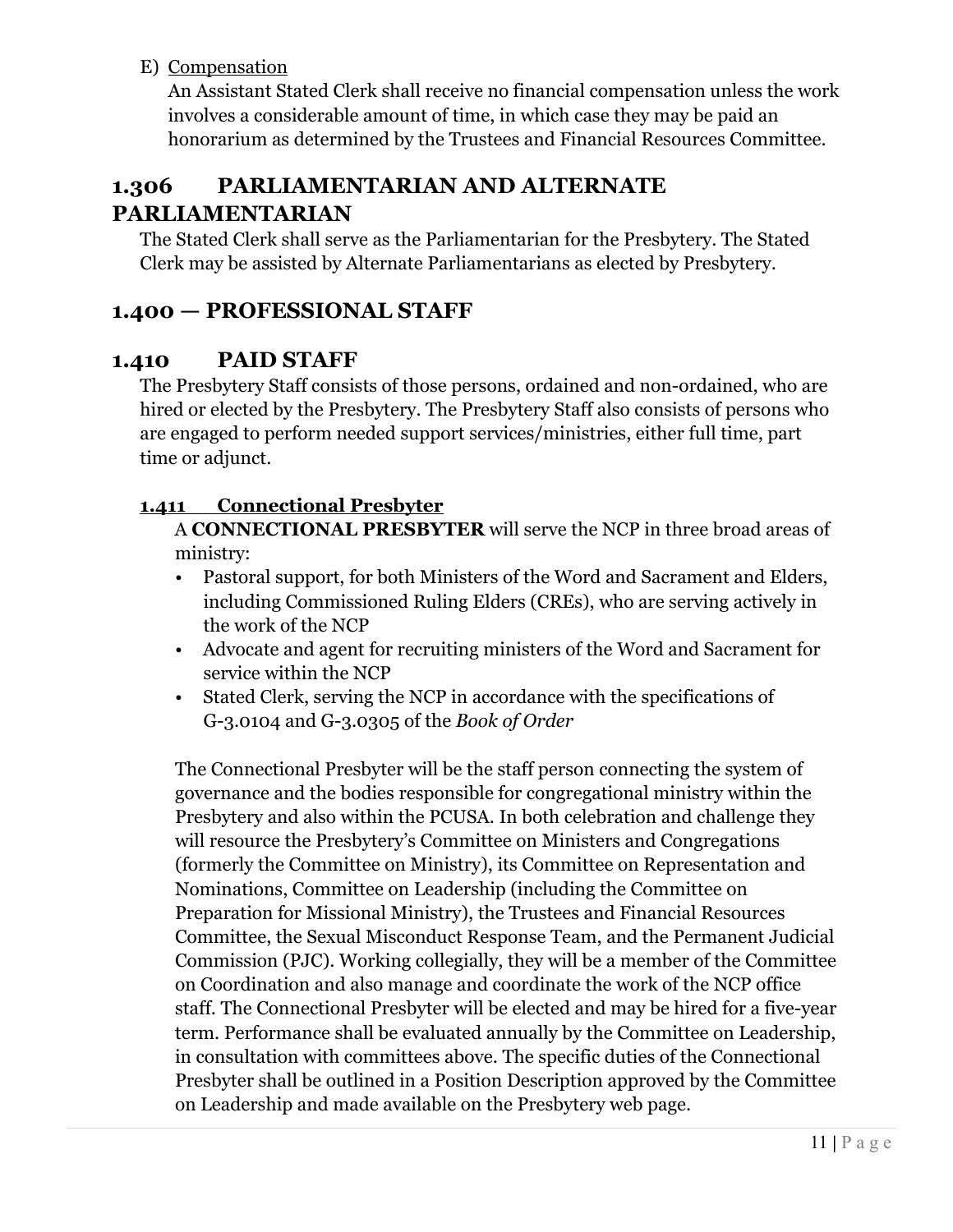E) Compensation

An Assistant Stated Clerk shall receive no financial compensation unless the work involves a considerable amount of time, in which case they may be paid an honorarium as determined by the Trustees and Financial Resources Committee.

## 1.306 PARLIAMENTARIAN AND ALTERNATE PARLIAMENTARIAN

The Stated Clerk shall serve as the Parliamentarian for the Presbytery. The Stated Clerk may be assisted by Alternate Parliamentarians as elected by Presbytery.

## 1.400 — PROFESSIONAL STAFF

## 1.410 PAID STAFF

The Presbytery Staff consists of those persons, ordained and non-ordained, who are hired or elected by the Presbytery. The Presbytery Staff also consists of persons who are engaged to perform needed support services/ministries, either full time, part time or adjunct.

### 1.411 Connectional Presbyter

A **CONNECTIONAL PRESBYTER** will serve the NCP in three broad areas of ministry:

- Pastoral support, for both Ministers of the Word and Sacrament and Elders, including Commissioned Ruling Elders (CREs), who are serving actively in the work of the NCP
- Advocate and agent for recruiting ministers of the Word and Sacrament for service within the NCP
- Stated Clerk, serving the NCP in accordance with the specifications of G-3.0104 and G-3.0305 of the *Book of Order*

The Connectional Presbyter will be the staff person connecting the system of governance and the bodies responsible for congregational ministry within the Presbytery and also within the PCUSA. In both celebration and challenge they will resource the Presbytery's Committee on Ministers and Congregations (formerly the Committee on Ministry), its Committee on Representation and Nominations, Committee on Leadership (including the Committee on Preparation for Missional Ministry), the Trustees and Financial Resources Committee, the Sexual Misconduct Response Team, and the Permanent Judicial Commission (PJC). Working collegially, they will be a member of the Committee on Coordination and also manage and coordinate the work of the NCP office staff. The Connectional Presbyter will be elected and may be hired for a five-year term. Performance shall be evaluated annually by the Committee on Leadership, in consultation with committees above. The specific duties of the Connectional Presbyter shall be outlined in a Position Description approved by the Committee on Leadership and made available on the Presbytery web page.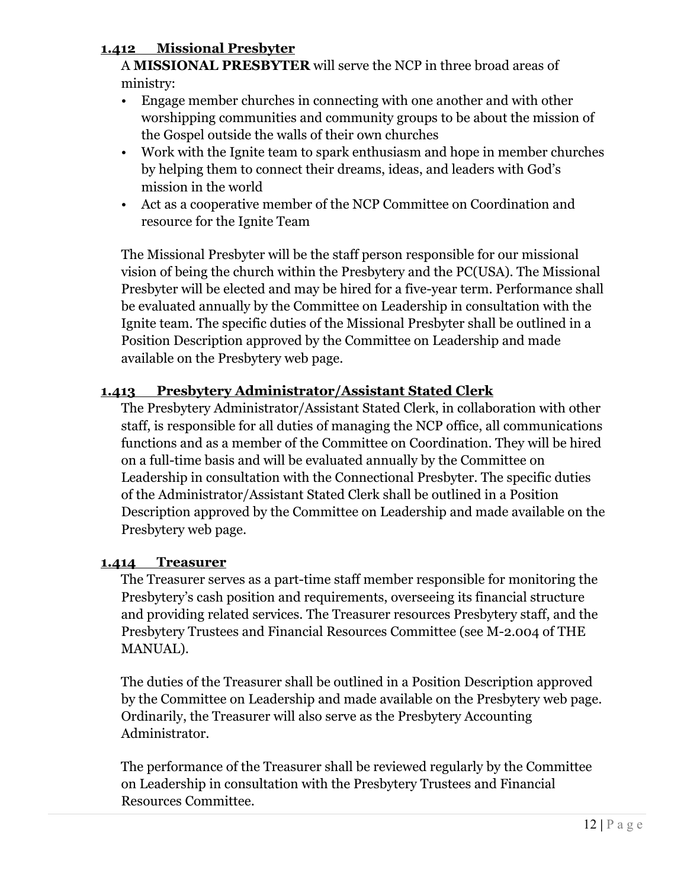### 1.412 Missional Presbyter

A **MISSIONAL PRESBYTER** will serve the NCP in three broad areas of ministry:

- Engage member churches in connecting with one another and with other worshipping communities and community groups to be about the mission of the Gospel outside the walls of their own churches
- Work with the Ignite team to spark enthusiasm and hope in member churches by helping them to connect their dreams, ideas, and leaders with God's mission in the world
- Act as a cooperative member of the NCP Committee on Coordination and resource for the Ignite Team

The Missional Presbyter will be the staff person responsible for our missional vision of being the church within the Presbytery and the PC(USA). The Missional Presbyter will be elected and may be hired for a five-year term. Performance shall be evaluated annually by the Committee on Leadership in consultation with the Ignite team. The specific duties of the Missional Presbyter shall be outlined in a Position Description approved by the Committee on Leadership and made available on the Presbytery web page.

### 1.413 Presbytery Administrator/Assistant Stated Clerk

The Presbytery Administrator/Assistant Stated Clerk, in collaboration with other staff, is responsible for all duties of managing the NCP office, all communications functions and as a member of the Committee on Coordination. They will be hired on a full-time basis and will be evaluated annually by the Committee on Leadership in consultation with the Connectional Presbyter. The specific duties of the Administrator/Assistant Stated Clerk shall be outlined in a Position Description approved by the Committee on Leadership and made available on the Presbytery web page.

### 1.414 Treasurer

The Treasurer serves as a part-time staff member responsible for monitoring the Presbytery's cash position and requirements, overseeing its financial structure and providing related services. The Treasurer resources Presbytery staff, and the Presbytery Trustees and Financial Resources Committee (see M-2.004 of THE MANUAL).

The duties of the Treasurer shall be outlined in a Position Description approved by the Committee on Leadership and made available on the Presbytery web page. Ordinarily, the Treasurer will also serve as the Presbytery Accounting Administrator.

The performance of the Treasurer shall be reviewed regularly by the Committee on Leadership in consultation with the Presbytery Trustees and Financial Resources Committee.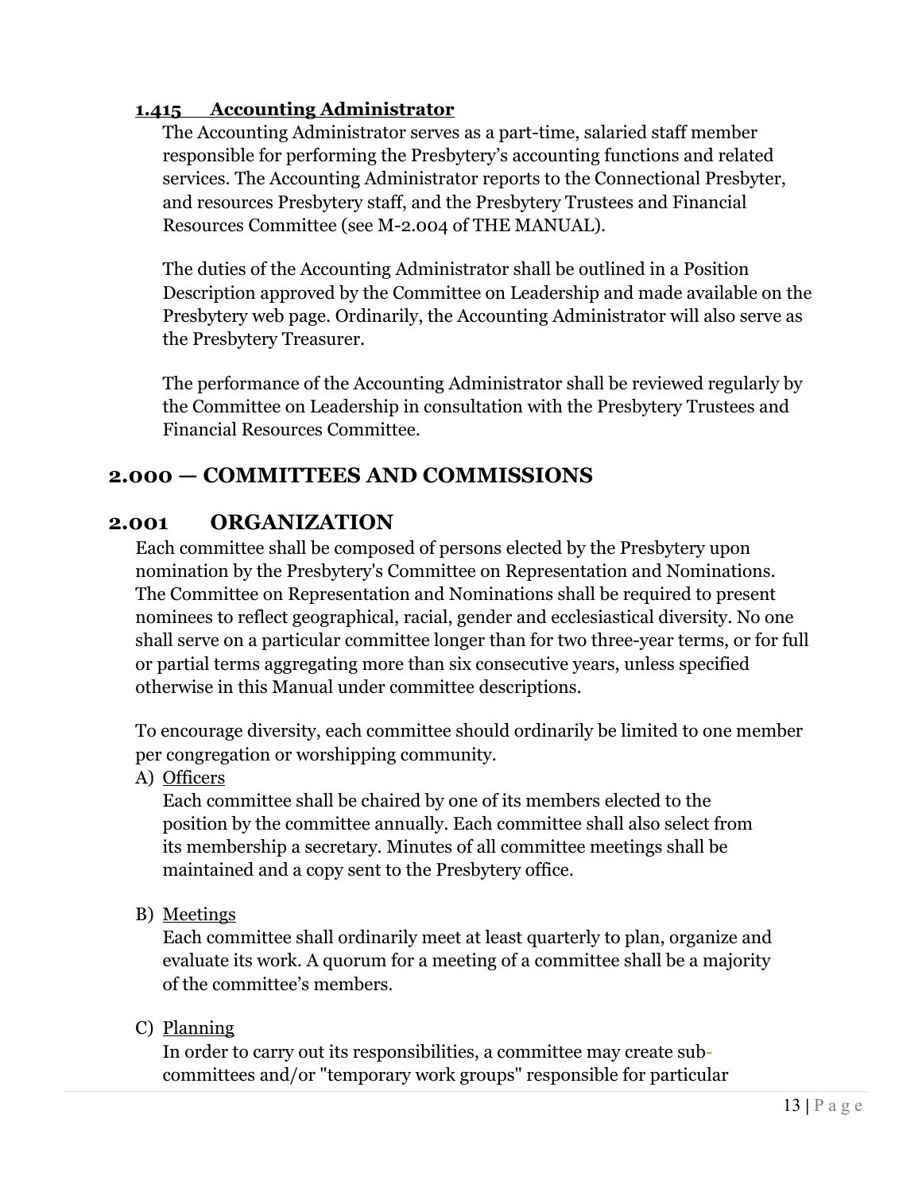### **1.415 Accounting Administrator**

The Accounting Administrator serves as a part-time, salaried staff member responsible for performing the Presbytery's accounting functions and related services. The Accounting Administrator reports to the Connectional Presbyter, and resources Presbytery staff, and the Presbytery Trustees and Financial Resources Committee (see M-2.004 of THE MANUAL).

The duties of the Accounting Administrator shall be outlined in a Position Description approved by the Committee on Leadership and made available on the Presbytery web page. Ordinarily, the Accounting Administrator will also serve as the Presbytery Treasurer.

The performance of the Accounting Administrator shall be reviewed regularly by the Committee on Leadership in consultation with the Presbytery Trustees and Financial Resources Committee.

# 2.000 — COMMITTEES AND COMMISSIONS

## 2.001 ORGANIZATION

Each committee shall be composed of persons elected by the Presbytery upon nomination by the Presbytery's Committee on Representation and Nominations. The Committee on Representation and Nominations shall be required to present nominees to reflect geographical, racial, gender and ecclesiastical diversity. No one shall serve on a particular committee longer than for two three-year terms, or for full or partial terms aggregating more than six consecutive years, unless specified otherwise in this Manual under committee descriptions.

To encourage diversity, each committee should ordinarily be limited to one member per congregation or worshipping community.

A) Officers

Each committee shall be chaired by one of its members elected to the position by the committee annually. Each committee shall also select from its membership a secretary. Minutes of all committee meetings shall be maintained and a copy sent to the Presbytery office.

B) Meetings

Each committee shall ordinarily meet at least quarterly to plan, organize and evaluate its work. A quorum for a meeting of a committee shall be a majority of the committee's members.

C) Planning

In order to carry out its responsibilities, a committee may create sub-committees and/or "temporary work groups" responsible for particular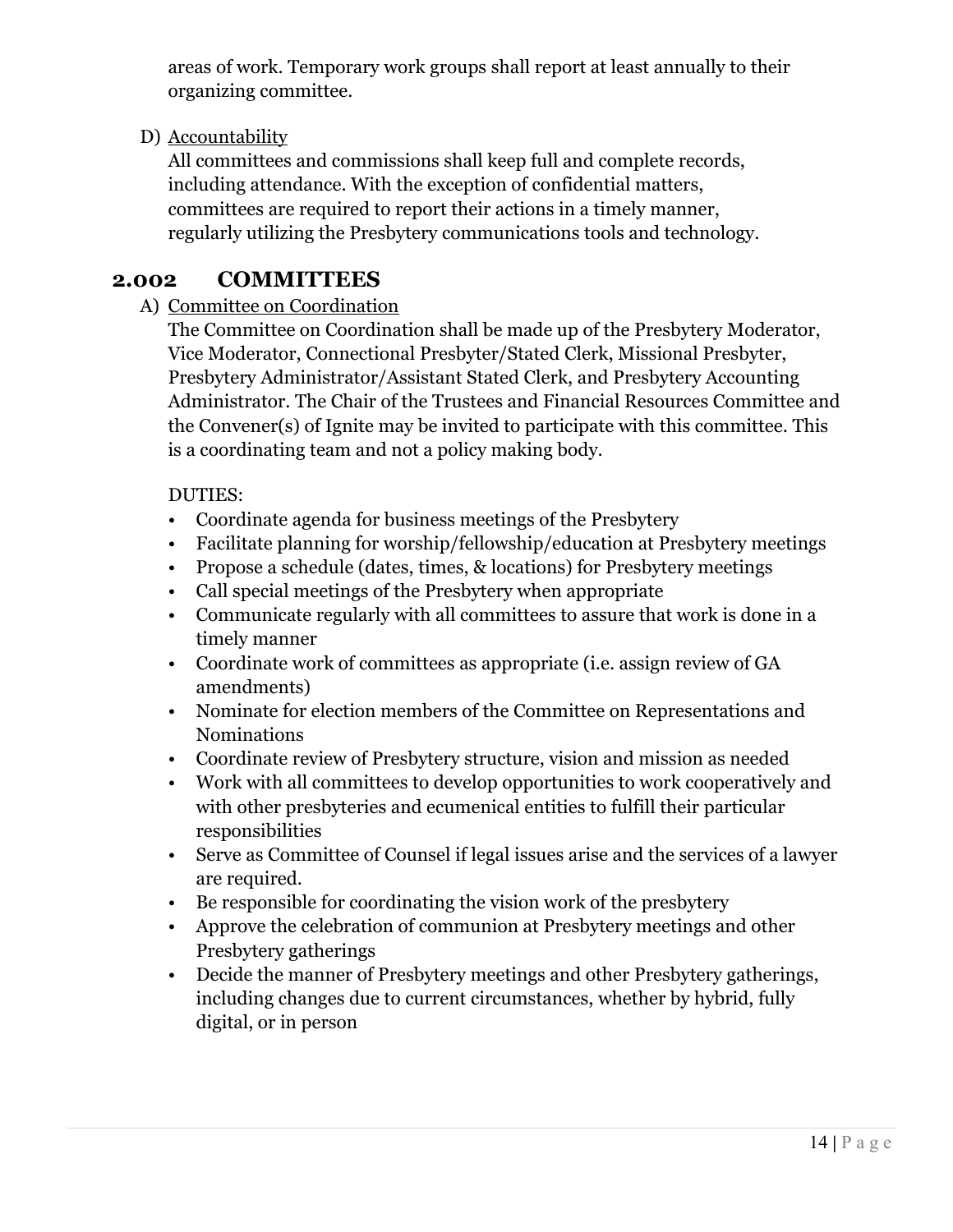areas of work. Temporary work groups shall report at least annually to their organizing committee.

D) Accountability
All committees and commissions shall keep full and complete records, including attendance. With the exception of confidential matters, committees are required to report their actions in a timely manner, regularly utilizing the Presbytery communications tools and technology.

## 2.002 COMMITTEES

A) Committee on Coordination
The Committee on Coordination shall be made up of the Presbytery Moderator, Vice Moderator, Connectional Presbyter/Stated Clerk, Missional Presbyter, Presbytery Administrator/Assistant Stated Clerk, and Presbytery Accounting Administrator. The Chair of the Trustees and Financial Resources Committee and the Convener(s) of Ignite may be invited to participate with this committee. This is a coordinating team and not a policy making body.

DUTIES:

- Coordinate agenda for business meetings of the Presbytery
- Facilitate planning for worship/fellowship/education at Presbytery meetings
- Propose a schedule (dates, times, & locations) for Presbytery meetings
- Call special meetings of the Presbytery when appropriate
- Communicate regularly with all committees to assure that work is done in a timely manner
- Coordinate work of committees as appropriate (i.e. assign review of GA amendments)
- Nominate for election members of the Committee on Representations and Nominations
- Coordinate review of Presbytery structure, vision and mission as needed
- Work with all committees to develop opportunities to work cooperatively and with other presbyteries and ecumenical entities to fulfill their particular responsibilities
- Serve as Committee of Counsel if legal issues arise and the services of a lawyer are required.
- Be responsible for coordinating the vision work of the presbytery
- Approve the celebration of communion at Presbytery meetings and other Presbytery gatherings
- Decide the manner of Presbytery meetings and other Presbytery gatherings, including changes due to current circumstances, whether by hybrid, fully digital, or in person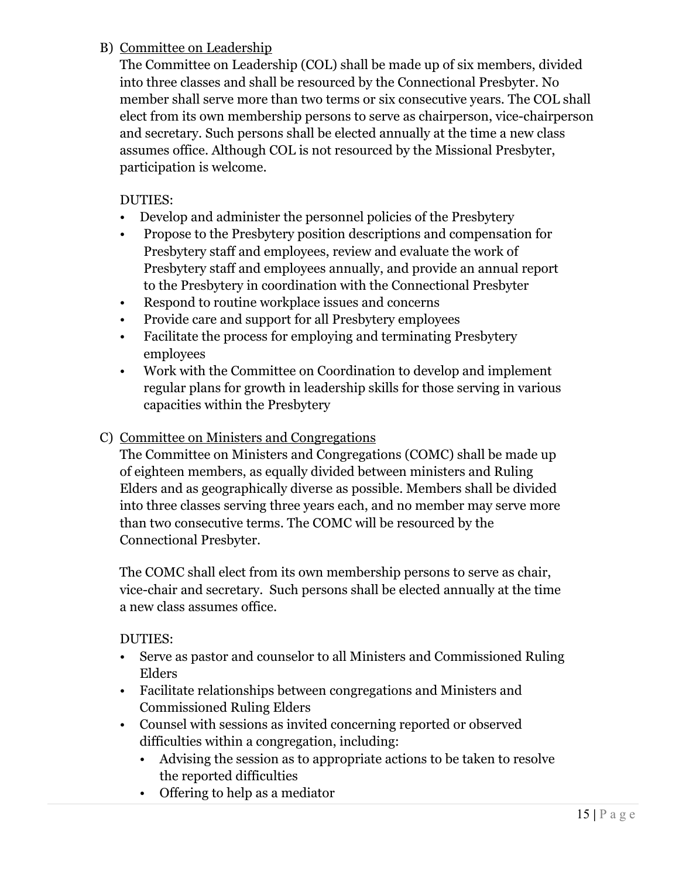B) <u>Committee on Leadership</u>

The Committee on Leadership (COL) shall be made up of six members, divided into three classes and shall be resourced by the Connectional Presbyter. No member shall serve more than two terms or six consecutive years. The COL shall elect from its own membership persons to serve as chairperson, vice-chairperson and secretary. Such persons shall be elected annually at the time a new class assumes office. Although COL is not resourced by the Missional Presbyter, participation is welcome.

DUTIES:

- Develop and administer the personnel policies of the Presbytery
- Propose to the Presbytery position descriptions and compensation for Presbytery staff and employees, review and evaluate the work of Presbytery staff and employees annually, and provide an annual report to the Presbytery in coordination with the Connectional Presbyter
- Respond to routine workplace issues and concerns
- Provide care and support for all Presbytery employees
- Facilitate the process for employing and terminating Presbytery employees
- Work with the Committee on Coordination to develop and implement regular plans for growth in leadership skills for those serving in various capacities within the Presbytery

C) <u>Committee on Ministers and Congregations</u>

The Committee on Ministers and Congregations (COMC) shall be made up of eighteen members, as equally divided between ministers and Ruling Elders and as geographically diverse as possible. Members shall be divided into three classes serving three years each, and no member may serve more than two consecutive terms. The COMC will be resourced by the Connectional Presbyter.

The COMC shall elect from its own membership persons to serve as chair, vice-chair and secretary. Such persons shall be elected annually at the time a new class assumes office.

DUTIES:

- Serve as pastor and counselor to all Ministers and Commissioned Ruling Elders
- Facilitate relationships between congregations and Ministers and Commissioned Ruling Elders
- Counsel with sessions as invited concerning reported or observed difficulties within a congregation, including:
  - Advising the session as to appropriate actions to be taken to resolve the reported difficulties
  - Offering to help as a mediator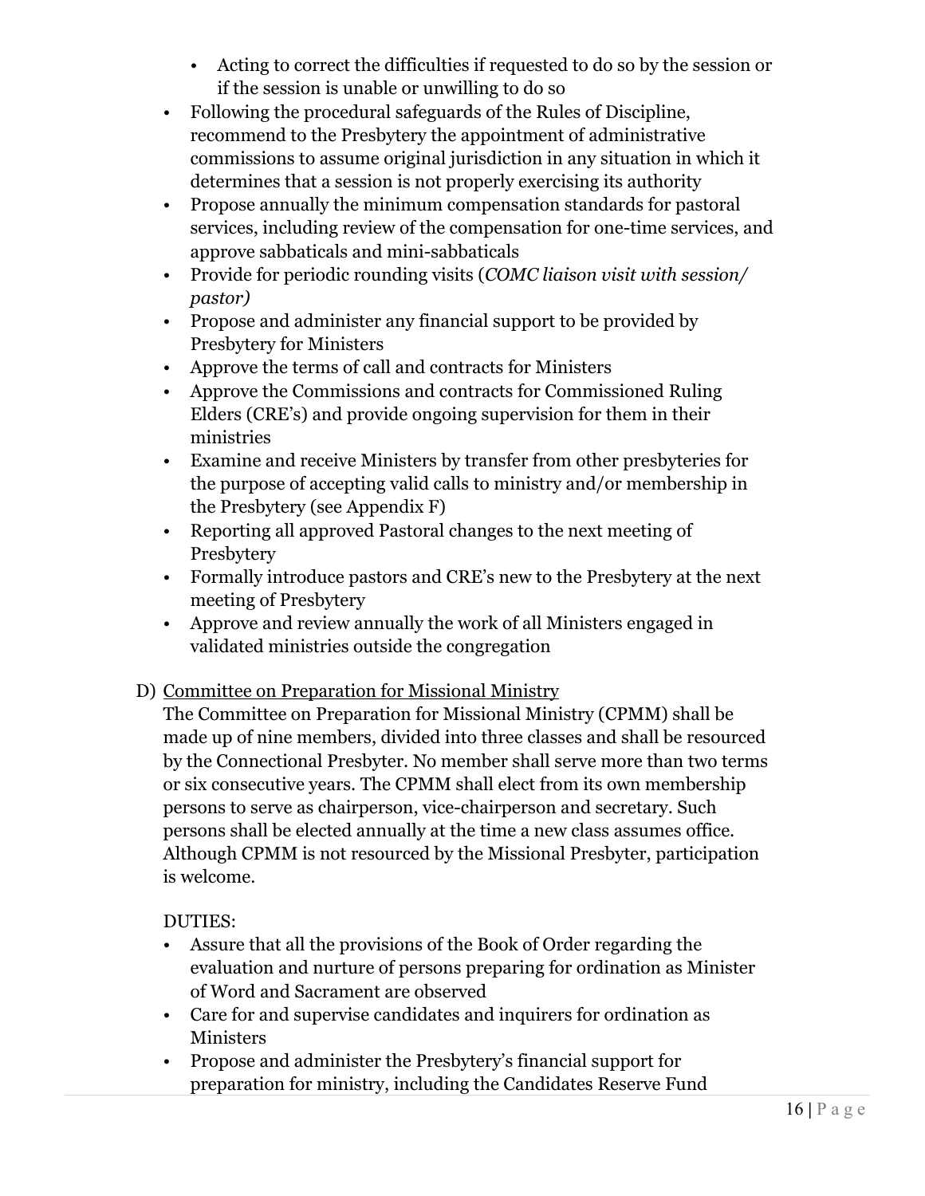- Acting to correct the difficulties if requested to do so by the session or if the session is unable or unwilling to do so
- Following the procedural safeguards of the Rules of Discipline, recommend to the Presbytery the appointment of administrative commissions to assume original jurisdiction in any situation in which it determines that a session is not properly exercising its authority
- Propose annually the minimum compensation standards for pastoral services, including review of the compensation for one-time services, and approve sabbaticals and mini-sabbaticals
- Provide for periodic rounding visits (*COMC liaison visit with session/ pastor)*
- Propose and administer any financial support to be provided by Presbytery for Ministers
- Approve the terms of call and contracts for Ministers
- Approve the Commissions and contracts for Commissioned Ruling Elders (CRE's) and provide ongoing supervision for them in their ministries
- Examine and receive Ministers by transfer from other presbyteries for the purpose of accepting valid calls to ministry and/or membership in the Presbytery (see Appendix F)
- Reporting all approved Pastoral changes to the next meeting of Presbytery
- Formally introduce pastors and CRE's new to the Presbytery at the next meeting of Presbytery
- Approve and review annually the work of all Ministers engaged in validated ministries outside the congregation

D) <u>Committee on Preparation for Missional Ministry</u>

The Committee on Preparation for Missional Ministry (CPMM) shall be made up of nine members, divided into three classes and shall be resourced by the Connectional Presbyter. No member shall serve more than two terms or six consecutive years. The CPMM shall elect from its own membership persons to serve as chairperson, vice-chairperson and secretary. Such persons shall be elected annually at the time a new class assumes office. Although CPMM is not resourced by the Missional Presbyter, participation is welcome.

DUTIES:

- Assure that all the provisions of the Book of Order regarding the evaluation and nurture of persons preparing for ordination as Minister of Word and Sacrament are observed
- Care for and supervise candidates and inquirers for ordination as Ministers
- Propose and administer the Presbytery's financial support for preparation for ministry, including the Candidates Reserve Fund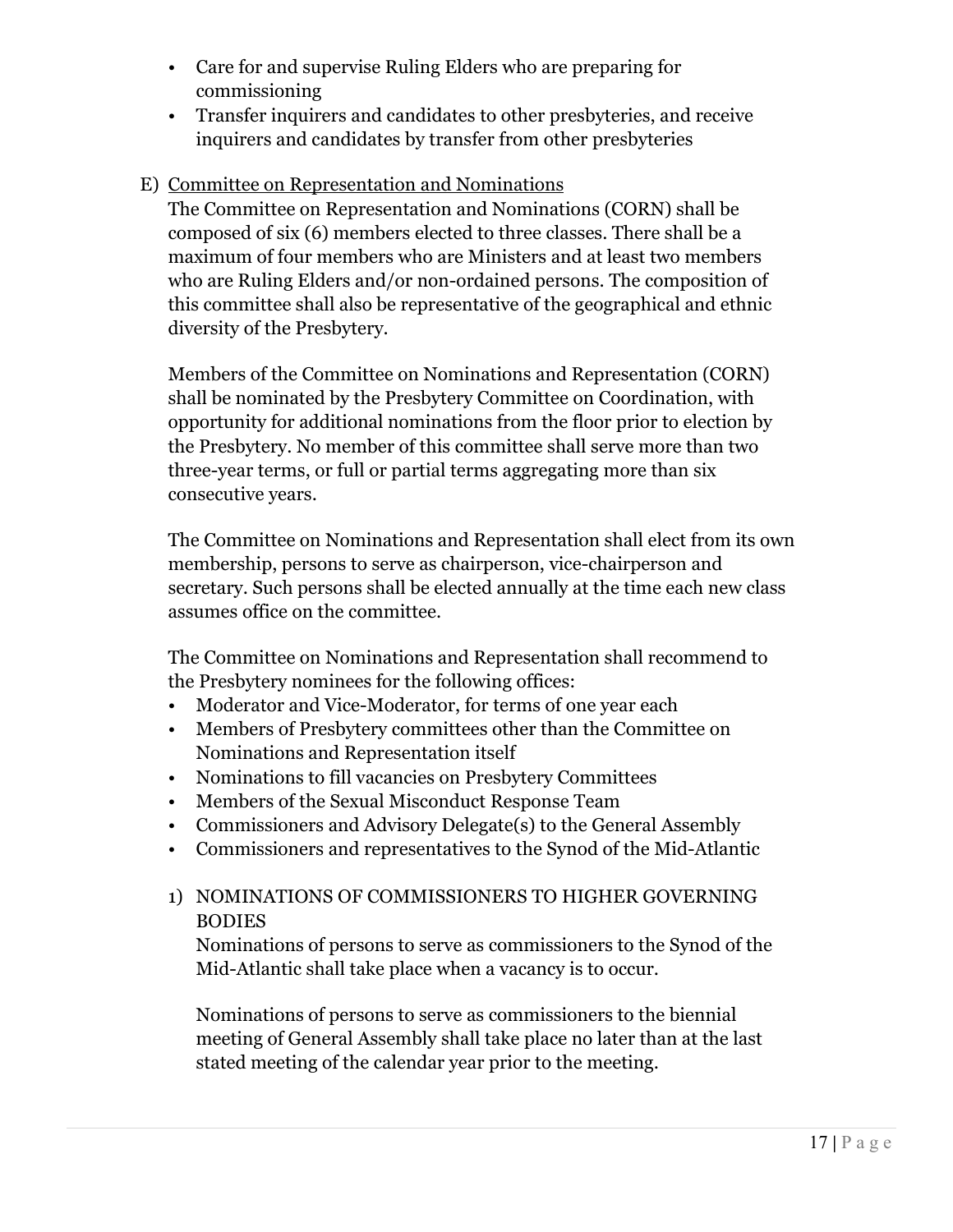- Care for and supervise Ruling Elders who are preparing for commissioning
- Transfer inquirers and candidates to other presbyteries, and receive inquirers and candidates by transfer from other presbyteries

E) <u>Committee on Representation and Nominations</u>

The Committee on Representation and Nominations (CORN) shall be composed of six (6) members elected to three classes. There shall be a maximum of four members who are Ministers and at least two members who are Ruling Elders and/or non-ordained persons. The composition of this committee shall also be representative of the geographical and ethnic diversity of the Presbytery.

Members of the Committee on Nominations and Representation (CORN) shall be nominated by the Presbytery Committee on Coordination, with opportunity for additional nominations from the floor prior to election by the Presbytery. No member of this committee shall serve more than two three-year terms, or full or partial terms aggregating more than six consecutive years.

The Committee on Nominations and Representation shall elect from its own membership, persons to serve as chairperson, vice-chairperson and secretary. Such persons shall be elected annually at the time each new class assumes office on the committee.

The Committee on Nominations and Representation shall recommend to the Presbytery nominees for the following offices:

- Moderator and Vice-Moderator, for terms of one year each
- Members of Presbytery committees other than the Committee on Nominations and Representation itself
- Nominations to fill vacancies on Presbytery Committees
- Members of the Sexual Misconduct Response Team
- Commissioners and Advisory Delegate(s) to the General Assembly
- Commissioners and representatives to the Synod of the Mid-Atlantic

1) NOMINATIONS OF COMMISSIONERS TO HIGHER GOVERNING BODIES

Nominations of persons to serve as commissioners to the Synod of the Mid-Atlantic shall take place when a vacancy is to occur.

Nominations of persons to serve as commissioners to the biennial meeting of General Assembly shall take place no later than at the last stated meeting of the calendar year prior to the meeting.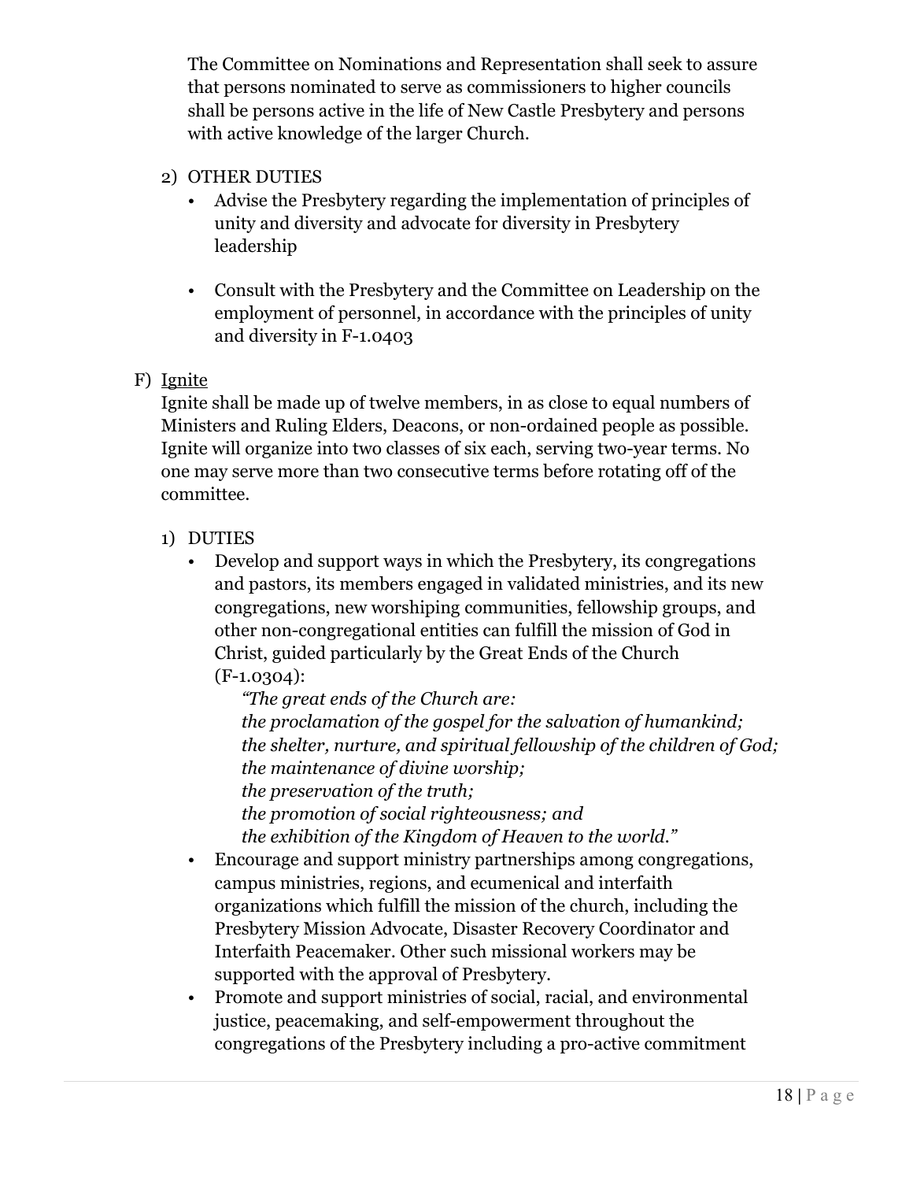The Committee on Nominations and Representation shall seek to assure that persons nominated to serve as commissioners to higher councils shall be persons active in the life of New Castle Presbytery and persons with active knowledge of the larger Church.

2) OTHER DUTIES

- Advise the Presbytery regarding the implementation of principles of unity and diversity and advocate for diversity in Presbytery leadership

- Consult with the Presbytery and the Committee on Leadership on the employment of personnel, in accordance with the principles of unity and diversity in F-1.0403

F) <u>Ignite</u>

Ignite shall be made up of twelve members, in as close to equal numbers of Ministers and Ruling Elders, Deacons, or non-ordained people as possible. Ignite will organize into two classes of six each, serving two-year terms. No one may serve more than two consecutive terms before rotating off of the committee.

1) DUTIES

- Develop and support ways in which the Presbytery, its congregations and pastors, its members engaged in validated ministries, and its new congregations, new worshiping communities, fellowship groups, and other non-congregational entities can fulfill the mission of God in Christ, guided particularly by the Great Ends of the Church (F-1.0304):

  *"The great ends of the Church are:*
  *the proclamation of the gospel for the salvation of humankind;*
  *the shelter, nurture, and spiritual fellowship of the children of God;*
  *the maintenance of divine worship;*
  *the preservation of the truth;*
  *the promotion of social righteousness; and*
  *the exhibition of the Kingdom of Heaven to the world."*
- Encourage and support ministry partnerships among congregations, campus ministries, regions, and ecumenical and interfaith organizations which fulfill the mission of the church, including the Presbytery Mission Advocate, Disaster Recovery Coordinator and Interfaith Peacemaker. Other such missional workers may be supported with the approval of Presbytery.
- Promote and support ministries of social, racial, and environmental justice, peacemaking, and self-empowerment throughout the congregations of the Presbytery including a pro-active commitment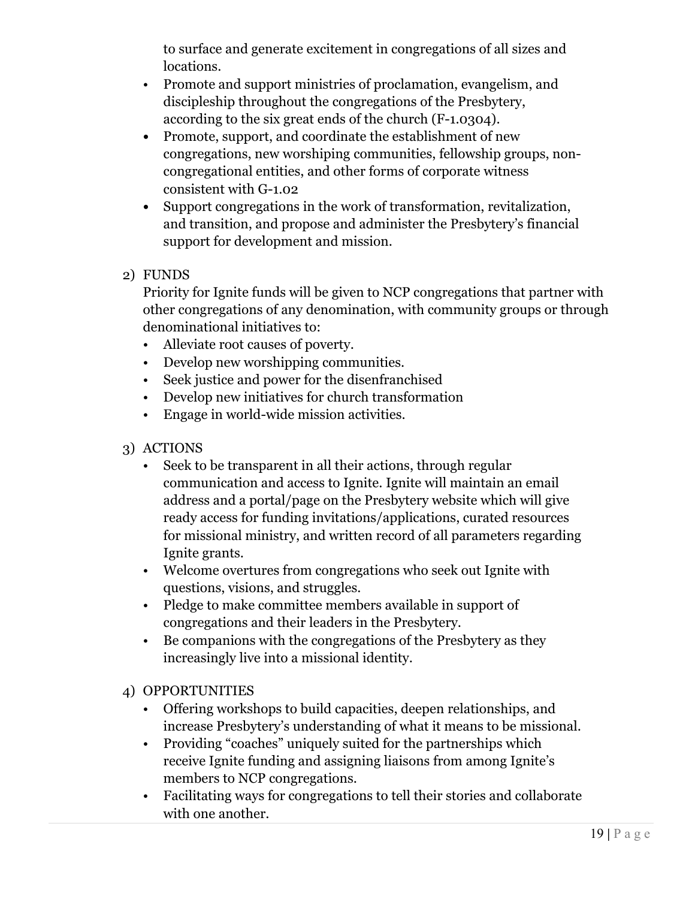to surface and generate excitement in congregations of all sizes and locations.

- Promote and support ministries of proclamation, evangelism, and discipleship throughout the congregations of the Presbytery, according to the six great ends of the church (F-1.0304).
- Promote, support, and coordinate the establishment of new congregations, new worshiping communities, fellowship groups, non-congregational entities, and other forms of corporate witness consistent with G-1.02
- Support congregations in the work of transformation, revitalization, and transition, and propose and administer the Presbytery's financial support for development and mission.

2) FUNDS

Priority for Ignite funds will be given to NCP congregations that partner with other congregations of any denomination, with community groups or through denominational initiatives to:

- Alleviate root causes of poverty.
- Develop new worshipping communities.
- Seek justice and power for the disenfranchised
- Develop new initiatives for church transformation
- Engage in world-wide mission activities.

3) ACTIONS

- Seek to be transparent in all their actions, through regular communication and access to Ignite. Ignite will maintain an email address and a portal/page on the Presbytery website which will give ready access for funding invitations/applications, curated resources for missional ministry, and written record of all parameters regarding Ignite grants.
- Welcome overtures from congregations who seek out Ignite with questions, visions, and struggles.
- Pledge to make committee members available in support of congregations and their leaders in the Presbytery.
- Be companions with the congregations of the Presbytery as they increasingly live into a missional identity.

4) OPPORTUNITIES

- Offering workshops to build capacities, deepen relationships, and increase Presbytery's understanding of what it means to be missional.
- Providing "coaches" uniquely suited for the partnerships which receive Ignite funding and assigning liaisons from among Ignite's members to NCP congregations.
- Facilitating ways for congregations to tell their stories and collaborate with one another.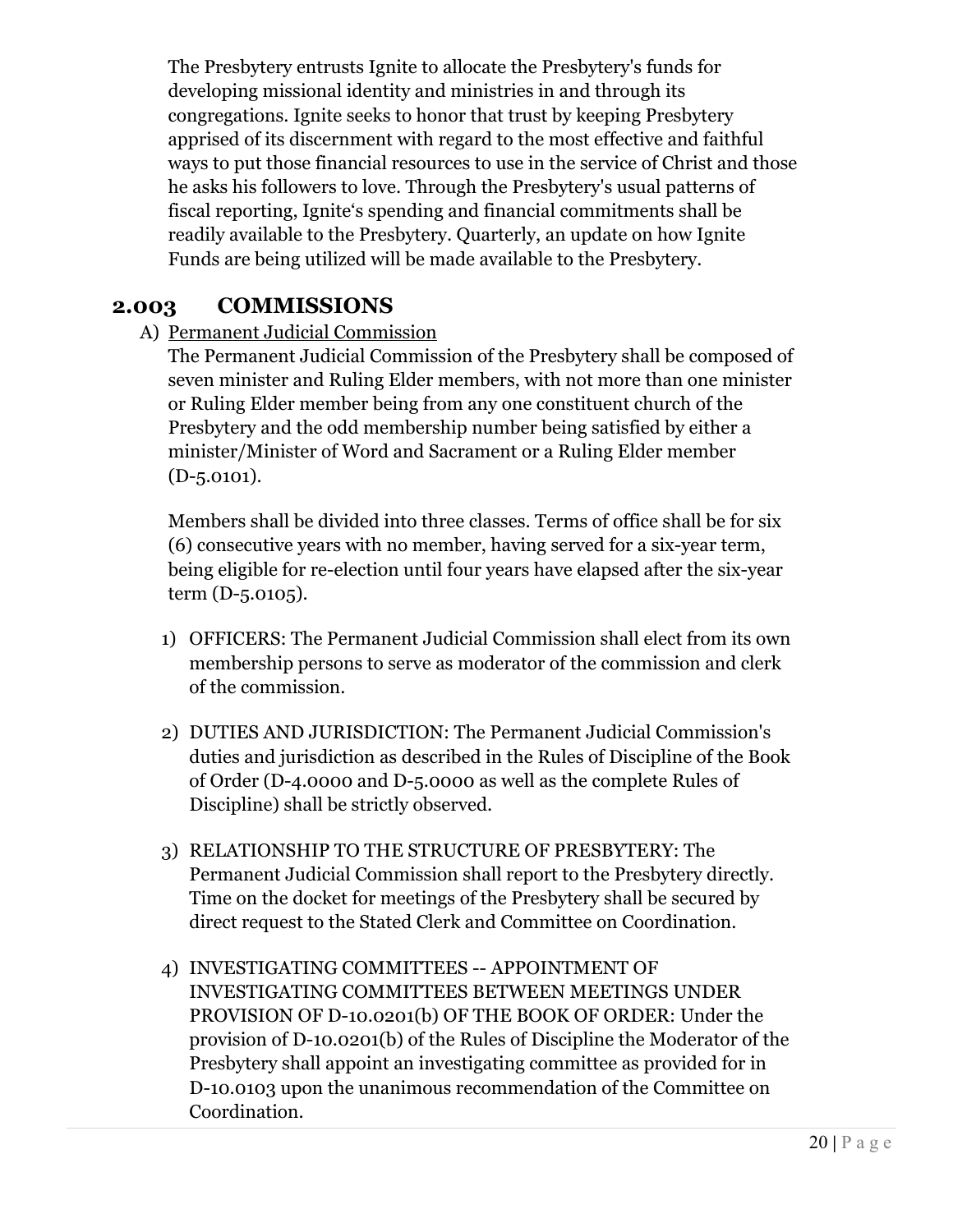The Presbytery entrusts Ignite to allocate the Presbytery's funds for developing missional identity and ministries in and through its congregations. Ignite seeks to honor that trust by keeping Presbytery apprised of its discernment with regard to the most effective and faithful ways to put those financial resources to use in the service of Christ and those he asks his followers to love. Through the Presbytery's usual patterns of fiscal reporting, Ignite's spending and financial commitments shall be readily available to the Presbytery. Quarterly, an update on how Ignite Funds are being utilized will be made available to the Presbytery.

## 2.003 COMMISSIONS

A) Permanent Judicial Commission

The Permanent Judicial Commission of the Presbytery shall be composed of seven minister and Ruling Elder members, with not more than one minister or Ruling Elder member being from any one constituent church of the Presbytery and the odd membership number being satisfied by either a minister/Minister of Word and Sacrament or a Ruling Elder member (D-5.0101).

Members shall be divided into three classes. Terms of office shall be for six (6) consecutive years with no member, having served for a six-year term, being eligible for re-election until four years have elapsed after the six-year term (D-5.0105).

1) OFFICERS: The Permanent Judicial Commission shall elect from its own membership persons to serve as moderator of the commission and clerk of the commission.

2) DUTIES AND JURISDICTION: The Permanent Judicial Commission's duties and jurisdiction as described in the Rules of Discipline of the Book of Order (D-4.0000 and D-5.0000 as well as the complete Rules of Discipline) shall be strictly observed.

3) RELATIONSHIP TO THE STRUCTURE OF PRESBYTERY: The Permanent Judicial Commission shall report to the Presbytery directly. Time on the docket for meetings of the Presbytery shall be secured by direct request to the Stated Clerk and Committee on Coordination.

4) INVESTIGATING COMMITTEES -- APPOINTMENT OF INVESTIGATING COMMITTEES BETWEEN MEETINGS UNDER PROVISION OF D-10.0201(b) OF THE BOOK OF ORDER: Under the provision of D-10.0201(b) of the Rules of Discipline the Moderator of the Presbytery shall appoint an investigating committee as provided for in D-10.0103 upon the unanimous recommendation of the Committee on Coordination.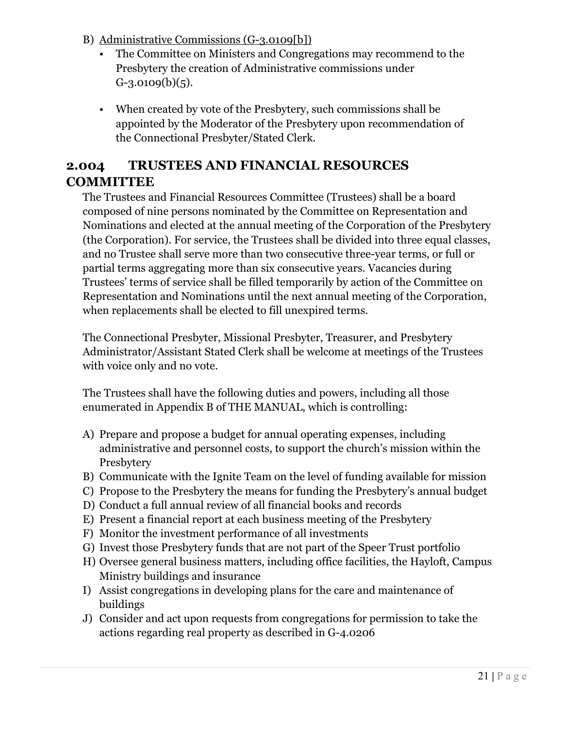B) Administrative Commissions (G-3.0109[b])

- The Committee on Ministers and Congregations may recommend to the Presbytery the creation of Administrative commissions under G-3.0109(b)(5).

- When created by vote of the Presbytery, such commissions shall be appointed by the Moderator of the Presbytery upon recommendation of the Connectional Presbyter/Stated Clerk.

## 2.004 TRUSTEES AND FINANCIAL RESOURCES COMMITTEE

The Trustees and Financial Resources Committee (Trustees) shall be a board composed of nine persons nominated by the Committee on Representation and Nominations and elected at the annual meeting of the Corporation of the Presbytery (the Corporation). For service, the Trustees shall be divided into three equal classes, and no Trustee shall serve more than two consecutive three-year terms, or full or partial terms aggregating more than six consecutive years. Vacancies during Trustees' terms of service shall be filled temporarily by action of the Committee on Representation and Nominations until the next annual meeting of the Corporation, when replacements shall be elected to fill unexpired terms.

The Connectional Presbyter, Missional Presbyter, Treasurer, and Presbytery Administrator/Assistant Stated Clerk shall be welcome at meetings of the Trustees with voice only and no vote.

The Trustees shall have the following duties and powers, including all those enumerated in Appendix B of THE MANUAL, which is controlling:

A) Prepare and propose a budget for annual operating expenses, including administrative and personnel costs, to support the church's mission within the Presbytery
B) Communicate with the Ignite Team on the level of funding available for mission
C) Propose to the Presbytery the means for funding the Presbytery's annual budget
D) Conduct a full annual review of all financial books and records
E) Present a financial report at each business meeting of the Presbytery
F) Monitor the investment performance of all investments
G) Invest those Presbytery funds that are not part of the Speer Trust portfolio
H) Oversee general business matters, including office facilities, the Hayloft, Campus Ministry buildings and insurance
I) Assist congregations in developing plans for the care and maintenance of buildings
J) Consider and act upon requests from congregations for permission to take the actions regarding real property as described in G-4.0206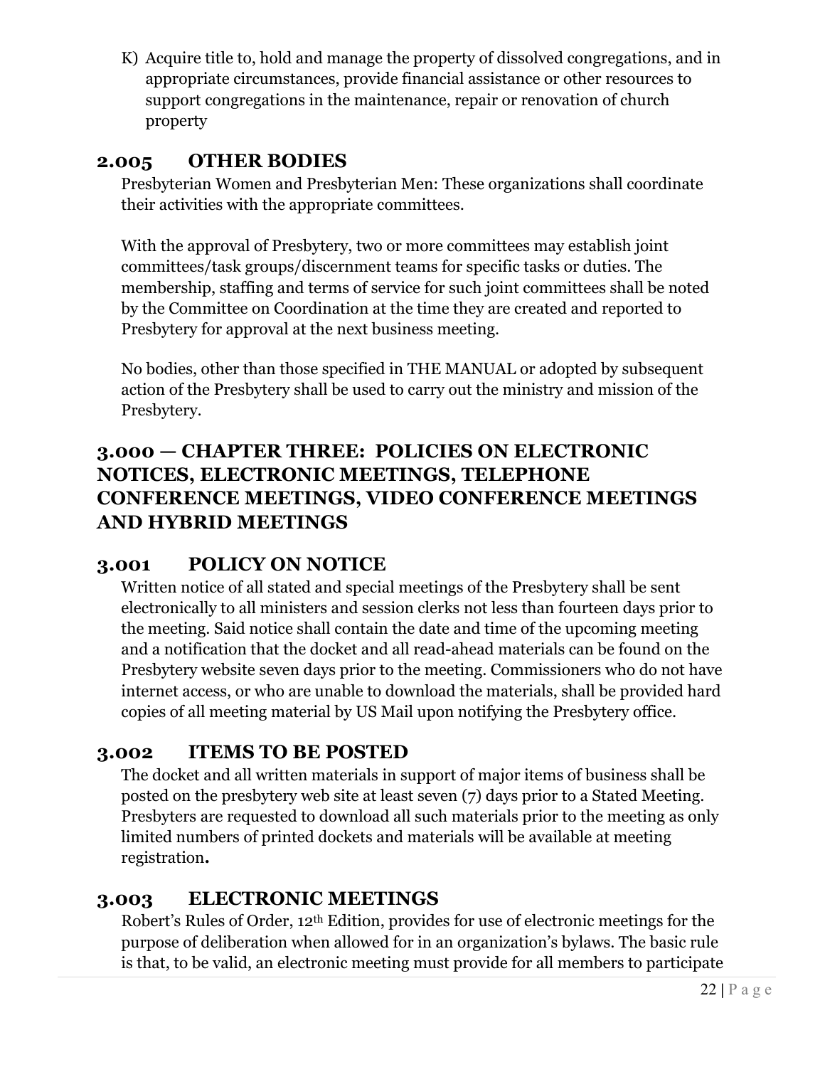K) Acquire title to, hold and manage the property of dissolved congregations, and in appropriate circumstances, provide financial assistance or other resources to support congregations in the maintenance, repair or renovation of church property

## 2.005 OTHER BODIES

Presbyterian Women and Presbyterian Men: These organizations shall coordinate their activities with the appropriate committees.

With the approval of Presbytery, two or more committees may establish joint committees/task groups/discernment teams for specific tasks or duties. The membership, staffing and terms of service for such joint committees shall be noted by the Committee on Coordination at the time they are created and reported to Presbytery for approval at the next business meeting.

No bodies, other than those specified in THE MANUAL or adopted by subsequent action of the Presbytery shall be used to carry out the ministry and mission of the Presbytery.

# 3.000 — CHAPTER THREE: POLICIES ON ELECTRONIC NOTICES, ELECTRONIC MEETINGS, TELEPHONE CONFERENCE MEETINGS, VIDEO CONFERENCE MEETINGS AND HYBRID MEETINGS

## 3.001 POLICY ON NOTICE

Written notice of all stated and special meetings of the Presbytery shall be sent electronically to all ministers and session clerks not less than fourteen days prior to the meeting. Said notice shall contain the date and time of the upcoming meeting and a notification that the docket and all read-ahead materials can be found on the Presbytery website seven days prior to the meeting. Commissioners who do not have internet access, or who are unable to download the materials, shall be provided hard copies of all meeting material by US Mail upon notifying the Presbytery office.

## 3.002 ITEMS TO BE POSTED

The docket and all written materials in support of major items of business shall be posted on the presbytery web site at least seven (7) days prior to a Stated Meeting. Presbyters are requested to download all such materials prior to the meeting as only limited numbers of printed dockets and materials will be available at meeting registration**.**

## 3.003 ELECTRONIC MEETINGS

Robert's Rules of Order, 12th Edition, provides for use of electronic meetings for the purpose of deliberation when allowed for in an organization's bylaws. The basic rule is that, to be valid, an electronic meeting must provide for all members to participate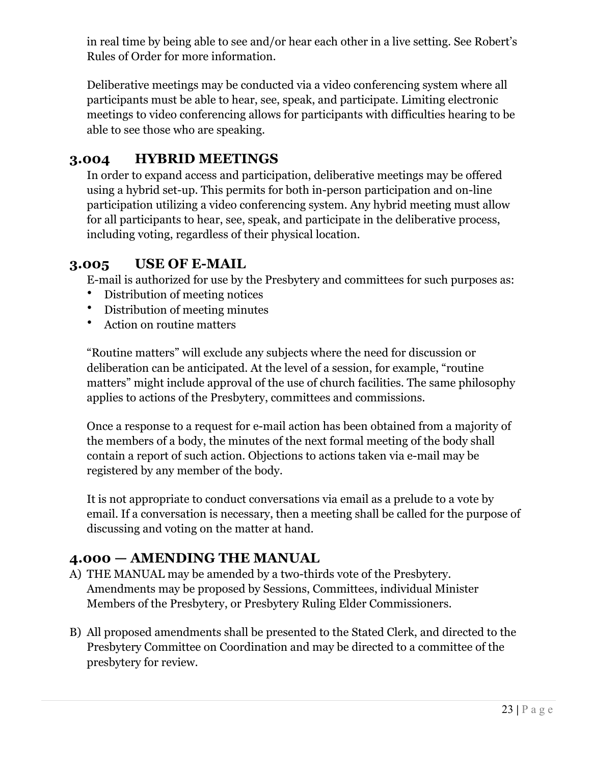in real time by being able to see and/or hear each other in a live setting. See Robert's Rules of Order for more information.

Deliberative meetings may be conducted via a video conferencing system where all participants must be able to hear, see, speak, and participate. Limiting electronic meetings to video conferencing allows for participants with difficulties hearing to be able to see those who are speaking.

### 3.004 HYBRID MEETINGS

In order to expand access and participation, deliberative meetings may be offered using a hybrid set-up. This permits for both in-person participation and on-line participation utilizing a video conferencing system. Any hybrid meeting must allow for all participants to hear, see, speak, and participate in the deliberative process, including voting, regardless of their physical location.

### 3.005 USE OF E-MAIL

E-mail is authorized for use by the Presbytery and committees for such purposes as:

- Distribution of meeting notices
- Distribution of meeting minutes
- Action on routine matters

"Routine matters" will exclude any subjects where the need for discussion or deliberation can be anticipated. At the level of a session, for example, "routine matters" might include approval of the use of church facilities. The same philosophy applies to actions of the Presbytery, committees and commissions.

Once a response to a request for e-mail action has been obtained from a majority of the members of a body, the minutes of the next formal meeting of the body shall contain a report of such action. Objections to actions taken via e-mail may be registered by any member of the body.

It is not appropriate to conduct conversations via email as a prelude to a vote by email. If a conversation is necessary, then a meeting shall be called for the purpose of discussing and voting on the matter at hand.

## 4.000 — AMENDING THE MANUAL

A) THE MANUAL may be amended by a two-thirds vote of the Presbytery. Amendments may be proposed by Sessions, Committees, individual Minister Members of the Presbytery, or Presbytery Ruling Elder Commissioners.

B) All proposed amendments shall be presented to the Stated Clerk, and directed to the Presbytery Committee on Coordination and may be directed to a committee of the presbytery for review.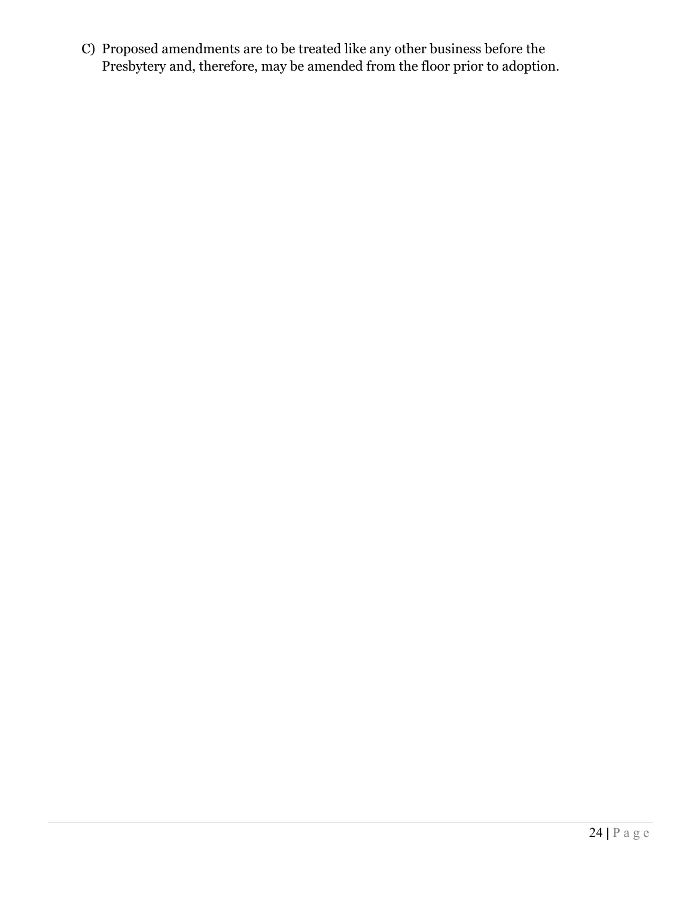C) Proposed amendments are to be treated like any other business before the Presbytery and, therefore, may be amended from the floor prior to adoption.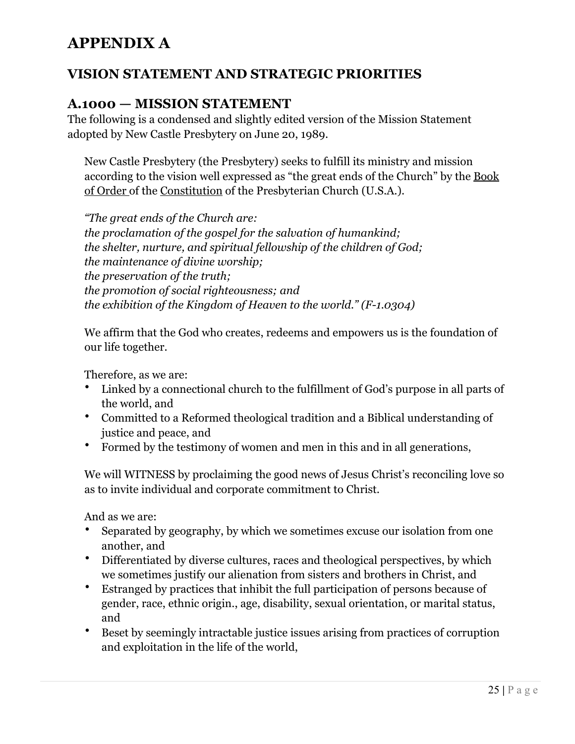# APPENDIX A

## VISION STATEMENT AND STRATEGIC PRIORITIES

### A.1000 — MISSION STATEMENT

The following is a condensed and slightly edited version of the Mission Statement adopted by New Castle Presbytery on June 20, 1989.

> New Castle Presbytery (the Presbytery) seeks to fulfill its ministry and mission according to the vision well expressed as "the great ends of the Church" by the <u>Book of Order</u> of the <u>Constitution</u> of the Presbyterian Church (U.S.A.).
>
> *"The great ends of the Church are:*
> *the proclamation of the gospel for the salvation of humankind;*
> *the shelter, nurture, and spiritual fellowship of the children of God;*
> *the maintenance of divine worship;*
> *the preservation of the truth;*
> *the promotion of social righteousness; and*
> *the exhibition of the Kingdom of Heaven to the world." (F-1.0304)*
>
> We affirm that the God who creates, redeems and empowers us is the foundation of our life together.
>
> Therefore, as we are:
>
> - Linked by a connectional church to the fulfillment of God's purpose in all parts of the world, and
> - Committed to a Reformed theological tradition and a Biblical understanding of justice and peace, and
> - Formed by the testimony of women and men in this and in all generations,
>
> We will WITNESS by proclaiming the good news of Jesus Christ's reconciling love so as to invite individual and corporate commitment to Christ.
>
> And as we are:
>
> - Separated by geography, by which we sometimes excuse our isolation from one another, and
> - Differentiated by diverse cultures, races and theological perspectives, by which we sometimes justify our alienation from sisters and brothers in Christ, and
> - Estranged by practices that inhibit the full participation of persons because of gender, race, ethnic origin., age, disability, sexual orientation, or marital status, and
> - Beset by seemingly intractable justice issues arising from practices of corruption and exploitation in the life of the world,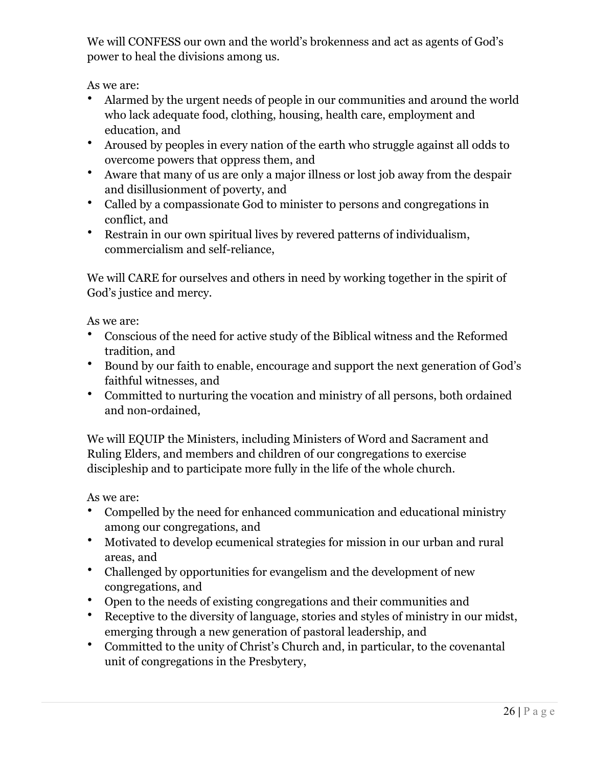We will CONFESS our own and the world's brokenness and act as agents of God's power to heal the divisions among us.

As we are:

- Alarmed by the urgent needs of people in our communities and around the world who lack adequate food, clothing, housing, health care, employment and education, and
- Aroused by peoples in every nation of the earth who struggle against all odds to overcome powers that oppress them, and
- Aware that many of us are only a major illness or lost job away from the despair and disillusionment of poverty, and
- Called by a compassionate God to minister to persons and congregations in conflict, and
- Restrain in our own spiritual lives by revered patterns of individualism, commercialism and self-reliance,

We will CARE for ourselves and others in need by working together in the spirit of God's justice and mercy.

As we are:

- Conscious of the need for active study of the Biblical witness and the Reformed tradition, and
- Bound by our faith to enable, encourage and support the next generation of God's faithful witnesses, and
- Committed to nurturing the vocation and ministry of all persons, both ordained and non-ordained,

We will EQUIP the Ministers, including Ministers of Word and Sacrament and Ruling Elders, and members and children of our congregations to exercise discipleship and to participate more fully in the life of the whole church.

As we are:

- Compelled by the need for enhanced communication and educational ministry among our congregations, and
- Motivated to develop ecumenical strategies for mission in our urban and rural areas, and
- Challenged by opportunities for evangelism and the development of new congregations, and
- Open to the needs of existing congregations and their communities and
- Receptive to the diversity of language, stories and styles of ministry in our midst, emerging through a new generation of pastoral leadership, and
- Committed to the unity of Christ's Church and, in particular, to the covenantal unit of congregations in the Presbytery,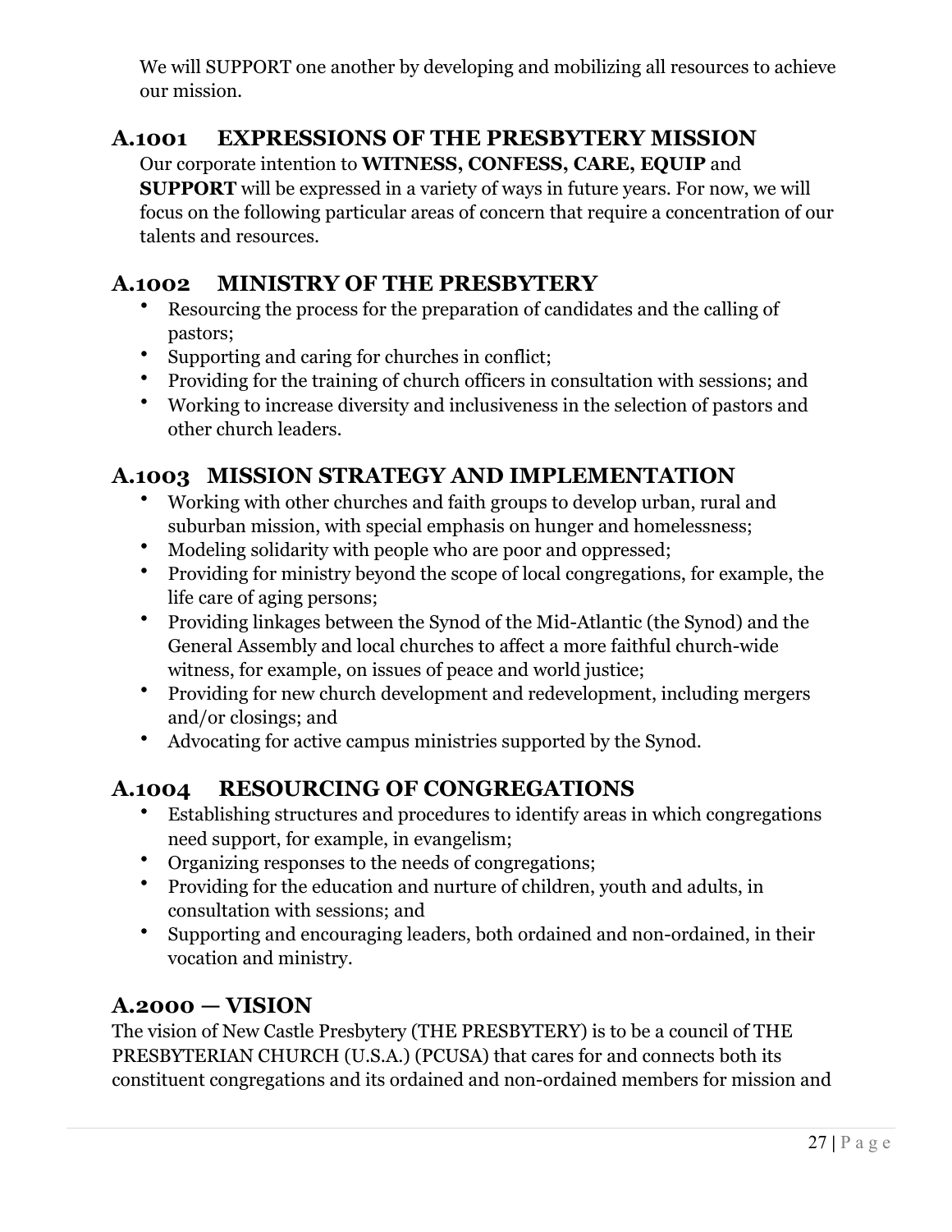We will SUPPORT one another by developing and mobilizing all resources to achieve our mission.

## A.1001 EXPRESSIONS OF THE PRESBYTERY MISSION

Our corporate intention to **WITNESS, CONFESS, CARE, EQUIP** and **SUPPORT** will be expressed in a variety of ways in future years. For now, we will focus on the following particular areas of concern that require a concentration of our talents and resources.

## A.1002 MINISTRY OF THE PRESBYTERY

- Resourcing the process for the preparation of candidates and the calling of pastors;
- Supporting and caring for churches in conflict;
- Providing for the training of church officers in consultation with sessions; and
- Working to increase diversity and inclusiveness in the selection of pastors and other church leaders.

## A.1003 MISSION STRATEGY AND IMPLEMENTATION

- Working with other churches and faith groups to develop urban, rural and suburban mission, with special emphasis on hunger and homelessness;
- Modeling solidarity with people who are poor and oppressed;
- Providing for ministry beyond the scope of local congregations, for example, the life care of aging persons;
- Providing linkages between the Synod of the Mid-Atlantic (the Synod) and the General Assembly and local churches to affect a more faithful church-wide witness, for example, on issues of peace and world justice;
- Providing for new church development and redevelopment, including mergers and/or closings; and
- Advocating for active campus ministries supported by the Synod.

## A.1004 RESOURCING OF CONGREGATIONS

- Establishing structures and procedures to identify areas in which congregations need support, for example, in evangelism;
- Organizing responses to the needs of congregations;
- Providing for the education and nurture of children, youth and adults, in consultation with sessions; and
- Supporting and encouraging leaders, both ordained and non-ordained, in their vocation and ministry.

## A.2000 — VISION

The vision of New Castle Presbytery (THE PRESBYTERY) is to be a council of THE PRESBYTERIAN CHURCH (U.S.A.) (PCUSA) that cares for and connects both its constituent congregations and its ordained and non-ordained members for mission and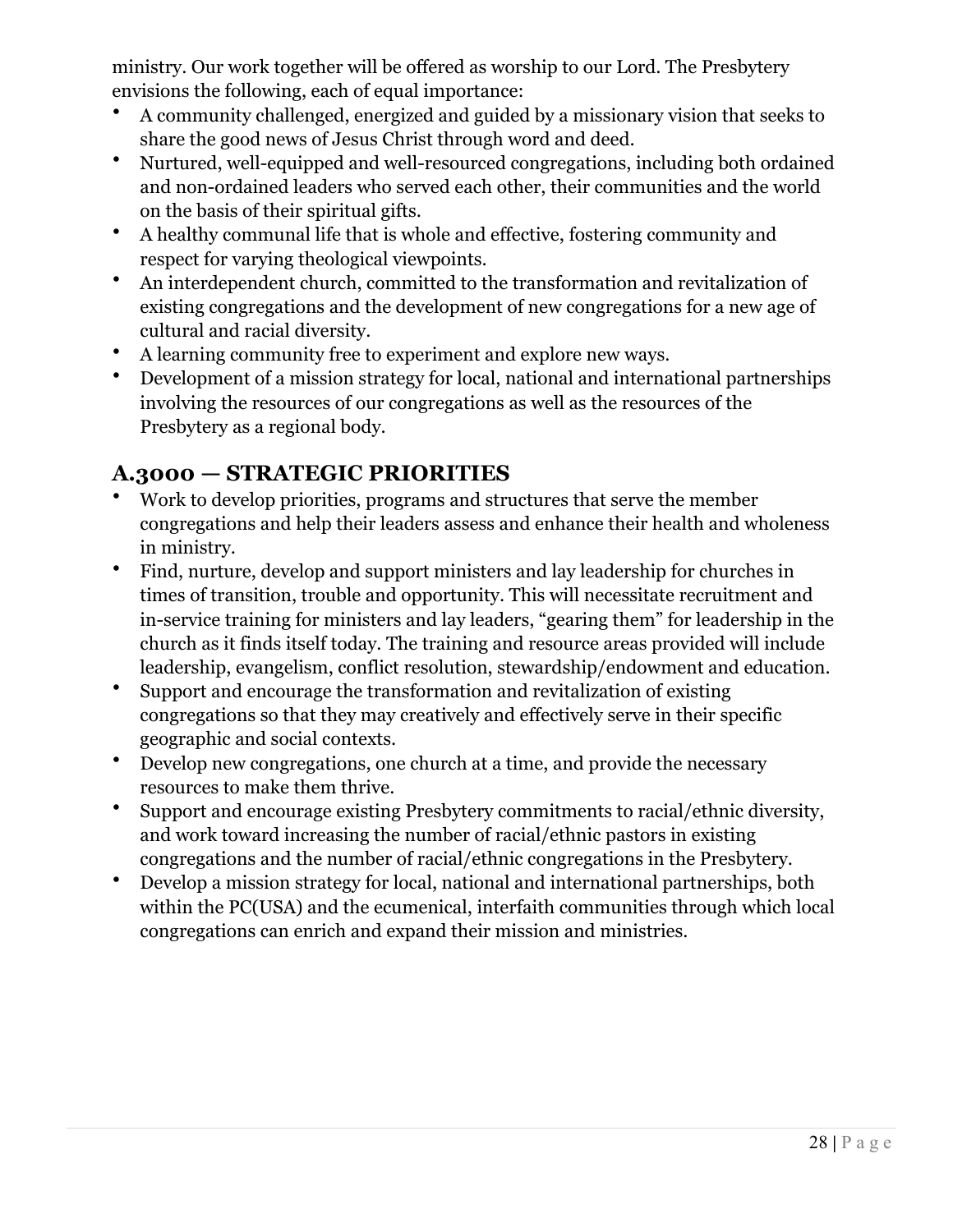ministry. Our work together will be offered as worship to our Lord. The Presbytery envisions the following, each of equal importance:

- A community challenged, energized and guided by a missionary vision that seeks to share the good news of Jesus Christ through word and deed.
- Nurtured, well-equipped and well-resourced congregations, including both ordained and non-ordained leaders who served each other, their communities and the world on the basis of their spiritual gifts.
- A healthy communal life that is whole and effective, fostering community and respect for varying theological viewpoints.
- An interdependent church, committed to the transformation and revitalization of existing congregations and the development of new congregations for a new age of cultural and racial diversity.
- A learning community free to experiment and explore new ways.
- Development of a mission strategy for local, national and international partnerships involving the resources of our congregations as well as the resources of the Presbytery as a regional body.

## A.3000 — STRATEGIC PRIORITIES

- Work to develop priorities, programs and structures that serve the member congregations and help their leaders assess and enhance their health and wholeness in ministry.
- Find, nurture, develop and support ministers and lay leadership for churches in times of transition, trouble and opportunity. This will necessitate recruitment and in-service training for ministers and lay leaders, "gearing them" for leadership in the church as it finds itself today. The training and resource areas provided will include leadership, evangelism, conflict resolution, stewardship/endowment and education.
- Support and encourage the transformation and revitalization of existing congregations so that they may creatively and effectively serve in their specific geographic and social contexts.
- Develop new congregations, one church at a time, and provide the necessary resources to make them thrive.
- Support and encourage existing Presbytery commitments to racial/ethnic diversity, and work toward increasing the number of racial/ethnic pastors in existing congregations and the number of racial/ethnic congregations in the Presbytery.
- Develop a mission strategy for local, national and international partnerships, both within the PC(USA) and the ecumenical, interfaith communities through which local congregations can enrich and expand their mission and ministries.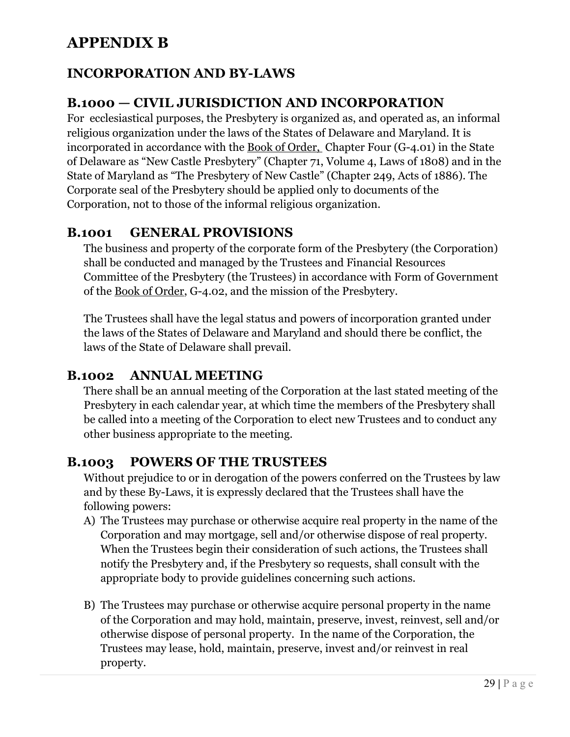# APPENDIX B

## INCORPORATION AND BY-LAWS

### B.1000 — CIVIL JURISDICTION AND INCORPORATION

For ecclesiastical purposes, the Presbytery is organized as, and operated as, an informal religious organization under the laws of the States of Delaware and Maryland. It is incorporated in accordance with the <u>Book of Order,</u> Chapter Four (G-4.01) in the State of Delaware as "New Castle Presbytery" (Chapter 71, Volume 4, Laws of 1808) and in the State of Maryland as "The Presbytery of New Castle" (Chapter 249, Acts of 1886). The Corporate seal of the Presbytery should be applied only to documents of the Corporation, not to those of the informal religious organization.

### B.1001 GENERAL PROVISIONS

The business and property of the corporate form of the Presbytery (the Corporation) shall be conducted and managed by the Trustees and Financial Resources Committee of the Presbytery (the Trustees) in accordance with Form of Government of the <u>Book of Order</u>, G-4.02, and the mission of the Presbytery.

The Trustees shall have the legal status and powers of incorporation granted under the laws of the States of Delaware and Maryland and should there be conflict, the laws of the State of Delaware shall prevail.

### B.1002 ANNUAL MEETING

There shall be an annual meeting of the Corporation at the last stated meeting of the Presbytery in each calendar year, at which time the members of the Presbytery shall be called into a meeting of the Corporation to elect new Trustees and to conduct any other business appropriate to the meeting.

### B.1003 POWERS OF THE TRUSTEES

Without prejudice to or in derogation of the powers conferred on the Trustees by law and by these By-Laws, it is expressly declared that the Trustees shall have the following powers:

A) The Trustees may purchase or otherwise acquire real property in the name of the Corporation and may mortgage, sell and/or otherwise dispose of real property. When the Trustees begin their consideration of such actions, the Trustees shall notify the Presbytery and, if the Presbytery so requests, shall consult with the appropriate body to provide guidelines concerning such actions.

B) The Trustees may purchase or otherwise acquire personal property in the name of the Corporation and may hold, maintain, preserve, invest, reinvest, sell and/or otherwise dispose of personal property. In the name of the Corporation, the Trustees may lease, hold, maintain, preserve, invest and/or reinvest in real property.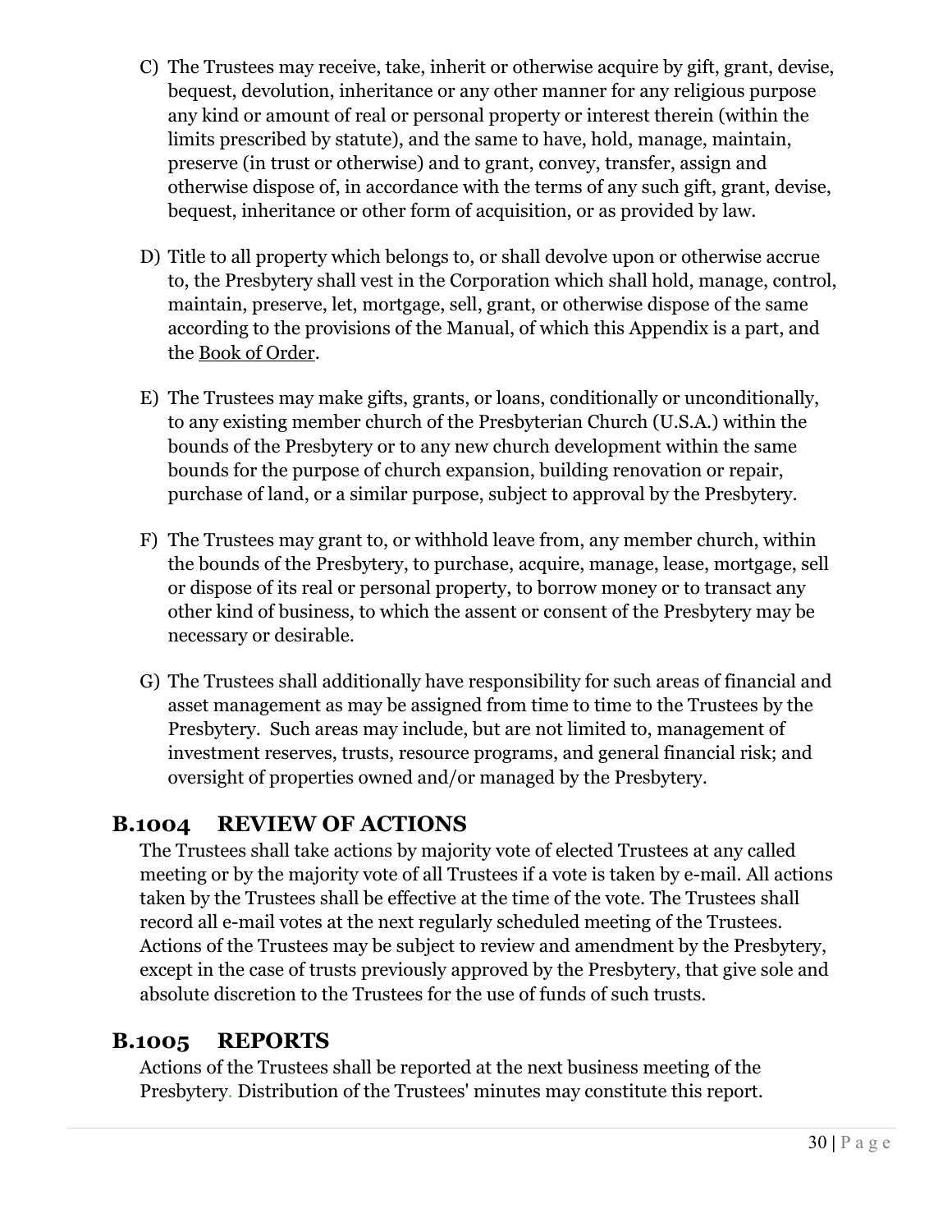C) The Trustees may receive, take, inherit or otherwise acquire by gift, grant, devise, bequest, devolution, inheritance or any other manner for any religious purpose any kind or amount of real or personal property or interest therein (within the limits prescribed by statute), and the same to have, hold, manage, maintain, preserve (in trust or otherwise) and to grant, convey, transfer, assign and otherwise dispose of, in accordance with the terms of any such gift, grant, devise, bequest, inheritance or other form of acquisition, or as provided by law.

D) Title to all property which belongs to, or shall devolve upon or otherwise accrue to, the Presbytery shall vest in the Corporation which shall hold, manage, control, maintain, preserve, let, mortgage, sell, grant, or otherwise dispose of the same according to the provisions of the Manual, of which this Appendix is a part, and the Book of Order.

E) The Trustees may make gifts, grants, or loans, conditionally or unconditionally, to any existing member church of the Presbyterian Church (U.S.A.) within the bounds of the Presbytery or to any new church development within the same bounds for the purpose of church expansion, building renovation or repair, purchase of land, or a similar purpose, subject to approval by the Presbytery.

F) The Trustees may grant to, or withhold leave from, any member church, within the bounds of the Presbytery, to purchase, acquire, manage, lease, mortgage, sell or dispose of its real or personal property, to borrow money or to transact any other kind of business, to which the assent or consent of the Presbytery may be necessary or desirable.

G) The Trustees shall additionally have responsibility for such areas of financial and asset management as may be assigned from time to time to the Trustees by the Presbytery. Such areas may include, but are not limited to, management of investment reserves, trusts, resource programs, and general financial risk; and oversight of properties owned and/or managed by the Presbytery.

## B.1004 REVIEW OF ACTIONS

The Trustees shall take actions by majority vote of elected Trustees at any called meeting or by the majority vote of all Trustees if a vote is taken by e-mail. All actions taken by the Trustees shall be effective at the time of the vote. The Trustees shall record all e-mail votes at the next regularly scheduled meeting of the Trustees. Actions of the Trustees may be subject to review and amendment by the Presbytery, except in the case of trusts previously approved by the Presbytery, that give sole and absolute discretion to the Trustees for the use of funds of such trusts.

## B.1005 REPORTS

Actions of the Trustees shall be reported at the next business meeting of the Presbytery. Distribution of the Trustees' minutes may constitute this report.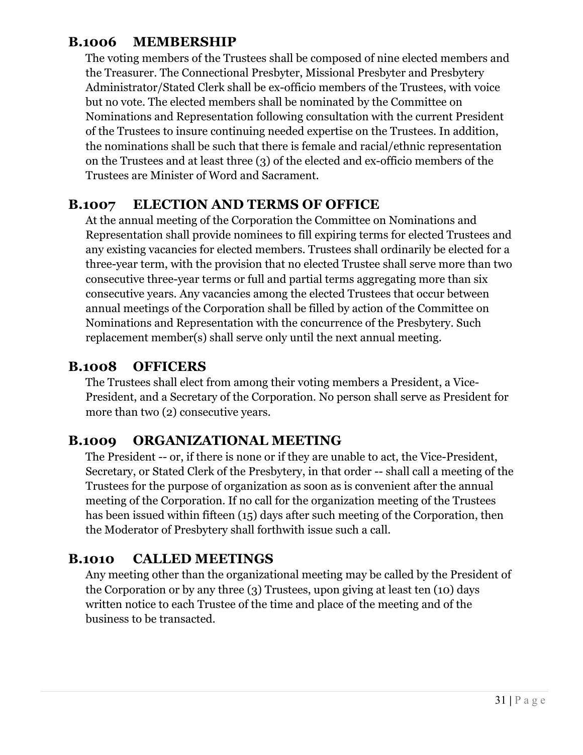## B.1006 MEMBERSHIP

The voting members of the Trustees shall be composed of nine elected members and the Treasurer. The Connectional Presbyter, Missional Presbyter and Presbytery Administrator/Stated Clerk shall be ex-officio members of the Trustees, with voice but no vote. The elected members shall be nominated by the Committee on Nominations and Representation following consultation with the current President of the Trustees to insure continuing needed expertise on the Trustees. In addition, the nominations shall be such that there is female and racial/ethnic representation on the Trustees and at least three (3) of the elected and ex-officio members of the Trustees are Minister of Word and Sacrament.

## B.1007 ELECTION AND TERMS OF OFFICE

At the annual meeting of the Corporation the Committee on Nominations and Representation shall provide nominees to fill expiring terms for elected Trustees and any existing vacancies for elected members. Trustees shall ordinarily be elected for a three-year term, with the provision that no elected Trustee shall serve more than two consecutive three-year terms or full and partial terms aggregating more than six consecutive years. Any vacancies among the elected Trustees that occur between annual meetings of the Corporation shall be filled by action of the Committee on Nominations and Representation with the concurrence of the Presbytery. Such replacement member(s) shall serve only until the next annual meeting.

## B.1008 OFFICERS

The Trustees shall elect from among their voting members a President, a Vice-President, and a Secretary of the Corporation. No person shall serve as President for more than two (2) consecutive years.

## B.1009 ORGANIZATIONAL MEETING

The President -- or, if there is none or if they are unable to act, the Vice-President, Secretary, or Stated Clerk of the Presbytery, in that order -- shall call a meeting of the Trustees for the purpose of organization as soon as is convenient after the annual meeting of the Corporation. If no call for the organization meeting of the Trustees has been issued within fifteen (15) days after such meeting of the Corporation, then the Moderator of Presbytery shall forthwith issue such a call.

## B.1010 CALLED MEETINGS

Any meeting other than the organizational meeting may be called by the President of the Corporation or by any three (3) Trustees, upon giving at least ten (10) days written notice to each Trustee of the time and place of the meeting and of the business to be transacted.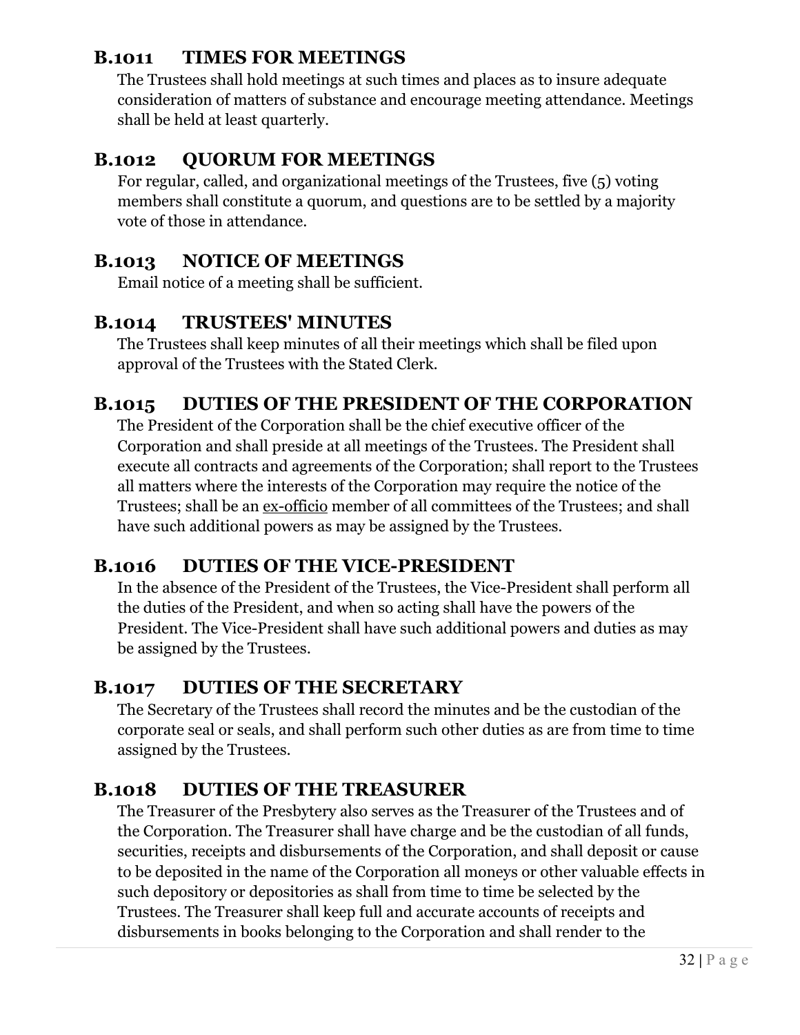## B.1011 TIMES FOR MEETINGS

The Trustees shall hold meetings at such times and places as to insure adequate consideration of matters of substance and encourage meeting attendance. Meetings shall be held at least quarterly.

## B.1012 QUORUM FOR MEETINGS

For regular, called, and organizational meetings of the Trustees, five (5) voting members shall constitute a quorum, and questions are to be settled by a majority vote of those in attendance.

## B.1013 NOTICE OF MEETINGS

Email notice of a meeting shall be sufficient.

## B.1014 TRUSTEES' MINUTES

The Trustees shall keep minutes of all their meetings which shall be filed upon approval of the Trustees with the Stated Clerk.

## B.1015 DUTIES OF THE PRESIDENT OF THE CORPORATION

The President of the Corporation shall be the chief executive officer of the Corporation and shall preside at all meetings of the Trustees. The President shall execute all contracts and agreements of the Corporation; shall report to the Trustees all matters where the interests of the Corporation may require the notice of the Trustees; shall be an ex-officio member of all committees of the Trustees; and shall have such additional powers as may be assigned by the Trustees.

## B.1016 DUTIES OF THE VICE-PRESIDENT

In the absence of the President of the Trustees, the Vice-President shall perform all the duties of the President, and when so acting shall have the powers of the President. The Vice-President shall have such additional powers and duties as may be assigned by the Trustees.

## B.1017 DUTIES OF THE SECRETARY

The Secretary of the Trustees shall record the minutes and be the custodian of the corporate seal or seals, and shall perform such other duties as are from time to time assigned by the Trustees.

## B.1018 DUTIES OF THE TREASURER

The Treasurer of the Presbytery also serves as the Treasurer of the Trustees and of the Corporation. The Treasurer shall have charge and be the custodian of all funds, securities, receipts and disbursements of the Corporation, and shall deposit or cause to be deposited in the name of the Corporation all moneys or other valuable effects in such depository or depositories as shall from time to time be selected by the Trustees. The Treasurer shall keep full and accurate accounts of receipts and disbursements in books belonging to the Corporation and shall render to the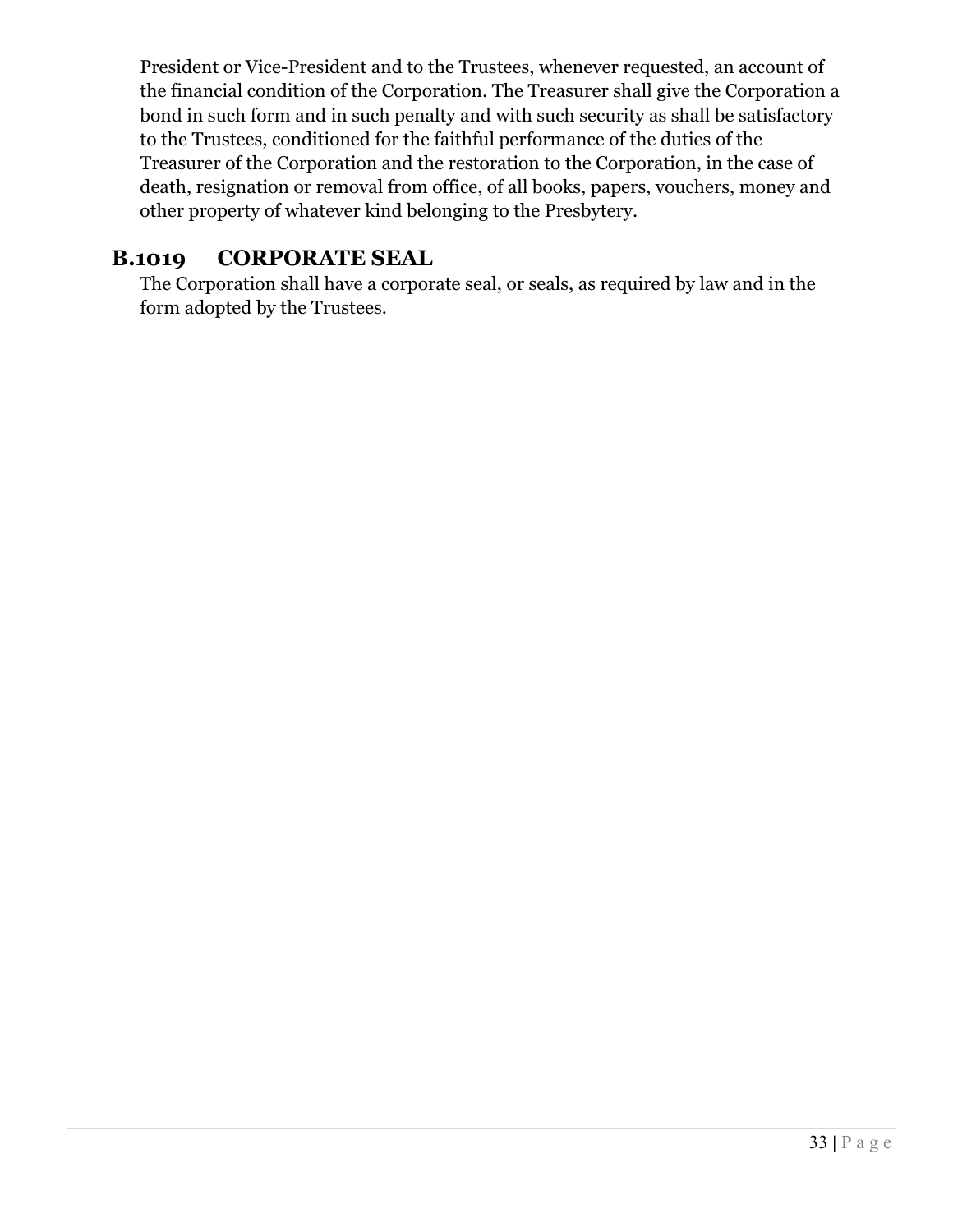President or Vice-President and to the Trustees, whenever requested, an account of the financial condition of the Corporation. The Treasurer shall give the Corporation a bond in such form and in such penalty and with such security as shall be satisfactory to the Trustees, conditioned for the faithful performance of the duties of the Treasurer of the Corporation and the restoration to the Corporation, in the case of death, resignation or removal from office, of all books, papers, vouchers, money and other property of whatever kind belonging to the Presbytery.

## B.1019 CORPORATE SEAL

The Corporation shall have a corporate seal, or seals, as required by law and in the form adopted by the Trustees.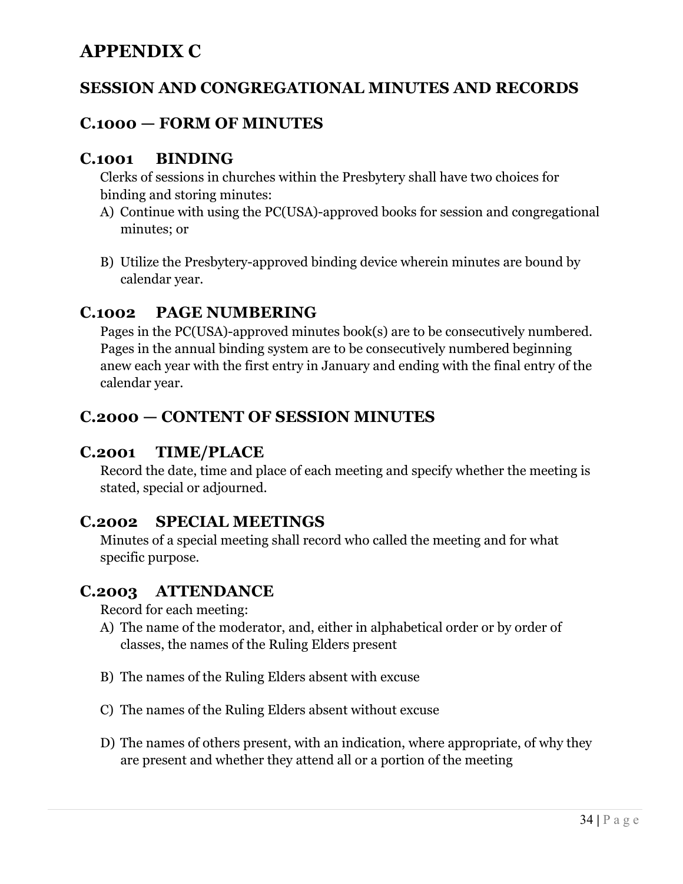# APPENDIX C

## SESSION AND CONGREGATIONAL MINUTES AND RECORDS

## C.1000 — FORM OF MINUTES

### C.1001 BINDING

Clerks of sessions in churches within the Presbytery shall have two choices for binding and storing minutes:

A) Continue with using the PC(USA)-approved books for session and congregational minutes; or

B) Utilize the Presbytery-approved binding device wherein minutes are bound by calendar year.

### C.1002 PAGE NUMBERING

Pages in the PC(USA)-approved minutes book(s) are to be consecutively numbered. Pages in the annual binding system are to be consecutively numbered beginning anew each year with the first entry in January and ending with the final entry of the calendar year.

## C.2000 — CONTENT OF SESSION MINUTES

### C.2001 TIME/PLACE

Record the date, time and place of each meeting and specify whether the meeting is stated, special or adjourned.

### C.2002 SPECIAL MEETINGS

Minutes of a special meeting shall record who called the meeting and for what specific purpose.

### C.2003 ATTENDANCE

Record for each meeting:

A) The name of the moderator, and, either in alphabetical order or by order of classes, the names of the Ruling Elders present

B) The names of the Ruling Elders absent with excuse

C) The names of the Ruling Elders absent without excuse

D) The names of others present, with an indication, where appropriate, of why they are present and whether they attend all or a portion of the meeting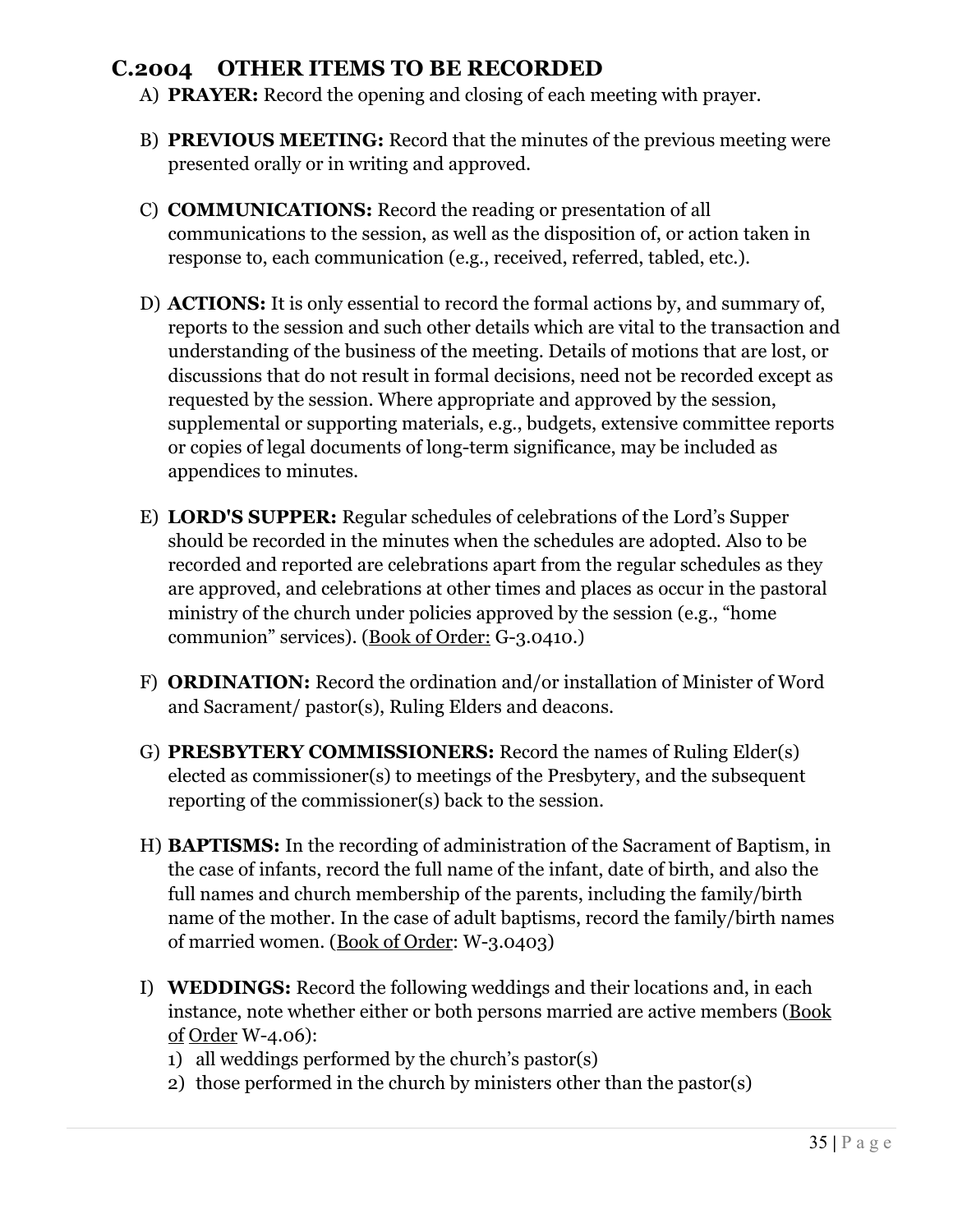## C.2004 OTHER ITEMS TO BE RECORDED

A) **PRAYER:** Record the opening and closing of each meeting with prayer.

B) **PREVIOUS MEETING:** Record that the minutes of the previous meeting were presented orally or in writing and approved.

C) **COMMUNICATIONS:** Record the reading or presentation of all communications to the session, as well as the disposition of, or action taken in response to, each communication (e.g., received, referred, tabled, etc.).

D) **ACTIONS:** It is only essential to record the formal actions by, and summary of, reports to the session and such other details which are vital to the transaction and understanding of the business of the meeting. Details of motions that are lost, or discussions that do not result in formal decisions, need not be recorded except as requested by the session. Where appropriate and approved by the session, supplemental or supporting materials, e.g., budgets, extensive committee reports or copies of legal documents of long-term significance, may be included as appendices to minutes.

E) **LORD'S SUPPER:** Regular schedules of celebrations of the Lord's Supper should be recorded in the minutes when the schedules are adopted. Also to be recorded and reported are celebrations apart from the regular schedules as they are approved, and celebrations at other times and places as occur in the pastoral ministry of the church under policies approved by the session (e.g., "home communion" services). (Book of Order: G-3.0410.)

F) **ORDINATION:** Record the ordination and/or installation of Minister of Word and Sacrament/ pastor(s), Ruling Elders and deacons.

G) **PRESBYTERY COMMISSIONERS:** Record the names of Ruling Elder(s) elected as commissioner(s) to meetings of the Presbytery, and the subsequent reporting of the commissioner(s) back to the session.

H) **BAPTISMS:** In the recording of administration of the Sacrament of Baptism, in the case of infants, record the full name of the infant, date of birth, and also the full names and church membership of the parents, including the family/birth name of the mother. In the case of adult baptisms, record the family/birth names of married women. (Book of Order: W-3.0403)

I) **WEDDINGS:** Record the following weddings and their locations and, in each instance, note whether either or both persons married are active members (Book of Order W-4.06):
   1) all weddings performed by the church's pastor(s)
   2) those performed in the church by ministers other than the pastor(s)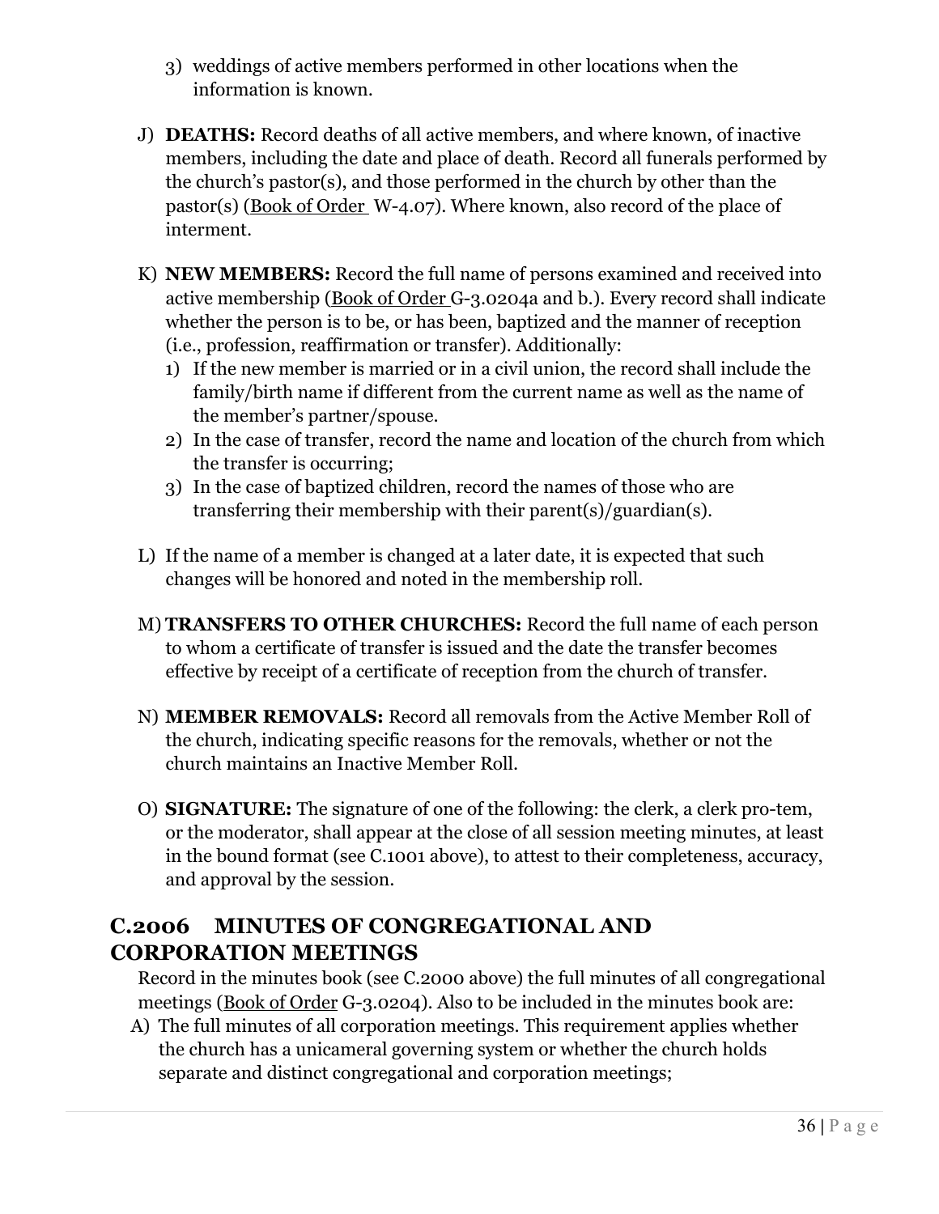3) weddings of active members performed in other locations when the information is known.

J) **DEATHS:** Record deaths of all active members, and where known, of inactive members, including the date and place of death. Record all funerals performed by the church's pastor(s), and those performed in the church by other than the pastor(s) (Book of Order W-4.07). Where known, also record of the place of interment.

K) **NEW MEMBERS:** Record the full name of persons examined and received into active membership (Book of Order G-3.0204a and b.). Every record shall indicate whether the person is to be, or has been, baptized and the manner of reception (i.e., profession, reaffirmation or transfer). Additionally:
   1) If the new member is married or in a civil union, the record shall include the family/birth name if different from the current name as well as the name of the member's partner/spouse.
   2) In the case of transfer, record the name and location of the church from which the transfer is occurring;
   3) In the case of baptized children, record the names of those who are transferring their membership with their parent(s)/guardian(s).

L) If the name of a member is changed at a later date, it is expected that such changes will be honored and noted in the membership roll.

M) **TRANSFERS TO OTHER CHURCHES:** Record the full name of each person to whom a certificate of transfer is issued and the date the transfer becomes effective by receipt of a certificate of reception from the church of transfer.

N) **MEMBER REMOVALS:** Record all removals from the Active Member Roll of the church, indicating specific reasons for the removals, whether or not the church maintains an Inactive Member Roll.

O) **SIGNATURE:** The signature of one of the following: the clerk, a clerk pro-tem, or the moderator, shall appear at the close of all session meeting minutes, at least in the bound format (see C.1001 above), to attest to their completeness, accuracy, and approval by the session.

## C.2006 MINUTES OF CONGREGATIONAL AND CORPORATION MEETINGS

Record in the minutes book (see C.2000 above) the full minutes of all congregational meetings (Book of Order G-3.0204). Also to be included in the minutes book are:

A) The full minutes of all corporation meetings. This requirement applies whether the church has a unicameral governing system or whether the church holds separate and distinct congregational and corporation meetings;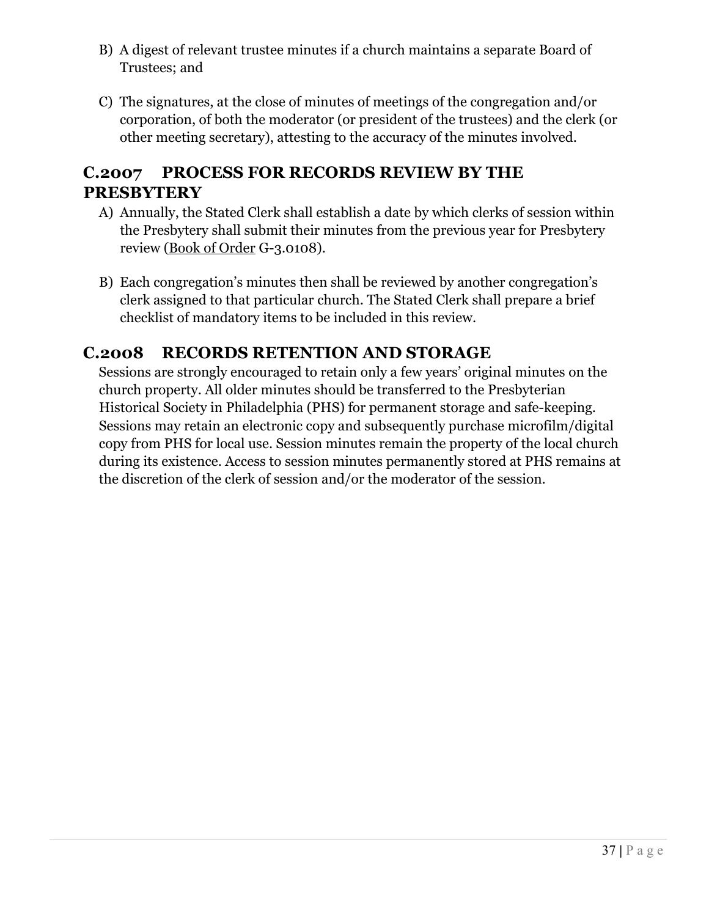B) A digest of relevant trustee minutes if a church maintains a separate Board of Trustees; and

C) The signatures, at the close of minutes of meetings of the congregation and/or corporation, of both the moderator (or president of the trustees) and the clerk (or other meeting secretary), attesting to the accuracy of the minutes involved.

## C.2007 PROCESS FOR RECORDS REVIEW BY THE PRESBYTERY

A) Annually, the Stated Clerk shall establish a date by which clerks of session within the Presbytery shall submit their minutes from the previous year for Presbytery review (Book of Order G-3.0108).

B) Each congregation's minutes then shall be reviewed by another congregation's clerk assigned to that particular church. The Stated Clerk shall prepare a brief checklist of mandatory items to be included in this review.

## C.2008 RECORDS RETENTION AND STORAGE

Sessions are strongly encouraged to retain only a few years' original minutes on the church property. All older minutes should be transferred to the Presbyterian Historical Society in Philadelphia (PHS) for permanent storage and safe-keeping. Sessions may retain an electronic copy and subsequently purchase microfilm/digital copy from PHS for local use. Session minutes remain the property of the local church during its existence. Access to session minutes permanently stored at PHS remains at the discretion of the clerk of session and/or the moderator of the session.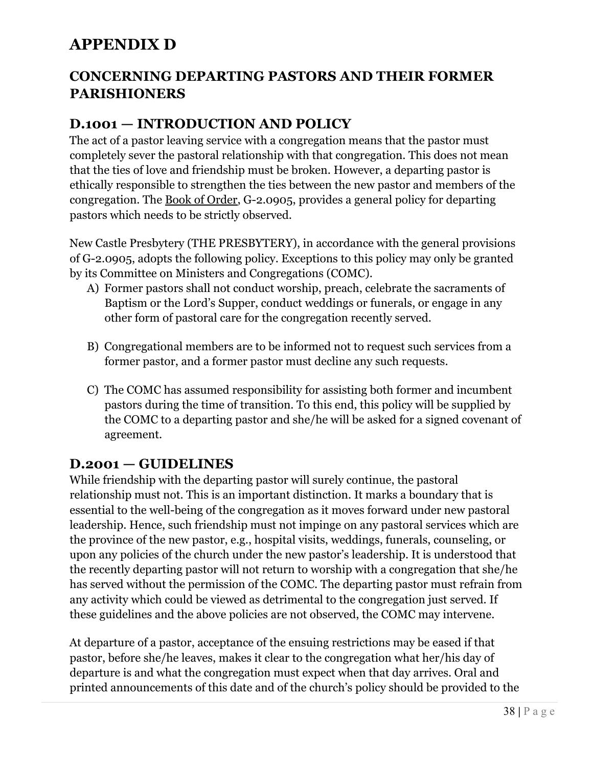# APPENDIX D

## CONCERNING DEPARTING PASTORS AND THEIR FORMER PARISHIONERS

### D.1001 — INTRODUCTION AND POLICY

The act of a pastor leaving service with a congregation means that the pastor must completely sever the pastoral relationship with that congregation. This does not mean that the ties of love and friendship must be broken. However, a departing pastor is ethically responsible to strengthen the ties between the new pastor and members of the congregation. The Book of Order, G-2.0905, provides a general policy for departing pastors which needs to be strictly observed.

New Castle Presbytery (THE PRESBYTERY), in accordance with the general provisions of G-2.0905, adopts the following policy. Exceptions to this policy may only be granted by its Committee on Ministers and Congregations (COMC).

A) Former pastors shall not conduct worship, preach, celebrate the sacraments of Baptism or the Lord's Supper, conduct weddings or funerals, or engage in any other form of pastoral care for the congregation recently served.

B) Congregational members are to be informed not to request such services from a former pastor, and a former pastor must decline any such requests.

C) The COMC has assumed responsibility for assisting both former and incumbent pastors during the time of transition. To this end, this policy will be supplied by the COMC to a departing pastor and she/he will be asked for a signed covenant of agreement.

### D.2001 — GUIDELINES

While friendship with the departing pastor will surely continue, the pastoral relationship must not. This is an important distinction. It marks a boundary that is essential to the well-being of the congregation as it moves forward under new pastoral leadership. Hence, such friendship must not impinge on any pastoral services which are the province of the new pastor, e.g., hospital visits, weddings, funerals, counseling, or upon any policies of the church under the new pastor's leadership. It is understood that the recently departing pastor will not return to worship with a congregation that she/he has served without the permission of the COMC. The departing pastor must refrain from any activity which could be viewed as detrimental to the congregation just served. If these guidelines and the above policies are not observed, the COMC may intervene.

At departure of a pastor, acceptance of the ensuing restrictions may be eased if that pastor, before she/he leaves, makes it clear to the congregation what her/his day of departure is and what the congregation must expect when that day arrives. Oral and printed announcements of this date and of the church's policy should be provided to the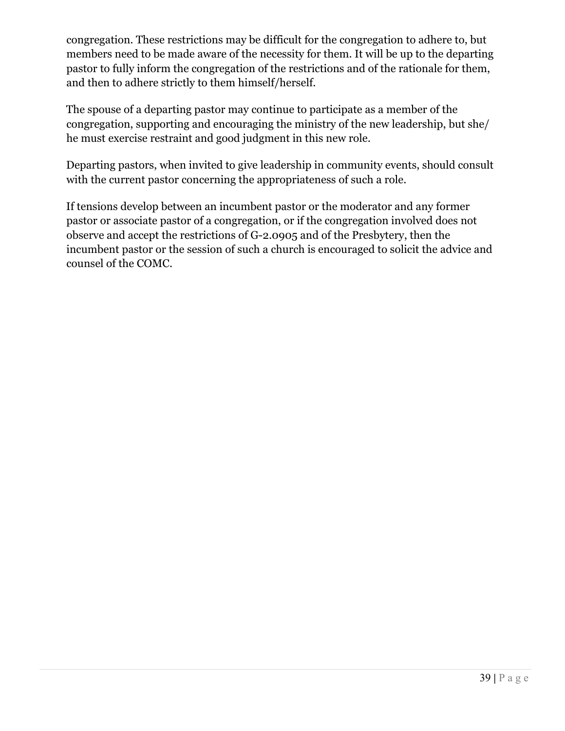congregation. These restrictions may be difficult for the congregation to adhere to, but members need to be made aware of the necessity for them. It will be up to the departing pastor to fully inform the congregation of the restrictions and of the rationale for them, and then to adhere strictly to them himself/herself.

The spouse of a departing pastor may continue to participate as a member of the congregation, supporting and encouraging the ministry of the new leadership, but she/he must exercise restraint and good judgment in this new role.

Departing pastors, when invited to give leadership in community events, should consult with the current pastor concerning the appropriateness of such a role.

If tensions develop between an incumbent pastor or the moderator and any former pastor or associate pastor of a congregation, or if the congregation involved does not observe and accept the restrictions of G-2.0905 and of the Presbytery, then the incumbent pastor or the session of such a church is encouraged to solicit the advice and counsel of the COMC.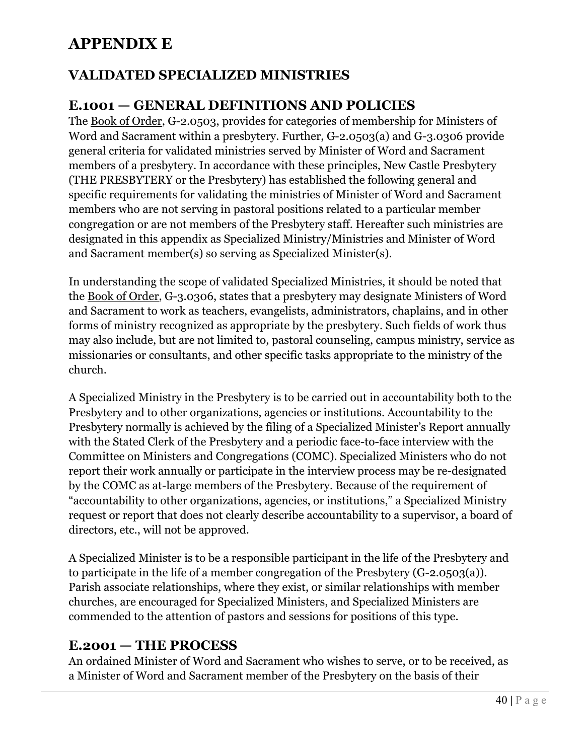# APPENDIX E

## VALIDATED SPECIALIZED MINISTRIES

### E.1001 — GENERAL DEFINITIONS AND POLICIES

The Book of Order, G-2.0503, provides for categories of membership for Ministers of Word and Sacrament within a presbytery. Further, G-2.0503(a) and G-3.0306 provide general criteria for validated ministries served by Minister of Word and Sacrament members of a presbytery. In accordance with these principles, New Castle Presbytery (THE PRESBYTERY or the Presbytery) has established the following general and specific requirements for validating the ministries of Minister of Word and Sacrament members who are not serving in pastoral positions related to a particular member congregation or are not members of the Presbytery staff. Hereafter such ministries are designated in this appendix as Specialized Ministry/Ministries and Minister of Word and Sacrament member(s) so serving as Specialized Minister(s).

In understanding the scope of validated Specialized Ministries, it should be noted that the Book of Order, G-3.0306, states that a presbytery may designate Ministers of Word and Sacrament to work as teachers, evangelists, administrators, chaplains, and in other forms of ministry recognized as appropriate by the presbytery. Such fields of work thus may also include, but are not limited to, pastoral counseling, campus ministry, service as missionaries or consultants, and other specific tasks appropriate to the ministry of the church.

A Specialized Ministry in the Presbytery is to be carried out in accountability both to the Presbytery and to other organizations, agencies or institutions. Accountability to the Presbytery normally is achieved by the filing of a Specialized Minister's Report annually with the Stated Clerk of the Presbytery and a periodic face-to-face interview with the Committee on Ministers and Congregations (COMC). Specialized Ministers who do not report their work annually or participate in the interview process may be re-designated by the COMC as at-large members of the Presbytery. Because of the requirement of "accountability to other organizations, agencies, or institutions," a Specialized Ministry request or report that does not clearly describe accountability to a supervisor, a board of directors, etc., will not be approved.

A Specialized Minister is to be a responsible participant in the life of the Presbytery and to participate in the life of a member congregation of the Presbytery (G-2.0503(a)). Parish associate relationships, where they exist, or similar relationships with member churches, are encouraged for Specialized Ministers, and Specialized Ministers are commended to the attention of pastors and sessions for positions of this type.

### E.2001 — THE PROCESS

An ordained Minister of Word and Sacrament who wishes to serve, or to be received, as a Minister of Word and Sacrament member of the Presbytery on the basis of their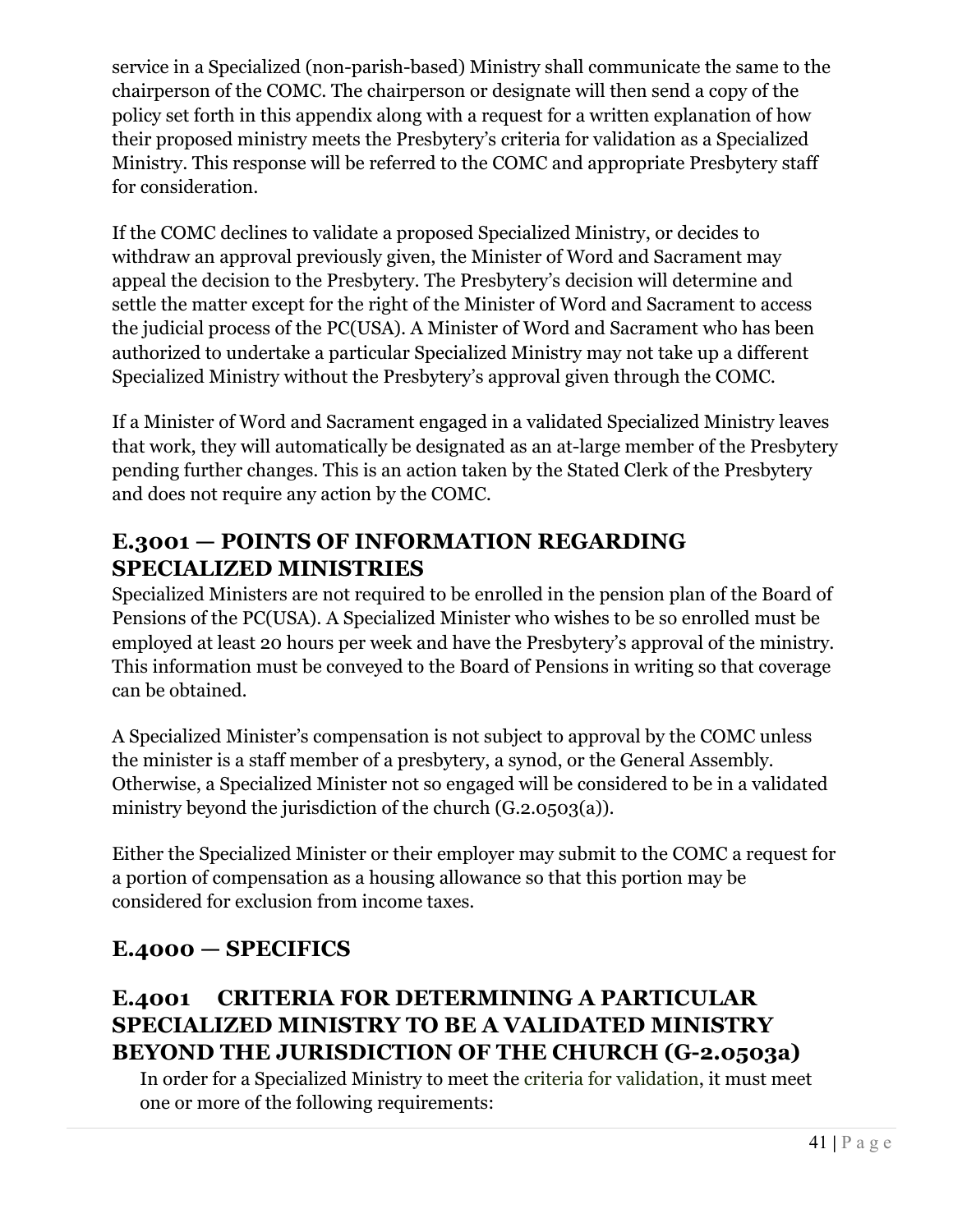service in a Specialized (non-parish-based) Ministry shall communicate the same to the chairperson of the COMC. The chairperson or designate will then send a copy of the policy set forth in this appendix along with a request for a written explanation of how their proposed ministry meets the Presbytery's criteria for validation as a Specialized Ministry. This response will be referred to the COMC and appropriate Presbytery staff for consideration.

If the COMC declines to validate a proposed Specialized Ministry, or decides to withdraw an approval previously given, the Minister of Word and Sacrament may appeal the decision to the Presbytery. The Presbytery's decision will determine and settle the matter except for the right of the Minister of Word and Sacrament to access the judicial process of the PC(USA). A Minister of Word and Sacrament who has been authorized to undertake a particular Specialized Ministry may not take up a different Specialized Ministry without the Presbytery's approval given through the COMC.

If a Minister of Word and Sacrament engaged in a validated Specialized Ministry leaves that work, they will automatically be designated as an at-large member of the Presbytery pending further changes. This is an action taken by the Stated Clerk of the Presbytery and does not require any action by the COMC.

## E.3001 — POINTS OF INFORMATION REGARDING SPECIALIZED MINISTRIES

Specialized Ministers are not required to be enrolled in the pension plan of the Board of Pensions of the PC(USA). A Specialized Minister who wishes to be so enrolled must be employed at least 20 hours per week and have the Presbytery's approval of the ministry. This information must be conveyed to the Board of Pensions in writing so that coverage can be obtained.

A Specialized Minister's compensation is not subject to approval by the COMC unless the minister is a staff member of a presbytery, a synod, or the General Assembly. Otherwise, a Specialized Minister not so engaged will be considered to be in a validated ministry beyond the jurisdiction of the church (G.2.0503(a)).

Either the Specialized Minister or their employer may submit to the COMC a request for a portion of compensation as a housing allowance so that this portion may be considered for exclusion from income taxes.

## E.4000 — SPECIFICS

## E.4001 CRITERIA FOR DETERMINING A PARTICULAR SPECIALIZED MINISTRY TO BE A VALIDATED MINISTRY BEYOND THE JURISDICTION OF THE CHURCH (G-2.0503a)

In order for a Specialized Ministry to meet the criteria for validation, it must meet one or more of the following requirements: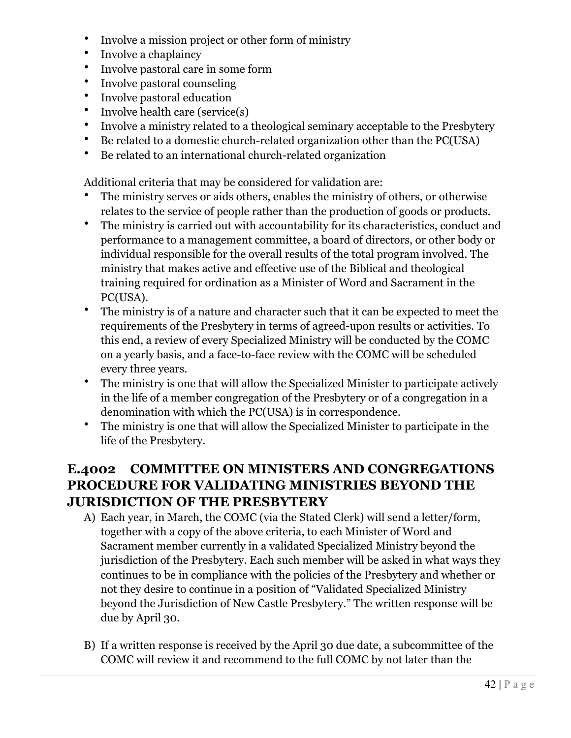- Involve a mission project or other form of ministry
- Involve a chaplaincy
- Involve pastoral care in some form
- Involve pastoral counseling
- Involve pastoral education
- Involve health care (service(s)
- Involve a ministry related to a theological seminary acceptable to the Presbytery
- Be related to a domestic church-related organization other than the PC(USA)
- Be related to an international church-related organization

Additional criteria that may be considered for validation are:

- The ministry serves or aids others, enables the ministry of others, or otherwise relates to the service of people rather than the production of goods or products.
- The ministry is carried out with accountability for its characteristics, conduct and performance to a management committee, a board of directors, or other body or individual responsible for the overall results of the total program involved. The ministry that makes active and effective use of the Biblical and theological training required for ordination as a Minister of Word and Sacrament in the PC(USA).
- The ministry is of a nature and character such that it can be expected to meet the requirements of the Presbytery in terms of agreed-upon results or activities. To this end, a review of every Specialized Ministry will be conducted by the COMC on a yearly basis, and a face-to-face review with the COMC will be scheduled every three years.
- The ministry is one that will allow the Specialized Minister to participate actively in the life of a member congregation of the Presbytery or of a congregation in a denomination with which the PC(USA) is in correspondence.
- The ministry is one that will allow the Specialized Minister to participate in the life of the Presbytery.

## E.4002 COMMITTEE ON MINISTERS AND CONGREGATIONS PROCEDURE FOR VALIDATING MINISTRIES BEYOND THE JURISDICTION OF THE PRESBYTERY

A) Each year, in March, the COMC (via the Stated Clerk) will send a letter/form, together with a copy of the above criteria, to each Minister of Word and Sacrament member currently in a validated Specialized Ministry beyond the jurisdiction of the Presbytery. Each such member will be asked in what ways they continues to be in compliance with the policies of the Presbytery and whether or not they desire to continue in a position of "Validated Specialized Ministry beyond the Jurisdiction of New Castle Presbytery." The written response will be due by April 30.

B) If a written response is received by the April 30 due date, a subcommittee of the COMC will review it and recommend to the full COMC by not later than the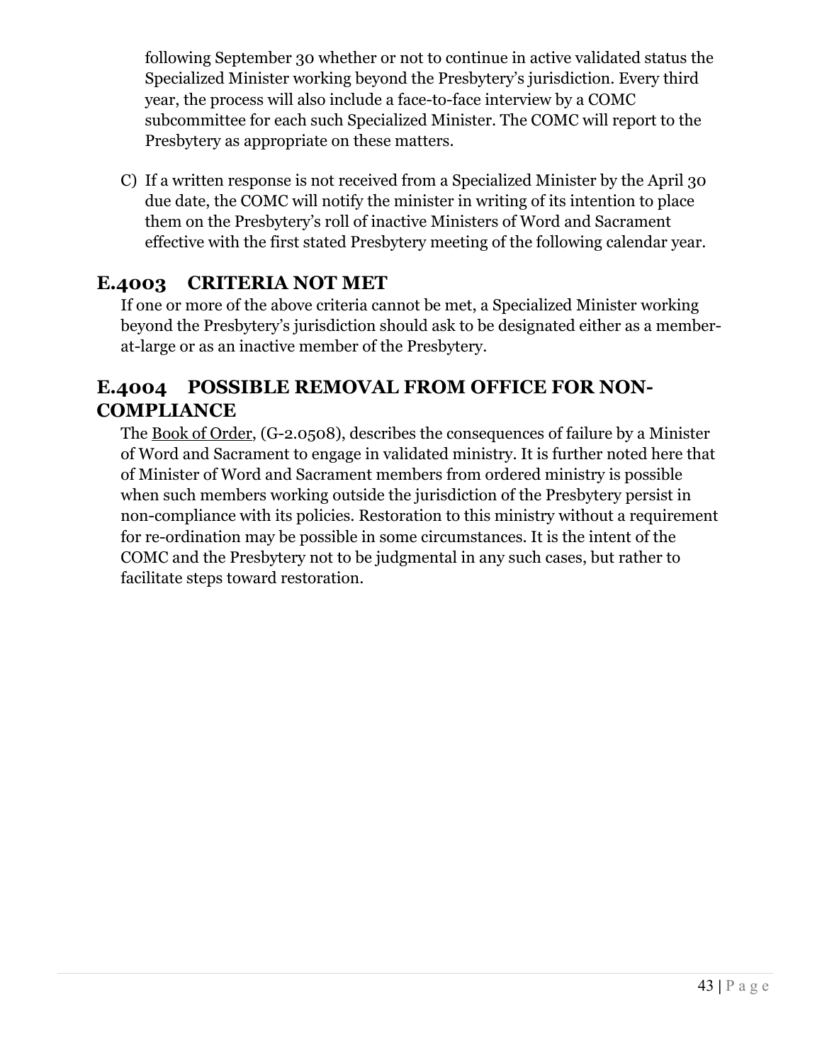following September 30 whether or not to continue in active validated status the Specialized Minister working beyond the Presbytery's jurisdiction. Every third year, the process will also include a face-to-face interview by a COMC subcommittee for each such Specialized Minister. The COMC will report to the Presbytery as appropriate on these matters.

C) If a written response is not received from a Specialized Minister by the April 30 due date, the COMC will notify the minister in writing of its intention to place them on the Presbytery's roll of inactive Ministers of Word and Sacrament effective with the first stated Presbytery meeting of the following calendar year.

## E.4003 CRITERIA NOT MET

If one or more of the above criteria cannot be met, a Specialized Minister working beyond the Presbytery's jurisdiction should ask to be designated either as a member-at-large or as an inactive member of the Presbytery.

## E.4004 POSSIBLE REMOVAL FROM OFFICE FOR NON-COMPLIANCE

The Book of Order, (G-2.0508), describes the consequences of failure by a Minister of Word and Sacrament to engage in validated ministry. It is further noted here that of Minister of Word and Sacrament members from ordered ministry is possible when such members working outside the jurisdiction of the Presbytery persist in non-compliance with its policies. Restoration to this ministry without a requirement for re-ordination may be possible in some circumstances. It is the intent of the COMC and the Presbytery not to be judgmental in any such cases, but rather to facilitate steps toward restoration.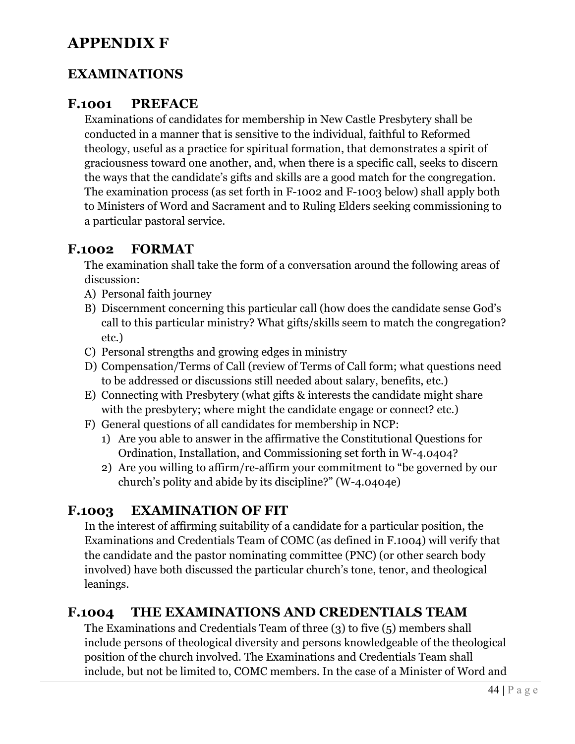# APPENDIX F

## EXAMINATIONS

### F.1001 PREFACE

Examinations of candidates for membership in New Castle Presbytery shall be conducted in a manner that is sensitive to the individual, faithful to Reformed theology, useful as a practice for spiritual formation, that demonstrates a spirit of graciousness toward one another, and, when there is a specific call, seeks to discern the ways that the candidate's gifts and skills are a good match for the congregation. The examination process (as set forth in F-1002 and F-1003 below) shall apply both to Ministers of Word and Sacrament and to Ruling Elders seeking commissioning to a particular pastoral service.

### F.1002 FORMAT

The examination shall take the form of a conversation around the following areas of discussion:

A) Personal faith journey
B) Discernment concerning this particular call (how does the candidate sense God's call to this particular ministry? What gifts/skills seem to match the congregation? etc.)
C) Personal strengths and growing edges in ministry
D) Compensation/Terms of Call (review of Terms of Call form; what questions need to be addressed or discussions still needed about salary, benefits, etc.)
E) Connecting with Presbytery (what gifts & interests the candidate might share with the presbytery; where might the candidate engage or connect? etc.)
F) General questions of all candidates for membership in NCP:
   1) Are you able to answer in the affirmative the Constitutional Questions for Ordination, Installation, and Commissioning set forth in W-4.0404?
   2) Are you willing to affirm/re-affirm your commitment to "be governed by our church's polity and abide by its discipline?" (W-4.0404e)

### F.1003 EXAMINATION OF FIT

In the interest of affirming suitability of a candidate for a particular position, the Examinations and Credentials Team of COMC (as defined in F.1004) will verify that the candidate and the pastor nominating committee (PNC) (or other search body involved) have both discussed the particular church's tone, tenor, and theological leanings.

### F.1004 THE EXAMINATIONS AND CREDENTIALS TEAM

The Examinations and Credentials Team of three (3) to five (5) members shall include persons of theological diversity and persons knowledgeable of the theological position of the church involved. The Examinations and Credentials Team shall include, but not be limited to, COMC members. In the case of a Minister of Word and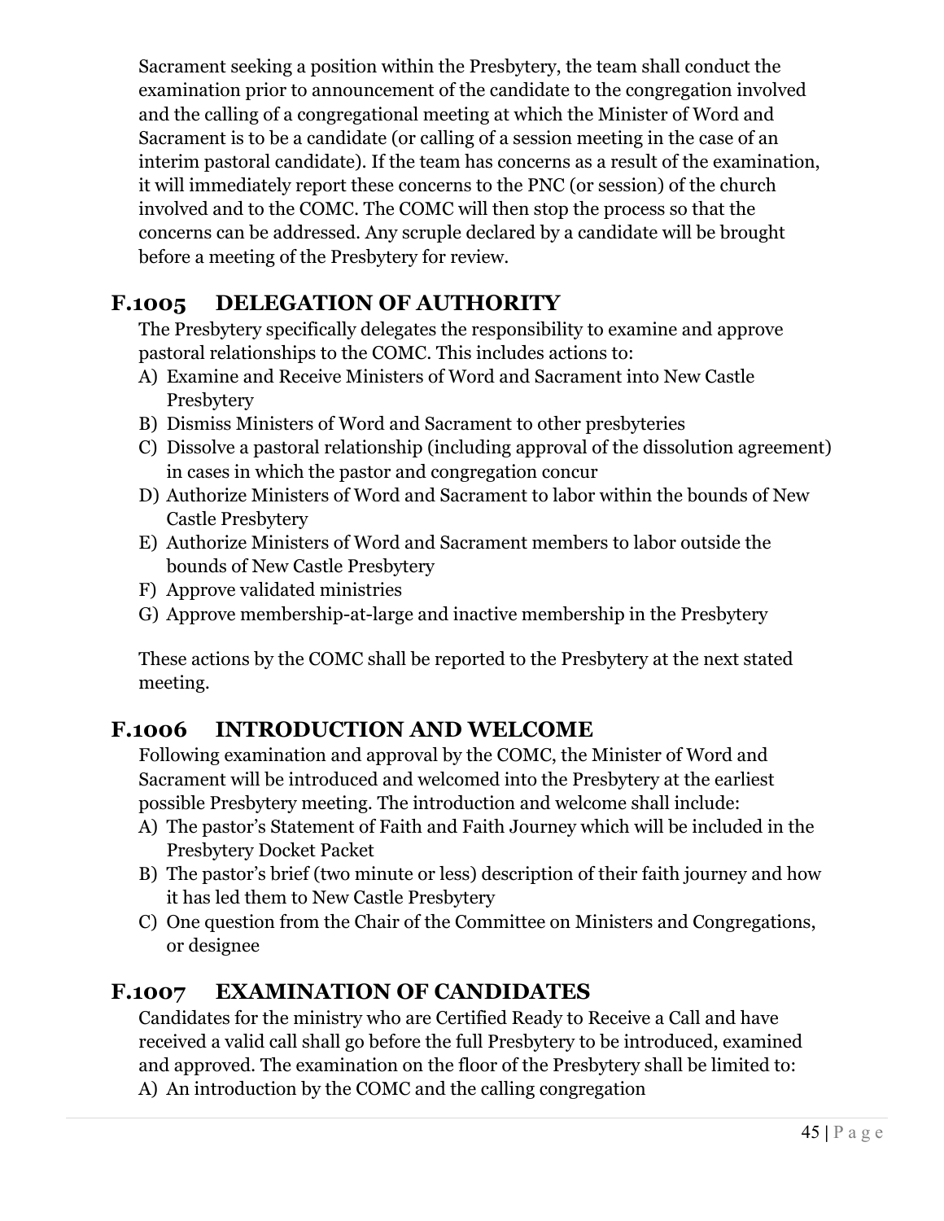Sacrament seeking a position within the Presbytery, the team shall conduct the examination prior to announcement of the candidate to the congregation involved and the calling of a congregational meeting at which the Minister of Word and Sacrament is to be a candidate (or calling of a session meeting in the case of an interim pastoral candidate). If the team has concerns as a result of the examination, it will immediately report these concerns to the PNC (or session) of the church involved and to the COMC. The COMC will then stop the process so that the concerns can be addressed. Any scruple declared by a candidate will be brought before a meeting of the Presbytery for review.

## F.1005 DELEGATION OF AUTHORITY

The Presbytery specifically delegates the responsibility to examine and approve pastoral relationships to the COMC. This includes actions to:

A) Examine and Receive Ministers of Word and Sacrament into New Castle Presbytery
B) Dismiss Ministers of Word and Sacrament to other presbyteries
C) Dissolve a pastoral relationship (including approval of the dissolution agreement) in cases in which the pastor and congregation concur
D) Authorize Ministers of Word and Sacrament to labor within the bounds of New Castle Presbytery
E) Authorize Ministers of Word and Sacrament members to labor outside the bounds of New Castle Presbytery
F) Approve validated ministries
G) Approve membership-at-large and inactive membership in the Presbytery

These actions by the COMC shall be reported to the Presbytery at the next stated meeting.

## F.1006 INTRODUCTION AND WELCOME

Following examination and approval by the COMC, the Minister of Word and Sacrament will be introduced and welcomed into the Presbytery at the earliest possible Presbytery meeting. The introduction and welcome shall include:

A) The pastor's Statement of Faith and Faith Journey which will be included in the Presbytery Docket Packet
B) The pastor's brief (two minute or less) description of their faith journey and how it has led them to New Castle Presbytery
C) One question from the Chair of the Committee on Ministers and Congregations, or designee

## F.1007 EXAMINATION OF CANDIDATES

Candidates for the ministry who are Certified Ready to Receive a Call and have received a valid call shall go before the full Presbytery to be introduced, examined and approved. The examination on the floor of the Presbytery shall be limited to:

A) An introduction by the COMC and the calling congregation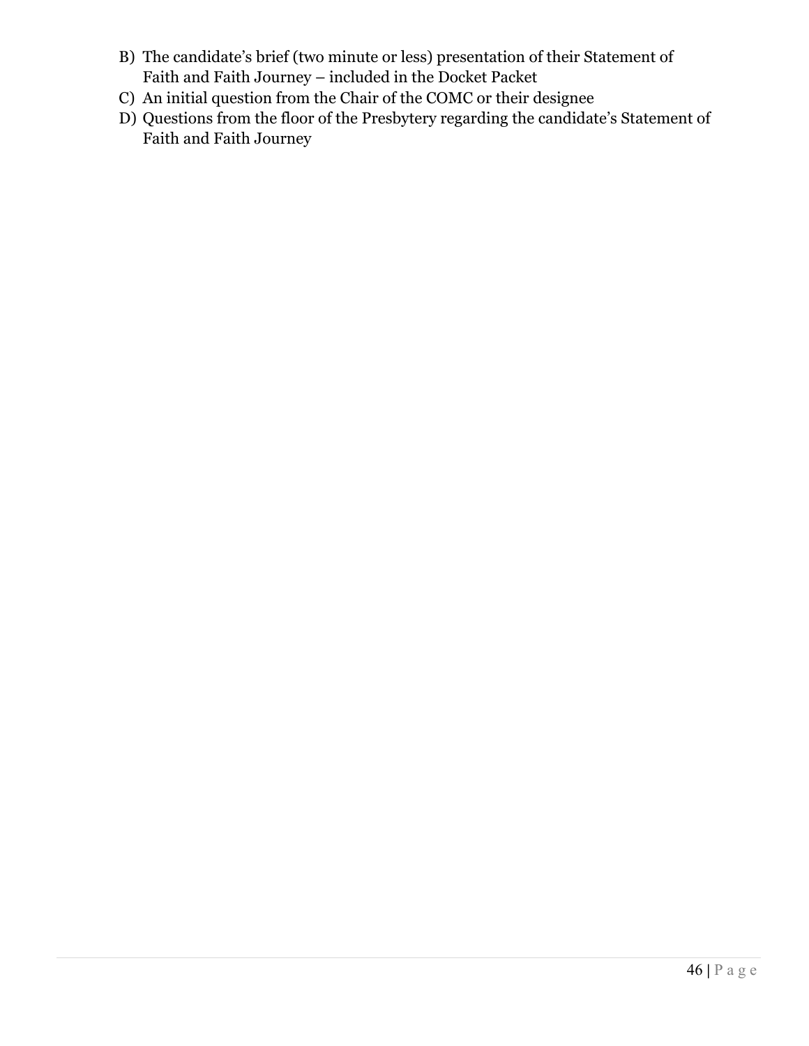B) The candidate's brief (two minute or less) presentation of their Statement of Faith and Faith Journey – included in the Docket Packet
C) An initial question from the Chair of the COMC or their designee
D) Questions from the floor of the Presbytery regarding the candidate's Statement of Faith and Faith Journey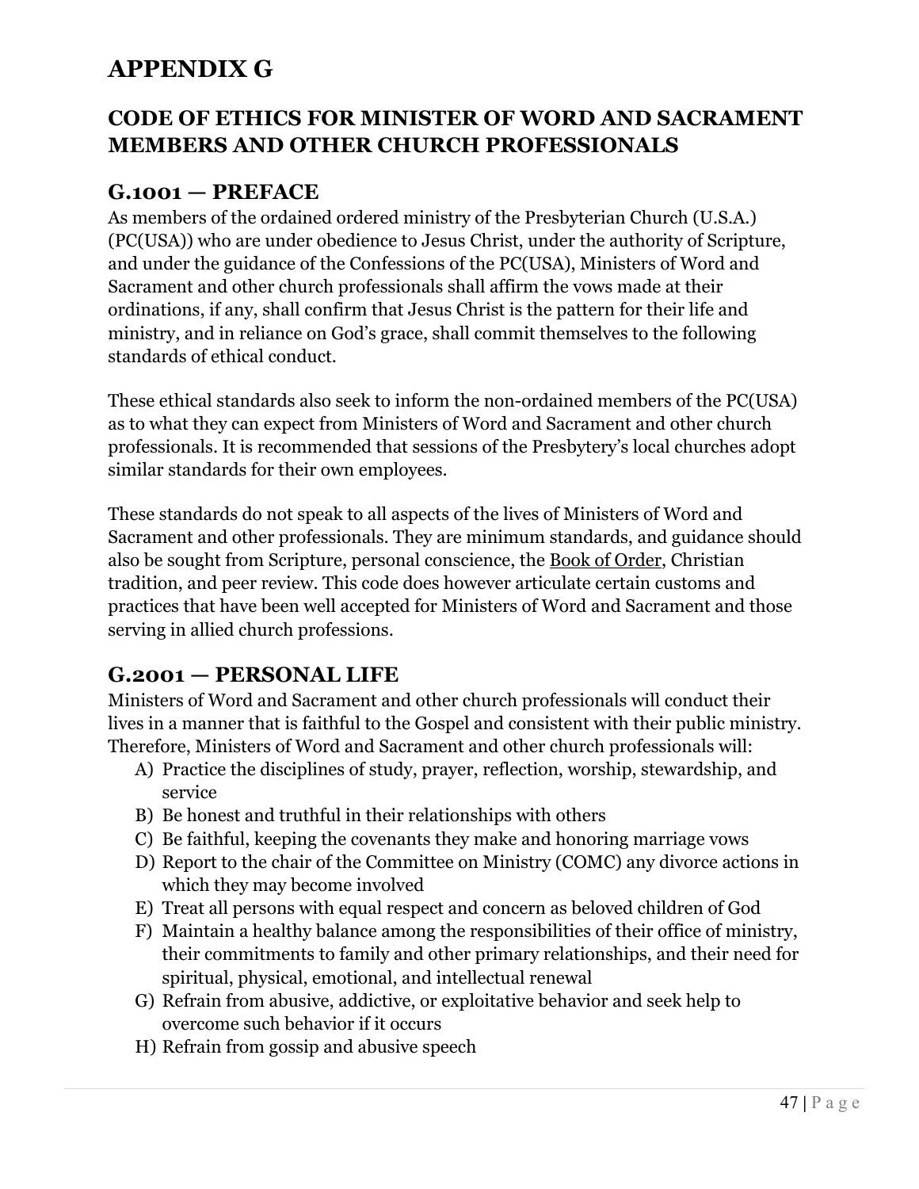# APPENDIX G

## CODE OF ETHICS FOR MINISTER OF WORD AND SACRAMENT MEMBERS AND OTHER CHURCH PROFESSIONALS

### G.1001 — PREFACE

As members of the ordained ordered ministry of the Presbyterian Church (U.S.A.) (PC(USA)) who are under obedience to Jesus Christ, under the authority of Scripture, and under the guidance of the Confessions of the PC(USA), Ministers of Word and Sacrament and other church professionals shall affirm the vows made at their ordinations, if any, shall confirm that Jesus Christ is the pattern for their life and ministry, and in reliance on God's grace, shall commit themselves to the following standards of ethical conduct.

These ethical standards also seek to inform the non-ordained members of the PC(USA) as to what they can expect from Ministers of Word and Sacrament and other church professionals. It is recommended that sessions of the Presbytery's local churches adopt similar standards for their own employees.

These standards do not speak to all aspects of the lives of Ministers of Word and Sacrament and other professionals. They are minimum standards, and guidance should also be sought from Scripture, personal conscience, the Book of Order, Christian tradition, and peer review. This code does however articulate certain customs and practices that have been well accepted for Ministers of Word and Sacrament and those serving in allied church professions.

### G.2001 — PERSONAL LIFE

Ministers of Word and Sacrament and other church professionals will conduct their lives in a manner that is faithful to the Gospel and consistent with their public ministry. Therefore, Ministers of Word and Sacrament and other church professionals will:

A) Practice the disciplines of study, prayer, reflection, worship, stewardship, and service
B) Be honest and truthful in their relationships with others
C) Be faithful, keeping the covenants they make and honoring marriage vows
D) Report to the chair of the Committee on Ministry (COMC) any divorce actions in which they may become involved
E) Treat all persons with equal respect and concern as beloved children of God
F) Maintain a healthy balance among the responsibilities of their office of ministry, their commitments to family and other primary relationships, and their need for spiritual, physical, emotional, and intellectual renewal
G) Refrain from abusive, addictive, or exploitative behavior and seek help to overcome such behavior if it occurs
H) Refrain from gossip and abusive speech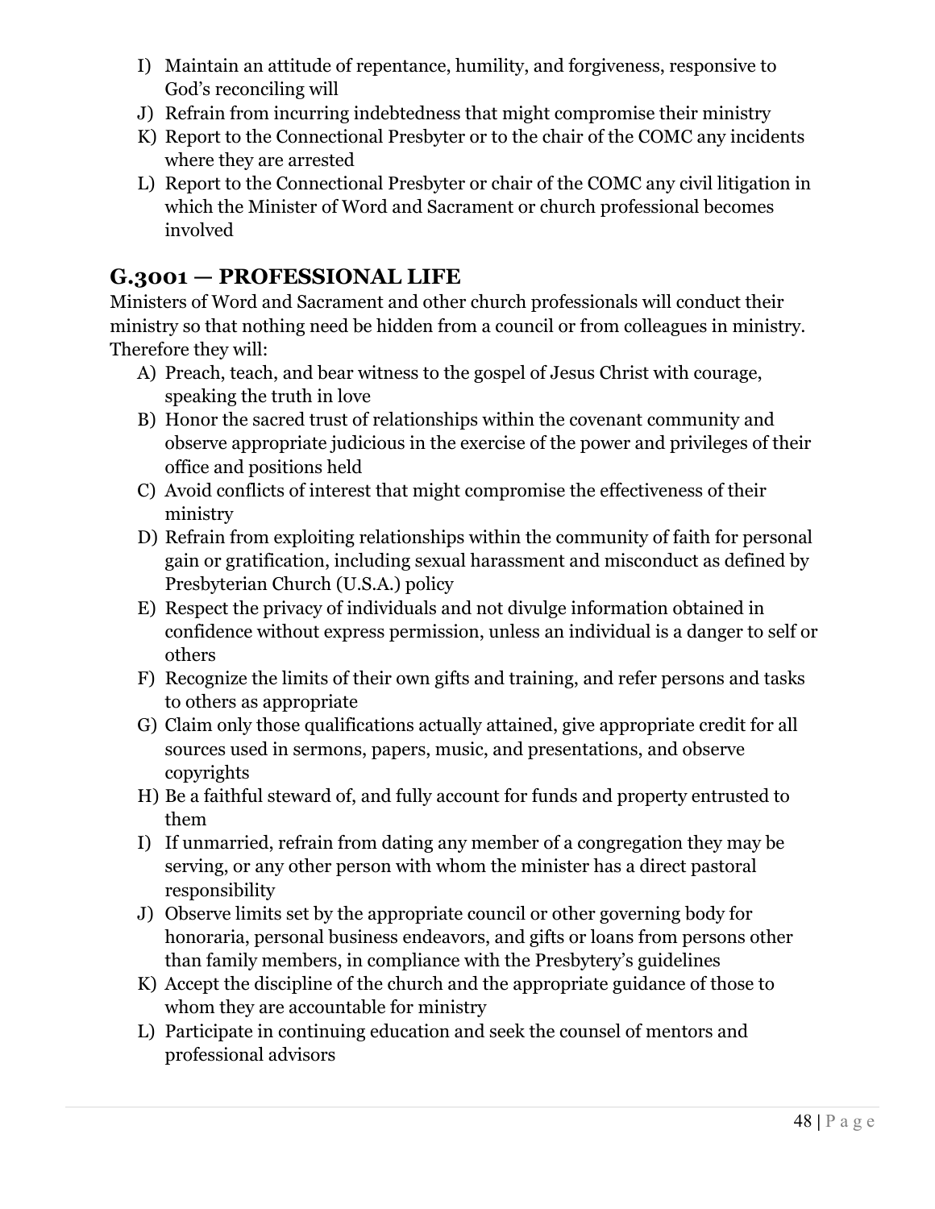I) Maintain an attitude of repentance, humility, and forgiveness, responsive to God's reconciling will
J) Refrain from incurring indebtedness that might compromise their ministry
K) Report to the Connectional Presbyter or to the chair of the COMC any incidents where they are arrested
L) Report to the Connectional Presbyter or chair of the COMC any civil litigation in which the Minister of Word and Sacrament or church professional becomes involved

## G.3001 — PROFESSIONAL LIFE

Ministers of Word and Sacrament and other church professionals will conduct their ministry so that nothing need be hidden from a council or from colleagues in ministry. Therefore they will:

A) Preach, teach, and bear witness to the gospel of Jesus Christ with courage, speaking the truth in love
B) Honor the sacred trust of relationships within the covenant community and observe appropriate judicious in the exercise of the power and privileges of their office and positions held
C) Avoid conflicts of interest that might compromise the effectiveness of their ministry
D) Refrain from exploiting relationships within the community of faith for personal gain or gratification, including sexual harassment and misconduct as defined by Presbyterian Church (U.S.A.) policy
E) Respect the privacy of individuals and not divulge information obtained in confidence without express permission, unless an individual is a danger to self or others
F) Recognize the limits of their own gifts and training, and refer persons and tasks to others as appropriate
G) Claim only those qualifications actually attained, give appropriate credit for all sources used in sermons, papers, music, and presentations, and observe copyrights
H) Be a faithful steward of, and fully account for funds and property entrusted to them
I) If unmarried, refrain from dating any member of a congregation they may be serving, or any other person with whom the minister has a direct pastoral responsibility
J) Observe limits set by the appropriate council or other governing body for honoraria, personal business endeavors, and gifts or loans from persons other than family members, in compliance with the Presbytery's guidelines
K) Accept the discipline of the church and the appropriate guidance of those to whom they are accountable for ministry
L) Participate in continuing education and seek the counsel of mentors and professional advisors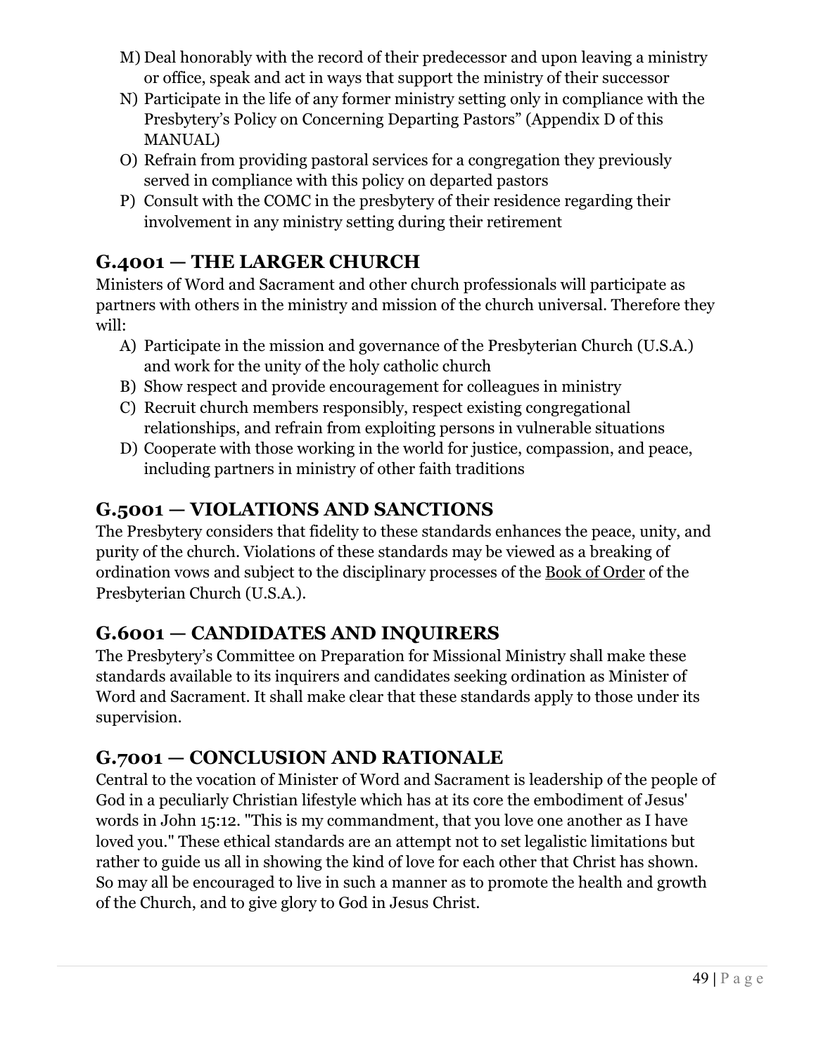M) Deal honorably with the record of their predecessor and upon leaving a ministry or office, speak and act in ways that support the ministry of their successor
N) Participate in the life of any former ministry setting only in compliance with the Presbytery's Policy on Concerning Departing Pastors" (Appendix D of this MANUAL)
O) Refrain from providing pastoral services for a congregation they previously served in compliance with this policy on departed pastors
P) Consult with the COMC in the presbytery of their residence regarding their involvement in any ministry setting during their retirement

## G.4001 — THE LARGER CHURCH

Ministers of Word and Sacrament and other church professionals will participate as partners with others in the ministry and mission of the church universal. Therefore they will:

A) Participate in the mission and governance of the Presbyterian Church (U.S.A.) and work for the unity of the holy catholic church
B) Show respect and provide encouragement for colleagues in ministry
C) Recruit church members responsibly, respect existing congregational relationships, and refrain from exploiting persons in vulnerable situations
D) Cooperate with those working in the world for justice, compassion, and peace, including partners in ministry of other faith traditions

## G.5001 — VIOLATIONS AND SANCTIONS

The Presbytery considers that fidelity to these standards enhances the peace, unity, and purity of the church. Violations of these standards may be viewed as a breaking of ordination vows and subject to the disciplinary processes of the Book of Order of the Presbyterian Church (U.S.A.).

## G.6001 — CANDIDATES AND INQUIRERS

The Presbytery's Committee on Preparation for Missional Ministry shall make these standards available to its inquirers and candidates seeking ordination as Minister of Word and Sacrament. It shall make clear that these standards apply to those under its supervision.

## G.7001 — CONCLUSION AND RATIONALE

Central to the vocation of Minister of Word and Sacrament is leadership of the people of God in a peculiarly Christian lifestyle which has at its core the embodiment of Jesus' words in John 15:12. "This is my commandment, that you love one another as I have loved you." These ethical standards are an attempt not to set legalistic limitations but rather to guide us all in showing the kind of love for each other that Christ has shown. So may all be encouraged to live in such a manner as to promote the health and growth of the Church, and to give glory to God in Jesus Christ.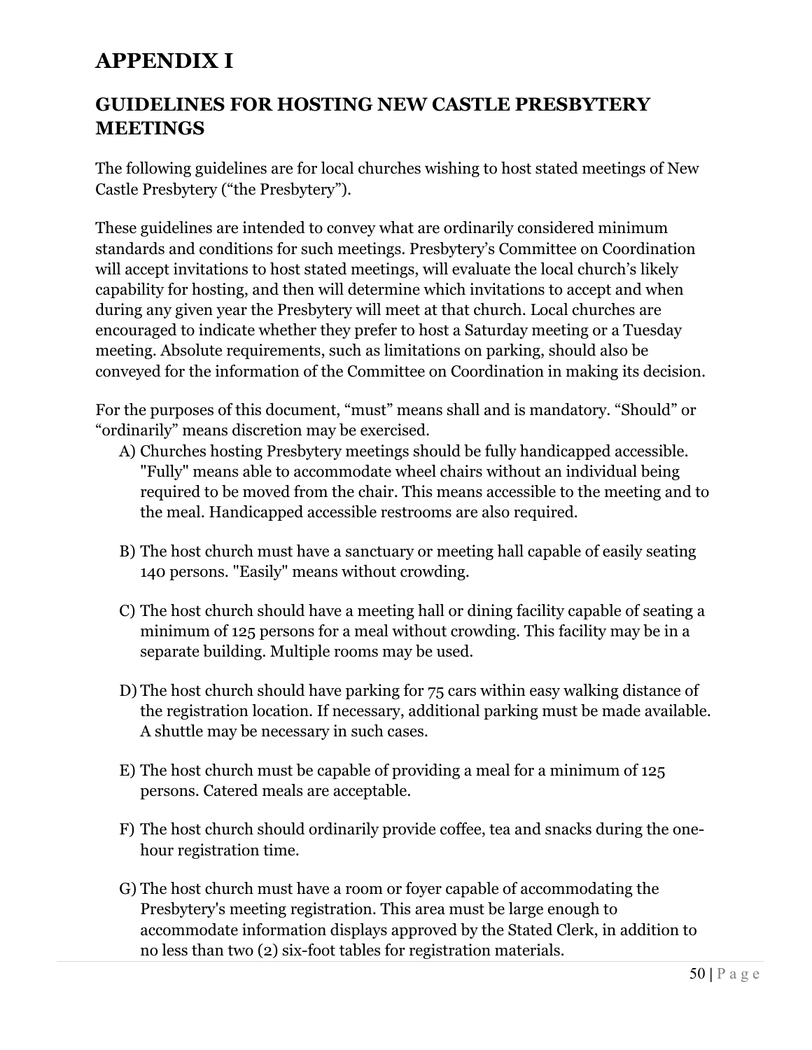# APPENDIX I

## GUIDELINES FOR HOSTING NEW CASTLE PRESBYTERY MEETINGS

The following guidelines are for local churches wishing to host stated meetings of New Castle Presbytery ("the Presbytery").

These guidelines are intended to convey what are ordinarily considered minimum standards and conditions for such meetings. Presbytery's Committee on Coordination will accept invitations to host stated meetings, will evaluate the local church's likely capability for hosting, and then will determine which invitations to accept and when during any given year the Presbytery will meet at that church. Local churches are encouraged to indicate whether they prefer to host a Saturday meeting or a Tuesday meeting. Absolute requirements, such as limitations on parking, should also be conveyed for the information of the Committee on Coordination in making its decision.

For the purposes of this document, "must" means shall and is mandatory. "Should" or "ordinarily" means discretion may be exercised.

A) Churches hosting Presbytery meetings should be fully handicapped accessible. "Fully" means able to accommodate wheel chairs without an individual being required to be moved from the chair. This means accessible to the meeting and to the meal. Handicapped accessible restrooms are also required.

B) The host church must have a sanctuary or meeting hall capable of easily seating 140 persons. "Easily" means without crowding.

C) The host church should have a meeting hall or dining facility capable of seating a minimum of 125 persons for a meal without crowding. This facility may be in a separate building. Multiple rooms may be used.

D) The host church should have parking for 75 cars within easy walking distance of the registration location. If necessary, additional parking must be made available. A shuttle may be necessary in such cases.

E) The host church must be capable of providing a meal for a minimum of 125 persons. Catered meals are acceptable.

F) The host church should ordinarily provide coffee, tea and snacks during the one-hour registration time.

G) The host church must have a room or foyer capable of accommodating the Presbytery's meeting registration. This area must be large enough to accommodate information displays approved by the Stated Clerk, in addition to no less than two (2) six-foot tables for registration materials.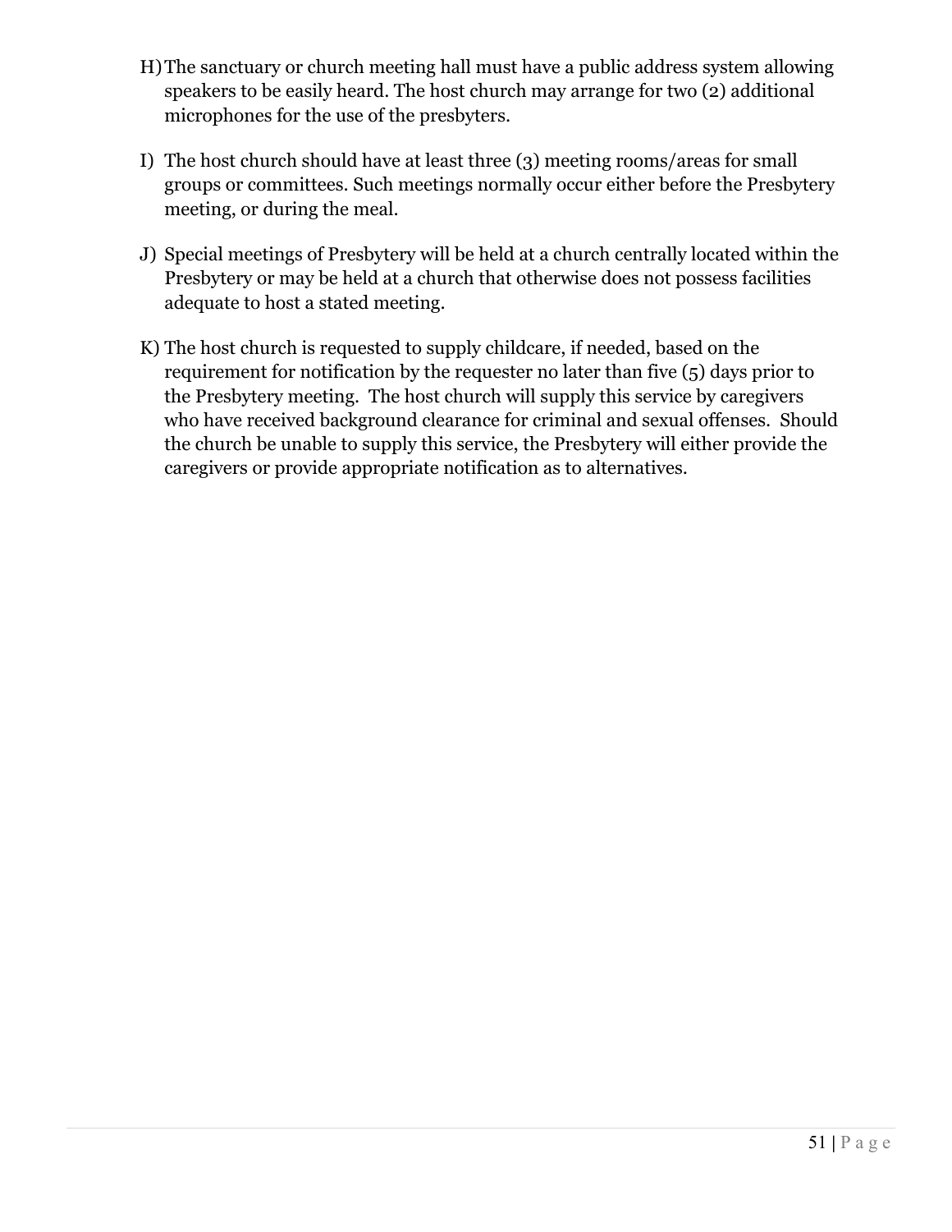H) The sanctuary or church meeting hall must have a public address system allowing speakers to be easily heard. The host church may arrange for two (2) additional microphones for the use of the presbyters.

I) The host church should have at least three (3) meeting rooms/areas for small groups or committees. Such meetings normally occur either before the Presbytery meeting, or during the meal.

J) Special meetings of Presbytery will be held at a church centrally located within the Presbytery or may be held at a church that otherwise does not possess facilities adequate to host a stated meeting.

K) The host church is requested to supply childcare, if needed, based on the requirement for notification by the requester no later than five (5) days prior to the Presbytery meeting. The host church will supply this service by caregivers who have received background clearance for criminal and sexual offenses. Should the church be unable to supply this service, the Presbytery will either provide the caregivers or provide appropriate notification as to alternatives.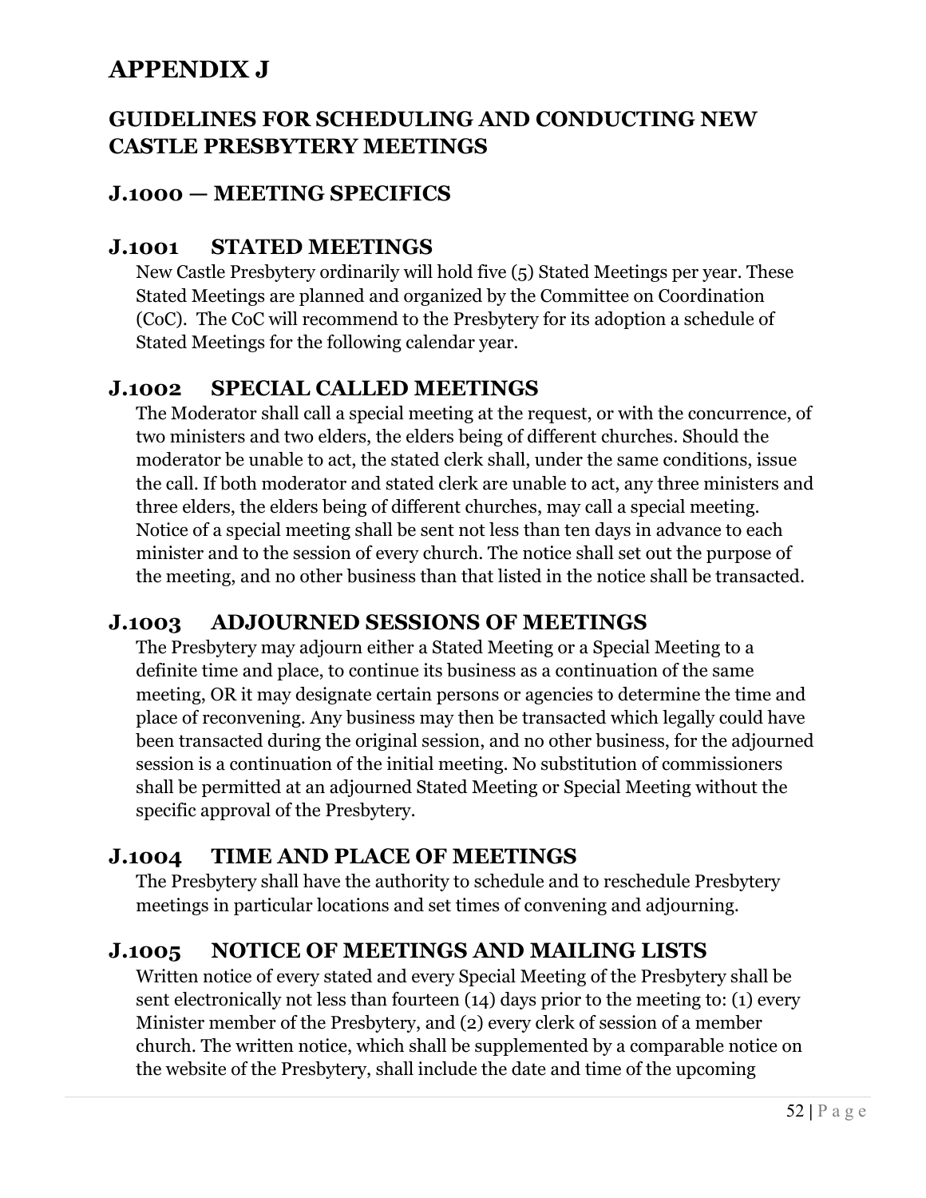# APPENDIX J

## GUIDELINES FOR SCHEDULING AND CONDUCTING NEW CASTLE PRESBYTERY MEETINGS

## J.1000 — MEETING SPECIFICS

### J.1001 STATED MEETINGS

New Castle Presbytery ordinarily will hold five (5) Stated Meetings per year. These Stated Meetings are planned and organized by the Committee on Coordination (CoC). The CoC will recommend to the Presbytery for its adoption a schedule of Stated Meetings for the following calendar year.

### J.1002 SPECIAL CALLED MEETINGS

The Moderator shall call a special meeting at the request, or with the concurrence, of two ministers and two elders, the elders being of different churches. Should the moderator be unable to act, the stated clerk shall, under the same conditions, issue the call. If both moderator and stated clerk are unable to act, any three ministers and three elders, the elders being of different churches, may call a special meeting. Notice of a special meeting shall be sent not less than ten days in advance to each minister and to the session of every church. The notice shall set out the purpose of the meeting, and no other business than that listed in the notice shall be transacted.

### J.1003 ADJOURNED SESSIONS OF MEETINGS

The Presbytery may adjourn either a Stated Meeting or a Special Meeting to a definite time and place, to continue its business as a continuation of the same meeting, OR it may designate certain persons or agencies to determine the time and place of reconvening. Any business may then be transacted which legally could have been transacted during the original session, and no other business, for the adjourned session is a continuation of the initial meeting. No substitution of commissioners shall be permitted at an adjourned Stated Meeting or Special Meeting without the specific approval of the Presbytery.

### J.1004 TIME AND PLACE OF MEETINGS

The Presbytery shall have the authority to schedule and to reschedule Presbytery meetings in particular locations and set times of convening and adjourning.

### J.1005 NOTICE OF MEETINGS AND MAILING LISTS

Written notice of every stated and every Special Meeting of the Presbytery shall be sent electronically not less than fourteen (14) days prior to the meeting to: (1) every Minister member of the Presbytery, and (2) every clerk of session of a member church. The written notice, which shall be supplemented by a comparable notice on the website of the Presbytery, shall include the date and time of the upcoming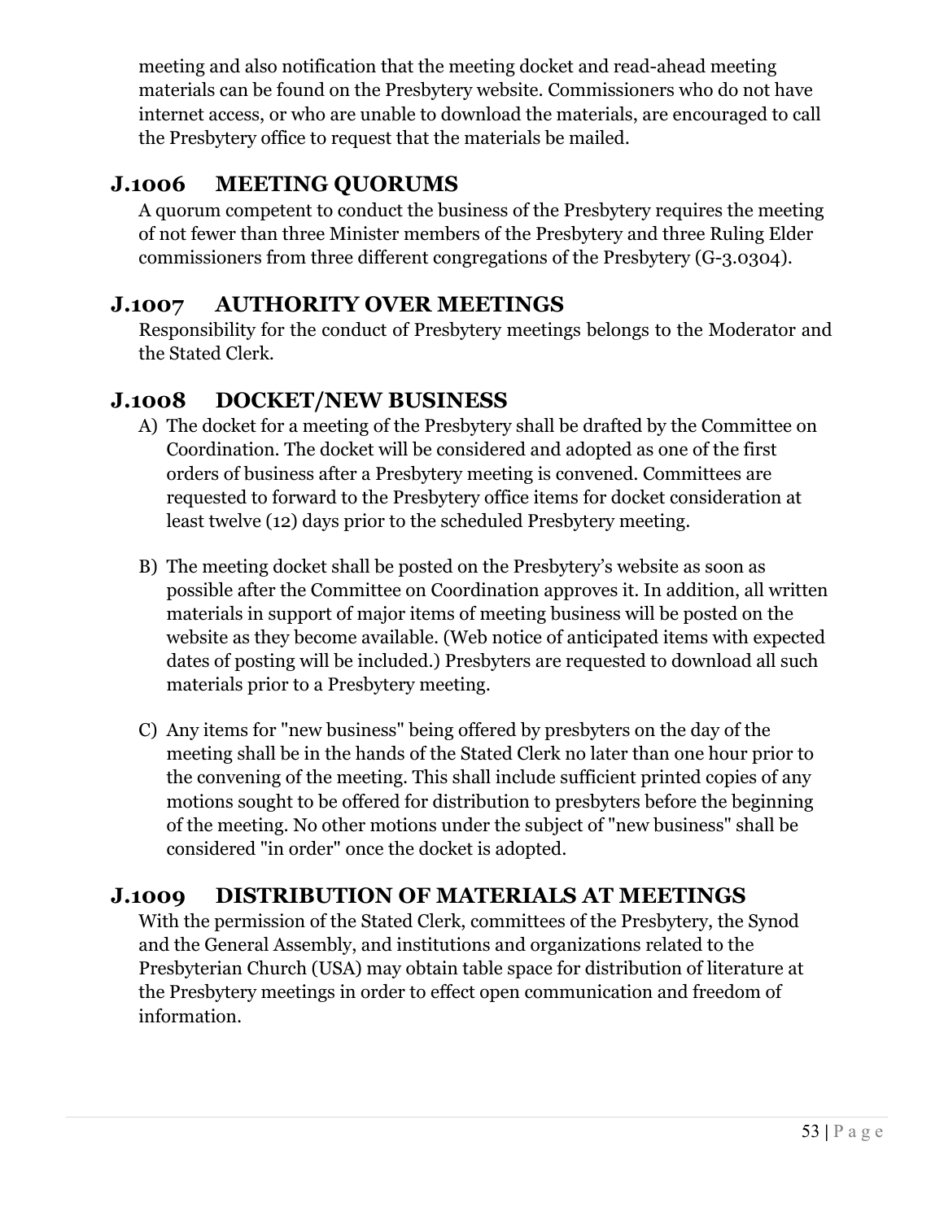meeting and also notification that the meeting docket and read-ahead meeting materials can be found on the Presbytery website. Commissioners who do not have internet access, or who are unable to download the materials, are encouraged to call the Presbytery office to request that the materials be mailed.

## J.1006 MEETING QUORUMS

A quorum competent to conduct the business of the Presbytery requires the meeting of not fewer than three Minister members of the Presbytery and three Ruling Elder commissioners from three different congregations of the Presbytery (G-3.0304).

## J.1007 AUTHORITY OVER MEETINGS

Responsibility for the conduct of Presbytery meetings belongs to the Moderator and the Stated Clerk.

## J.1008 DOCKET/NEW BUSINESS

A) The docket for a meeting of the Presbytery shall be drafted by the Committee on Coordination. The docket will be considered and adopted as one of the first orders of business after a Presbytery meeting is convened. Committees are requested to forward to the Presbytery office items for docket consideration at least twelve (12) days prior to the scheduled Presbytery meeting.

B) The meeting docket shall be posted on the Presbytery's website as soon as possible after the Committee on Coordination approves it. In addition, all written materials in support of major items of meeting business will be posted on the website as they become available. (Web notice of anticipated items with expected dates of posting will be included.) Presbyters are requested to download all such materials prior to a Presbytery meeting.

C) Any items for "new business" being offered by presbyters on the day of the meeting shall be in the hands of the Stated Clerk no later than one hour prior to the convening of the meeting. This shall include sufficient printed copies of any motions sought to be offered for distribution to presbyters before the beginning of the meeting. No other motions under the subject of "new business" shall be considered "in order" once the docket is adopted.

## J.1009 DISTRIBUTION OF MATERIALS AT MEETINGS

With the permission of the Stated Clerk, committees of the Presbytery, the Synod and the General Assembly, and institutions and organizations related to the Presbyterian Church (USA) may obtain table space for distribution of literature at the Presbytery meetings in order to effect open communication and freedom of information.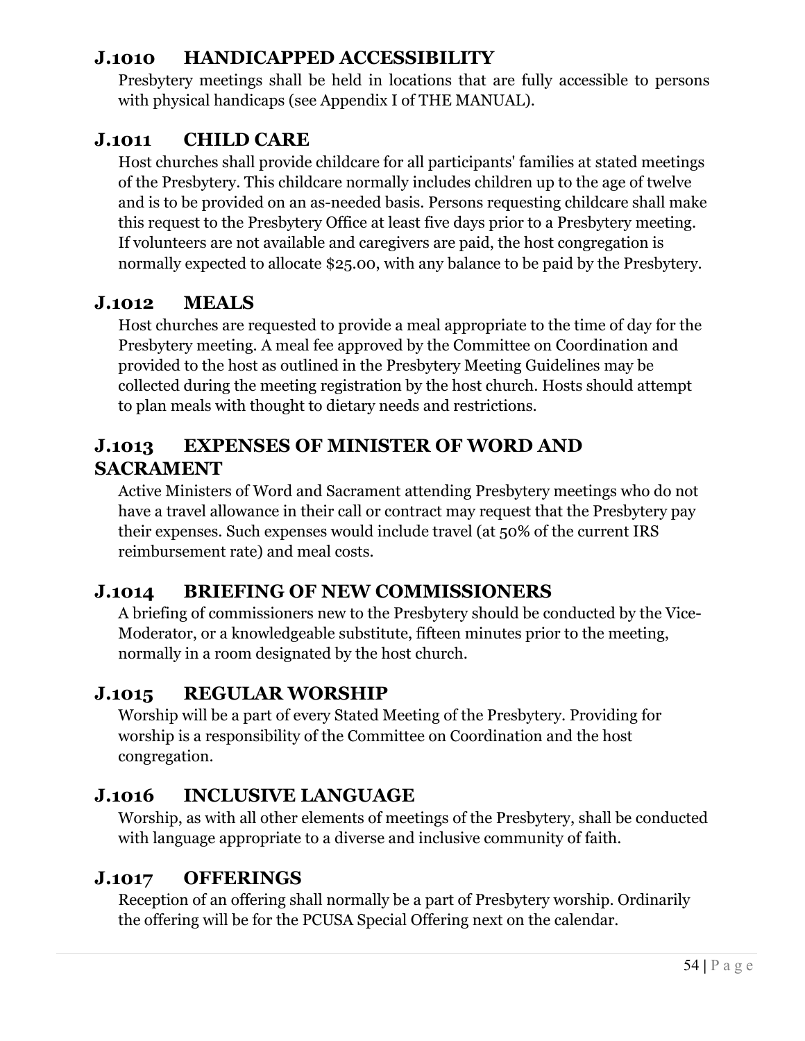### J.1010 HANDICAPPED ACCESSIBILITY

Presbytery meetings shall be held in locations that are fully accessible to persons with physical handicaps (see Appendix I of THE MANUAL).

### J.1011 CHILD CARE

Host churches shall provide childcare for all participants' families at stated meetings of the Presbytery. This childcare normally includes children up to the age of twelve and is to be provided on an as-needed basis. Persons requesting childcare shall make this request to the Presbytery Office at least five days prior to a Presbytery meeting. If volunteers are not available and caregivers are paid, the host congregation is normally expected to allocate $25.00, with any balance to be paid by the Presbytery.

### J.1012 MEALS

Host churches are requested to provide a meal appropriate to the time of day for the Presbytery meeting. A meal fee approved by the Committee on Coordination and provided to the host as outlined in the Presbytery Meeting Guidelines may be collected during the meeting registration by the host church. Hosts should attempt to plan meals with thought to dietary needs and restrictions.

### J.1013 EXPENSES OF MINISTER OF WORD AND SACRAMENT

Active Ministers of Word and Sacrament attending Presbytery meetings who do not have a travel allowance in their call or contract may request that the Presbytery pay their expenses. Such expenses would include travel (at 50% of the current IRS reimbursement rate) and meal costs.

### J.1014 BRIEFING OF NEW COMMISSIONERS

A briefing of commissioners new to the Presbytery should be conducted by the Vice-Moderator, or a knowledgeable substitute, fifteen minutes prior to the meeting, normally in a room designated by the host church.

### J.1015 REGULAR WORSHIP

Worship will be a part of every Stated Meeting of the Presbytery. Providing for worship is a responsibility of the Committee on Coordination and the host congregation.

### J.1016 INCLUSIVE LANGUAGE

Worship, as with all other elements of meetings of the Presbytery, shall be conducted with language appropriate to a diverse and inclusive community of faith.

### J.1017 OFFERINGS

Reception of an offering shall normally be a part of Presbytery worship. Ordinarily the offering will be for the PCUSA Special Offering next on the calendar.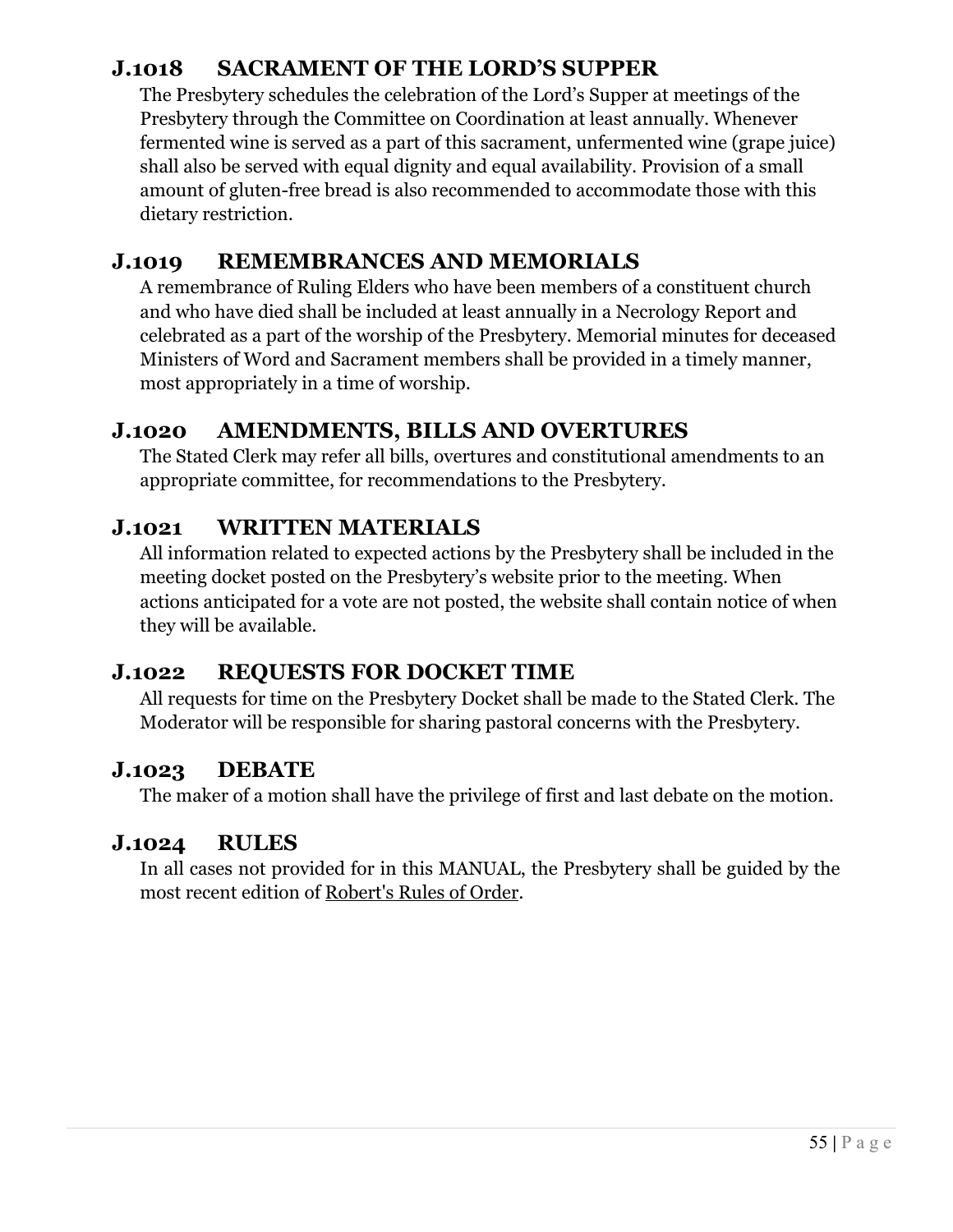## J.1018 SACRAMENT OF THE LORD'S SUPPER

The Presbytery schedules the celebration of the Lord's Supper at meetings of the Presbytery through the Committee on Coordination at least annually. Whenever fermented wine is served as a part of this sacrament, unfermented wine (grape juice) shall also be served with equal dignity and equal availability. Provision of a small amount of gluten-free bread is also recommended to accommodate those with this dietary restriction.

## J.1019 REMEMBRANCES AND MEMORIALS

A remembrance of Ruling Elders who have been members of a constituent church and who have died shall be included at least annually in a Necrology Report and celebrated as a part of the worship of the Presbytery. Memorial minutes for deceased Ministers of Word and Sacrament members shall be provided in a timely manner, most appropriately in a time of worship.

## J.1020 AMENDMENTS, BILLS AND OVERTURES

The Stated Clerk may refer all bills, overtures and constitutional amendments to an appropriate committee, for recommendations to the Presbytery.

## J.1021 WRITTEN MATERIALS

All information related to expected actions by the Presbytery shall be included in the meeting docket posted on the Presbytery's website prior to the meeting. When actions anticipated for a vote are not posted, the website shall contain notice of when they will be available.

## J.1022 REQUESTS FOR DOCKET TIME

All requests for time on the Presbytery Docket shall be made to the Stated Clerk. The Moderator will be responsible for sharing pastoral concerns with the Presbytery.

## J.1023 DEBATE

The maker of a motion shall have the privilege of first and last debate on the motion.

## J.1024 RULES

In all cases not provided for in this MANUAL, the Presbytery shall be guided by the most recent edition of Robert's Rules of Order.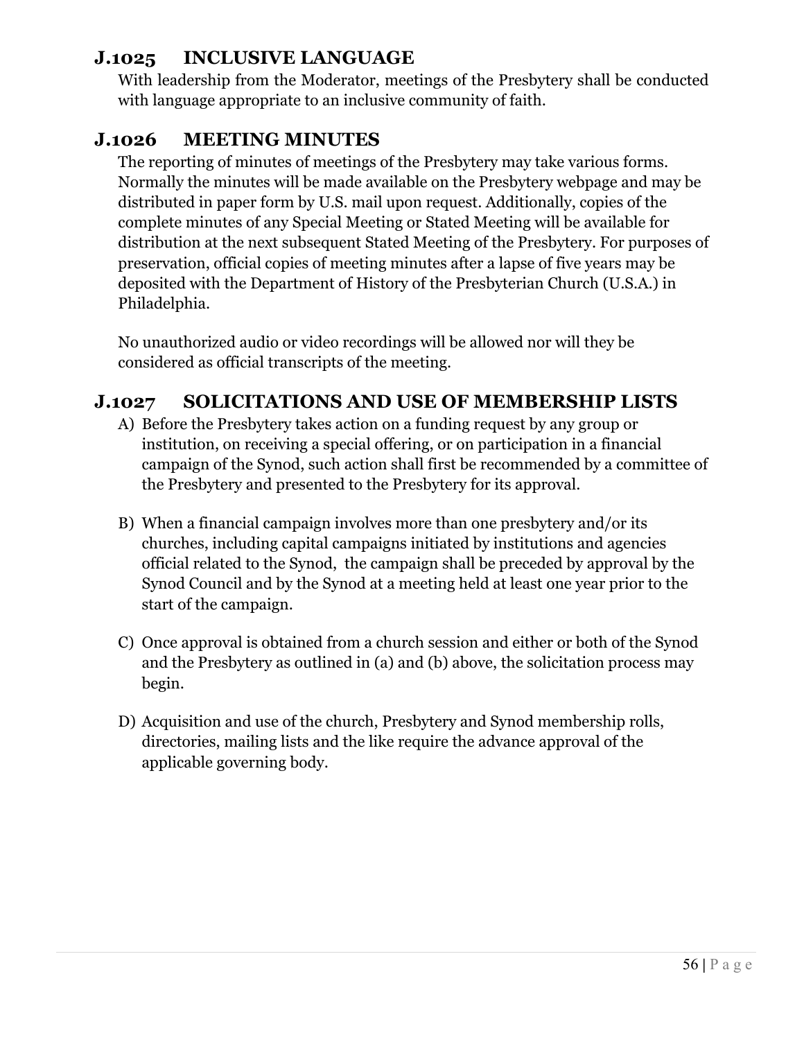## J.1025 INCLUSIVE LANGUAGE

With leadership from the Moderator, meetings of the Presbytery shall be conducted with language appropriate to an inclusive community of faith.

## J.1026 MEETING MINUTES

The reporting of minutes of meetings of the Presbytery may take various forms. Normally the minutes will be made available on the Presbytery webpage and may be distributed in paper form by U.S. mail upon request. Additionally, copies of the complete minutes of any Special Meeting or Stated Meeting will be available for distribution at the next subsequent Stated Meeting of the Presbytery. For purposes of preservation, official copies of meeting minutes after a lapse of five years may be deposited with the Department of History of the Presbyterian Church (U.S.A.) in Philadelphia.

No unauthorized audio or video recordings will be allowed nor will they be considered as official transcripts of the meeting.

## J.1027 SOLICITATIONS AND USE OF MEMBERSHIP LISTS

A) Before the Presbytery takes action on a funding request by any group or institution, on receiving a special offering, or on participation in a financial campaign of the Synod, such action shall first be recommended by a committee of the Presbytery and presented to the Presbytery for its approval.

B) When a financial campaign involves more than one presbytery and/or its churches, including capital campaigns initiated by institutions and agencies official related to the Synod, the campaign shall be preceded by approval by the Synod Council and by the Synod at a meeting held at least one year prior to the start of the campaign.

C) Once approval is obtained from a church session and either or both of the Synod and the Presbytery as outlined in (a) and (b) above, the solicitation process may begin.

D) Acquisition and use of the church, Presbytery and Synod membership rolls, directories, mailing lists and the like require the advance approval of the applicable governing body.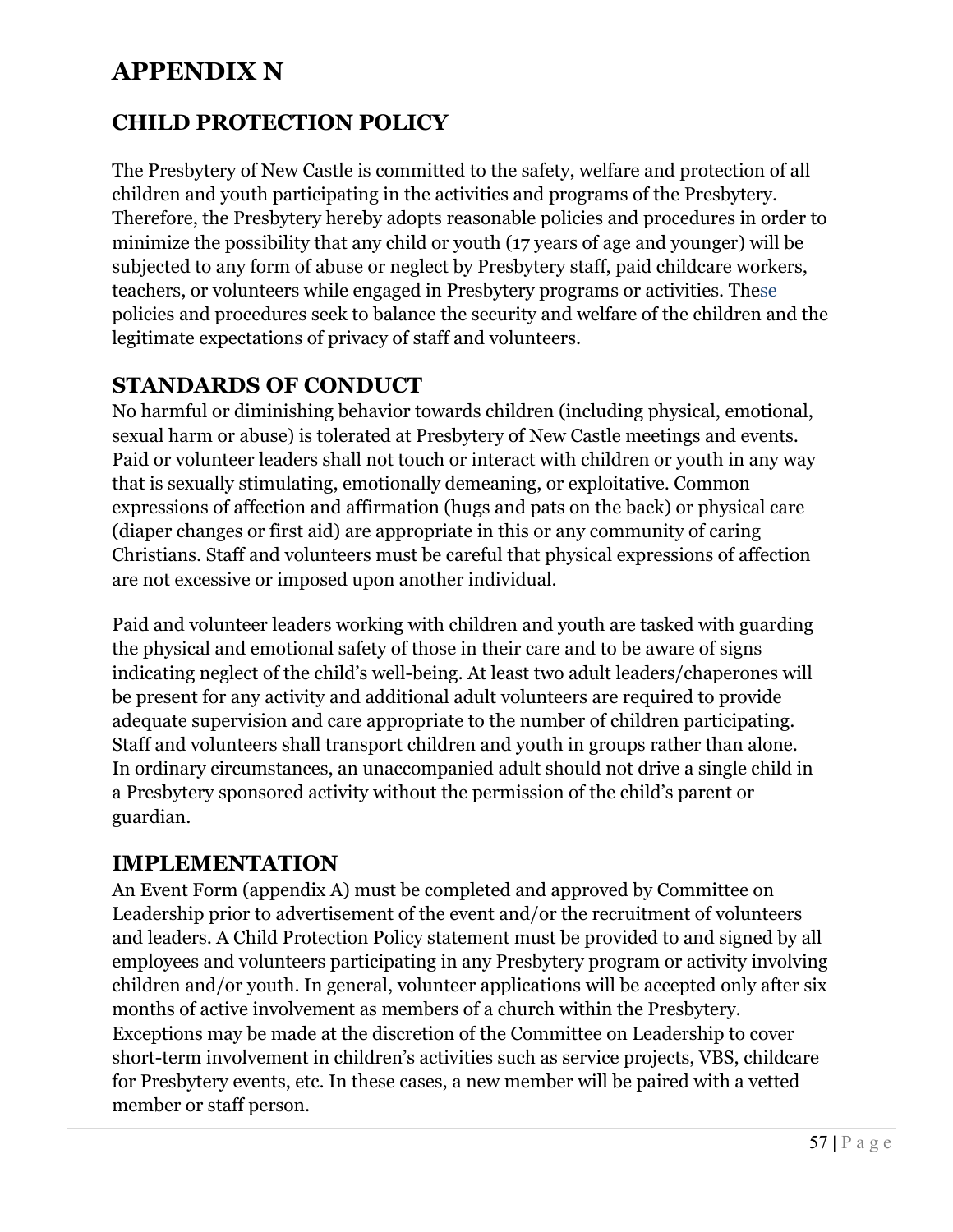# APPENDIX N

## CHILD PROTECTION POLICY

The Presbytery of New Castle is committed to the safety, welfare and protection of all children and youth participating in the activities and programs of the Presbytery. Therefore, the Presbytery hereby adopts reasonable policies and procedures in order to minimize the possibility that any child or youth (17 years of age and younger) will be subjected to any form of abuse or neglect by Presbytery staff, paid childcare workers, teachers, or volunteers while engaged in Presbytery programs or activities. These policies and procedures seek to balance the security and welfare of the children and the legitimate expectations of privacy of staff and volunteers.

## STANDARDS OF CONDUCT

No harmful or diminishing behavior towards children (including physical, emotional, sexual harm or abuse) is tolerated at Presbytery of New Castle meetings and events. Paid or volunteer leaders shall not touch or interact with children or youth in any way that is sexually stimulating, emotionally demeaning, or exploitative. Common expressions of affection and affirmation (hugs and pats on the back) or physical care (diaper changes or first aid) are appropriate in this or any community of caring Christians. Staff and volunteers must be careful that physical expressions of affection are not excessive or imposed upon another individual.

Paid and volunteer leaders working with children and youth are tasked with guarding the physical and emotional safety of those in their care and to be aware of signs indicating neglect of the child's well-being. At least two adult leaders/chaperones will be present for any activity and additional adult volunteers are required to provide adequate supervision and care appropriate to the number of children participating. Staff and volunteers shall transport children and youth in groups rather than alone. In ordinary circumstances, an unaccompanied adult should not drive a single child in a Presbytery sponsored activity without the permission of the child's parent or guardian.

## IMPLEMENTATION

An Event Form (appendix A) must be completed and approved by Committee on Leadership prior to advertisement of the event and/or the recruitment of volunteers and leaders. A Child Protection Policy statement must be provided to and signed by all employees and volunteers participating in any Presbytery program or activity involving children and/or youth. In general, volunteer applications will be accepted only after six months of active involvement as members of a church within the Presbytery. Exceptions may be made at the discretion of the Committee on Leadership to cover short-term involvement in children's activities such as service projects, VBS, childcare for Presbytery events, etc. In these cases, a new member will be paired with a vetted member or staff person.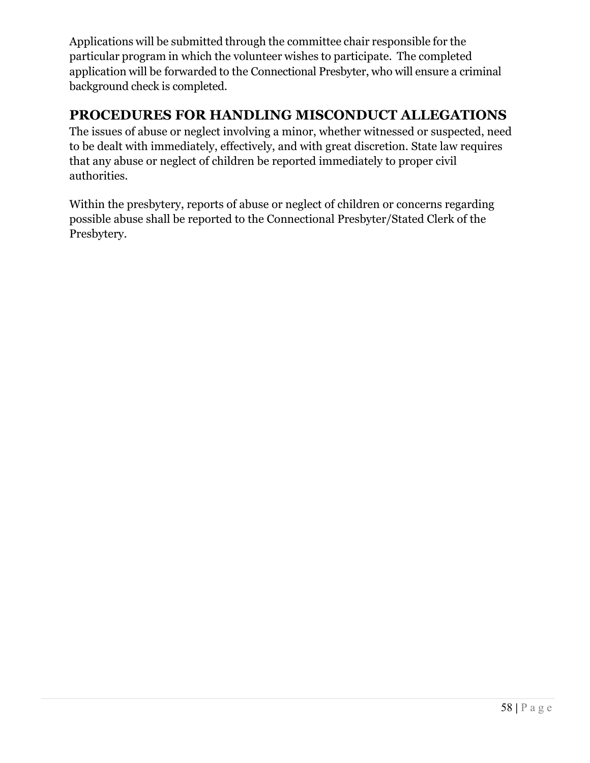Applications will be submitted through the committee chair responsible for the particular program in which the volunteer wishes to participate. The completed application will be forwarded to the Connectional Presbyter, who will ensure a criminal background check is completed.

## PROCEDURES FOR HANDLING MISCONDUCT ALLEGATIONS

The issues of abuse or neglect involving a minor, whether witnessed or suspected, need to be dealt with immediately, effectively, and with great discretion. State law requires that any abuse or neglect of children be reported immediately to proper civil authorities.

Within the presbytery, reports of abuse or neglect of children or concerns regarding possible abuse shall be reported to the Connectional Presbyter/Stated Clerk of the Presbytery.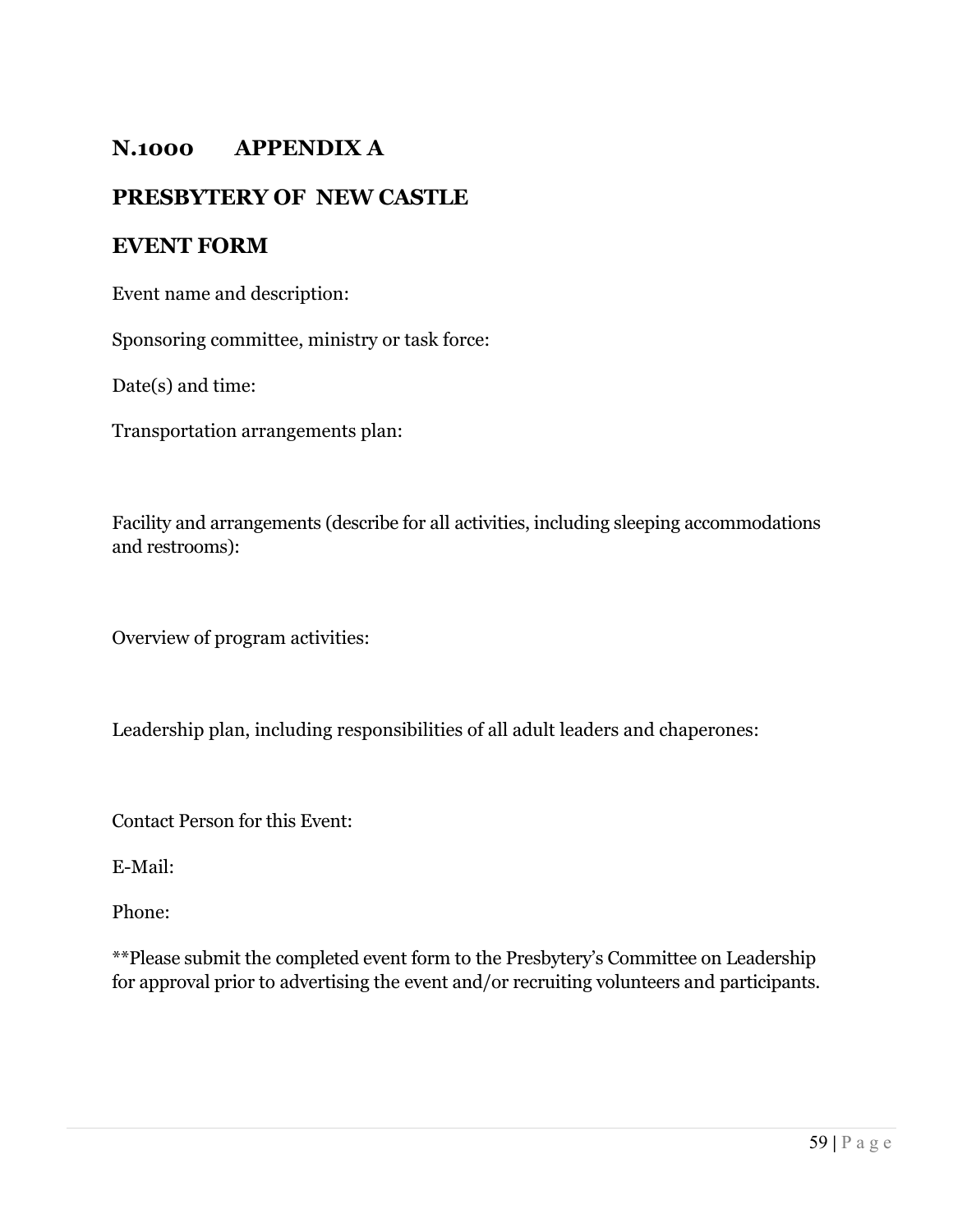## N.1000 APPENDIX A

## PRESBYTERY OF NEW CASTLE

## EVENT FORM

Event name and description:

Sponsoring committee, ministry or task force:

Date(s) and time:

Transportation arrangements plan:

Facility and arrangements (describe for all activities, including sleeping accommodations and restrooms):

Overview of program activities:

Leadership plan, including responsibilities of all adult leaders and chaperones:

Contact Person for this Event:

E-Mail:

Phone:

**Please submit the completed event form to the Presbytery's Committee on Leadership for approval prior to advertising the event and/or recruiting volunteers and participants.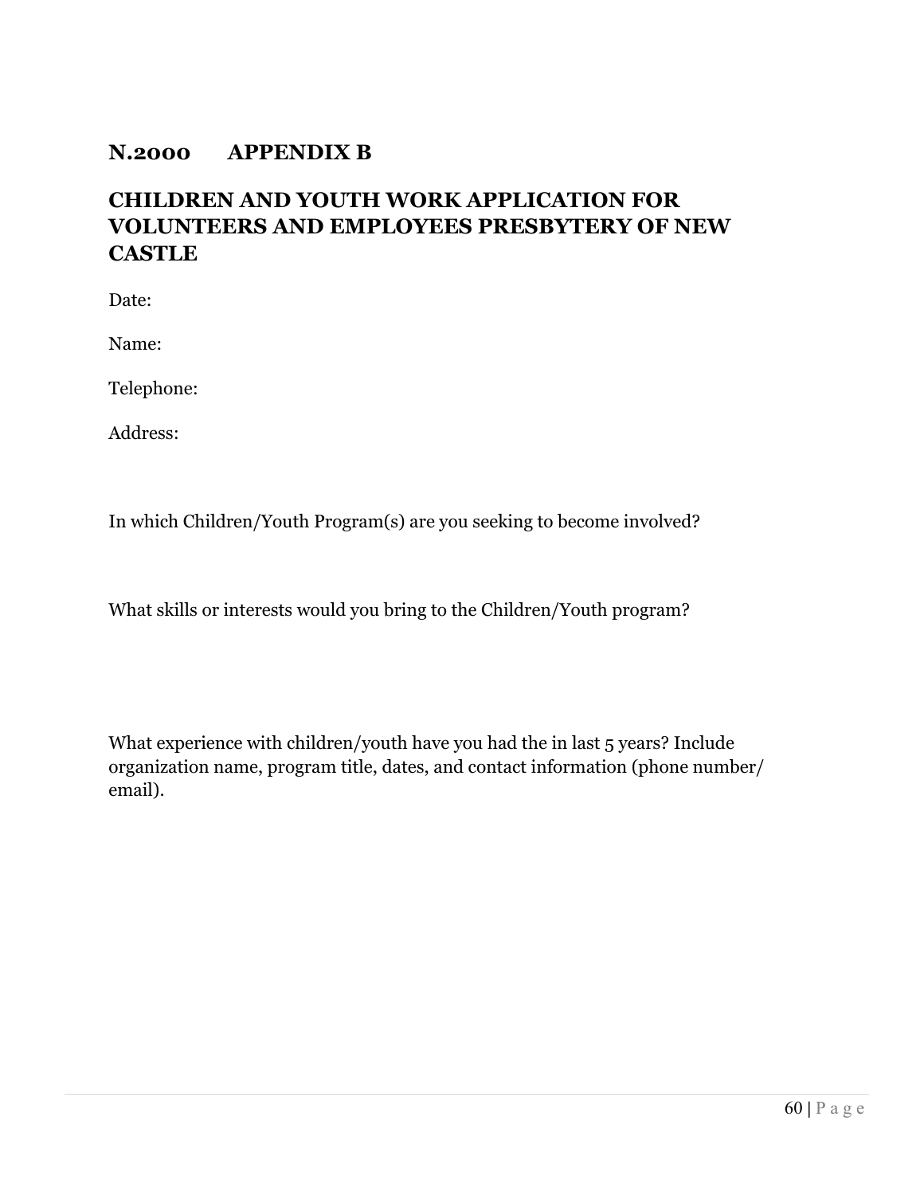## N.2000 APPENDIX B

## CHILDREN AND YOUTH WORK APPLICATION FOR VOLUNTEERS AND EMPLOYEES PRESBYTERY OF NEW CASTLE

Date:

Name:

Telephone:

Address:

In which Children/Youth Program(s) are you seeking to become involved?

What skills or interests would you bring to the Children/Youth program?

What experience with children/youth have you had the in last 5 years? Include organization name, program title, dates, and contact information (phone number/ email).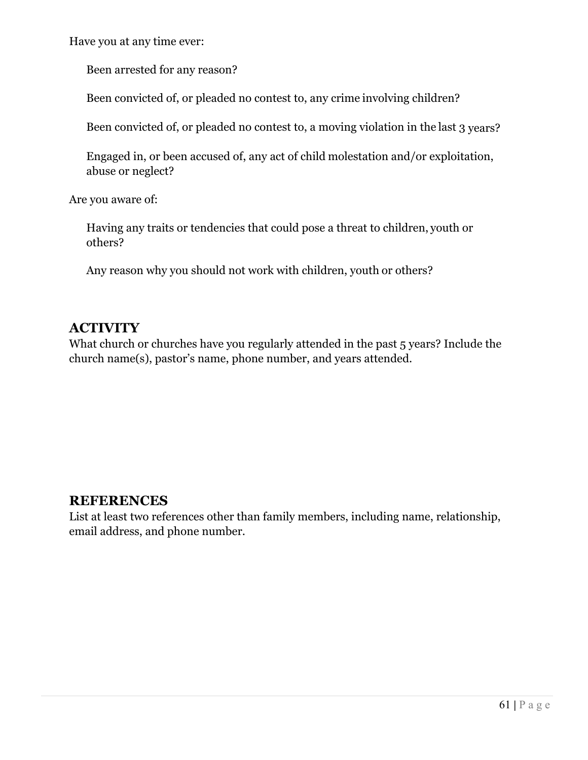Have you at any time ever:

Been arrested for any reason?

Been convicted of, or pleaded no contest to, any crime involving children?

Been convicted of, or pleaded no contest to, a moving violation in the last 3 years?

Engaged in, or been accused of, any act of child molestation and/or exploitation, abuse or neglect?

Are you aware of:

Having any traits or tendencies that could pose a threat to children, youth or others?

Any reason why you should not work with children, youth or others?

## ACTIVITY

What church or churches have you regularly attended in the past 5 years? Include the church name(s), pastor's name, phone number, and years attended.

## REFERENCES

List at least two references other than family members, including name, relationship, email address, and phone number.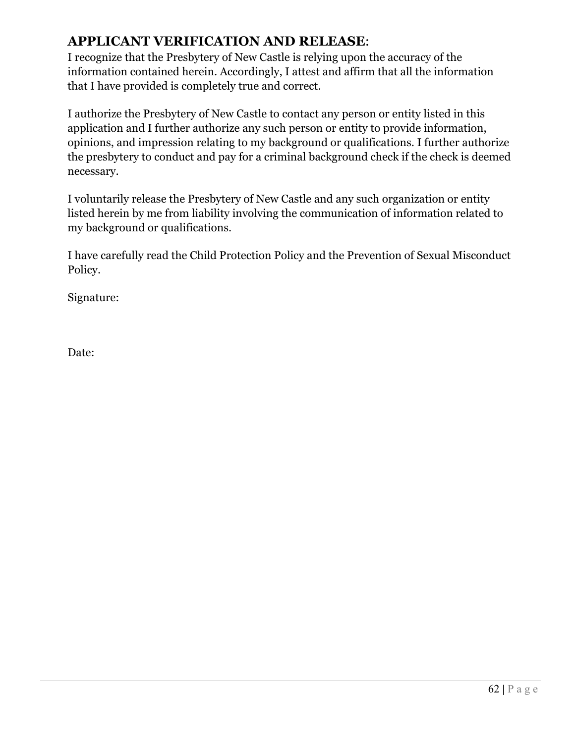## **APPLICANT VERIFICATION AND RELEASE**:

I recognize that the Presbytery of New Castle is relying upon the accuracy of the information contained herein. Accordingly, I attest and affirm that all the information that I have provided is completely true and correct.

I authorize the Presbytery of New Castle to contact any person or entity listed in this application and I further authorize any such person or entity to provide information, opinions, and impression relating to my background or qualifications. I further authorize the presbytery to conduct and pay for a criminal background check if the check is deemed necessary.

I voluntarily release the Presbytery of New Castle and any such organization or entity listed herein by me from liability involving the communication of information related to my background or qualifications.

I have carefully read the Child Protection Policy and the Prevention of Sexual Misconduct Policy.

Signature:

Date: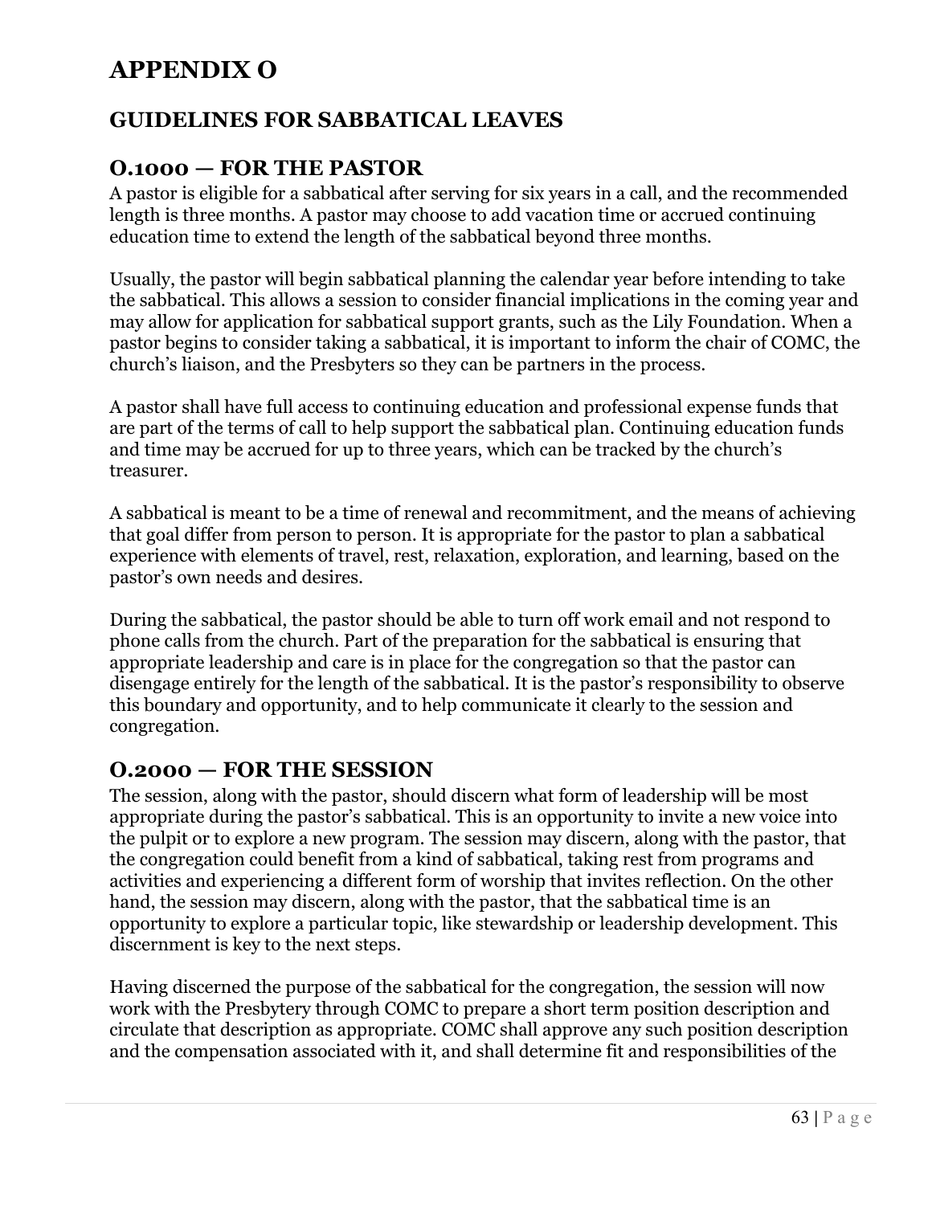# APPENDIX O

## GUIDELINES FOR SABBATICAL LEAVES

### O.1000 — FOR THE PASTOR

A pastor is eligible for a sabbatical after serving for six years in a call, and the recommended length is three months. A pastor may choose to add vacation time or accrued continuing education time to extend the length of the sabbatical beyond three months.

Usually, the pastor will begin sabbatical planning the calendar year before intending to take the sabbatical. This allows a session to consider financial implications in the coming year and may allow for application for sabbatical support grants, such as the Lily Foundation. When a pastor begins to consider taking a sabbatical, it is important to inform the chair of COMC, the church's liaison, and the Presbyters so they can be partners in the process.

A pastor shall have full access to continuing education and professional expense funds that are part of the terms of call to help support the sabbatical plan. Continuing education funds and time may be accrued for up to three years, which can be tracked by the church's treasurer.

A sabbatical is meant to be a time of renewal and recommitment, and the means of achieving that goal differ from person to person. It is appropriate for the pastor to plan a sabbatical experience with elements of travel, rest, relaxation, exploration, and learning, based on the pastor's own needs and desires.

During the sabbatical, the pastor should be able to turn off work email and not respond to phone calls from the church. Part of the preparation for the sabbatical is ensuring that appropriate leadership and care is in place for the congregation so that the pastor can disengage entirely for the length of the sabbatical. It is the pastor's responsibility to observe this boundary and opportunity, and to help communicate it clearly to the session and congregation.

### O.2000 — FOR THE SESSION

The session, along with the pastor, should discern what form of leadership will be most appropriate during the pastor's sabbatical. This is an opportunity to invite a new voice into the pulpit or to explore a new program. The session may discern, along with the pastor, that the congregation could benefit from a kind of sabbatical, taking rest from programs and activities and experiencing a different form of worship that invites reflection. On the other hand, the session may discern, along with the pastor, that the sabbatical time is an opportunity to explore a particular topic, like stewardship or leadership development. This discernment is key to the next steps.

Having discerned the purpose of the sabbatical for the congregation, the session will now work with the Presbytery through COMC to prepare a short term position description and circulate that description as appropriate. COMC shall approve any such position description and the compensation associated with it, and shall determine fit and responsibilities of the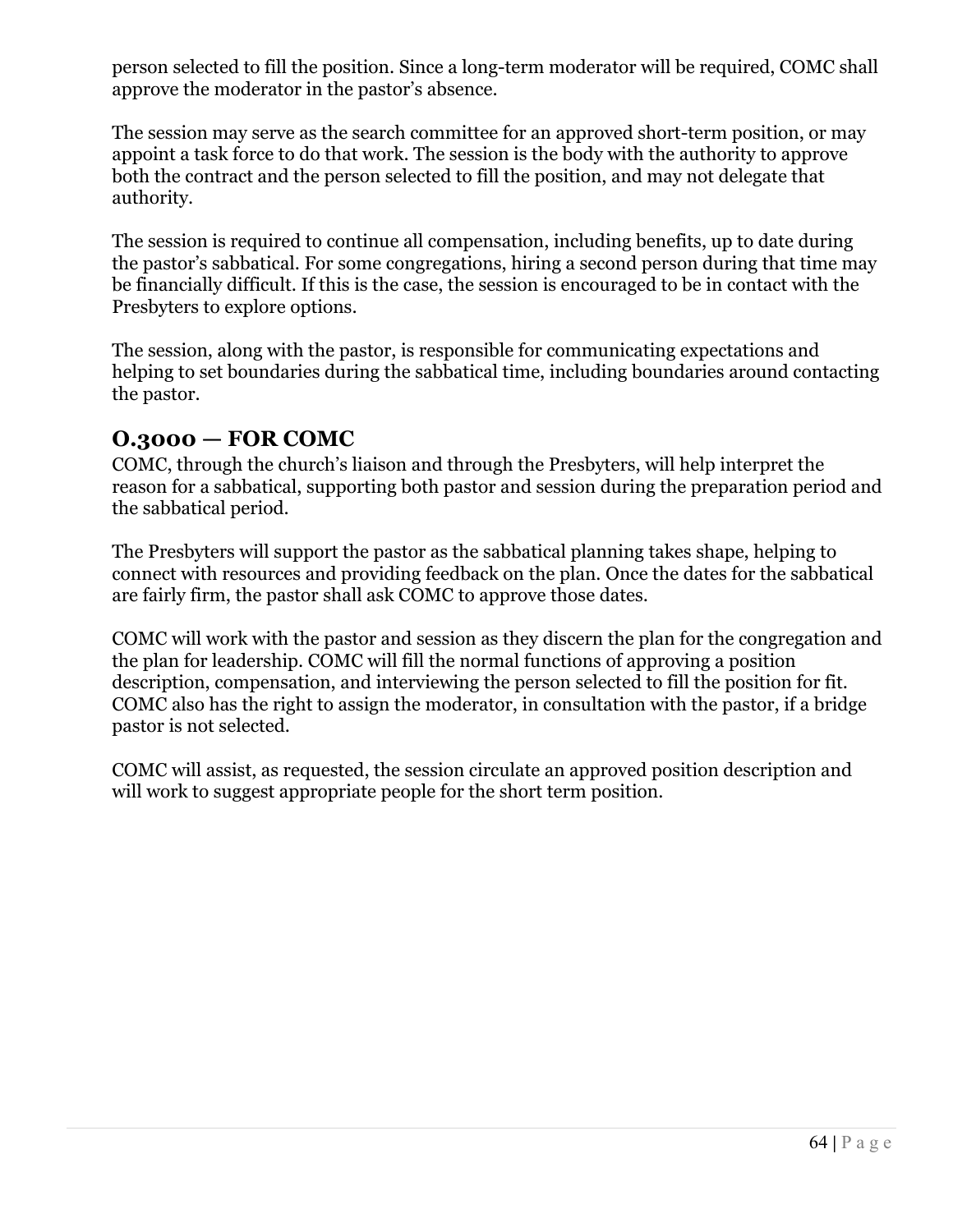person selected to fill the position. Since a long-term moderator will be required, COMC shall approve the moderator in the pastor's absence.

The session may serve as the search committee for an approved short-term position, or may appoint a task force to do that work. The session is the body with the authority to approve both the contract and the person selected to fill the position, and may not delegate that authority.

The session is required to continue all compensation, including benefits, up to date during the pastor's sabbatical. For some congregations, hiring a second person during that time may be financially difficult. If this is the case, the session is encouraged to be in contact with the Presbyters to explore options.

The session, along with the pastor, is responsible for communicating expectations and helping to set boundaries during the sabbatical time, including boundaries around contacting the pastor.

## O.3000 — FOR COMC

COMC, through the church's liaison and through the Presbyters, will help interpret the reason for a sabbatical, supporting both pastor and session during the preparation period and the sabbatical period.

The Presbyters will support the pastor as the sabbatical planning takes shape, helping to connect with resources and providing feedback on the plan. Once the dates for the sabbatical are fairly firm, the pastor shall ask COMC to approve those dates.

COMC will work with the pastor and session as they discern the plan for the congregation and the plan for leadership. COMC will fill the normal functions of approving a position description, compensation, and interviewing the person selected to fill the position for fit. COMC also has the right to assign the moderator, in consultation with the pastor, if a bridge pastor is not selected.

COMC will assist, as requested, the session circulate an approved position description and will work to suggest appropriate people for the short term position.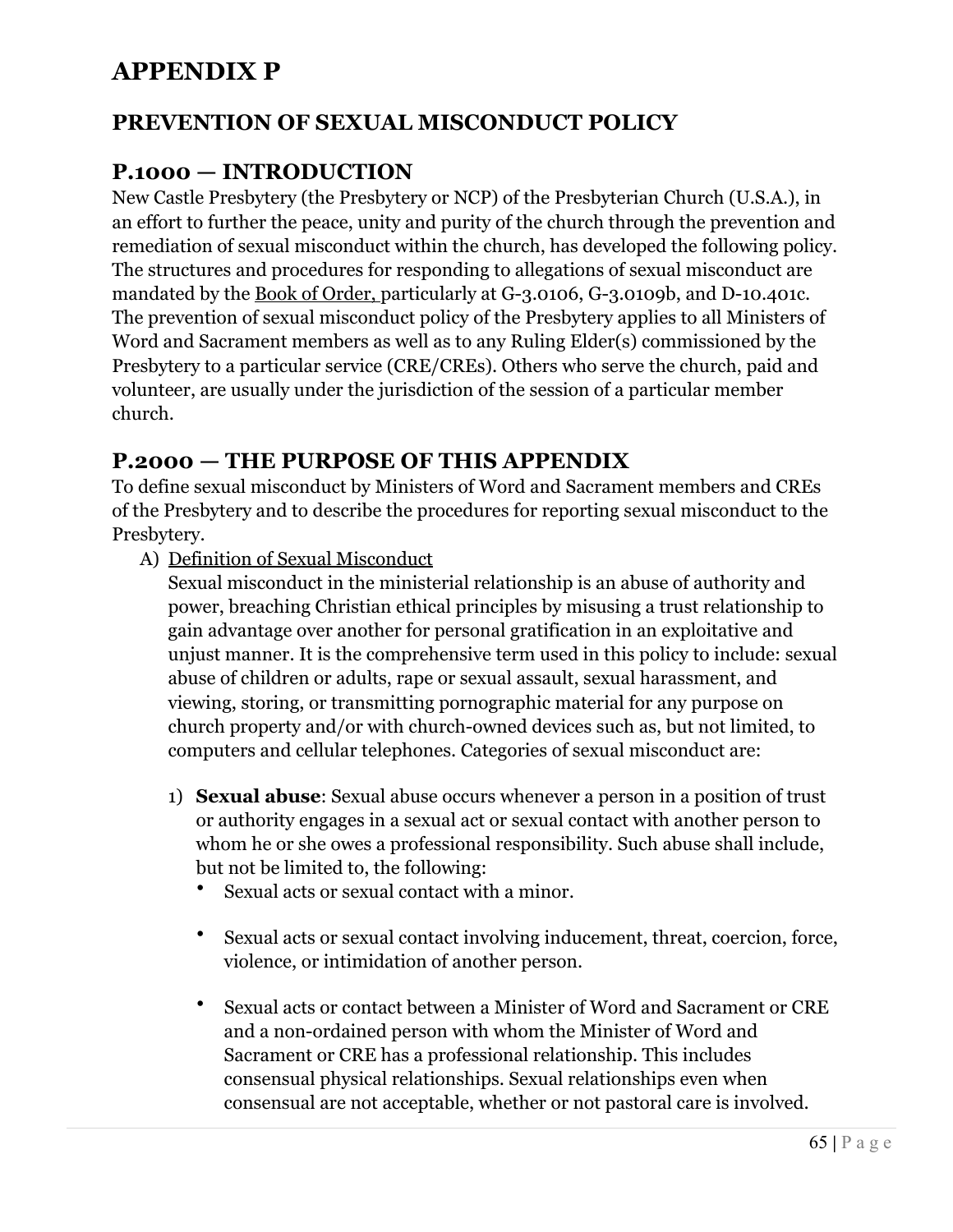# APPENDIX P

## PREVENTION OF SEXUAL MISCONDUCT POLICY

### P.1000 — INTRODUCTION

New Castle Presbytery (the Presbytery or NCP) of the Presbyterian Church (U.S.A.), in an effort to further the peace, unity and purity of the church through the prevention and remediation of sexual misconduct within the church, has developed the following policy. The structures and procedures for responding to allegations of sexual misconduct are mandated by the Book of Order, particularly at G-3.0106, G-3.0109b, and D-10.401c. The prevention of sexual misconduct policy of the Presbytery applies to all Ministers of Word and Sacrament members as well as to any Ruling Elder(s) commissioned by the Presbytery to a particular service (CRE/CREs). Others who serve the church, paid and volunteer, are usually under the jurisdiction of the session of a particular member church.

### P.2000 — THE PURPOSE OF THIS APPENDIX

To define sexual misconduct by Ministers of Word and Sacrament members and CREs of the Presbytery and to describe the procedures for reporting sexual misconduct to the Presbytery.

A) Definition of Sexual Misconduct

Sexual misconduct in the ministerial relationship is an abuse of authority and power, breaching Christian ethical principles by misusing a trust relationship to gain advantage over another for personal gratification in an exploitative and unjust manner. It is the comprehensive term used in this policy to include: sexual abuse of children or adults, rape or sexual assault, sexual harassment, and viewing, storing, or transmitting pornographic material for any purpose on church property and/or with church-owned devices such as, but not limited, to computers and cellular telephones. Categories of sexual misconduct are:

1) **Sexual abuse**: Sexual abuse occurs whenever a person in a position of trust or authority engages in a sexual act or sexual contact with another person to whom he or she owes a professional responsibility. Such abuse shall include, but not be limited to, the following:
   - Sexual acts or sexual contact with a minor.
   - Sexual acts or sexual contact involving inducement, threat, coercion, force, violence, or intimidation of another person.
   - Sexual acts or contact between a Minister of Word and Sacrament or CRE and a non-ordained person with whom the Minister of Word and Sacrament or CRE has a professional relationship. This includes consensual physical relationships. Sexual relationships even when consensual are not acceptable, whether or not pastoral care is involved.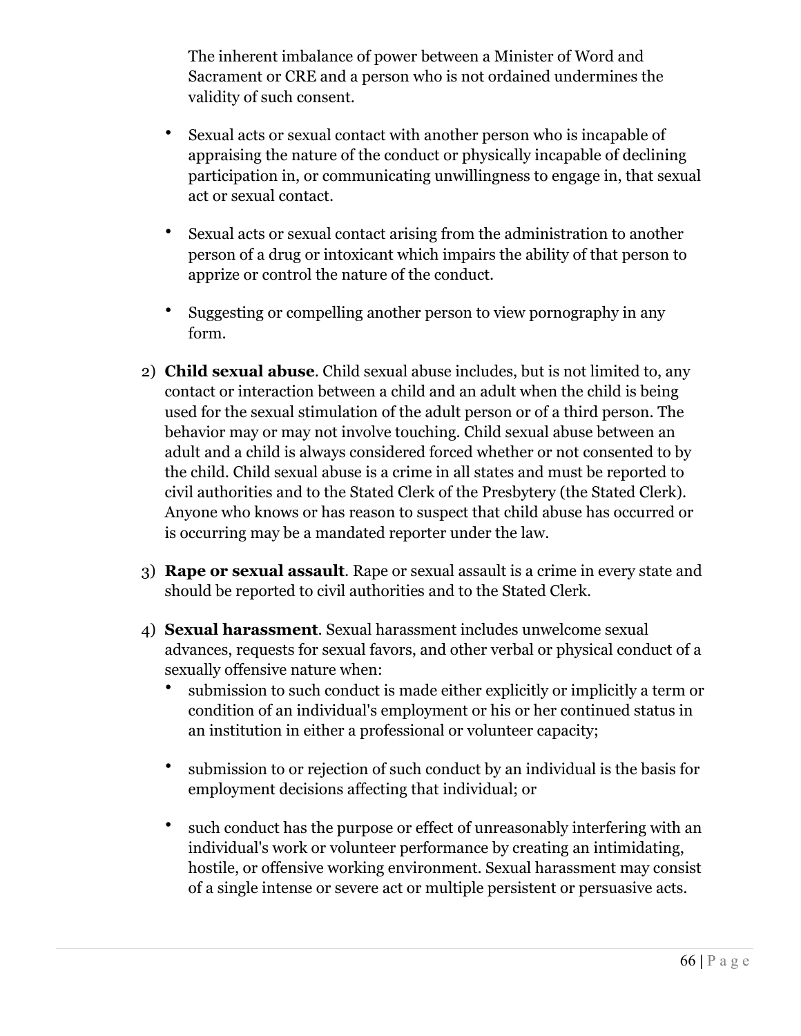The inherent imbalance of power between a Minister of Word and Sacrament or CRE and a person who is not ordained undermines the validity of such consent.

- Sexual acts or sexual contact with another person who is incapable of appraising the nature of the conduct or physically incapable of declining participation in, or communicating unwillingness to engage in, that sexual act or sexual contact.

- Sexual acts or sexual contact arising from the administration to another person of a drug or intoxicant which impairs the ability of that person to apprize or control the nature of the conduct.

- Suggesting or compelling another person to view pornography in any form.

2) **Child sexual abuse**. Child sexual abuse includes, but is not limited to, any contact or interaction between a child and an adult when the child is being used for the sexual stimulation of the adult person or of a third person. The behavior may or may not involve touching. Child sexual abuse between an adult and a child is always considered forced whether or not consented to by the child. Child sexual abuse is a crime in all states and must be reported to civil authorities and to the Stated Clerk of the Presbytery (the Stated Clerk). Anyone who knows or has reason to suspect that child abuse has occurred or is occurring may be a mandated reporter under the law.

3) **Rape or sexual assault**. Rape or sexual assault is a crime in every state and should be reported to civil authorities and to the Stated Clerk.

4) **Sexual harassment**. Sexual harassment includes unwelcome sexual advances, requests for sexual favors, and other verbal or physical conduct of a sexually offensive nature when:
   - submission to such conduct is made either explicitly or implicitly a term or condition of an individual's employment or his or her continued status in an institution in either a professional or volunteer capacity;

   - submission to or rejection of such conduct by an individual is the basis for employment decisions affecting that individual; or

   - such conduct has the purpose or effect of unreasonably interfering with an individual's work or volunteer performance by creating an intimidating, hostile, or offensive working environment. Sexual harassment may consist of a single intense or severe act or multiple persistent or persuasive acts.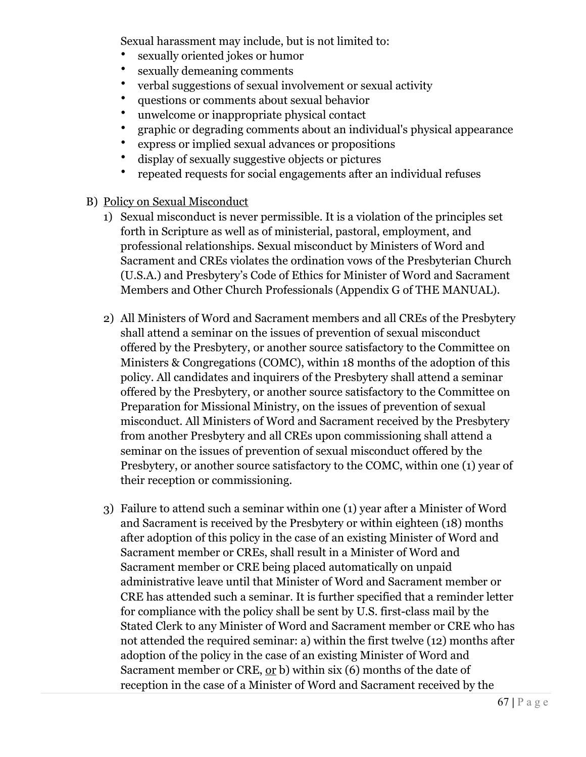Sexual harassment may include, but is not limited to:

- sexually oriented jokes or humor
- sexually demeaning comments
- verbal suggestions of sexual involvement or sexual activity
- questions or comments about sexual behavior
- unwelcome or inappropriate physical contact
- graphic or degrading comments about an individual's physical appearance
- express or implied sexual advances or propositions
- display of sexually suggestive objects or pictures
- repeated requests for social engagements after an individual refuses

B) <u>Policy on Sexual Misconduct</u>

1) Sexual misconduct is never permissible. It is a violation of the principles set forth in Scripture as well as of ministerial, pastoral, employment, and professional relationships. Sexual misconduct by Ministers of Word and Sacrament and CREs violates the ordination vows of the Presbyterian Church (U.S.A.) and Presbytery's Code of Ethics for Minister of Word and Sacrament Members and Other Church Professionals (Appendix G of THE MANUAL).

2) All Ministers of Word and Sacrament members and all CREs of the Presbytery shall attend a seminar on the issues of prevention of sexual misconduct offered by the Presbytery, or another source satisfactory to the Committee on Ministers & Congregations (COMC), within 18 months of the adoption of this policy. All candidates and inquirers of the Presbytery shall attend a seminar offered by the Presbytery, or another source satisfactory to the Committee on Preparation for Missional Ministry, on the issues of prevention of sexual misconduct. All Ministers of Word and Sacrament received by the Presbytery from another Presbytery and all CREs upon commissioning shall attend a seminar on the issues of prevention of sexual misconduct offered by the Presbytery, or another source satisfactory to the COMC, within one (1) year of their reception or commissioning.

3) Failure to attend such a seminar within one (1) year after a Minister of Word and Sacrament is received by the Presbytery or within eighteen (18) months after adoption of this policy in the case of an existing Minister of Word and Sacrament member or CREs, shall result in a Minister of Word and Sacrament member or CRE being placed automatically on unpaid administrative leave until that Minister of Word and Sacrament member or CRE has attended such a seminar. It is further specified that a reminder letter for compliance with the policy shall be sent by U.S. first-class mail by the Stated Clerk to any Minister of Word and Sacrament member or CRE who has not attended the required seminar: a) within the first twelve (12) months after adoption of the policy in the case of an existing Minister of Word and Sacrament member or CRE, <u>or</u> b) within six (6) months of the date of reception in the case of a Minister of Word and Sacrament received by the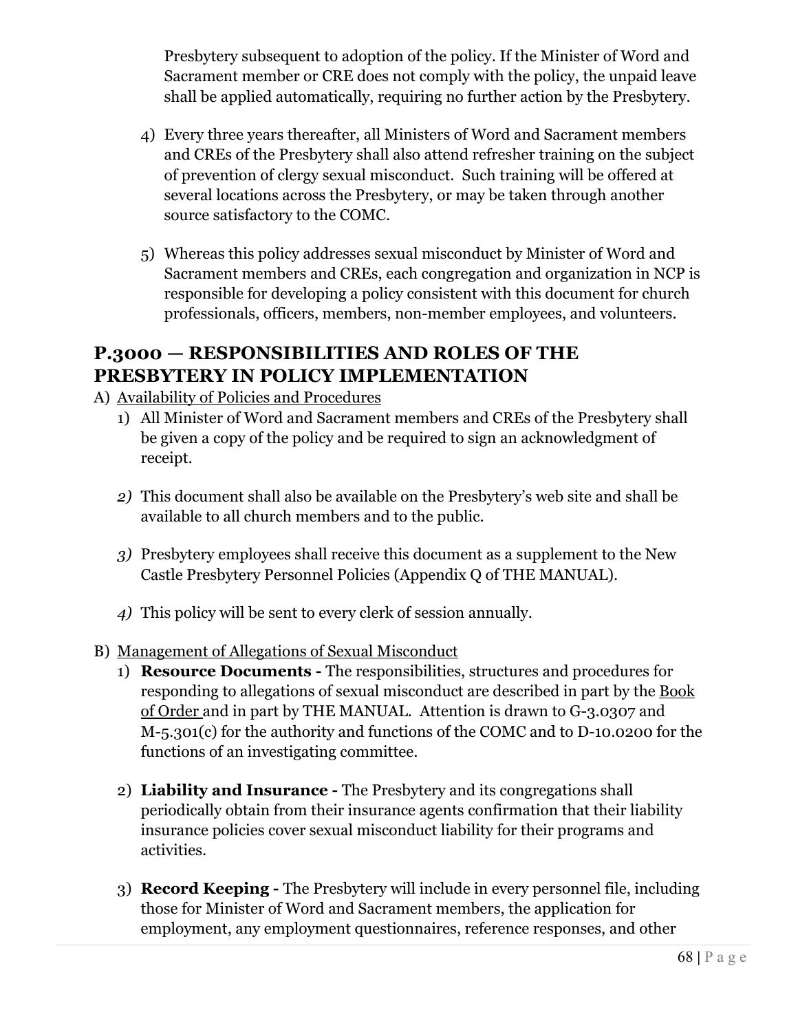Presbytery subsequent to adoption of the policy. If the Minister of Word and Sacrament member or CRE does not comply with the policy, the unpaid leave shall be applied automatically, requiring no further action by the Presbytery.

4) Every three years thereafter, all Ministers of Word and Sacrament members and CREs of the Presbytery shall also attend refresher training on the subject of prevention of clergy sexual misconduct. Such training will be offered at several locations across the Presbytery, or may be taken through another source satisfactory to the COMC.

5) Whereas this policy addresses sexual misconduct by Minister of Word and Sacrament members and CREs, each congregation and organization in NCP is responsible for developing a policy consistent with this document for church professionals, officers, members, non-member employees, and volunteers.

## P.3000 — RESPONSIBILITIES AND ROLES OF THE PRESBYTERY IN POLICY IMPLEMENTATION

A) Availability of Policies and Procedures

1) All Minister of Word and Sacrament members and CREs of the Presbytery shall be given a copy of the policy and be required to sign an acknowledgment of receipt.

*2)* This document shall also be available on the Presbytery's web site and shall be available to all church members and to the public.

*3)* Presbytery employees shall receive this document as a supplement to the New Castle Presbytery Personnel Policies (Appendix Q of THE MANUAL).

*4)* This policy will be sent to every clerk of session annually.

B) Management of Allegations of Sexual Misconduct

1) **Resource Documents -** The responsibilities, structures and procedures for responding to allegations of sexual misconduct are described in part by the Book of Order and in part by THE MANUAL. Attention is drawn to G-3.0307 and M-5.301(c) for the authority and functions of the COMC and to D-10.0200 for the functions of an investigating committee.

2) **Liability and Insurance -** The Presbytery and its congregations shall periodically obtain from their insurance agents confirmation that their liability insurance policies cover sexual misconduct liability for their programs and activities.

3) **Record Keeping -** The Presbytery will include in every personnel file, including those for Minister of Word and Sacrament members, the application for employment, any employment questionnaires, reference responses, and other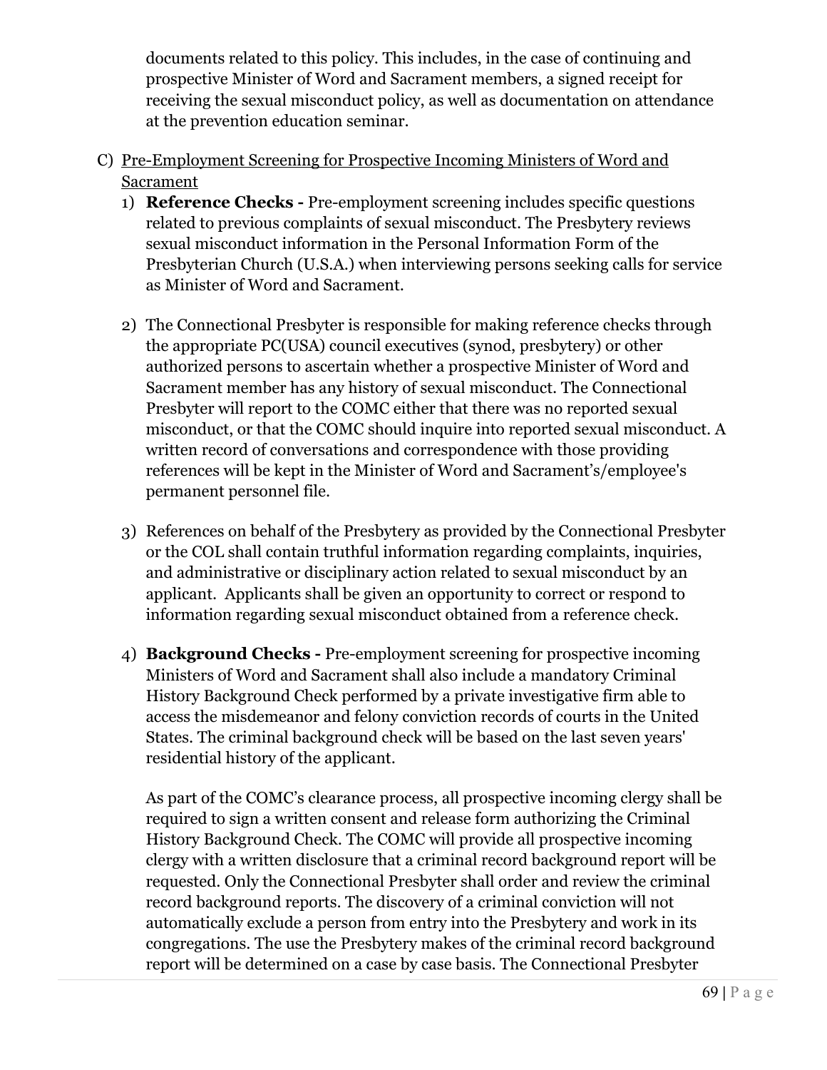documents related to this policy. This includes, in the case of continuing and prospective Minister of Word and Sacrament members, a signed receipt for receiving the sexual misconduct policy, as well as documentation on attendance at the prevention education seminar.

C) <u>Pre-Employment Screening for Prospective Incoming Ministers of Word and Sacrament</u>

1) **Reference Checks -** Pre-employment screening includes specific questions related to previous complaints of sexual misconduct. The Presbytery reviews sexual misconduct information in the Personal Information Form of the Presbyterian Church (U.S.A.) when interviewing persons seeking calls for service as Minister of Word and Sacrament.

2) The Connectional Presbyter is responsible for making reference checks through the appropriate PC(USA) council executives (synod, presbytery) or other authorized persons to ascertain whether a prospective Minister of Word and Sacrament member has any history of sexual misconduct. The Connectional Presbyter will report to the COMC either that there was no reported sexual misconduct, or that the COMC should inquire into reported sexual misconduct. A written record of conversations and correspondence with those providing references will be kept in the Minister of Word and Sacrament's/employee's permanent personnel file.

3) References on behalf of the Presbytery as provided by the Connectional Presbyter or the COL shall contain truthful information regarding complaints, inquiries, and administrative or disciplinary action related to sexual misconduct by an applicant. Applicants shall be given an opportunity to correct or respond to information regarding sexual misconduct obtained from a reference check.

4) **Background Checks -** Pre-employment screening for prospective incoming Ministers of Word and Sacrament shall also include a mandatory Criminal History Background Check performed by a private investigative firm able to access the misdemeanor and felony conviction records of courts in the United States. The criminal background check will be based on the last seven years' residential history of the applicant.

   As part of the COMC's clearance process, all prospective incoming clergy shall be required to sign a written consent and release form authorizing the Criminal History Background Check. The COMC will provide all prospective incoming clergy with a written disclosure that a criminal record background report will be requested. Only the Connectional Presbyter shall order and review the criminal record background reports. The discovery of a criminal conviction will not automatically exclude a person from entry into the Presbytery and work in its congregations. The use the Presbytery makes of the criminal record background report will be determined on a case by case basis. The Connectional Presbyter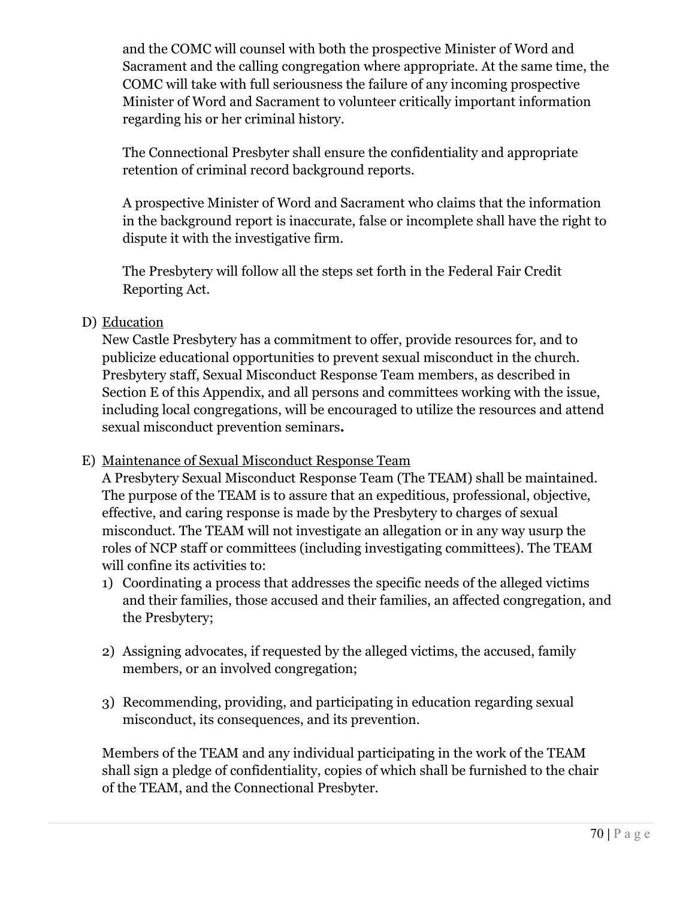and the COMC will counsel with both the prospective Minister of Word and Sacrament and the calling congregation where appropriate. At the same time, the COMC will take with full seriousness the failure of any incoming prospective Minister of Word and Sacrament to volunteer critically important information regarding his or her criminal history.

The Connectional Presbyter shall ensure the confidentiality and appropriate retention of criminal record background reports.

A prospective Minister of Word and Sacrament who claims that the information in the background report is inaccurate, false or incomplete shall have the right to dispute it with the investigative firm.

The Presbytery will follow all the steps set forth in the Federal Fair Credit Reporting Act.

D) Education

New Castle Presbytery has a commitment to offer, provide resources for, and to publicize educational opportunities to prevent sexual misconduct in the church. Presbytery staff, Sexual Misconduct Response Team members, as described in Section E of this Appendix, and all persons and committees working with the issue, including local congregations, will be encouraged to utilize the resources and attend sexual misconduct prevention seminars**.**

E) Maintenance of Sexual Misconduct Response Team

A Presbytery Sexual Misconduct Response Team (The TEAM) shall be maintained. The purpose of the TEAM is to assure that an expeditious, professional, objective, effective, and caring response is made by the Presbytery to charges of sexual misconduct. The TEAM will not investigate an allegation or in any way usurp the roles of NCP staff or committees (including investigating committees). The TEAM will confine its activities to:

1) Coordinating a process that addresses the specific needs of the alleged victims and their families, those accused and their families, an affected congregation, and the Presbytery;

2) Assigning advocates, if requested by the alleged victims, the accused, family members, or an involved congregation;

3) Recommending, providing, and participating in education regarding sexual misconduct, its consequences, and its prevention.

Members of the TEAM and any individual participating in the work of the TEAM shall sign a pledge of confidentiality, copies of which shall be furnished to the chair of the TEAM, and the Connectional Presbyter.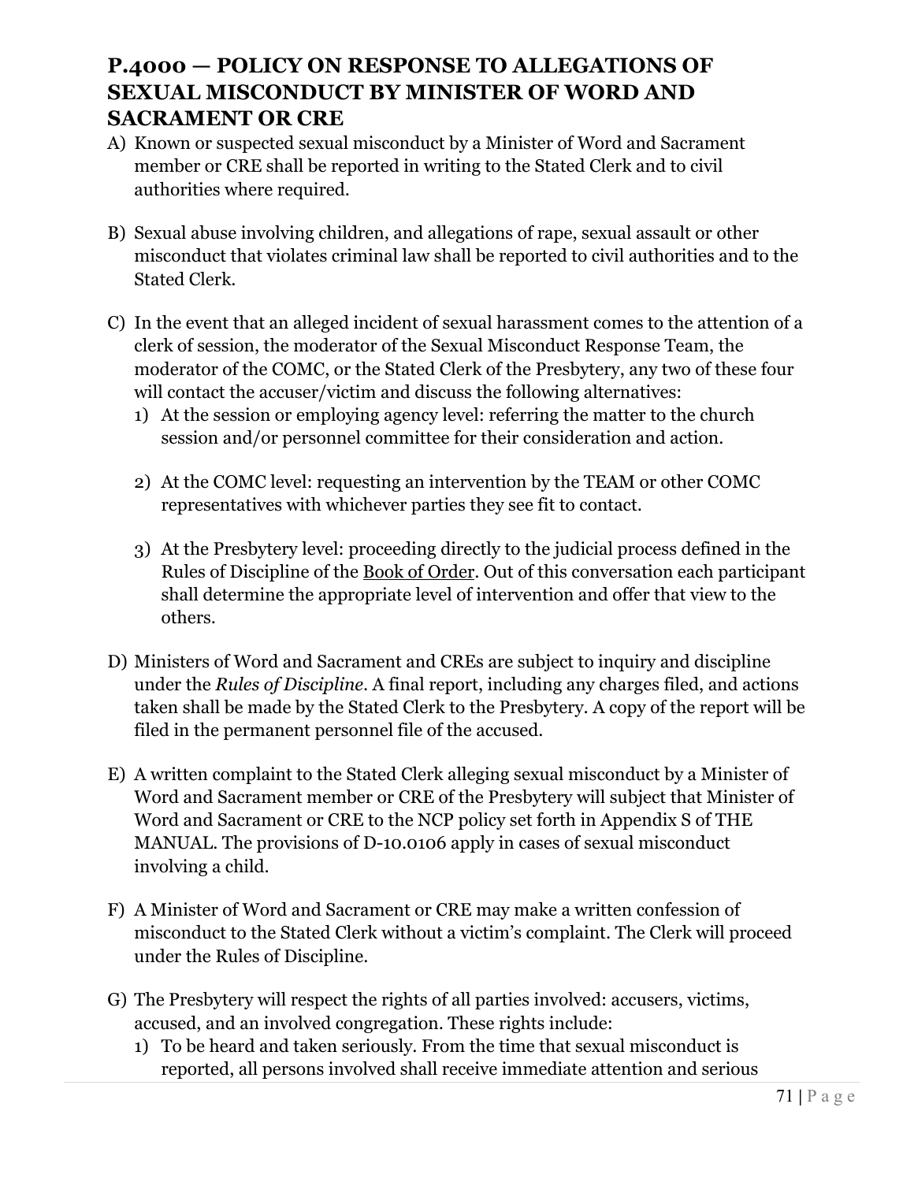## P.4000 — POLICY ON RESPONSE TO ALLEGATIONS OF SEXUAL MISCONDUCT BY MINISTER OF WORD AND SACRAMENT OR CRE

A) Known or suspected sexual misconduct by a Minister of Word and Sacrament member or CRE shall be reported in writing to the Stated Clerk and to civil authorities where required.

B) Sexual abuse involving children, and allegations of rape, sexual assault or other misconduct that violates criminal law shall be reported to civil authorities and to the Stated Clerk.

C) In the event that an alleged incident of sexual harassment comes to the attention of a clerk of session, the moderator of the Sexual Misconduct Response Team, the moderator of the COMC, or the Stated Clerk of the Presbytery, any two of these four will contact the accuser/victim and discuss the following alternatives:
   1) At the session or employing agency level: referring the matter to the church session and/or personnel committee for their consideration and action.

   2) At the COMC level: requesting an intervention by the TEAM or other COMC representatives with whichever parties they see fit to contact.

   3) At the Presbytery level: proceeding directly to the judicial process defined in the Rules of Discipline of the Book of Order. Out of this conversation each participant shall determine the appropriate level of intervention and offer that view to the others.

D) Ministers of Word and Sacrament and CREs are subject to inquiry and discipline under the *Rules of Discipline*. A final report, including any charges filed, and actions taken shall be made by the Stated Clerk to the Presbytery. A copy of the report will be filed in the permanent personnel file of the accused.

E) A written complaint to the Stated Clerk alleging sexual misconduct by a Minister of Word and Sacrament member or CRE of the Presbytery will subject that Minister of Word and Sacrament or CRE to the NCP policy set forth in Appendix S of THE MANUAL. The provisions of D-10.0106 apply in cases of sexual misconduct involving a child.

F) A Minister of Word and Sacrament or CRE may make a written confession of misconduct to the Stated Clerk without a victim's complaint. The Clerk will proceed under the Rules of Discipline.

G) The Presbytery will respect the rights of all parties involved: accusers, victims, accused, and an involved congregation. These rights include:
   1) To be heard and taken seriously. From the time that sexual misconduct is reported, all persons involved shall receive immediate attention and serious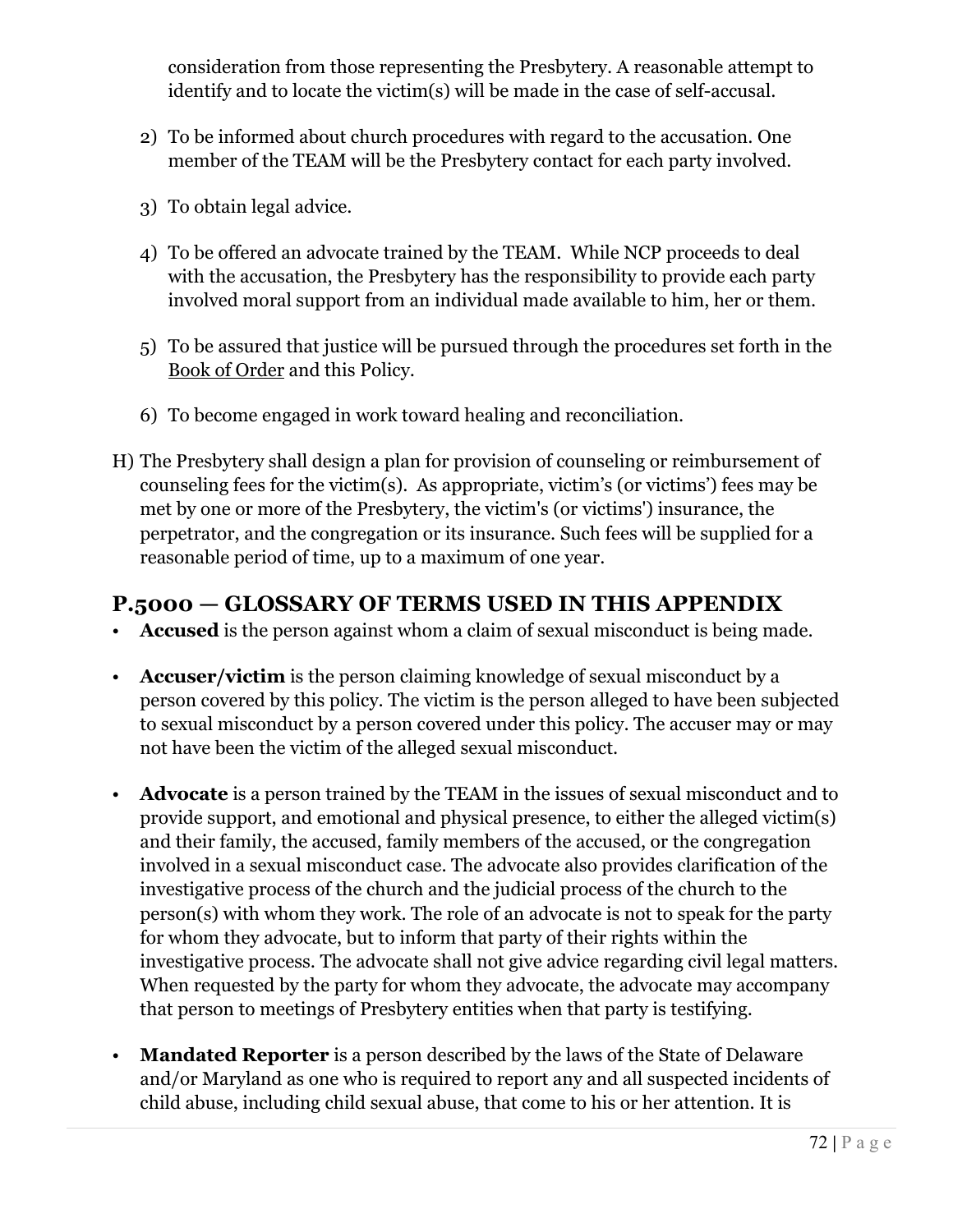consideration from those representing the Presbytery. A reasonable attempt to identify and to locate the victim(s) will be made in the case of self-accusal.

2) To be informed about church procedures with regard to the accusation. One member of the TEAM will be the Presbytery contact for each party involved.

3) To obtain legal advice.

4) To be offered an advocate trained by the TEAM. While NCP proceeds to deal with the accusation, the Presbytery has the responsibility to provide each party involved moral support from an individual made available to him, her or them.

5) To be assured that justice will be pursued through the procedures set forth in the Book of Order and this Policy.

6) To become engaged in work toward healing and reconciliation.

H) The Presbytery shall design a plan for provision of counseling or reimbursement of counseling fees for the victim(s). As appropriate, victim's (or victims') fees may be met by one or more of the Presbytery, the victim's (or victims') insurance, the perpetrator, and the congregation or its insurance. Such fees will be supplied for a reasonable period of time, up to a maximum of one year.

## P.5000 — GLOSSARY OF TERMS USED IN THIS APPENDIX

- **Accused** is the person against whom a claim of sexual misconduct is being made.

- **Accuser/victim** is the person claiming knowledge of sexual misconduct by a person covered by this policy. The victim is the person alleged to have been subjected to sexual misconduct by a person covered under this policy. The accuser may or may not have been the victim of the alleged sexual misconduct.

- **Advocate** is a person trained by the TEAM in the issues of sexual misconduct and to provide support, and emotional and physical presence, to either the alleged victim(s) and their family, the accused, family members of the accused, or the congregation involved in a sexual misconduct case. The advocate also provides clarification of the investigative process of the church and the judicial process of the church to the person(s) with whom they work. The role of an advocate is not to speak for the party for whom they advocate, but to inform that party of their rights within the investigative process. The advocate shall not give advice regarding civil legal matters. When requested by the party for whom they advocate, the advocate may accompany that person to meetings of Presbytery entities when that party is testifying.

- **Mandated Reporter** is a person described by the laws of the State of Delaware and/or Maryland as one who is required to report any and all suspected incidents of child abuse, including child sexual abuse, that come to his or her attention. It is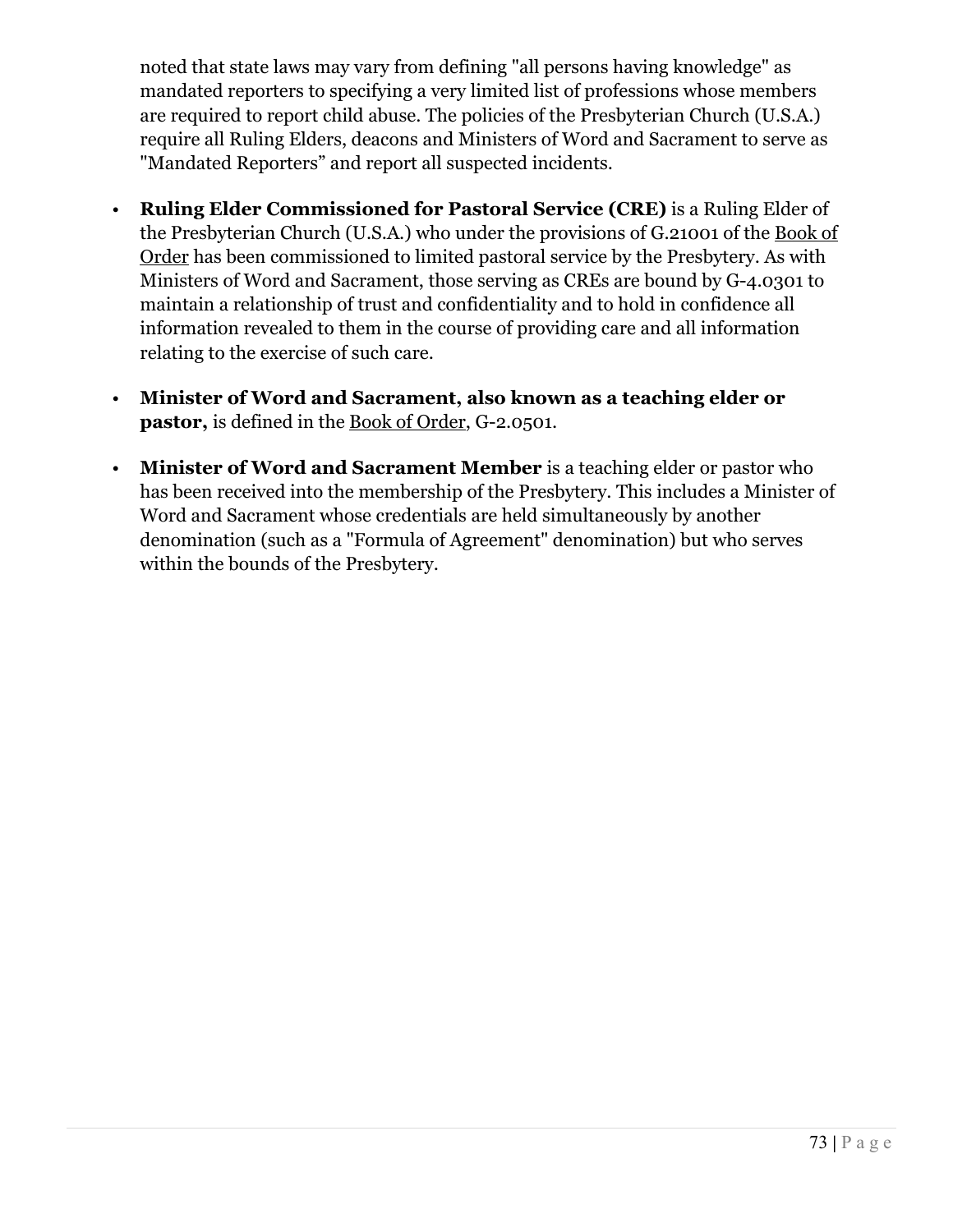noted that state laws may vary from defining "all persons having knowledge" as mandated reporters to specifying a very limited list of professions whose members are required to report child abuse. The policies of the Presbyterian Church (U.S.A.) require all Ruling Elders, deacons and Ministers of Word and Sacrament to serve as "Mandated Reporters" and report all suspected incidents.

- **Ruling Elder Commissioned for Pastoral Service (CRE)** is a Ruling Elder of the Presbyterian Church (U.S.A.) who under the provisions of G.21001 of the Book of Order has been commissioned to limited pastoral service by the Presbytery. As with Ministers of Word and Sacrament, those serving as CREs are bound by G-4.0301 to maintain a relationship of trust and confidentiality and to hold in confidence all information revealed to them in the course of providing care and all information relating to the exercise of such care.

- **Minister of Word and Sacrament, also known as a teaching elder or pastor,** is defined in the Book of Order, G-2.0501.

- **Minister of Word and Sacrament Member** is a teaching elder or pastor who has been received into the membership of the Presbytery. This includes a Minister of Word and Sacrament whose credentials are held simultaneously by another denomination (such as a "Formula of Agreement" denomination) but who serves within the bounds of the Presbytery.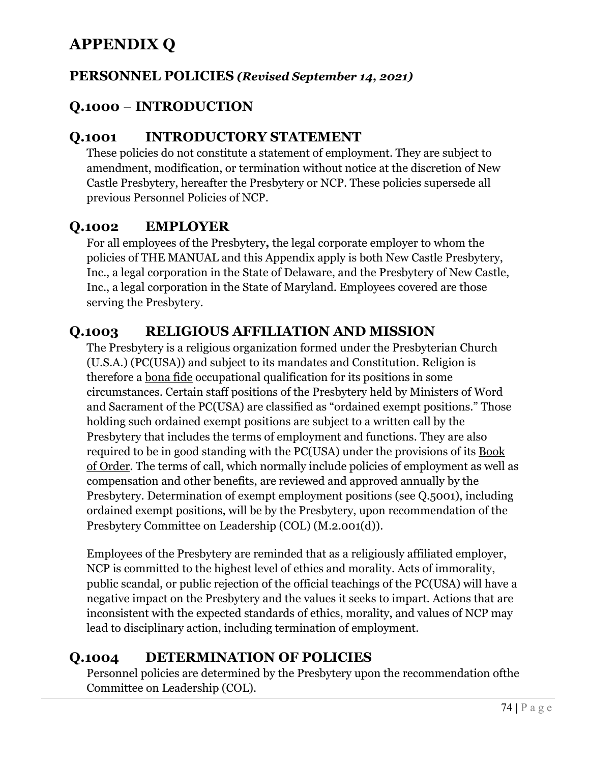# APPENDIX Q

## PERSONNEL POLICIES *(Revised September 14, 2021)*

## Q.1000 – INTRODUCTION

### Q.1001 INTRODUCTORY STATEMENT

These policies do not constitute a statement of employment. They are subject to amendment, modification, or termination without notice at the discretion of New Castle Presbytery, hereafter the Presbytery or NCP. These policies supersede all previous Personnel Policies of NCP.

### Q.1002 EMPLOYER

For all employees of the Presbytery**,** the legal corporate employer to whom the policies of THE MANUAL and this Appendix apply is both New Castle Presbytery, Inc., a legal corporation in the State of Delaware, and the Presbytery of New Castle, Inc., a legal corporation in the State of Maryland. Employees covered are those serving the Presbytery.

### Q.1003 RELIGIOUS AFFILIATION AND MISSION

The Presbytery is a religious organization formed under the Presbyterian Church (U.S.A.) (PC(USA)) and subject to its mandates and Constitution. Religion is therefore a bona fide occupational qualification for its positions in some circumstances. Certain staff positions of the Presbytery held by Ministers of Word and Sacrament of the PC(USA) are classified as "ordained exempt positions." Those holding such ordained exempt positions are subject to a written call by the Presbytery that includes the terms of employment and functions. They are also required to be in good standing with the PC(USA) under the provisions of its Book of Order. The terms of call, which normally include policies of employment as well as compensation and other benefits, are reviewed and approved annually by the Presbytery. Determination of exempt employment positions (see Q.5001), including ordained exempt positions, will be by the Presbytery, upon recommendation of the Presbytery Committee on Leadership (COL) (M.2.001(d)).

Employees of the Presbytery are reminded that as a religiously affiliated employer, NCP is committed to the highest level of ethics and morality. Acts of immorality, public scandal, or public rejection of the official teachings of the PC(USA) will have a negative impact on the Presbytery and the values it seeks to impart. Actions that are inconsistent with the expected standards of ethics, morality, and values of NCP may lead to disciplinary action, including termination of employment.

### Q.1004 DETERMINATION OF POLICIES

Personnel policies are determined by the Presbytery upon the recommendation ofthe Committee on Leadership (COL).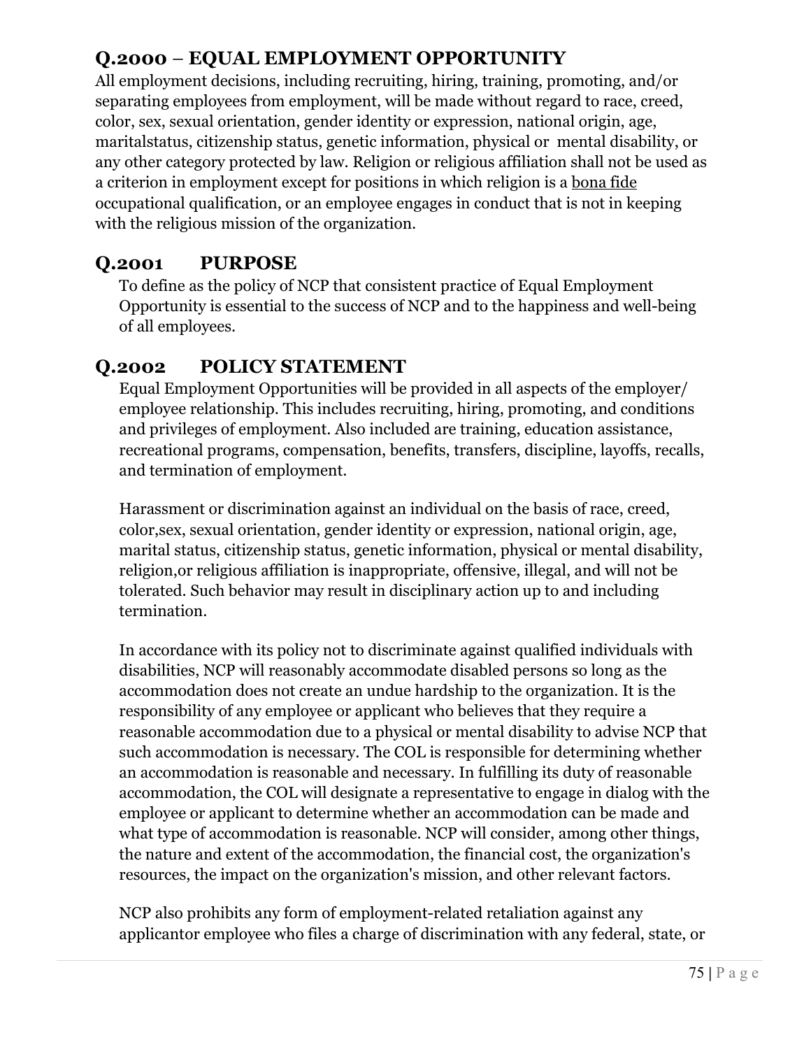## Q.2000 – EQUAL EMPLOYMENT OPPORTUNITY

All employment decisions, including recruiting, hiring, training, promoting, and/or separating employees from employment, will be made without regard to race, creed, color, sex, sexual orientation, gender identity or expression, national origin, age, maritalstatus, citizenship status, genetic information, physical or mental disability, or any other category protected by law. Religion or religious affiliation shall not be used as a criterion in employment except for positions in which religion is a bona fide occupational qualification, or an employee engages in conduct that is not in keeping with the religious mission of the organization.

## Q.2001 PURPOSE

To define as the policy of NCP that consistent practice of Equal Employment Opportunity is essential to the success of NCP and to the happiness and well-being of all employees.

## Q.2002 POLICY STATEMENT

Equal Employment Opportunities will be provided in all aspects of the employer/ employee relationship. This includes recruiting, hiring, promoting, and conditions and privileges of employment. Also included are training, education assistance, recreational programs, compensation, benefits, transfers, discipline, layoffs, recalls, and termination of employment.

Harassment or discrimination against an individual on the basis of race, creed, color,sex, sexual orientation, gender identity or expression, national origin, age, marital status, citizenship status, genetic information, physical or mental disability, religion,or religious affiliation is inappropriate, offensive, illegal, and will not be tolerated. Such behavior may result in disciplinary action up to and including termination.

In accordance with its policy not to discriminate against qualified individuals with disabilities, NCP will reasonably accommodate disabled persons so long as the accommodation does not create an undue hardship to the organization. It is the responsibility of any employee or applicant who believes that they require a reasonable accommodation due to a physical or mental disability to advise NCP that such accommodation is necessary. The COL is responsible for determining whether an accommodation is reasonable and necessary. In fulfilling its duty of reasonable accommodation, the COL will designate a representative to engage in dialog with the employee or applicant to determine whether an accommodation can be made and what type of accommodation is reasonable. NCP will consider, among other things, the nature and extent of the accommodation, the financial cost, the organization's resources, the impact on the organization's mission, and other relevant factors.

NCP also prohibits any form of employment-related retaliation against any applicantor employee who files a charge of discrimination with any federal, state, or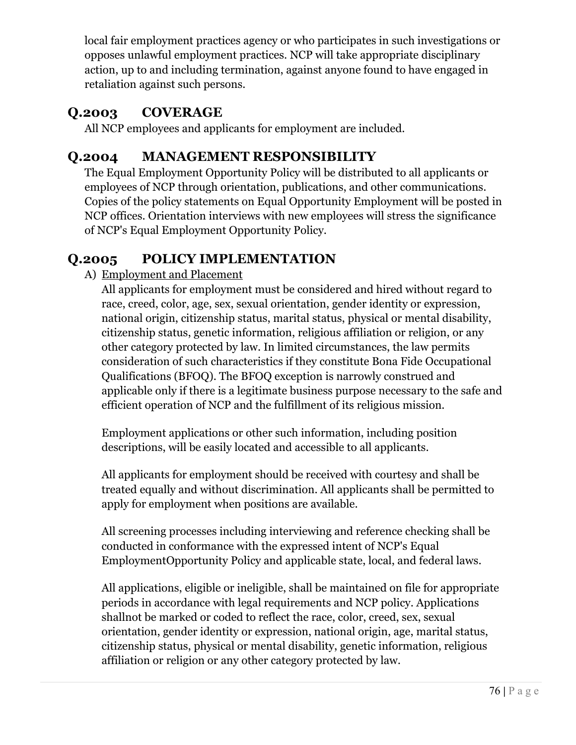local fair employment practices agency or who participates in such investigations or opposes unlawful employment practices. NCP will take appropriate disciplinary action, up to and including termination, against anyone found to have engaged in retaliation against such persons.

## Q.2003 COVERAGE

All NCP employees and applicants for employment are included.

## Q.2004 MANAGEMENT RESPONSIBILITY

The Equal Employment Opportunity Policy will be distributed to all applicants or employees of NCP through orientation, publications, and other communications. Copies of the policy statements on Equal Opportunity Employment will be posted in NCP offices. Orientation interviews with new employees will stress the significance of NCP's Equal Employment Opportunity Policy.

## Q.2005 POLICY IMPLEMENTATION

A) Employment and Placement

All applicants for employment must be considered and hired without regard to race, creed, color, age, sex, sexual orientation, gender identity or expression, national origin, citizenship status, marital status, physical or mental disability, citizenship status, genetic information, religious affiliation or religion, or any other category protected by law. In limited circumstances, the law permits consideration of such characteristics if they constitute Bona Fide Occupational Qualifications (BFOQ). The BFOQ exception is narrowly construed and applicable only if there is a legitimate business purpose necessary to the safe and efficient operation of NCP and the fulfillment of its religious mission.

Employment applications or other such information, including position descriptions, will be easily located and accessible to all applicants.

All applicants for employment should be received with courtesy and shall be treated equally and without discrimination. All applicants shall be permitted to apply for employment when positions are available.

All screening processes including interviewing and reference checking shall be conducted in conformance with the expressed intent of NCP's Equal EmploymentOpportunity Policy and applicable state, local, and federal laws.

All applications, eligible or ineligible, shall be maintained on file for appropriate periods in accordance with legal requirements and NCP policy. Applications shallnot be marked or coded to reflect the race, color, creed, sex, sexual orientation, gender identity or expression, national origin, age, marital status, citizenship status, physical or mental disability, genetic information, religious affiliation or religion or any other category protected by law.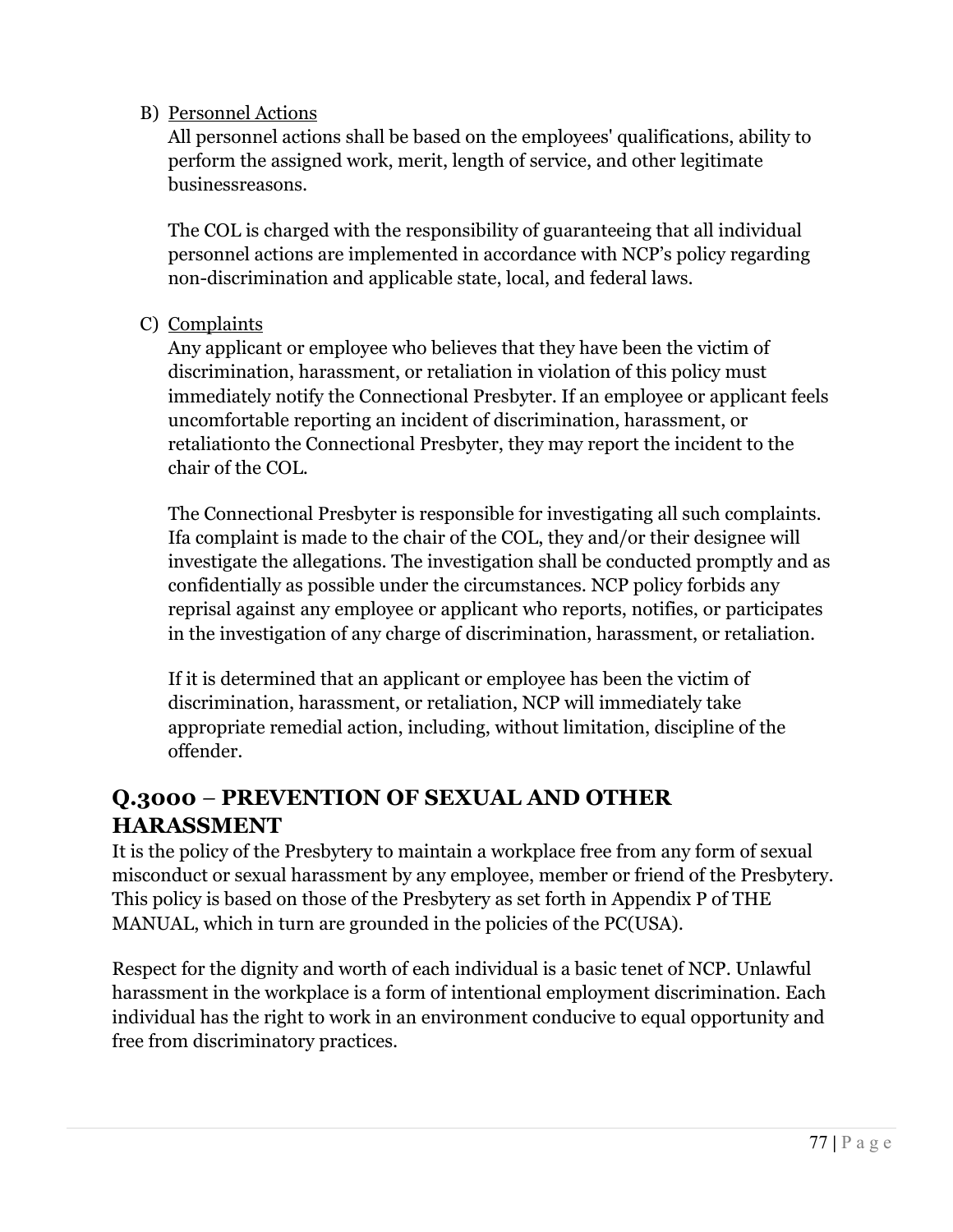B) Personnel Actions

All personnel actions shall be based on the employees' qualifications, ability to perform the assigned work, merit, length of service, and other legitimate businessreasons.

The COL is charged with the responsibility of guaranteeing that all individual personnel actions are implemented in accordance with NCP's policy regarding non-discrimination and applicable state, local, and federal laws.

C) Complaints

Any applicant or employee who believes that they have been the victim of discrimination, harassment, or retaliation in violation of this policy must immediately notify the Connectional Presbyter. If an employee or applicant feels uncomfortable reporting an incident of discrimination, harassment, or retaliationto the Connectional Presbyter, they may report the incident to the chair of the COL.

The Connectional Presbyter is responsible for investigating all such complaints. Ifa complaint is made to the chair of the COL, they and/or their designee will investigate the allegations. The investigation shall be conducted promptly and as confidentially as possible under the circumstances. NCP policy forbids any reprisal against any employee or applicant who reports, notifies, or participates in the investigation of any charge of discrimination, harassment, or retaliation.

If it is determined that an applicant or employee has been the victim of discrimination, harassment, or retaliation, NCP will immediately take appropriate remedial action, including, without limitation, discipline of the offender.

## Q.3000 – PREVENTION OF SEXUAL AND OTHER HARASSMENT

It is the policy of the Presbytery to maintain a workplace free from any form of sexual misconduct or sexual harassment by any employee, member or friend of the Presbytery. This policy is based on those of the Presbytery as set forth in Appendix P of THE MANUAL, which in turn are grounded in the policies of the PC(USA).

Respect for the dignity and worth of each individual is a basic tenet of NCP. Unlawful harassment in the workplace is a form of intentional employment discrimination. Each individual has the right to work in an environment conducive to equal opportunity and free from discriminatory practices.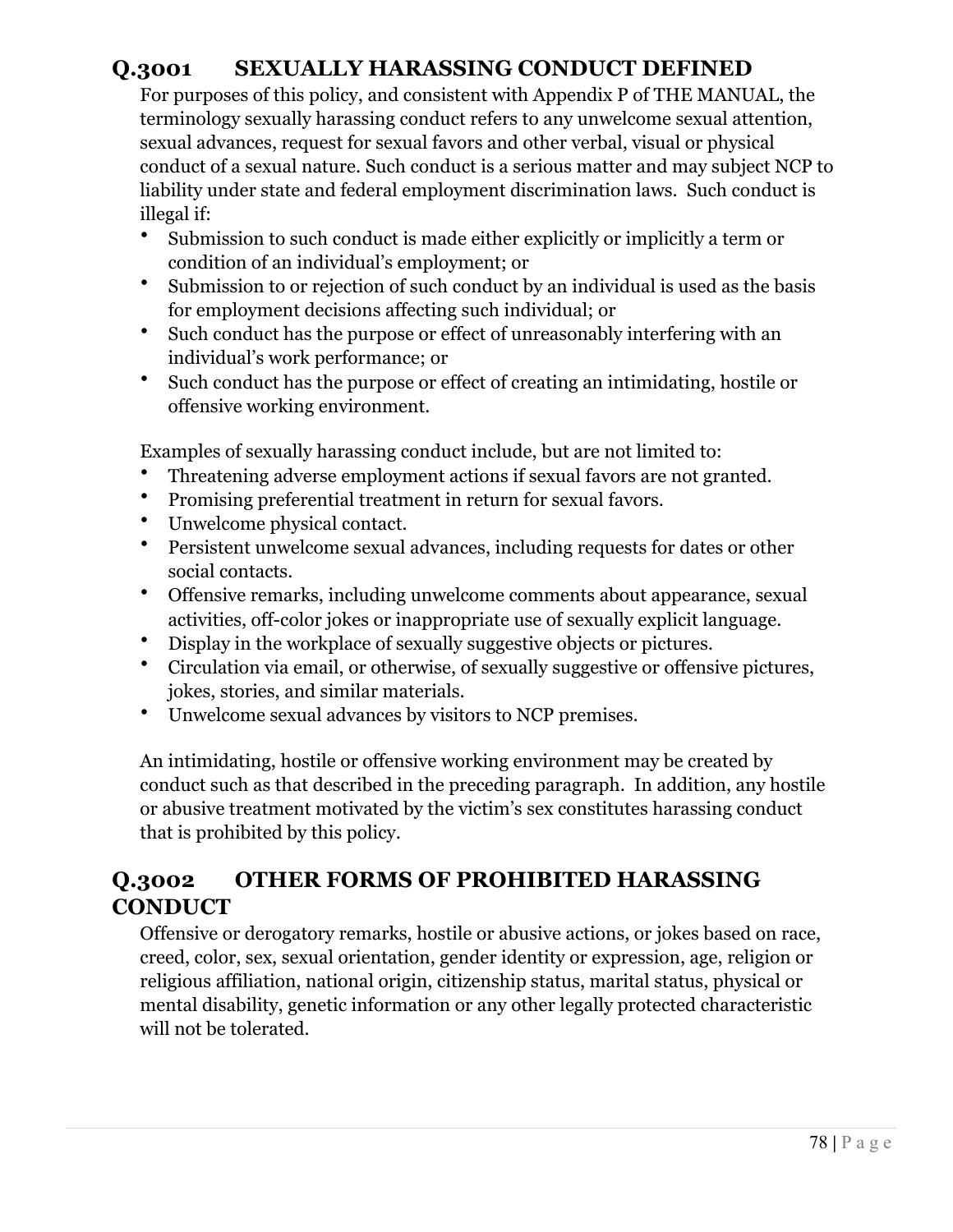## Q.3001 SEXUALLY HARASSING CONDUCT DEFINED

For purposes of this policy, and consistent with Appendix P of THE MANUAL, the terminology sexually harassing conduct refers to any unwelcome sexual attention, sexual advances, request for sexual favors and other verbal, visual or physical conduct of a sexual nature. Such conduct is a serious matter and may subject NCP to liability under state and federal employment discrimination laws. Such conduct is illegal if:

- Submission to such conduct is made either explicitly or implicitly a term or condition of an individual's employment; or
- Submission to or rejection of such conduct by an individual is used as the basis for employment decisions affecting such individual; or
- Such conduct has the purpose or effect of unreasonably interfering with an individual's work performance; or
- Such conduct has the purpose or effect of creating an intimidating, hostile or offensive working environment.

Examples of sexually harassing conduct include, but are not limited to:

- Threatening adverse employment actions if sexual favors are not granted.
- Promising preferential treatment in return for sexual favors.
- Unwelcome physical contact.
- Persistent unwelcome sexual advances, including requests for dates or other social contacts.
- Offensive remarks, including unwelcome comments about appearance, sexual activities, off-color jokes or inappropriate use of sexually explicit language.
- Display in the workplace of sexually suggestive objects or pictures.
- Circulation via email, or otherwise, of sexually suggestive or offensive pictures, jokes, stories, and similar materials.
- Unwelcome sexual advances by visitors to NCP premises.

An intimidating, hostile or offensive working environment may be created by conduct such as that described in the preceding paragraph. In addition, any hostile or abusive treatment motivated by the victim's sex constitutes harassing conduct that is prohibited by this policy.

## Q.3002 OTHER FORMS OF PROHIBITED HARASSING CONDUCT

Offensive or derogatory remarks, hostile or abusive actions, or jokes based on race, creed, color, sex, sexual orientation, gender identity or expression, age, religion or religious affiliation, national origin, citizenship status, marital status, physical or mental disability, genetic information or any other legally protected characteristic will not be tolerated.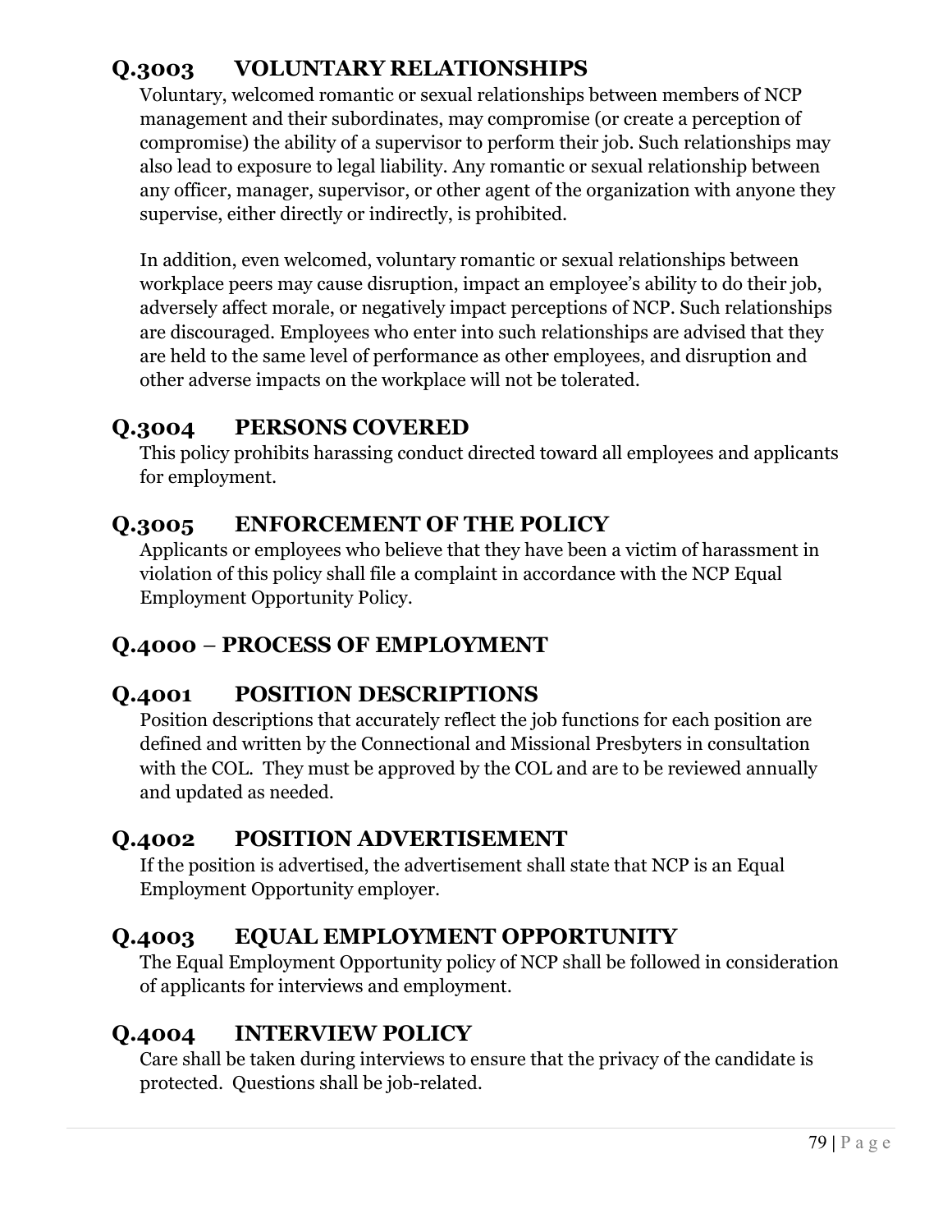## Q.3003 VOLUNTARY RELATIONSHIPS

Voluntary, welcomed romantic or sexual relationships between members of NCP management and their subordinates, may compromise (or create a perception of compromise) the ability of a supervisor to perform their job. Such relationships may also lead to exposure to legal liability. Any romantic or sexual relationship between any officer, manager, supervisor, or other agent of the organization with anyone they supervise, either directly or indirectly, is prohibited.

In addition, even welcomed, voluntary romantic or sexual relationships between workplace peers may cause disruption, impact an employee's ability to do their job, adversely affect morale, or negatively impact perceptions of NCP. Such relationships are discouraged. Employees who enter into such relationships are advised that they are held to the same level of performance as other employees, and disruption and other adverse impacts on the workplace will not be tolerated.

## Q.3004 PERSONS COVERED

This policy prohibits harassing conduct directed toward all employees and applicants for employment.

## Q.3005 ENFORCEMENT OF THE POLICY

Applicants or employees who believe that they have been a victim of harassment in violation of this policy shall file a complaint in accordance with the NCP Equal Employment Opportunity Policy.

# Q.4000 – PROCESS OF EMPLOYMENT

## Q.4001 POSITION DESCRIPTIONS

Position descriptions that accurately reflect the job functions for each position are defined and written by the Connectional and Missional Presbyters in consultation with the COL. They must be approved by the COL and are to be reviewed annually and updated as needed.

## Q.4002 POSITION ADVERTISEMENT

If the position is advertised, the advertisement shall state that NCP is an Equal Employment Opportunity employer.

## Q.4003 EQUAL EMPLOYMENT OPPORTUNITY

The Equal Employment Opportunity policy of NCP shall be followed in consideration of applicants for interviews and employment.

## Q.4004 INTERVIEW POLICY

Care shall be taken during interviews to ensure that the privacy of the candidate is protected. Questions shall be job-related.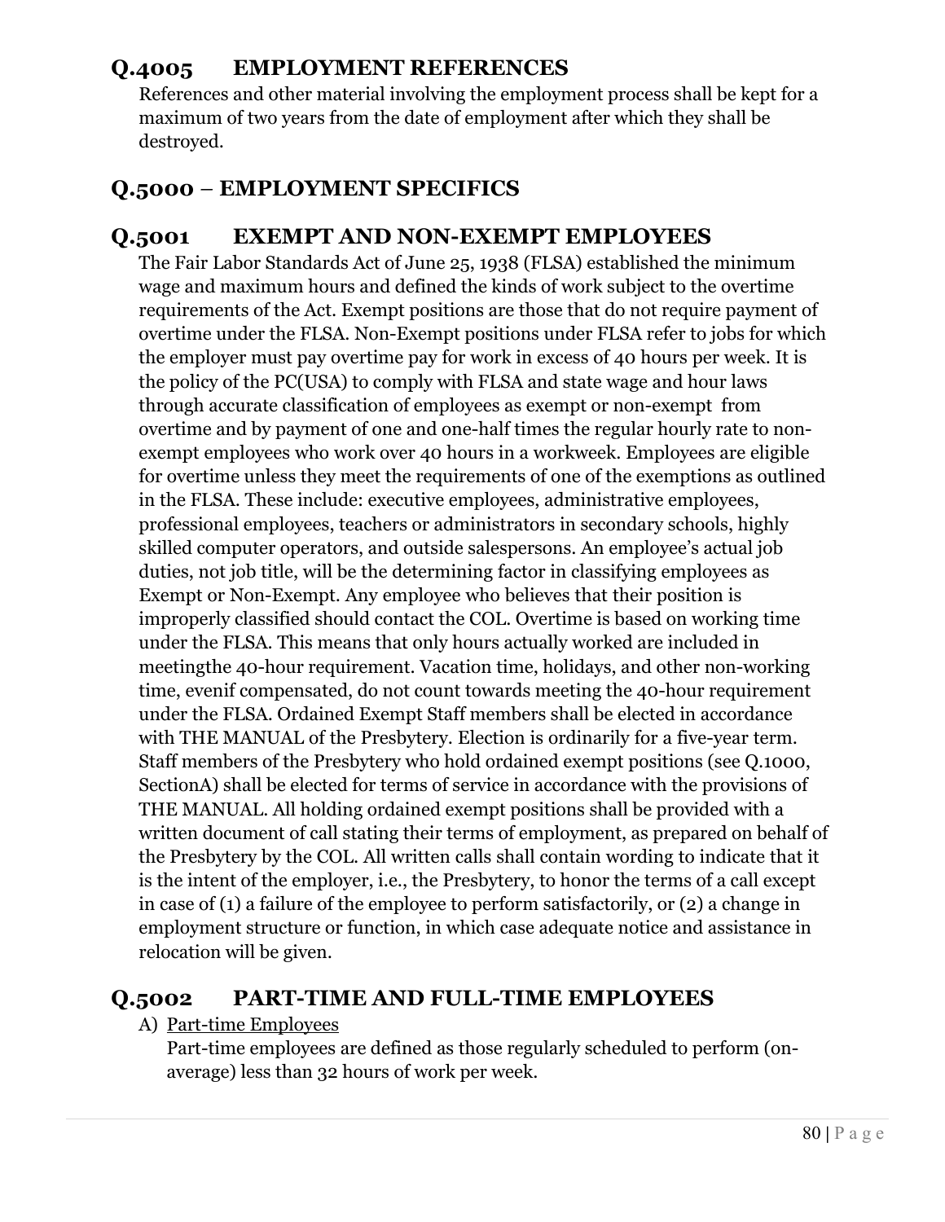## Q.4005 EMPLOYMENT REFERENCES

References and other material involving the employment process shall be kept for a maximum of two years from the date of employment after which they shall be destroyed.

## Q.5000 – EMPLOYMENT SPECIFICS

## Q.5001 EXEMPT AND NON-EXEMPT EMPLOYEES

The Fair Labor Standards Act of June 25, 1938 (FLSA) established the minimum wage and maximum hours and defined the kinds of work subject to the overtime requirements of the Act. Exempt positions are those that do not require payment of overtime under the FLSA. Non-Exempt positions under FLSA refer to jobs for which the employer must pay overtime pay for work in excess of 40 hours per week. It is the policy of the PC(USA) to comply with FLSA and state wage and hour laws through accurate classification of employees as exempt or non-exempt from overtime and by payment of one and one-half times the regular hourly rate to non-exempt employees who work over 40 hours in a workweek. Employees are eligible for overtime unless they meet the requirements of one of the exemptions as outlined in the FLSA. These include: executive employees, administrative employees, professional employees, teachers or administrators in secondary schools, highly skilled computer operators, and outside salespersons. An employee's actual job duties, not job title, will be the determining factor in classifying employees as Exempt or Non-Exempt. Any employee who believes that their position is improperly classified should contact the COL. Overtime is based on working time under the FLSA. This means that only hours actually worked are included in meetingthe 40-hour requirement. Vacation time, holidays, and other non-working time, evenif compensated, do not count towards meeting the 40-hour requirement under the FLSA. Ordained Exempt Staff members shall be elected in accordance with THE MANUAL of the Presbytery. Election is ordinarily for a five-year term. Staff members of the Presbytery who hold ordained exempt positions (see Q.1000, SectionA) shall be elected for terms of service in accordance with the provisions of THE MANUAL. All holding ordained exempt positions shall be provided with a written document of call stating their terms of employment, as prepared on behalf of the Presbytery by the COL. All written calls shall contain wording to indicate that it is the intent of the employer, i.e., the Presbytery, to honor the terms of a call except in case of (1) a failure of the employee to perform satisfactorily, or (2) a change in employment structure or function, in which case adequate notice and assistance in relocation will be given.

## Q.5002 PART-TIME AND FULL-TIME EMPLOYEES

A) Part-time Employees

Part-time employees are defined as those regularly scheduled to perform (on-average) less than 32 hours of work per week.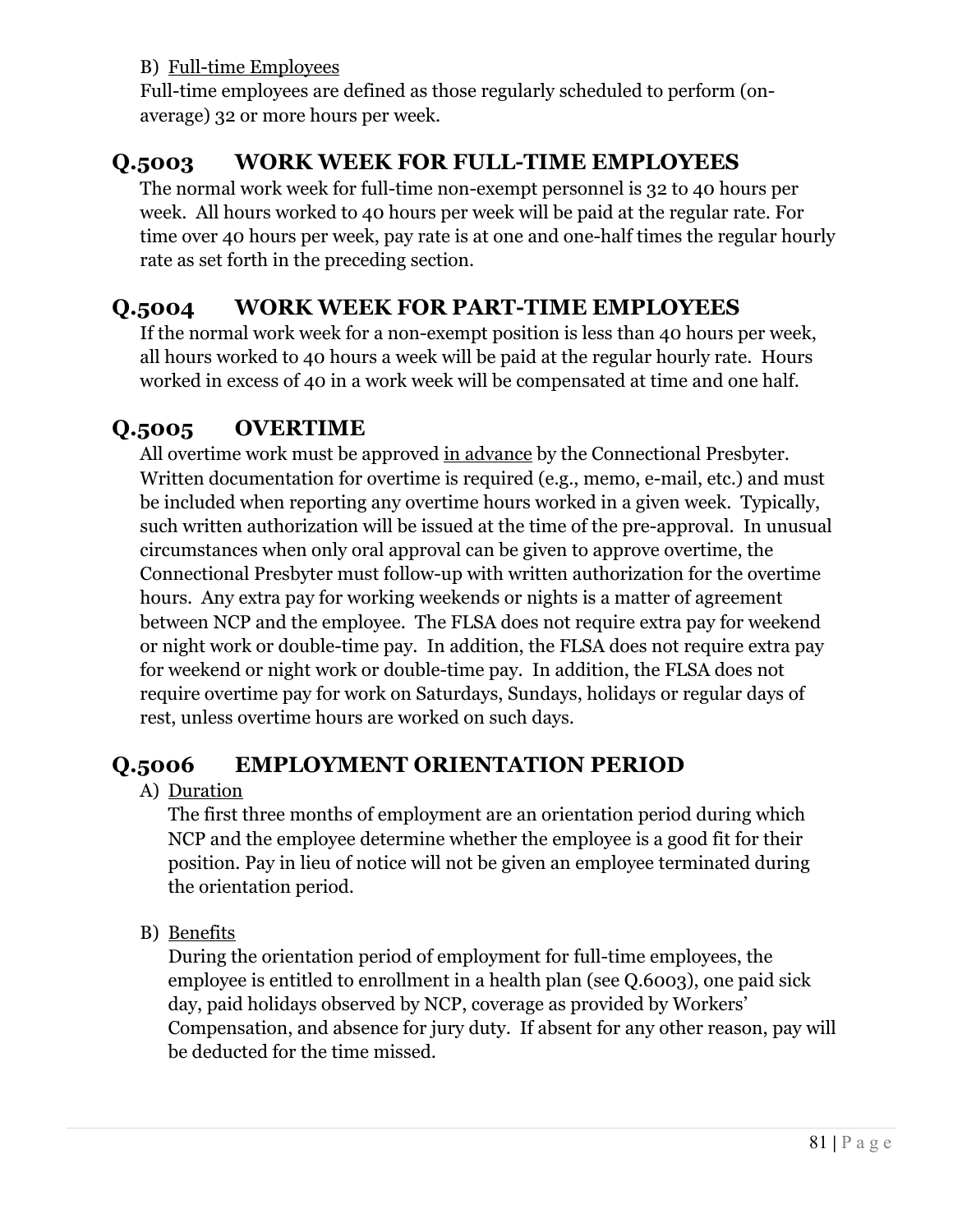B) Full-time Employees

Full-time employees are defined as those regularly scheduled to perform (on-average) 32 or more hours per week.

## Q.5003 WORK WEEK FOR FULL-TIME EMPLOYEES

The normal work week for full-time non-exempt personnel is 32 to 40 hours per week. All hours worked to 40 hours per week will be paid at the regular rate. For time over 40 hours per week, pay rate is at one and one-half times the regular hourly rate as set forth in the preceding section.

## Q.5004 WORK WEEK FOR PART-TIME EMPLOYEES

If the normal work week for a non-exempt position is less than 40 hours per week, all hours worked to 40 hours a week will be paid at the regular hourly rate. Hours worked in excess of 40 in a work week will be compensated at time and one half.

## Q.5005 OVERTIME

All overtime work must be approved in advance by the Connectional Presbyter. Written documentation for overtime is required (e.g., memo, e-mail, etc.) and must be included when reporting any overtime hours worked in a given week. Typically, such written authorization will be issued at the time of the pre-approval. In unusual circumstances when only oral approval can be given to approve overtime, the Connectional Presbyter must follow-up with written authorization for the overtime hours. Any extra pay for working weekends or nights is a matter of agreement between NCP and the employee. The FLSA does not require extra pay for weekend or night work or double-time pay. In addition, the FLSA does not require extra pay for weekend or night work or double-time pay. In addition, the FLSA does not require overtime pay for work on Saturdays, Sundays, holidays or regular days of rest, unless overtime hours are worked on such days.

## Q.5006 EMPLOYMENT ORIENTATION PERIOD

A) Duration

The first three months of employment are an orientation period during which NCP and the employee determine whether the employee is a good fit for their position. Pay in lieu of notice will not be given an employee terminated during the orientation period.

B) Benefits

During the orientation period of employment for full-time employees, the employee is entitled to enrollment in a health plan (see Q.6003), one paid sick day, paid holidays observed by NCP, coverage as provided by Workers' Compensation, and absence for jury duty. If absent for any other reason, pay will be deducted for the time missed.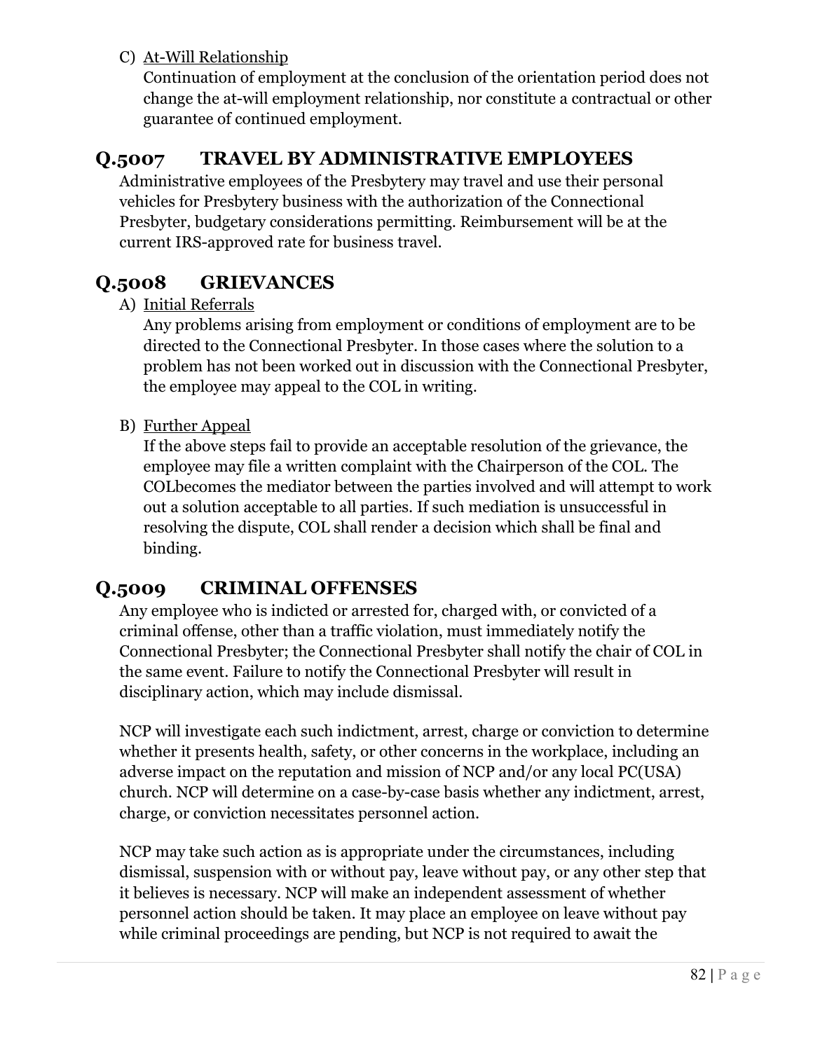C) <u>At-Will Relationship</u>
Continuation of employment at the conclusion of the orientation period does not change the at-will employment relationship, nor constitute a contractual or other guarantee of continued employment.

## Q.5007 TRAVEL BY ADMINISTRATIVE EMPLOYEES

Administrative employees of the Presbytery may travel and use their personal vehicles for Presbytery business with the authorization of the Connectional Presbyter, budgetary considerations permitting. Reimbursement will be at the current IRS-approved rate for business travel.

## Q.5008 GRIEVANCES

A) <u>Initial Referrals</u>
Any problems arising from employment or conditions of employment are to be directed to the Connectional Presbyter. In those cases where the solution to a problem has not been worked out in discussion with the Connectional Presbyter, the employee may appeal to the COL in writing.

B) <u>Further Appeal</u>
If the above steps fail to provide an acceptable resolution of the grievance, the employee may file a written complaint with the Chairperson of the COL. The COLbecomes the mediator between the parties involved and will attempt to work out a solution acceptable to all parties. If such mediation is unsuccessful in resolving the dispute, COL shall render a decision which shall be final and binding.

## Q.5009 CRIMINAL OFFENSES

Any employee who is indicted or arrested for, charged with, or convicted of a criminal offense, other than a traffic violation, must immediately notify the Connectional Presbyter; the Connectional Presbyter shall notify the chair of COL in the same event. Failure to notify the Connectional Presbyter will result in disciplinary action, which may include dismissal.

NCP will investigate each such indictment, arrest, charge or conviction to determine whether it presents health, safety, or other concerns in the workplace, including an adverse impact on the reputation and mission of NCP and/or any local PC(USA) church. NCP will determine on a case-by-case basis whether any indictment, arrest, charge, or conviction necessitates personnel action.

NCP may take such action as is appropriate under the circumstances, including dismissal, suspension with or without pay, leave without pay, or any other step that it believes is necessary. NCP will make an independent assessment of whether personnel action should be taken. It may place an employee on leave without pay while criminal proceedings are pending, but NCP is not required to await the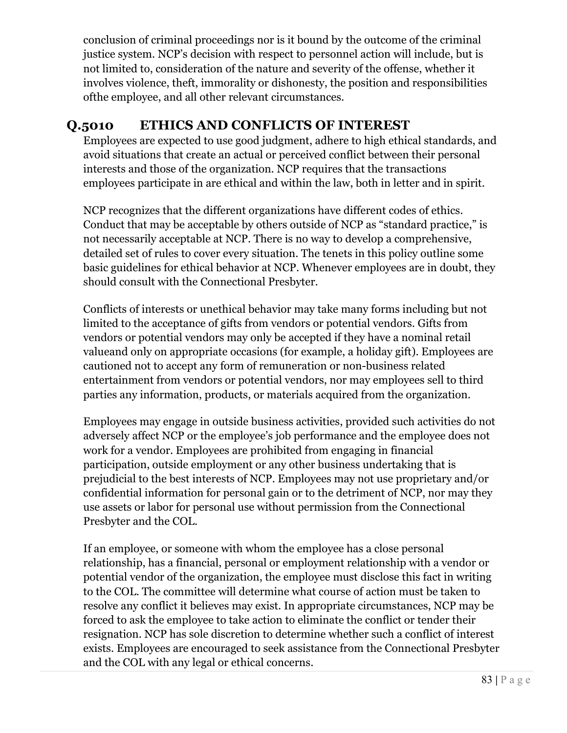conclusion of criminal proceedings nor is it bound by the outcome of the criminal justice system. NCP's decision with respect to personnel action will include, but is not limited to, consideration of the nature and severity of the offense, whether it involves violence, theft, immorality or dishonesty, the position and responsibilities ofthe employee, and all other relevant circumstances.

## Q.5010 ETHICS AND CONFLICTS OF INTEREST

Employees are expected to use good judgment, adhere to high ethical standards, and avoid situations that create an actual or perceived conflict between their personal interests and those of the organization. NCP requires that the transactions employees participate in are ethical and within the law, both in letter and in spirit.

NCP recognizes that the different organizations have different codes of ethics. Conduct that may be acceptable by others outside of NCP as "standard practice," is not necessarily acceptable at NCP. There is no way to develop a comprehensive, detailed set of rules to cover every situation. The tenets in this policy outline some basic guidelines for ethical behavior at NCP. Whenever employees are in doubt, they should consult with the Connectional Presbyter.

Conflicts of interests or unethical behavior may take many forms including but not limited to the acceptance of gifts from vendors or potential vendors. Gifts from vendors or potential vendors may only be accepted if they have a nominal retail valueand only on appropriate occasions (for example, a holiday gift). Employees are cautioned not to accept any form of remuneration or non-business related entertainment from vendors or potential vendors, nor may employees sell to third parties any information, products, or materials acquired from the organization.

Employees may engage in outside business activities, provided such activities do not adversely affect NCP or the employee's job performance and the employee does not work for a vendor. Employees are prohibited from engaging in financial participation, outside employment or any other business undertaking that is prejudicial to the best interests of NCP. Employees may not use proprietary and/or confidential information for personal gain or to the detriment of NCP, nor may they use assets or labor for personal use without permission from the Connectional Presbyter and the COL.

If an employee, or someone with whom the employee has a close personal relationship, has a financial, personal or employment relationship with a vendor or potential vendor of the organization, the employee must disclose this fact in writing to the COL. The committee will determine what course of action must be taken to resolve any conflict it believes may exist. In appropriate circumstances, NCP may be forced to ask the employee to take action to eliminate the conflict or tender their resignation. NCP has sole discretion to determine whether such a conflict of interest exists. Employees are encouraged to seek assistance from the Connectional Presbyter and the COL with any legal or ethical concerns.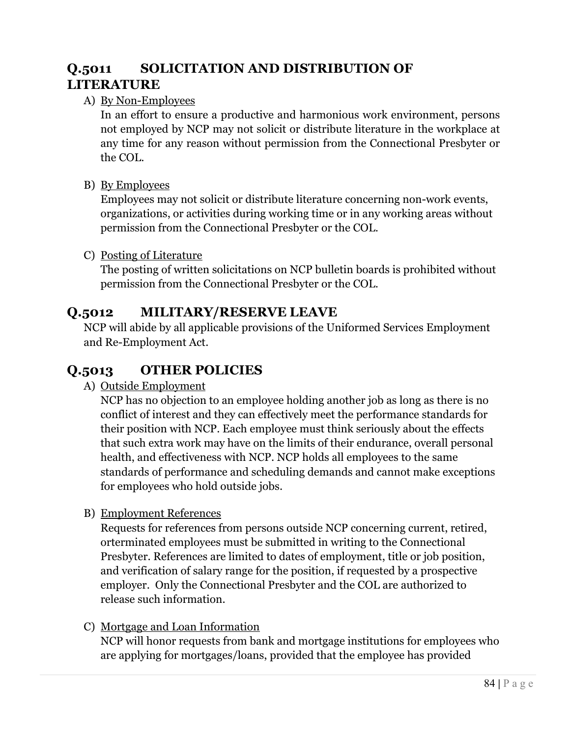## Q.5011 SOLICITATION AND DISTRIBUTION OF LITERATURE

A) By Non-Employees

In an effort to ensure a productive and harmonious work environment, persons not employed by NCP may not solicit or distribute literature in the workplace at any time for any reason without permission from the Connectional Presbyter or the COL.

B) By Employees

Employees may not solicit or distribute literature concerning non-work events, organizations, or activities during working time or in any working areas without permission from the Connectional Presbyter or the COL.

C) Posting of Literature

The posting of written solicitations on NCP bulletin boards is prohibited without permission from the Connectional Presbyter or the COL.

## Q.5012 MILITARY/RESERVE LEAVE

NCP will abide by all applicable provisions of the Uniformed Services Employment and Re-Employment Act.

## Q.5013 OTHER POLICIES

A) Outside Employment

NCP has no objection to an employee holding another job as long as there is no conflict of interest and they can effectively meet the performance standards for their position with NCP. Each employee must think seriously about the effects that such extra work may have on the limits of their endurance, overall personal health, and effectiveness with NCP. NCP holds all employees to the same standards of performance and scheduling demands and cannot make exceptions for employees who hold outside jobs.

B) Employment References

Requests for references from persons outside NCP concerning current, retired, orterminated employees must be submitted in writing to the Connectional Presbyter. References are limited to dates of employment, title or job position, and verification of salary range for the position, if requested by a prospective employer. Only the Connectional Presbyter and the COL are authorized to release such information.

C) Mortgage and Loan Information

NCP will honor requests from bank and mortgage institutions for employees who are applying for mortgages/loans, provided that the employee has provided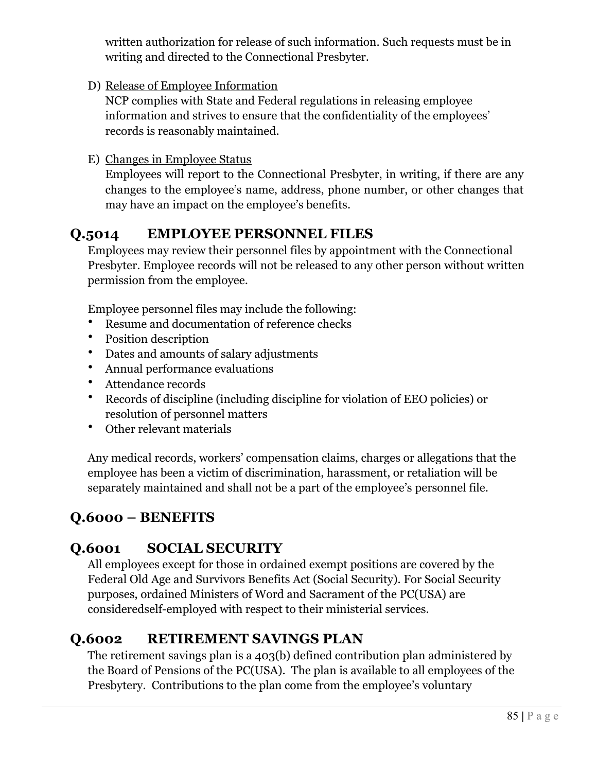written authorization for release of such information. Such requests must be in writing and directed to the Connectional Presbyter.

D) Release of Employee Information
NCP complies with State and Federal regulations in releasing employee information and strives to ensure that the confidentiality of the employees' records is reasonably maintained.

E) Changes in Employee Status
Employees will report to the Connectional Presbyter, in writing, if there are any changes to the employee's name, address, phone number, or other changes that may have an impact on the employee's benefits.

## Q.5014 EMPLOYEE PERSONNEL FILES

Employees may review their personnel files by appointment with the Connectional Presbyter. Employee records will not be released to any other person without written permission from the employee.

Employee personnel files may include the following:

- Resume and documentation of reference checks
- Position description
- Dates and amounts of salary adjustments
- Annual performance evaluations
- Attendance records
- Records of discipline (including discipline for violation of EEO policies) or resolution of personnel matters
- Other relevant materials

Any medical records, workers' compensation claims, charges or allegations that the employee has been a victim of discrimination, harassment, or retaliation will be separately maintained and shall not be a part of the employee's personnel file.

# Q.6000 – BENEFITS

## Q.6001 SOCIAL SECURITY

All employees except for those in ordained exempt positions are covered by the Federal Old Age and Survivors Benefits Act (Social Security). For Social Security purposes, ordained Ministers of Word and Sacrament of the PC(USA) are consideredself-employed with respect to their ministerial services.

## Q.6002 RETIREMENT SAVINGS PLAN

The retirement savings plan is a 403(b) defined contribution plan administered by the Board of Pensions of the PC(USA). The plan is available to all employees of the Presbytery. Contributions to the plan come from the employee's voluntary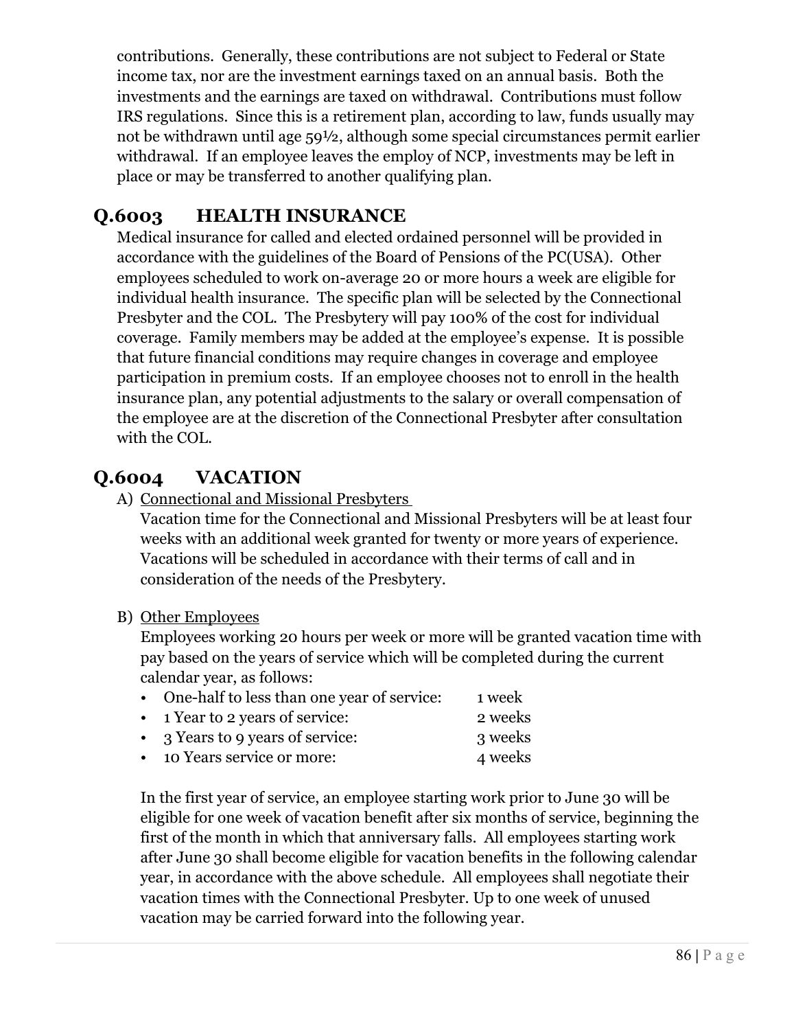contributions. Generally, these contributions are not subject to Federal or State income tax, nor are the investment earnings taxed on an annual basis. Both the investments and the earnings are taxed on withdrawal. Contributions must follow IRS regulations. Since this is a retirement plan, according to law, funds usually may not be withdrawn until age 59½, although some special circumstances permit earlier withdrawal. If an employee leaves the employ of NCP, investments may be left in place or may be transferred to another qualifying plan.

## Q.6003 HEALTH INSURANCE

Medical insurance for called and elected ordained personnel will be provided in accordance with the guidelines of the Board of Pensions of the PC(USA). Other employees scheduled to work on-average 20 or more hours a week are eligible for individual health insurance. The specific plan will be selected by the Connectional Presbyter and the COL. The Presbytery will pay 100% of the cost for individual coverage. Family members may be added at the employee's expense. It is possible that future financial conditions may require changes in coverage and employee participation in premium costs. If an employee chooses not to enroll in the health insurance plan, any potential adjustments to the salary or overall compensation of the employee are at the discretion of the Connectional Presbyter after consultation with the COL.

## Q.6004 VACATION

A) <u>Connectional and Missional Presbyters</u>
Vacation time for the Connectional and Missional Presbyters will be at least four weeks with an additional week granted for twenty or more years of experience. Vacations will be scheduled in accordance with their terms of call and in consideration of the needs of the Presbytery.

B) <u>Other Employees</u>
Employees working 20 hours per week or more will be granted vacation time with pay based on the years of service which will be completed during the current calendar year, as follows:

- One-half to less than one year of service: 1 week
- 1 Year to 2 years of service: 2 weeks
- 3 Years to 9 years of service: 3 weeks
- 10 Years service or more: 4 weeks

In the first year of service, an employee starting work prior to June 30 will be eligible for one week of vacation benefit after six months of service, beginning the first of the month in which that anniversary falls. All employees starting work after June 30 shall become eligible for vacation benefits in the following calendar year, in accordance with the above schedule. All employees shall negotiate their vacation times with the Connectional Presbyter. Up to one week of unused vacation may be carried forward into the following year.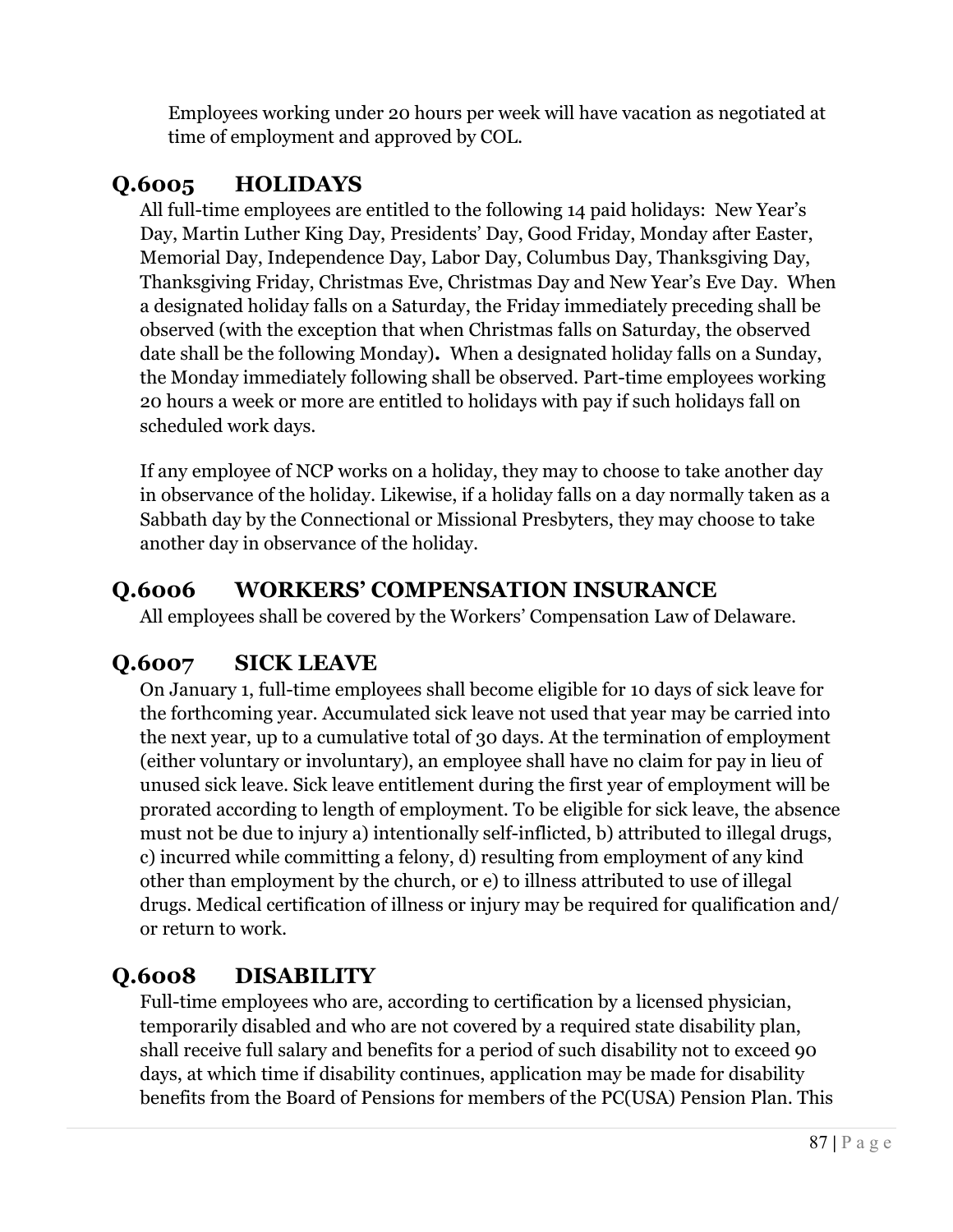Employees working under 20 hours per week will have vacation as negotiated at time of employment and approved by COL.

## Q.6005 HOLIDAYS

All full-time employees are entitled to the following 14 paid holidays: New Year's Day, Martin Luther King Day, Presidents' Day, Good Friday, Monday after Easter, Memorial Day, Independence Day, Labor Day, Columbus Day, Thanksgiving Day, Thanksgiving Friday, Christmas Eve, Christmas Day and New Year's Eve Day. When a designated holiday falls on a Saturday, the Friday immediately preceding shall be observed (with the exception that when Christmas falls on Saturday, the observed date shall be the following Monday)**.** When a designated holiday falls on a Sunday, the Monday immediately following shall be observed. Part-time employees working 20 hours a week or more are entitled to holidays with pay if such holidays fall on scheduled work days.

If any employee of NCP works on a holiday, they may to choose to take another day in observance of the holiday. Likewise, if a holiday falls on a day normally taken as a Sabbath day by the Connectional or Missional Presbyters, they may choose to take another day in observance of the holiday.

## Q.6006 WORKERS' COMPENSATION INSURANCE

All employees shall be covered by the Workers' Compensation Law of Delaware.

## Q.6007 SICK LEAVE

On January 1, full-time employees shall become eligible for 10 days of sick leave for the forthcoming year. Accumulated sick leave not used that year may be carried into the next year, up to a cumulative total of 30 days. At the termination of employment (either voluntary or involuntary), an employee shall have no claim for pay in lieu of unused sick leave. Sick leave entitlement during the first year of employment will be prorated according to length of employment. To be eligible for sick leave, the absence must not be due to injury a) intentionally self-inflicted, b) attributed to illegal drugs, c) incurred while committing a felony, d) resulting from employment of any kind other than employment by the church, or e) to illness attributed to use of illegal drugs. Medical certification of illness or injury may be required for qualification and/ or return to work.

## Q.6008 DISABILITY

Full-time employees who are, according to certification by a licensed physician, temporarily disabled and who are not covered by a required state disability plan, shall receive full salary and benefits for a period of such disability not to exceed 90 days, at which time if disability continues, application may be made for disability benefits from the Board of Pensions for members of the PC(USA) Pension Plan. This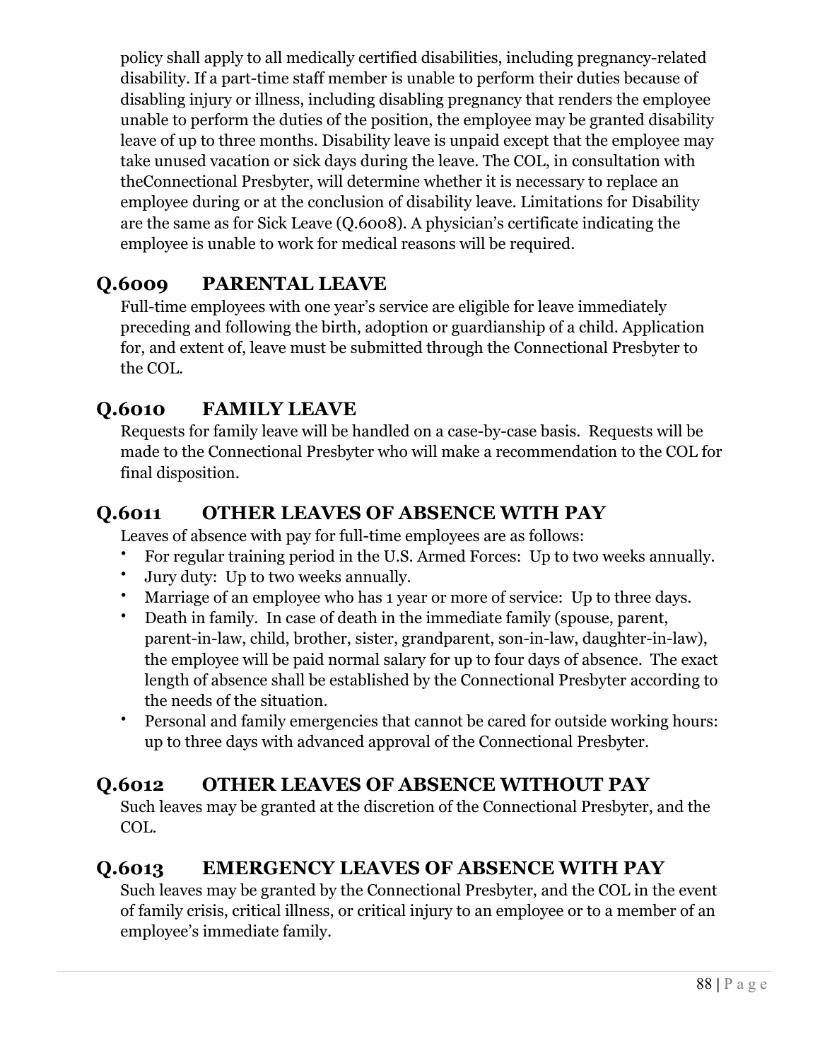policy shall apply to all medically certified disabilities, including pregnancy-related disability. If a part-time staff member is unable to perform their duties because of disabling injury or illness, including disabling pregnancy that renders the employee unable to perform the duties of the position, the employee may be granted disability leave of up to three months. Disability leave is unpaid except that the employee may take unused vacation or sick days during the leave. The COL, in consultation with theConnectional Presbyter, will determine whether it is necessary to replace an employee during or at the conclusion of disability leave. Limitations for Disability are the same as for Sick Leave (Q.6008). A physician's certificate indicating the employee is unable to work for medical reasons will be required.

## Q.6009 PARENTAL LEAVE

Full-time employees with one year's service are eligible for leave immediately preceding and following the birth, adoption or guardianship of a child. Application for, and extent of, leave must be submitted through the Connectional Presbyter to the COL.

## Q.6010 FAMILY LEAVE

Requests for family leave will be handled on a case-by-case basis. Requests will be made to the Connectional Presbyter who will make a recommendation to the COL for final disposition.

## Q.6011 OTHER LEAVES OF ABSENCE WITH PAY

Leaves of absence with pay for full-time employees are as follows:

- For regular training period in the U.S. Armed Forces: Up to two weeks annually.
- Jury duty: Up to two weeks annually.
- Marriage of an employee who has 1 year or more of service: Up to three days.
- Death in family. In case of death in the immediate family (spouse, parent, parent-in-law, child, brother, sister, grandparent, son-in-law, daughter-in-law), the employee will be paid normal salary for up to four days of absence. The exact length of absence shall be established by the Connectional Presbyter according to the needs of the situation.
- Personal and family emergencies that cannot be cared for outside working hours: up to three days with advanced approval of the Connectional Presbyter.

## Q.6012 OTHER LEAVES OF ABSENCE WITHOUT PAY

Such leaves may be granted at the discretion of the Connectional Presbyter, and the COL.

## Q.6013 EMERGENCY LEAVES OF ABSENCE WITH PAY

Such leaves may be granted by the Connectional Presbyter, and the COL in the event of family crisis, critical illness, or critical injury to an employee or to a member of an employee's immediate family.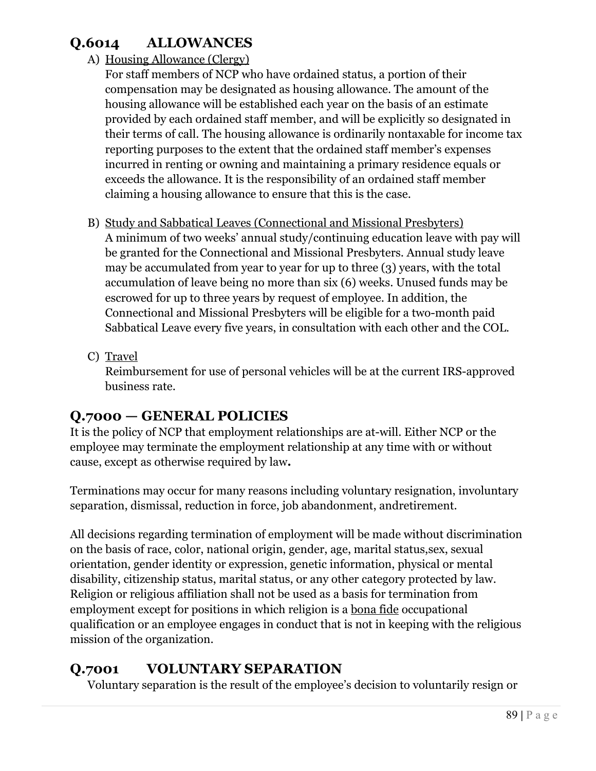## Q.6014 ALLOWANCES

A) <u>Housing Allowance (Clergy)</u>
For staff members of NCP who have ordained status, a portion of their compensation may be designated as housing allowance. The amount of the housing allowance will be established each year on the basis of an estimate provided by each ordained staff member, and will be explicitly so designated in their terms of call. The housing allowance is ordinarily nontaxable for income tax reporting purposes to the extent that the ordained staff member's expenses incurred in renting or owning and maintaining a primary residence equals or exceeds the allowance. It is the responsibility of an ordained staff member claiming a housing allowance to ensure that this is the case.

B) <u>Study and Sabbatical Leaves (Connectional and Missional Presbyters)</u>
A minimum of two weeks' annual study/continuing education leave with pay will be granted for the Connectional and Missional Presbyters. Annual study leave may be accumulated from year to year for up to three (3) years, with the total accumulation of leave being no more than six (6) weeks. Unused funds may be escrowed for up to three years by request of employee. In addition, the Connectional and Missional Presbyters will be eligible for a two-month paid Sabbatical Leave every five years, in consultation with each other and the COL.

C) <u>Travel</u>
Reimbursement for use of personal vehicles will be at the current IRS-approved business rate.

## Q.7000 — GENERAL POLICIES

It is the policy of NCP that employment relationships are at-will. Either NCP or the employee may terminate the employment relationship at any time with or without cause, except as otherwise required by law**.**

Terminations may occur for many reasons including voluntary resignation, involuntary separation, dismissal, reduction in force, job abandonment, andretirement.

All decisions regarding termination of employment will be made without discrimination on the basis of race, color, national origin, gender, age, marital status,sex, sexual orientation, gender identity or expression, genetic information, physical or mental disability, citizenship status, marital status, or any other category protected by law. Religion or religious affiliation shall not be used as a basis for termination from employment except for positions in which religion is a <u>bona fide</u> occupational qualification or an employee engages in conduct that is not in keeping with the religious mission of the organization.

## Q.7001 VOLUNTARY SEPARATION

Voluntary separation is the result of the employee's decision to voluntarily resign or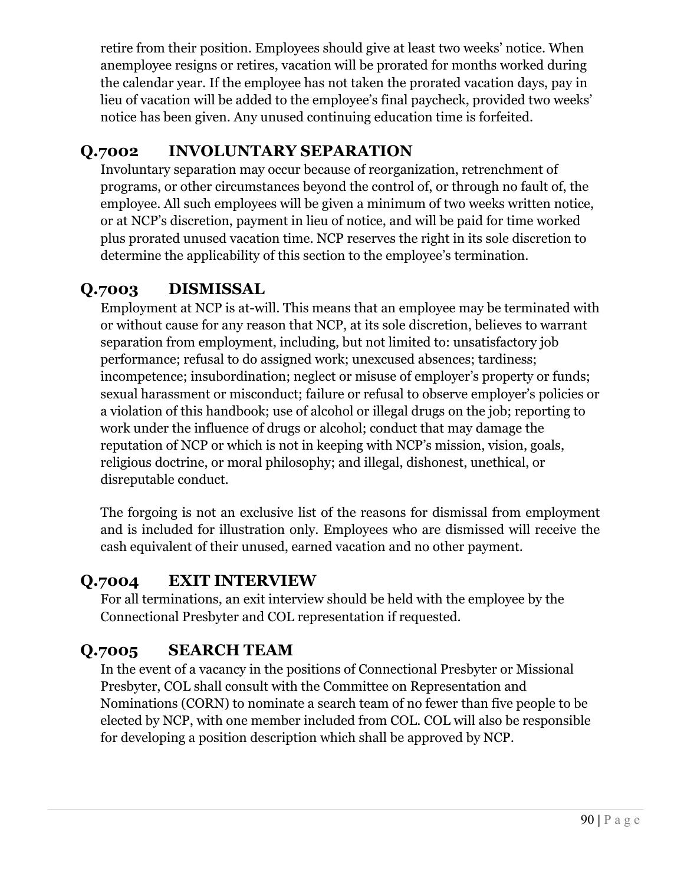retire from their position. Employees should give at least two weeks' notice. When anemployee resigns or retires, vacation will be prorated for months worked during the calendar year. If the employee has not taken the prorated vacation days, pay in lieu of vacation will be added to the employee's final paycheck, provided two weeks' notice has been given. Any unused continuing education time is forfeited.

## Q.7002 INVOLUNTARY SEPARATION

Involuntary separation may occur because of reorganization, retrenchment of programs, or other circumstances beyond the control of, or through no fault of, the employee. All such employees will be given a minimum of two weeks written notice, or at NCP's discretion, payment in lieu of notice, and will be paid for time worked plus prorated unused vacation time. NCP reserves the right in its sole discretion to determine the applicability of this section to the employee's termination.

## Q.7003 DISMISSAL

Employment at NCP is at-will. This means that an employee may be terminated with or without cause for any reason that NCP, at its sole discretion, believes to warrant separation from employment, including, but not limited to: unsatisfactory job performance; refusal to do assigned work; unexcused absences; tardiness; incompetence; insubordination; neglect or misuse of employer's property or funds; sexual harassment or misconduct; failure or refusal to observe employer's policies or a violation of this handbook; use of alcohol or illegal drugs on the job; reporting to work under the influence of drugs or alcohol; conduct that may damage the reputation of NCP or which is not in keeping with NCP's mission, vision, goals, religious doctrine, or moral philosophy; and illegal, dishonest, unethical, or disreputable conduct.

The forgoing is not an exclusive list of the reasons for dismissal from employment and is included for illustration only. Employees who are dismissed will receive the cash equivalent of their unused, earned vacation and no other payment.

## Q.7004 EXIT INTERVIEW

For all terminations, an exit interview should be held with the employee by the Connectional Presbyter and COL representation if requested.

## Q.7005 SEARCH TEAM

In the event of a vacancy in the positions of Connectional Presbyter or Missional Presbyter, COL shall consult with the Committee on Representation and Nominations (CORN) to nominate a search team of no fewer than five people to be elected by NCP, with one member included from COL. COL will also be responsible for developing a position description which shall be approved by NCP.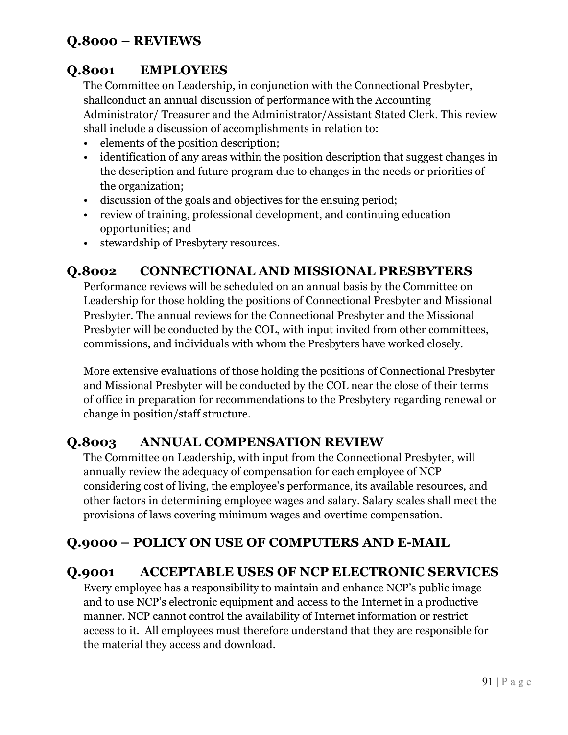## Q.8000 – REVIEWS

### Q.8001 EMPLOYEES

The Committee on Leadership, in conjunction with the Connectional Presbyter, shallconduct an annual discussion of performance with the Accounting Administrator/ Treasurer and the Administrator/Assistant Stated Clerk. This review shall include a discussion of accomplishments in relation to:

- elements of the position description;
- identification of any areas within the position description that suggest changes in the description and future program due to changes in the needs or priorities of the organization;
- discussion of the goals and objectives for the ensuing period;
- review of training, professional development, and continuing education opportunities; and
- stewardship of Presbytery resources.

### Q.8002 CONNECTIONAL AND MISSIONAL PRESBYTERS

Performance reviews will be scheduled on an annual basis by the Committee on Leadership for those holding the positions of Connectional Presbyter and Missional Presbyter. The annual reviews for the Connectional Presbyter and the Missional Presbyter will be conducted by the COL, with input invited from other committees, commissions, and individuals with whom the Presbyters have worked closely.

More extensive evaluations of those holding the positions of Connectional Presbyter and Missional Presbyter will be conducted by the COL near the close of their terms of office in preparation for recommendations to the Presbytery regarding renewal or change in position/staff structure.

### Q.8003 ANNUAL COMPENSATION REVIEW

The Committee on Leadership, with input from the Connectional Presbyter, will annually review the adequacy of compensation for each employee of NCP considering cost of living, the employee's performance, its available resources, and other factors in determining employee wages and salary. Salary scales shall meet the provisions of laws covering minimum wages and overtime compensation.

## Q.9000 – POLICY ON USE OF COMPUTERS AND E-MAIL

### Q.9001 ACCEPTABLE USES OF NCP ELECTRONIC SERVICES

Every employee has a responsibility to maintain and enhance NCP's public image and to use NCP's electronic equipment and access to the Internet in a productive manner. NCP cannot control the availability of Internet information or restrict access to it. All employees must therefore understand that they are responsible for the material they access and download.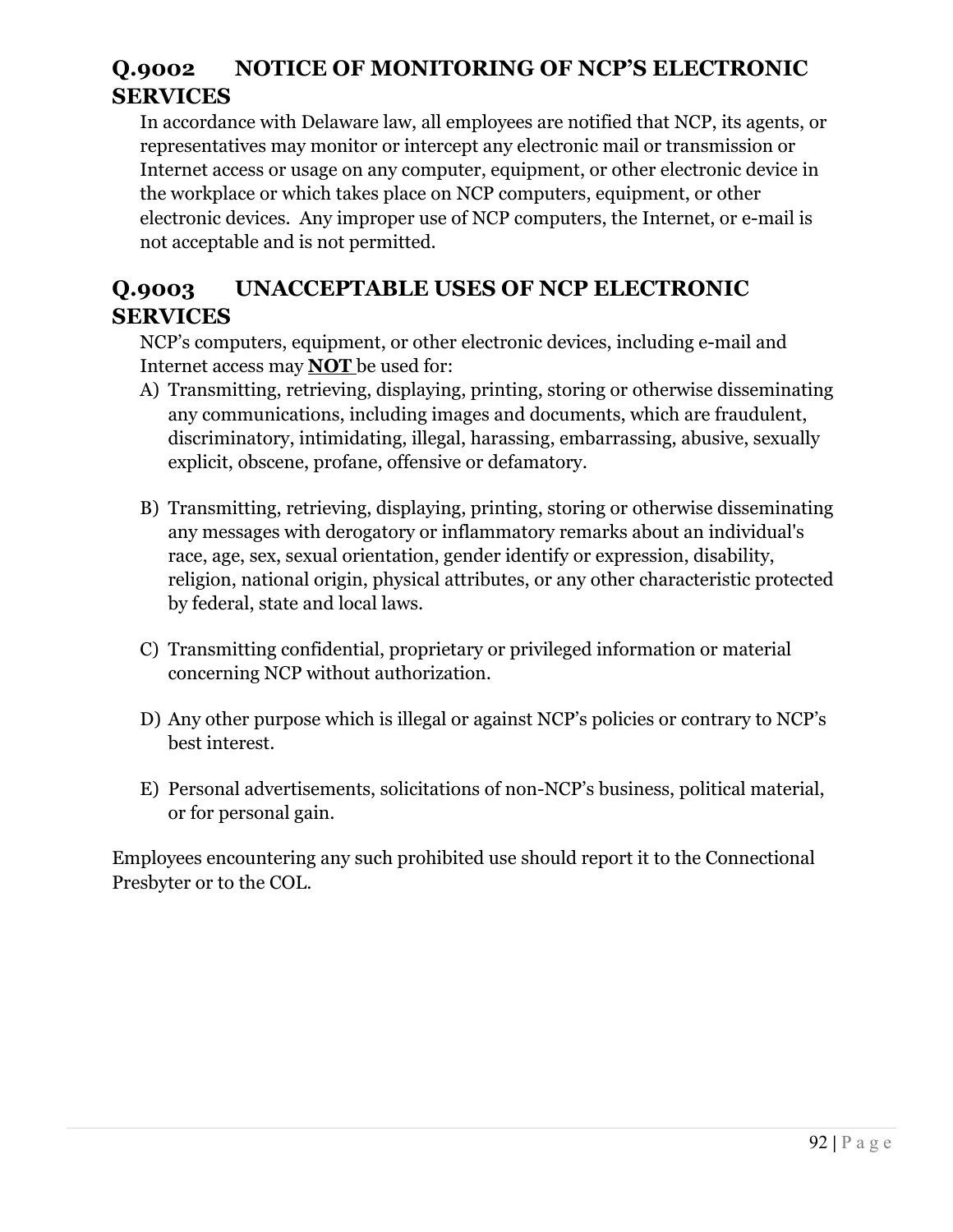## Q.9002 NOTICE OF MONITORING OF NCP'S ELECTRONIC SERVICES

In accordance with Delaware law, all employees are notified that NCP, its agents, or representatives may monitor or intercept any electronic mail or transmission or Internet access or usage on any computer, equipment, or other electronic device in the workplace or which takes place on NCP computers, equipment, or other electronic devices. Any improper use of NCP computers, the Internet, or e-mail is not acceptable and is not permitted.

## Q.9003 UNACCEPTABLE USES OF NCP ELECTRONIC SERVICES

NCP's computers, equipment, or other electronic devices, including e-mail and Internet access may **NOT** be used for:

A) Transmitting, retrieving, displaying, printing, storing or otherwise disseminating any communications, including images and documents, which are fraudulent, discriminatory, intimidating, illegal, harassing, embarrassing, abusive, sexually explicit, obscene, profane, offensive or defamatory.

B) Transmitting, retrieving, displaying, printing, storing or otherwise disseminating any messages with derogatory or inflammatory remarks about an individual's race, age, sex, sexual orientation, gender identify or expression, disability, religion, national origin, physical attributes, or any other characteristic protected by federal, state and local laws.

C) Transmitting confidential, proprietary or privileged information or material concerning NCP without authorization.

D) Any other purpose which is illegal or against NCP's policies or contrary to NCP's best interest.

E) Personal advertisements, solicitations of non-NCP's business, political material, or for personal gain.

Employees encountering any such prohibited use should report it to the Connectional Presbyter or to the COL.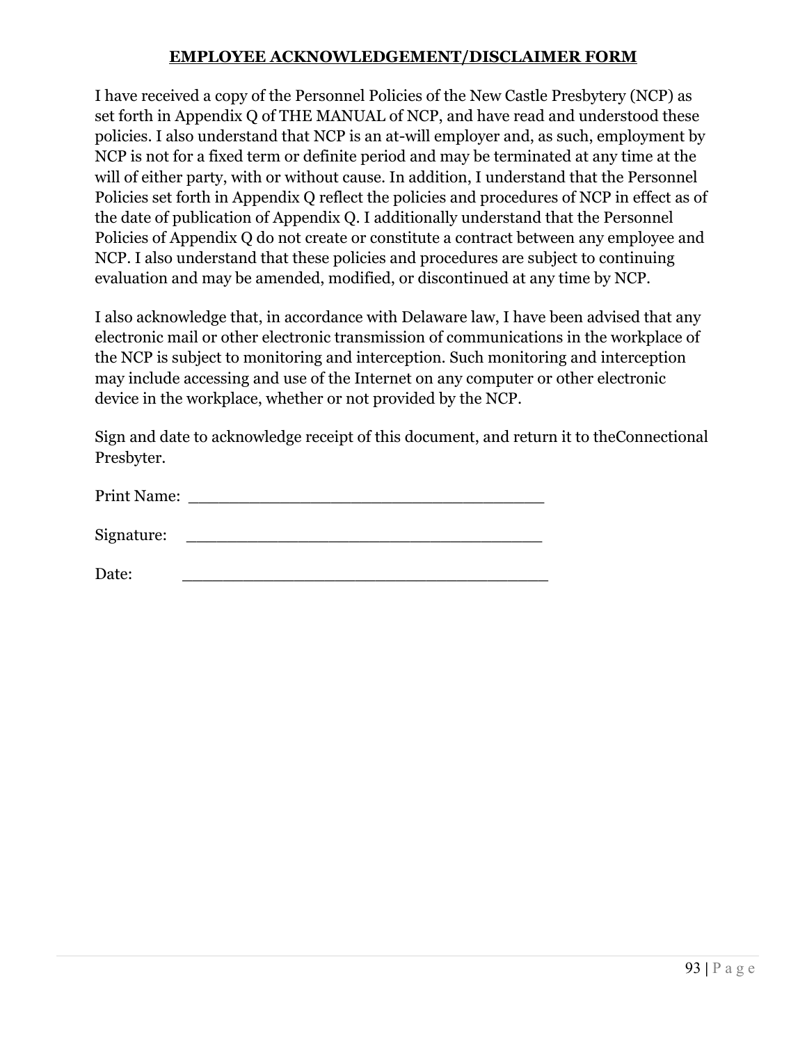**EMPLOYEE ACKNOWLEDGEMENT/DISCLAIMER FORM**

I have received a copy of the Personnel Policies of the New Castle Presbytery (NCP) as set forth in Appendix Q of THE MANUAL of NCP, and have read and understood these policies. I also understand that NCP is an at-will employer and, as such, employment by NCP is not for a fixed term or definite period and may be terminated at any time at the will of either party, with or without cause. In addition, I understand that the Personnel Policies set forth in Appendix Q reflect the policies and procedures of NCP in effect as of the date of publication of Appendix Q. I additionally understand that the Personnel Policies of Appendix Q do not create or constitute a contract between any employee and NCP. I also understand that these policies and procedures are subject to continuing evaluation and may be amended, modified, or discontinued at any time by NCP.

I also acknowledge that, in accordance with Delaware law, I have been advised that any electronic mail or other electronic transmission of communications in the workplace of the NCP is subject to monitoring and interception. Such monitoring and interception may include accessing and use of the Internet on any computer or other electronic device in the workplace, whether or not provided by the NCP.

Sign and date to acknowledge receipt of this document, and return it to theConnectional Presbyter.

Print Name: ______________________________________

Signature: ______________________________________

Date: ______________________________________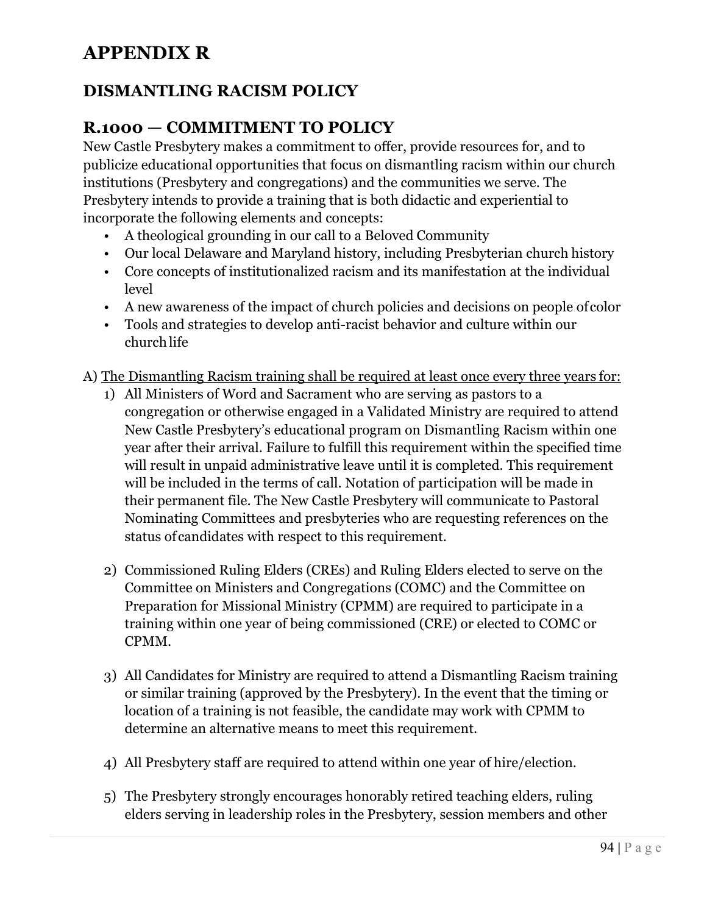# APPENDIX R

## DISMANTLING RACISM POLICY

## R.1000 — COMMITMENT TO POLICY

New Castle Presbytery makes a commitment to offer, provide resources for, and to publicize educational opportunities that focus on dismantling racism within our church institutions (Presbytery and congregations) and the communities we serve. The Presbytery intends to provide a training that is both didactic and experiential to incorporate the following elements and concepts:

- A theological grounding in our call to a Beloved Community
- Our local Delaware and Maryland history, including Presbyterian church history
- Core concepts of institutionalized racism and its manifestation at the individual level
- A new awareness of the impact of church policies and decisions on people of color
- Tools and strategies to develop anti-racist behavior and culture within our church life

A) <u>The Dismantling Racism training shall be required at least once every three years for:</u>

1) All Ministers of Word and Sacrament who are serving as pastors to a congregation or otherwise engaged in a Validated Ministry are required to attend New Castle Presbytery's educational program on Dismantling Racism within one year after their arrival. Failure to fulfill this requirement within the specified time will result in unpaid administrative leave until it is completed. This requirement will be included in the terms of call. Notation of participation will be made in their permanent file. The New Castle Presbytery will communicate to Pastoral Nominating Committees and presbyteries who are requesting references on the status of candidates with respect to this requirement.

2) Commissioned Ruling Elders (CREs) and Ruling Elders elected to serve on the Committee on Ministers and Congregations (COMC) and the Committee on Preparation for Missional Ministry (CPMM) are required to participate in a training within one year of being commissioned (CRE) or elected to COMC or CPMM.

3) All Candidates for Ministry are required to attend a Dismantling Racism training or similar training (approved by the Presbytery). In the event that the timing or location of a training is not feasible, the candidate may work with CPMM to determine an alternative means to meet this requirement.

4) All Presbytery staff are required to attend within one year of hire/election.

5) The Presbytery strongly encourages honorably retired teaching elders, ruling elders serving in leadership roles in the Presbytery, session members and other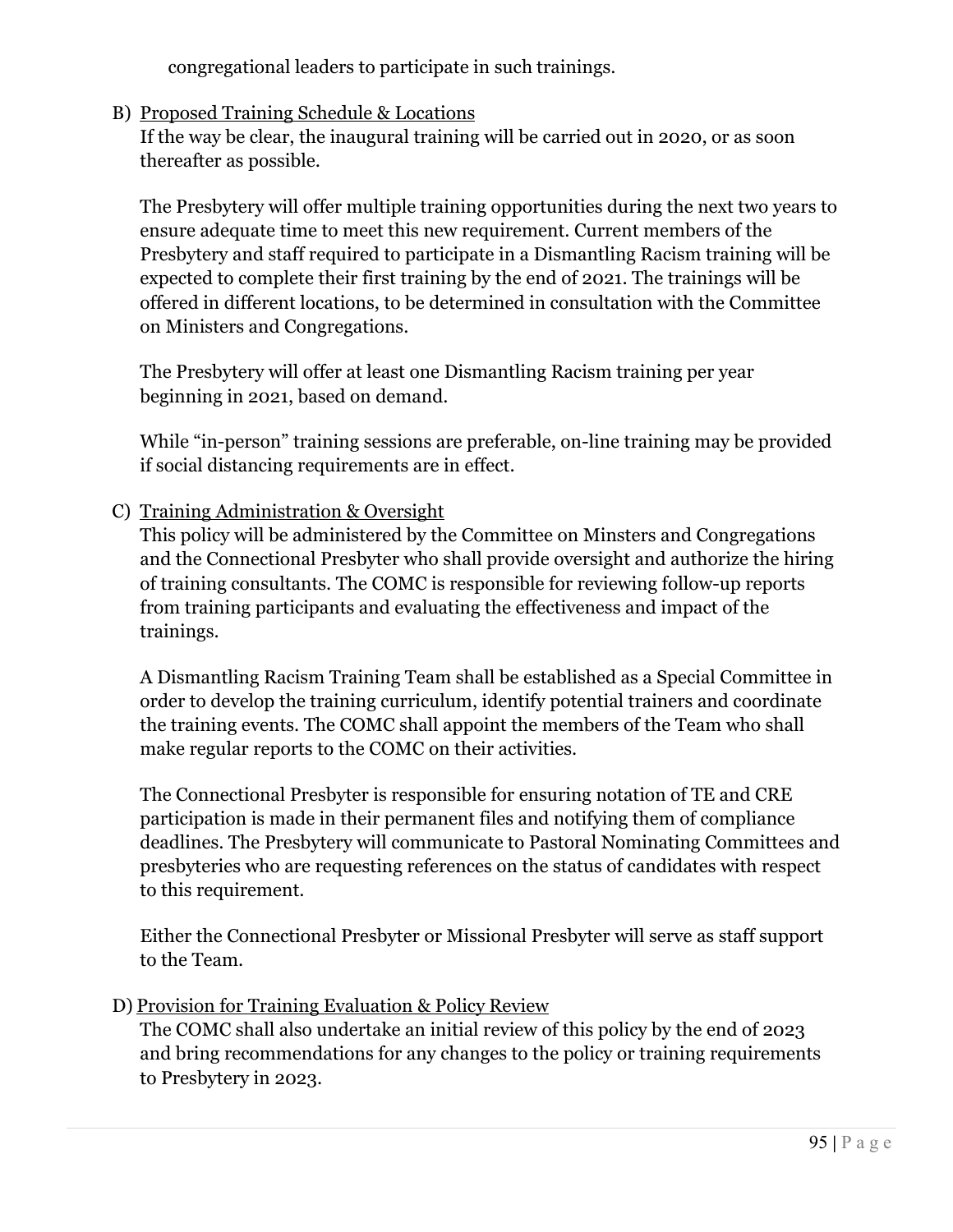congregational leaders to participate in such trainings.

B) Proposed Training Schedule & Locations
If the way be clear, the inaugural training will be carried out in 2020, or as soon thereafter as possible.

The Presbytery will offer multiple training opportunities during the next two years to ensure adequate time to meet this new requirement. Current members of the Presbytery and staff required to participate in a Dismantling Racism training will be expected to complete their first training by the end of 2021. The trainings will be offered in different locations, to be determined in consultation with the Committee on Ministers and Congregations.

The Presbytery will offer at least one Dismantling Racism training per year beginning in 2021, based on demand.

While "in-person" training sessions are preferable, on-line training may be provided if social distancing requirements are in effect.

C) Training Administration & Oversight
This policy will be administered by the Committee on Minsters and Congregations and the Connectional Presbyter who shall provide oversight and authorize the hiring of training consultants. The COMC is responsible for reviewing follow-up reports from training participants and evaluating the effectiveness and impact of the trainings.

A Dismantling Racism Training Team shall be established as a Special Committee in order to develop the training curriculum, identify potential trainers and coordinate the training events. The COMC shall appoint the members of the Team who shall make regular reports to the COMC on their activities.

The Connectional Presbyter is responsible for ensuring notation of TE and CRE participation is made in their permanent files and notifying them of compliance deadlines. The Presbytery will communicate to Pastoral Nominating Committees and presbyteries who are requesting references on the status of candidates with respect to this requirement.

Either the Connectional Presbyter or Missional Presbyter will serve as staff support to the Team.

D) Provision for Training Evaluation & Policy Review
The COMC shall also undertake an initial review of this policy by the end of 2023 and bring recommendations for any changes to the policy or training requirements to Presbytery in 2023.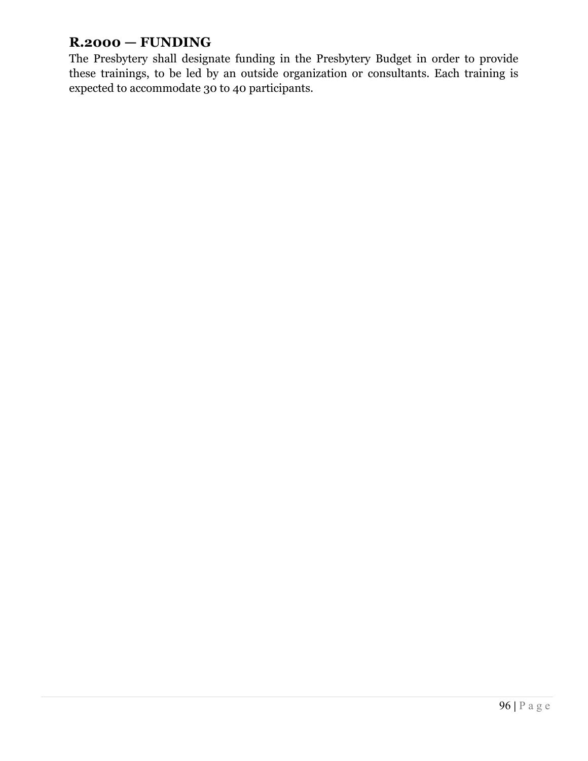## R.2000 — FUNDING

The Presbytery shall designate funding in the Presbytery Budget in order to provide these trainings, to be led by an outside organization or consultants. Each training is expected to accommodate 30 to 40 participants.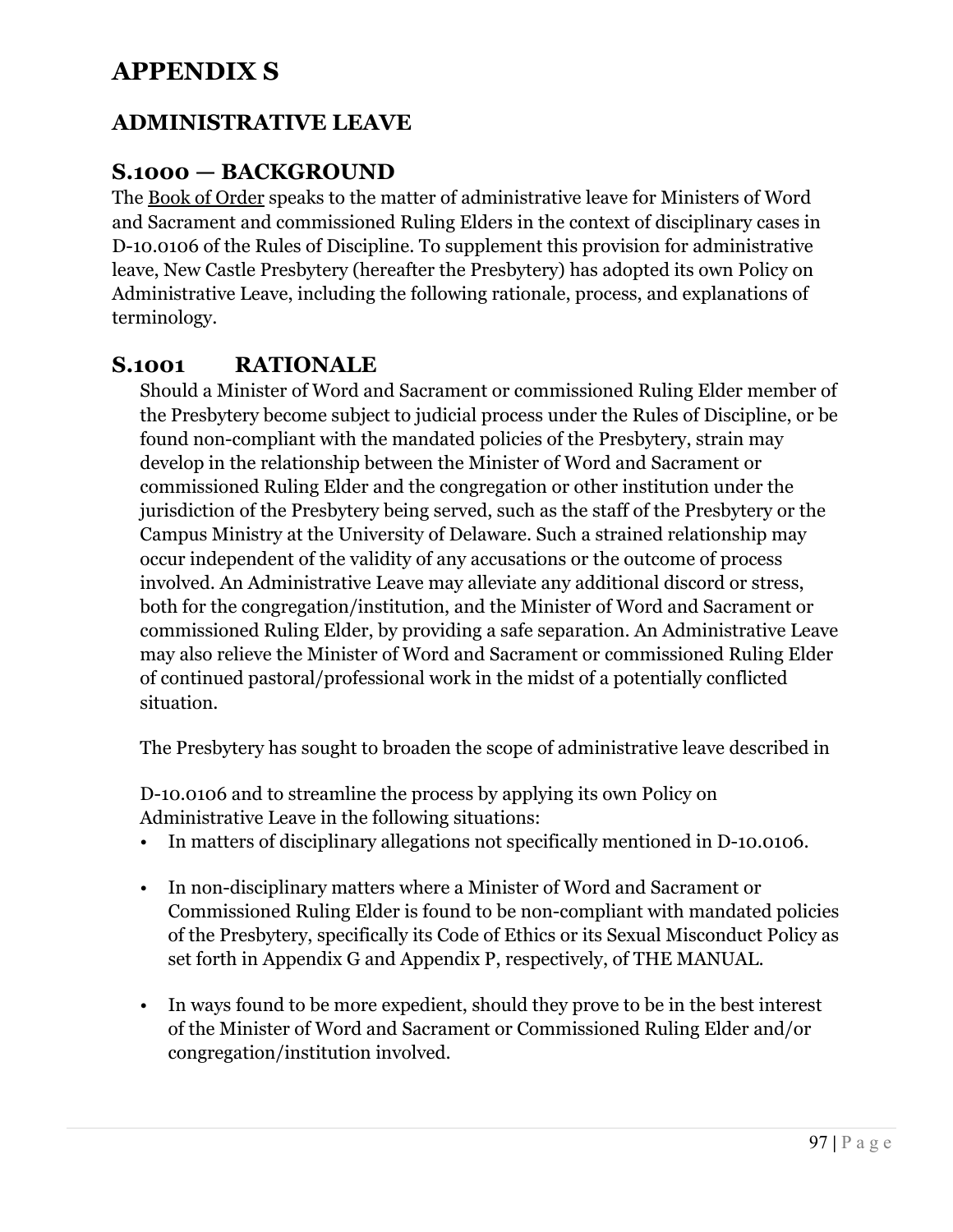# APPENDIX S

## ADMINISTRATIVE LEAVE

## S.1000 — BACKGROUND

The Book of Order speaks to the matter of administrative leave for Ministers of Word and Sacrament and commissioned Ruling Elders in the context of disciplinary cases in D-10.0106 of the Rules of Discipline. To supplement this provision for administrative leave, New Castle Presbytery (hereafter the Presbytery) has adopted its own Policy on Administrative Leave, including the following rationale, process, and explanations of terminology.

## S.1001 RATIONALE

Should a Minister of Word and Sacrament or commissioned Ruling Elder member of the Presbytery become subject to judicial process under the Rules of Discipline, or be found non-compliant with the mandated policies of the Presbytery, strain may develop in the relationship between the Minister of Word and Sacrament or commissioned Ruling Elder and the congregation or other institution under the jurisdiction of the Presbytery being served, such as the staff of the Presbytery or the Campus Ministry at the University of Delaware. Such a strained relationship may occur independent of the validity of any accusations or the outcome of process involved. An Administrative Leave may alleviate any additional discord or stress, both for the congregation/institution, and the Minister of Word and Sacrament or commissioned Ruling Elder, by providing a safe separation. An Administrative Leave may also relieve the Minister of Word and Sacrament or commissioned Ruling Elder of continued pastoral/professional work in the midst of a potentially conflicted situation.

The Presbytery has sought to broaden the scope of administrative leave described in D-10.0106 and to streamline the process by applying its own Policy on Administrative Leave in the following situations:

- In matters of disciplinary allegations not specifically mentioned in D-10.0106.
- In non-disciplinary matters where a Minister of Word and Sacrament or Commissioned Ruling Elder is found to be non-compliant with mandated policies of the Presbytery, specifically its Code of Ethics or its Sexual Misconduct Policy as set forth in Appendix G and Appendix P, respectively, of THE MANUAL.
- In ways found to be more expedient, should they prove to be in the best interest of the Minister of Word and Sacrament or Commissioned Ruling Elder and/or congregation/institution involved.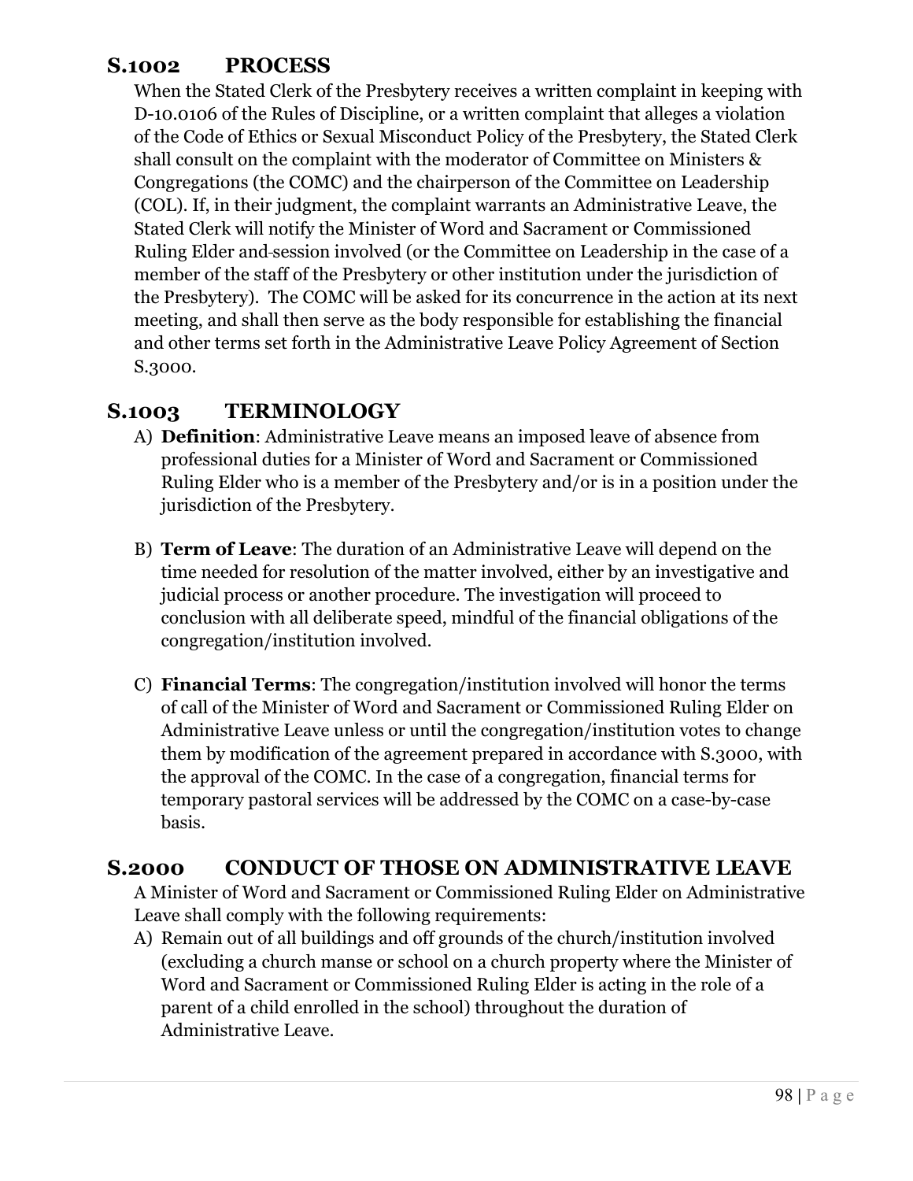## S.1002 PROCESS

When the Stated Clerk of the Presbytery receives a written complaint in keeping with D-10.0106 of the Rules of Discipline, or a written complaint that alleges a violation of the Code of Ethics or Sexual Misconduct Policy of the Presbytery, the Stated Clerk shall consult on the complaint with the moderator of Committee on Ministers & Congregations (the COMC) and the chairperson of the Committee on Leadership (COL). If, in their judgment, the complaint warrants an Administrative Leave, the Stated Clerk will notify the Minister of Word and Sacrament or Commissioned Ruling Elder and session involved (or the Committee on Leadership in the case of a member of the staff of the Presbytery or other institution under the jurisdiction of the Presbytery). The COMC will be asked for its concurrence in the action at its next meeting, and shall then serve as the body responsible for establishing the financial and other terms set forth in the Administrative Leave Policy Agreement of Section S.3000.

## S.1003 TERMINOLOGY

A) **Definition**: Administrative Leave means an imposed leave of absence from professional duties for a Minister of Word and Sacrament or Commissioned Ruling Elder who is a member of the Presbytery and/or is in a position under the jurisdiction of the Presbytery.

B) **Term of Leave**: The duration of an Administrative Leave will depend on the time needed for resolution of the matter involved, either by an investigative and judicial process or another procedure. The investigation will proceed to conclusion with all deliberate speed, mindful of the financial obligations of the congregation/institution involved.

C) **Financial Terms**: The congregation/institution involved will honor the terms of call of the Minister of Word and Sacrament or Commissioned Ruling Elder on Administrative Leave unless or until the congregation/institution votes to change them by modification of the agreement prepared in accordance with S.3000, with the approval of the COMC. In the case of a congregation, financial terms for temporary pastoral services will be addressed by the COMC on a case-by-case basis.

## S.2000 CONDUCT OF THOSE ON ADMINISTRATIVE LEAVE

A Minister of Word and Sacrament or Commissioned Ruling Elder on Administrative Leave shall comply with the following requirements:

A) Remain out of all buildings and off grounds of the church/institution involved (excluding a church manse or school on a church property where the Minister of Word and Sacrament or Commissioned Ruling Elder is acting in the role of a parent of a child enrolled in the school) throughout the duration of Administrative Leave.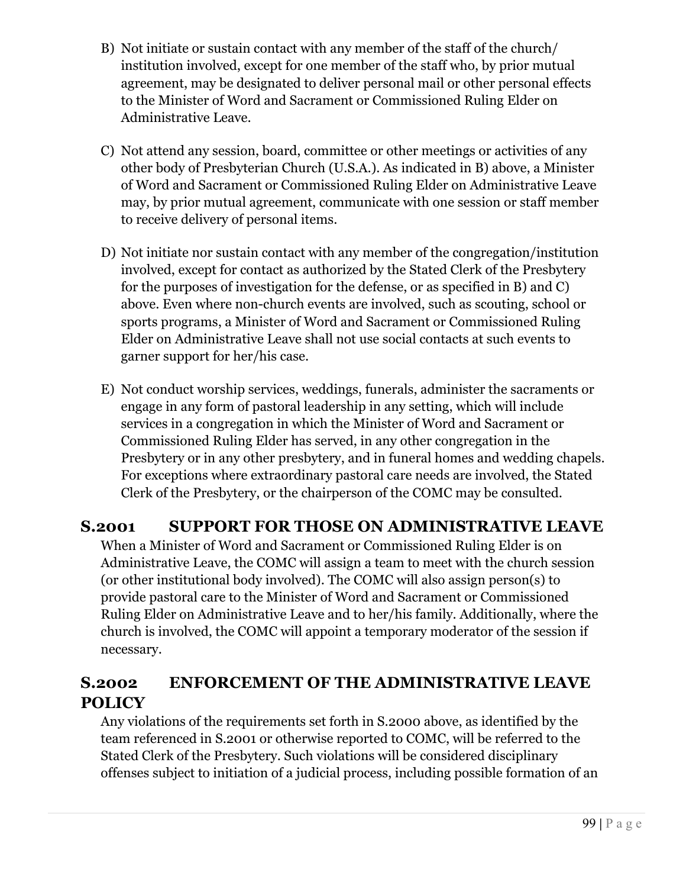B) Not initiate or sustain contact with any member of the staff of the church/ institution involved, except for one member of the staff who, by prior mutual agreement, may be designated to deliver personal mail or other personal effects to the Minister of Word and Sacrament or Commissioned Ruling Elder on Administrative Leave.

C) Not attend any session, board, committee or other meetings or activities of any other body of Presbyterian Church (U.S.A.). As indicated in B) above, a Minister of Word and Sacrament or Commissioned Ruling Elder on Administrative Leave may, by prior mutual agreement, communicate with one session or staff member to receive delivery of personal items.

D) Not initiate nor sustain contact with any member of the congregation/institution involved, except for contact as authorized by the Stated Clerk of the Presbytery for the purposes of investigation for the defense, or as specified in B) and C) above. Even where non-church events are involved, such as scouting, school or sports programs, a Minister of Word and Sacrament or Commissioned Ruling Elder on Administrative Leave shall not use social contacts at such events to garner support for her/his case.

E) Not conduct worship services, weddings, funerals, administer the sacraments or engage in any form of pastoral leadership in any setting, which will include services in a congregation in which the Minister of Word and Sacrament or Commissioned Ruling Elder has served, in any other congregation in the Presbytery or in any other presbytery, and in funeral homes and wedding chapels. For exceptions where extraordinary pastoral care needs are involved, the Stated Clerk of the Presbytery, or the chairperson of the COMC may be consulted.

## S.2001 SUPPORT FOR THOSE ON ADMINISTRATIVE LEAVE

When a Minister of Word and Sacrament or Commissioned Ruling Elder is on Administrative Leave, the COMC will assign a team to meet with the church session (or other institutional body involved). The COMC will also assign person(s) to provide pastoral care to the Minister of Word and Sacrament or Commissioned Ruling Elder on Administrative Leave and to her/his family. Additionally, where the church is involved, the COMC will appoint a temporary moderator of the session if necessary.

## S.2002 ENFORCEMENT OF THE ADMINISTRATIVE LEAVE POLICY

Any violations of the requirements set forth in S.2000 above, as identified by the team referenced in S.2001 or otherwise reported to COMC, will be referred to the Stated Clerk of the Presbytery. Such violations will be considered disciplinary offenses subject to initiation of a judicial process, including possible formation of an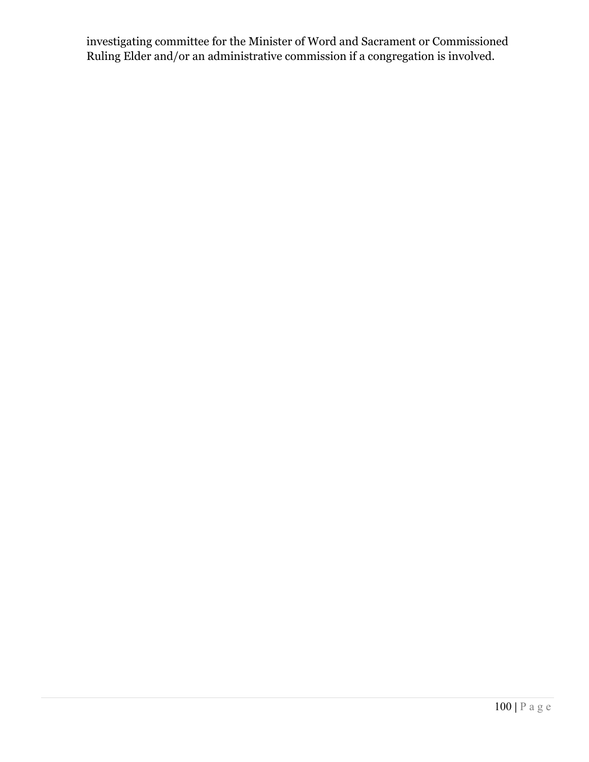investigating committee for the Minister of Word and Sacrament or Commissioned Ruling Elder and/or an administrative commission if a congregation is involved.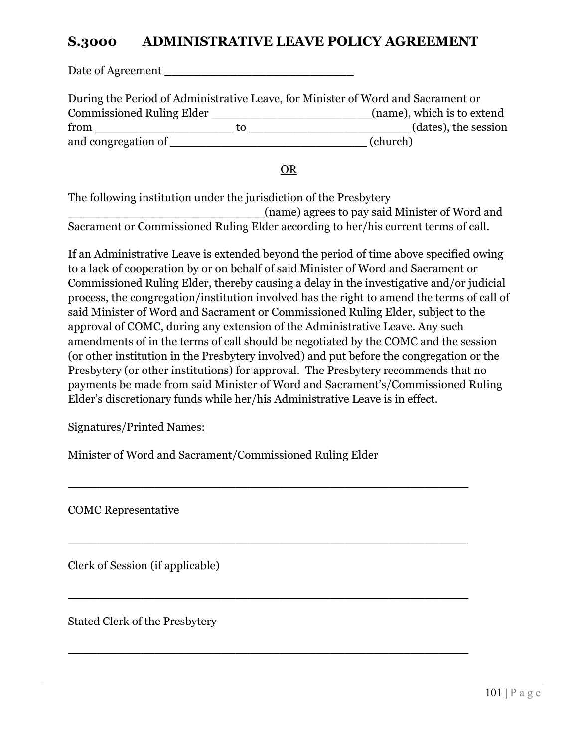## S.3000 ADMINISTRATIVE LEAVE POLICY AGREEMENT

Date of Agreement ___________________________

During the Period of Administrative Leave, for Minister of Word and Sacrament or Commissioned Ruling Elder ______________________(name), which is to extend from ___________________ to ______________________ (dates), the session and congregation of ____________________________ (church)

<u>OR</u>

The following institution under the jurisdiction of the Presbytery ____________________________(name) agrees to pay said Minister of Word and Sacrament or Commissioned Ruling Elder according to her/his current terms of call.

If an Administrative Leave is extended beyond the period of time above specified owing to a lack of cooperation by or on behalf of said Minister of Word and Sacrament or Commissioned Ruling Elder, thereby causing a delay in the investigative and/or judicial process, the congregation/institution involved has the right to amend the terms of call of said Minister of Word and Sacrament or Commissioned Ruling Elder, subject to the approval of COMC, during any extension of the Administrative Leave. Any such amendments of in the terms of call should be negotiated by the COMC and the session (or other institution in the Presbytery involved) and put before the congregation or the Presbytery (or other institutions) for approval. The Presbytery recommends that no payments be made from said Minister of Word and Sacrament's/Commissioned Ruling Elder's discretionary funds while her/his Administrative Leave is in effect.

<u>Signatures/Printed Names:</u>

Minister of Word and Sacrament/Commissioned Ruling Elder

_________________________________________________________

COMC Representative

_________________________________________________________

Clerk of Session (if applicable)

_________________________________________________________

Stated Clerk of the Presbytery

_________________________________________________________